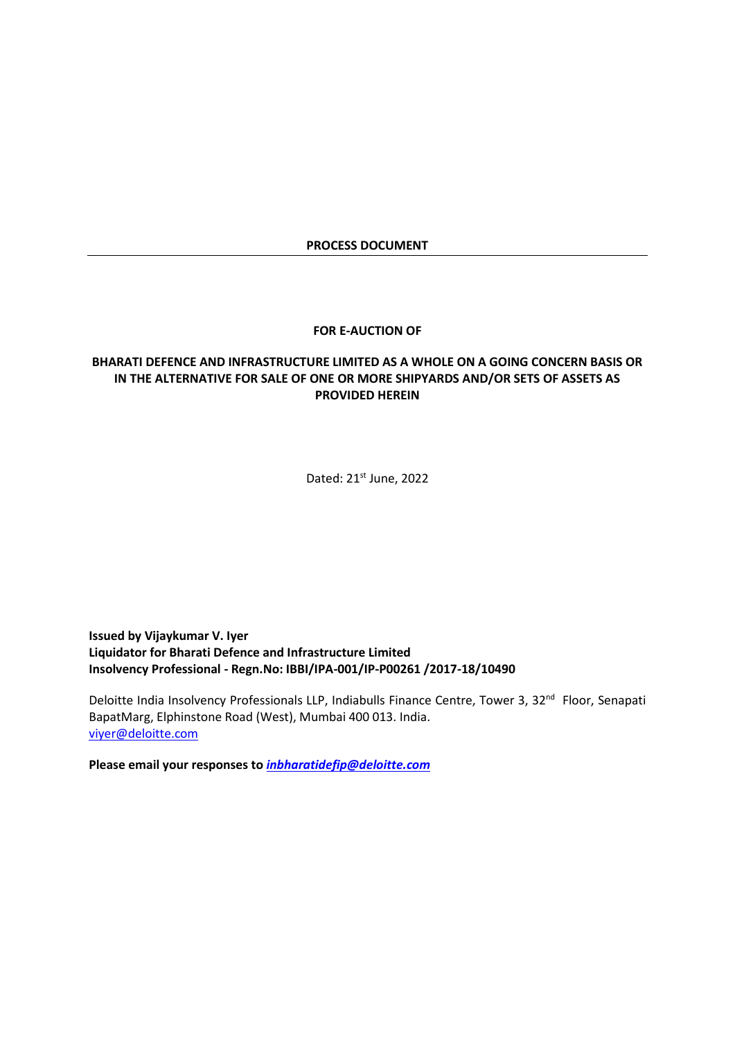# PROCESS DOCUMENT

---

**FOR E-AUCTION OF**

**BHARATI DEFENCE AND INFRASTRUCTURE LIMITED AS A WHOLE ON A GOING CONCERN BASIS OR IN THE ALTERNATIVE FOR SALE OF ONE OR MORE SHIPYARDS AND/OR SETS OF ASSETS AS PROVIDED HEREIN**

Dated: 21st June, 2022

**Issued by Vijaykumar V. Iyer**
**Liquidator for Bharati Defence and Infrastructure Limited**
**Insolvency Professional - Regn.No: IBBI/IPA-001/IP-P00261 /2017-18/10490**

Deloitte India Insolvency Professionals LLP, Indiabulls Finance Centre, Tower 3, 32nd Floor, Senapati BapatMarg, Elphinstone Road (West), Mumbai 400 013. India.
viyer@deloitte.com

**Please email your responses to *inbharatidefip@deloitte.com***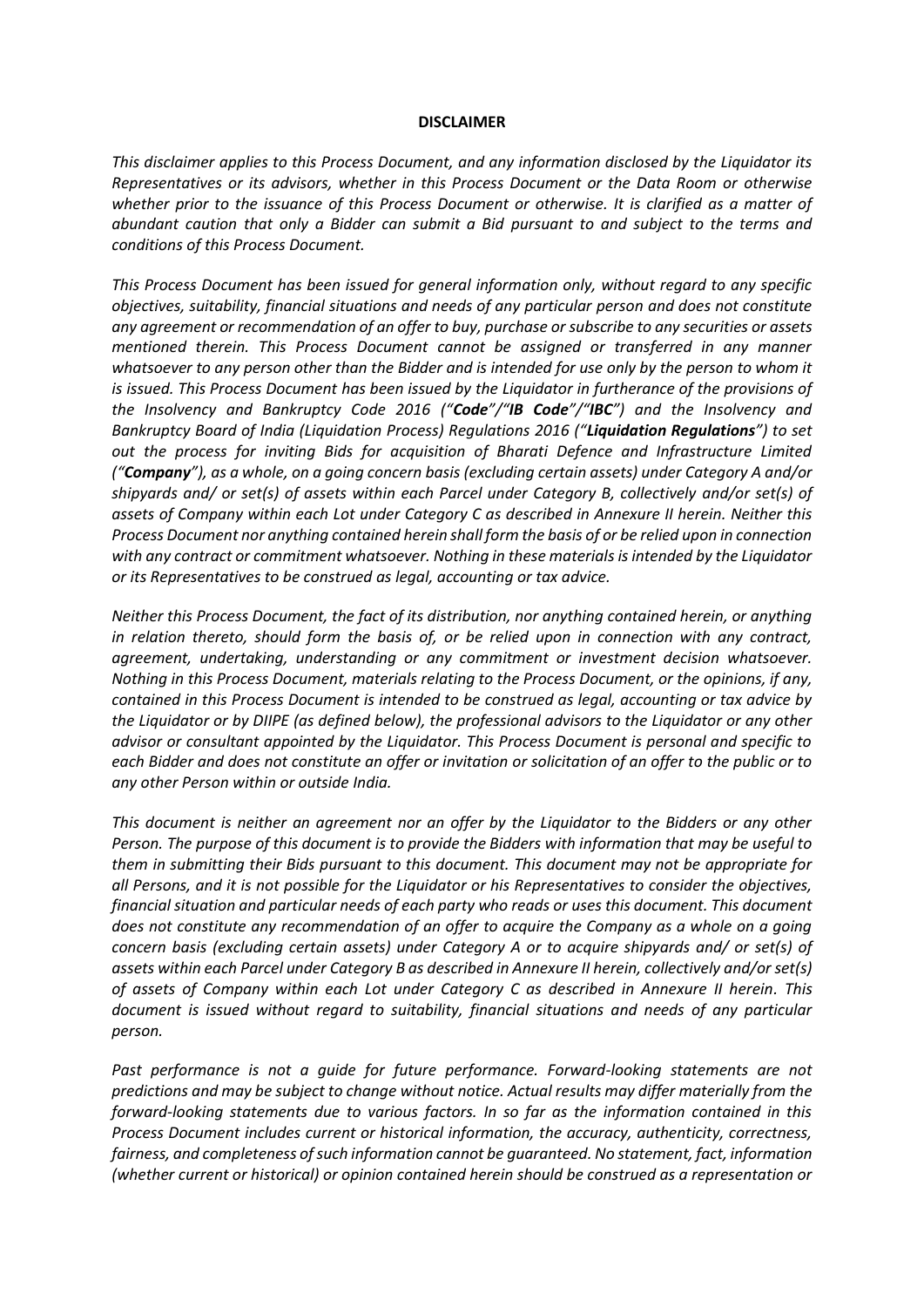**DISCLAIMER**

*This disclaimer applies to this Process Document, and any information disclosed by the Liquidator its Representatives or its advisors, whether in this Process Document or the Data Room or otherwise whether prior to the issuance of this Process Document or otherwise. It is clarified as a matter of abundant caution that only a Bidder can submit a Bid pursuant to and subject to the terms and conditions of this Process Document.*

*This Process Document has been issued for general information only, without regard to any specific objectives, suitability, financial situations and needs of any particular person and does not constitute any agreement or recommendation of an offer to buy, purchase or subscribe to any securities or assets mentioned therein. This Process Document cannot be assigned or transferred in any manner whatsoever to any person other than the Bidder and is intended for use only by the person to whom it is issued. This Process Document has been issued by the Liquidator in furtherance of the provisions of the Insolvency and Bankruptcy Code 2016 ("**Code**"/"**IB Code**"/"**IBC**") and the Insolvency and Bankruptcy Board of India (Liquidation Process) Regulations 2016 ("**Liquidation Regulations**") to set out the process for inviting Bids for acquisition of Bharati Defence and Infrastructure Limited ("**Company**"), as a whole, on a going concern basis (excluding certain assets) under Category A and/or shipyards and/ or set(s) of assets within each Parcel under Category B, collectively and/or set(s) of assets of Company within each Lot under Category C as described in Annexure II herein. Neither this Process Document nor anything contained herein shall form the basis of or be relied upon in connection with any contract or commitment whatsoever. Nothing in these materials is intended by the Liquidator or its Representatives to be construed as legal, accounting or tax advice.*

*Neither this Process Document, the fact of its distribution, nor anything contained herein, or anything in relation thereto, should form the basis of, or be relied upon in connection with any contract, agreement, undertaking, understanding or any commitment or investment decision whatsoever. Nothing in this Process Document, materials relating to the Process Document, or the opinions, if any, contained in this Process Document is intended to be construed as legal, accounting or tax advice by the Liquidator or by DIIPE (as defined below), the professional advisors to the Liquidator or any other advisor or consultant appointed by the Liquidator. This Process Document is personal and specific to each Bidder and does not constitute an offer or invitation or solicitation of an offer to the public or to any other Person within or outside India.*

*This document is neither an agreement nor an offer by the Liquidator to the Bidders or any other Person. The purpose of this document is to provide the Bidders with information that may be useful to them in submitting their Bids pursuant to this document. This document may not be appropriate for all Persons, and it is not possible for the Liquidator or his Representatives to consider the objectives, financial situation and particular needs of each party who reads or uses this document. This document does not constitute any recommendation of an offer to acquire the Company as a whole on a going concern basis (excluding certain assets) under Category A or to acquire shipyards and/ or set(s) of assets within each Parcel under Category B as described in Annexure II herein, collectively and/or set(s) of assets of Company within each Lot under Category C as described in Annexure II herein. This document is issued without regard to suitability, financial situations and needs of any particular person.*

*Past performance is not a guide for future performance. Forward-looking statements are not predictions and may be subject to change without notice. Actual results may differ materially from the forward-looking statements due to various factors. In so far as the information contained in this Process Document includes current or historical information, the accuracy, authenticity, correctness, fairness, and completeness of such information cannot be guaranteed. No statement, fact, information (whether current or historical) or opinion contained herein should be construed as a representation or*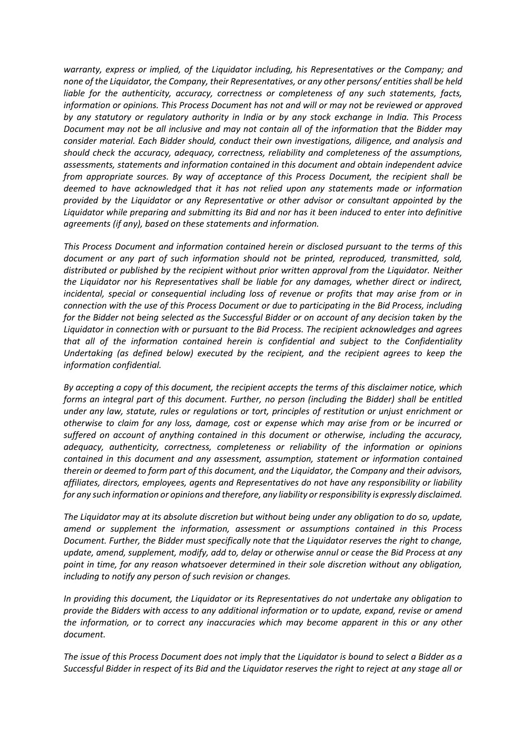*warranty, express or implied, of the Liquidator including, his Representatives or the Company; and none of the Liquidator, the Company, their Representatives, or any other persons/ entities shall be held liable for the authenticity, accuracy, correctness or completeness of any such statements, facts, information or opinions. This Process Document has not and will or may not be reviewed or approved by any statutory or regulatory authority in India or by any stock exchange in India. This Process Document may not be all inclusive and may not contain all of the information that the Bidder may consider material. Each Bidder should, conduct their own investigations, diligence, and analysis and should check the accuracy, adequacy, correctness, reliability and completeness of the assumptions, assessments, statements and information contained in this document and obtain independent advice from appropriate sources. By way of acceptance of this Process Document, the recipient shall be deemed to have acknowledged that it has not relied upon any statements made or information provided by the Liquidator or any Representative or other advisor or consultant appointed by the Liquidator while preparing and submitting its Bid and nor has it been induced to enter into definitive agreements (if any), based on these statements and information.*

*This Process Document and information contained herein or disclosed pursuant to the terms of this document or any part of such information should not be printed, reproduced, transmitted, sold, distributed or published by the recipient without prior written approval from the Liquidator. Neither the Liquidator nor his Representatives shall be liable for any damages, whether direct or indirect, incidental, special or consequential including loss of revenue or profits that may arise from or in connection with the use of this Process Document or due to participating in the Bid Process, including for the Bidder not being selected as the Successful Bidder or on account of any decision taken by the Liquidator in connection with or pursuant to the Bid Process. The recipient acknowledges and agrees that all of the information contained herein is confidential and subject to the Confidentiality Undertaking (as defined below) executed by the recipient, and the recipient agrees to keep the information confidential.*

*By accepting a copy of this document, the recipient accepts the terms of this disclaimer notice, which forms an integral part of this document. Further, no person (including the Bidder) shall be entitled under any law, statute, rules or regulations or tort, principles of restitution or unjust enrichment or otherwise to claim for any loss, damage, cost or expense which may arise from or be incurred or suffered on account of anything contained in this document or otherwise, including the accuracy, adequacy, authenticity, correctness, completeness or reliability of the information or opinions contained in this document and any assessment, assumption, statement or information contained therein or deemed to form part of this document, and the Liquidator, the Company and their advisors, affiliates, directors, employees, agents and Representatives do not have any responsibility or liability for any such information or opinions and therefore, any liability or responsibility is expressly disclaimed.*

*The Liquidator may at its absolute discretion but without being under any obligation to do so, update, amend or supplement the information, assessment or assumptions contained in this Process Document. Further, the Bidder must specifically note that the Liquidator reserves the right to change, update, amend, supplement, modify, add to, delay or otherwise annul or cease the Bid Process at any point in time, for any reason whatsoever determined in their sole discretion without any obligation, including to notify any person of such revision or changes.*

*In providing this document, the Liquidator or its Representatives do not undertake any obligation to provide the Bidders with access to any additional information or to update, expand, revise or amend the information, or to correct any inaccuracies which may become apparent in this or any other document.*

*The issue of this Process Document does not imply that the Liquidator is bound to select a Bidder as a Successful Bidder in respect of its Bid and the Liquidator reserves the right to reject at any stage all or*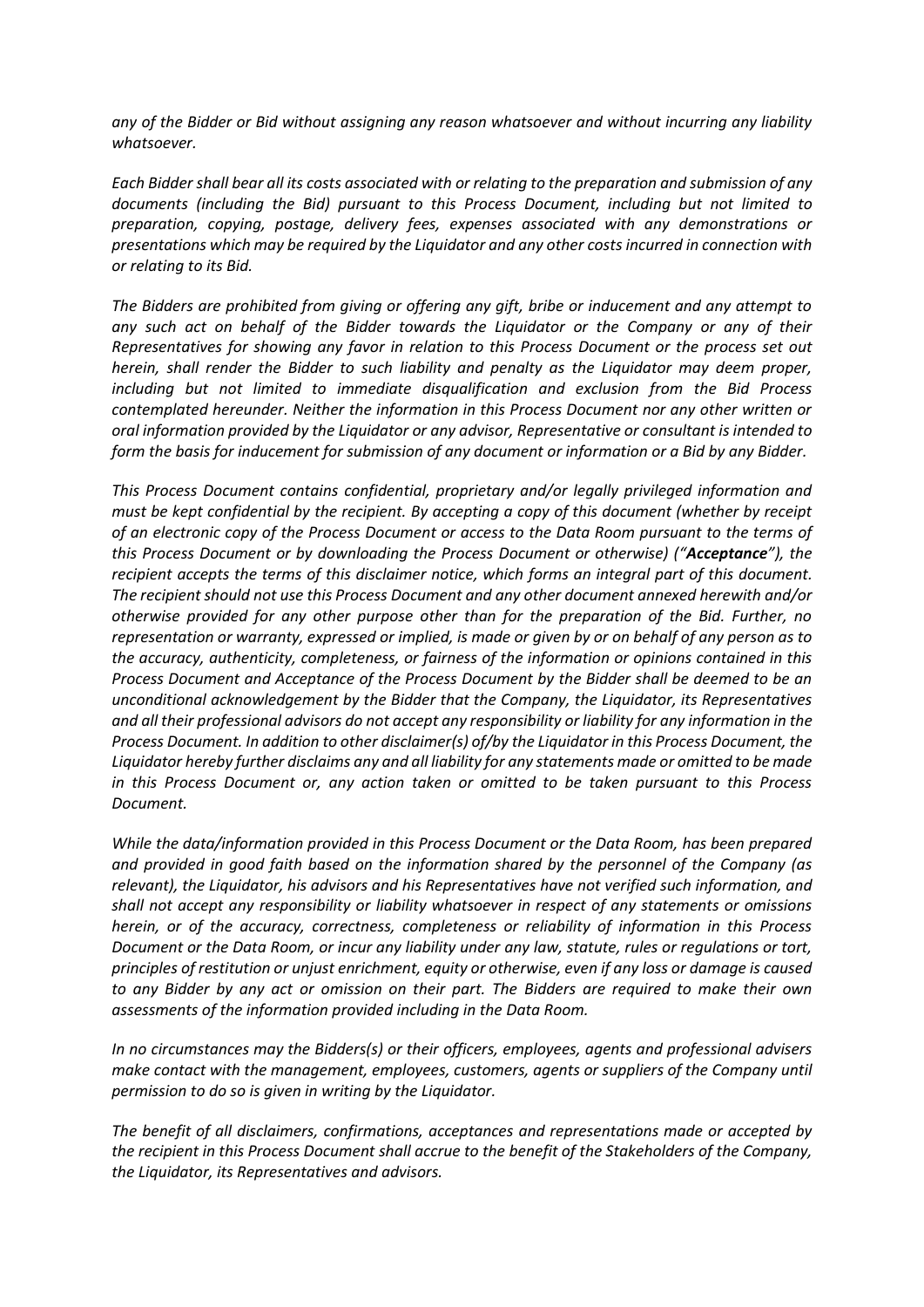*any of the Bidder or Bid without assigning any reason whatsoever and without incurring any liability whatsoever.*

*Each Bidder shall bear all its costs associated with or relating to the preparation and submission of any documents (including the Bid) pursuant to this Process Document, including but not limited to preparation, copying, postage, delivery fees, expenses associated with any demonstrations or presentations which may be required by the Liquidator and any other costs incurred in connection with or relating to its Bid.*

*The Bidders are prohibited from giving or offering any gift, bribe or inducement and any attempt to any such act on behalf of the Bidder towards the Liquidator or the Company or any of their Representatives for showing any favor in relation to this Process Document or the process set out herein, shall render the Bidder to such liability and penalty as the Liquidator may deem proper, including but not limited to immediate disqualification and exclusion from the Bid Process contemplated hereunder. Neither the information in this Process Document nor any other written or oral information provided by the Liquidator or any advisor, Representative or consultant is intended to form the basis for inducement for submission of any document or information or a Bid by any Bidder.*

*This Process Document contains confidential, proprietary and/or legally privileged information and must be kept confidential by the recipient. By accepting a copy of this document (whether by receipt of an electronic copy of the Process Document or access to the Data Room pursuant to the terms of this Process Document or by downloading the Process Document or otherwise) ("**Acceptance**"), the recipient accepts the terms of this disclaimer notice, which forms an integral part of this document. The recipient should not use this Process Document and any other document annexed herewith and/or otherwise provided for any other purpose other than for the preparation of the Bid. Further, no representation or warranty, expressed or implied, is made or given by or on behalf of any person as to the accuracy, authenticity, completeness, or fairness of the information or opinions contained in this Process Document and Acceptance of the Process Document by the Bidder shall be deemed to be an unconditional acknowledgement by the Bidder that the Company, the Liquidator, its Representatives and all their professional advisors do not accept any responsibility or liability for any information in the Process Document. In addition to other disclaimer(s) of/by the Liquidator in this Process Document, the Liquidator hereby further disclaims any and all liability for any statements made or omitted to be made in this Process Document or, any action taken or omitted to be taken pursuant to this Process Document.*

*While the data/information provided in this Process Document or the Data Room, has been prepared and provided in good faith based on the information shared by the personnel of the Company (as relevant), the Liquidator, his advisors and his Representatives have not verified such information, and shall not accept any responsibility or liability whatsoever in respect of any statements or omissions herein, or of the accuracy, correctness, completeness or reliability of information in this Process Document or the Data Room, or incur any liability under any law, statute, rules or regulations or tort, principles of restitution or unjust enrichment, equity or otherwise, even if any loss or damage is caused to any Bidder by any act or omission on their part. The Bidders are required to make their own assessments of the information provided including in the Data Room.*

*In no circumstances may the Bidders(s) or their officers, employees, agents and professional advisers make contact with the management, employees, customers, agents or suppliers of the Company until permission to do so is given in writing by the Liquidator.*

*The benefit of all disclaimers, confirmations, acceptances and representations made or accepted by the recipient in this Process Document shall accrue to the benefit of the Stakeholders of the Company, the Liquidator, its Representatives and advisors.*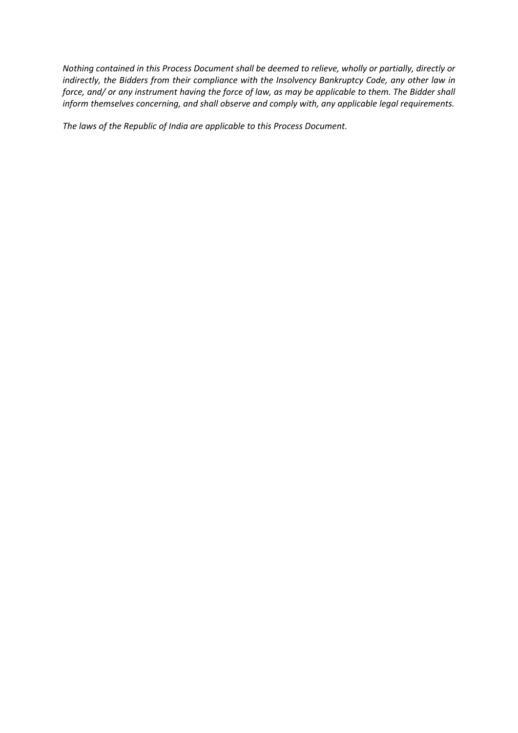*Nothing contained in this Process Document shall be deemed to relieve, wholly or partially, directly or indirectly, the Bidders from their compliance with the Insolvency Bankruptcy Code, any other law in force, and/ or any instrument having the force of law, as may be applicable to them. The Bidder shall inform themselves concerning, and shall observe and comply with, any applicable legal requirements.*

*The laws of the Republic of India are applicable to this Process Document.*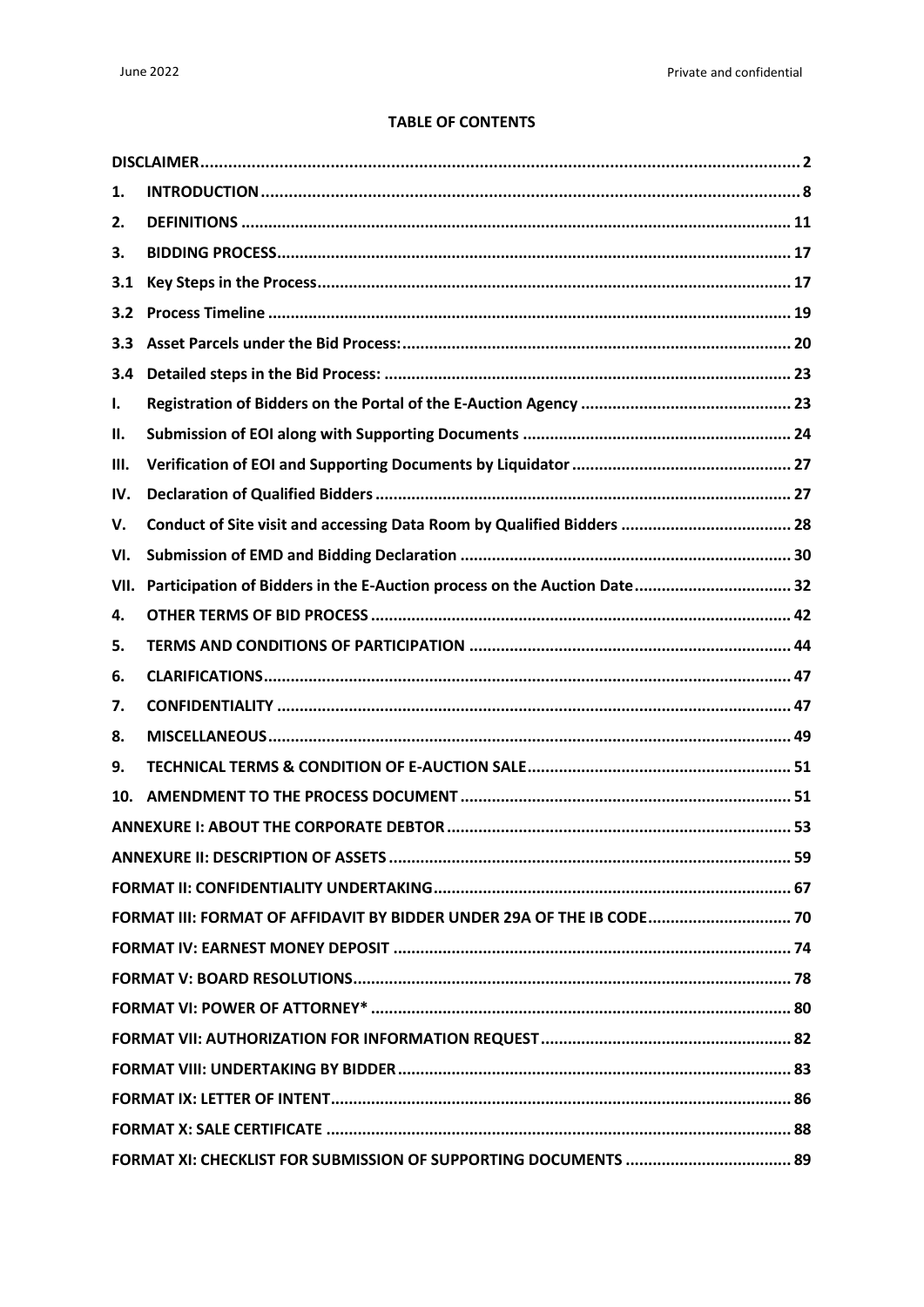## TABLE OF CONTENTS

| | | |
|---|---|---|
| **DISCLAIMER** | | **2** |
| **1.** | **INTRODUCTION** | **8** |
| **2.** | **DEFINITIONS** | **11** |
| **3.** | **BIDDING PROCESS** | **17** |
| **3.1** | **Key Steps in the Process** | **17** |
| **3.2** | **Process Timeline** | **19** |
| **3.3** | **Asset Parcels under the Bid Process:** | **20** |
| **3.4** | **Detailed steps in the Bid Process:** | **23** |
| **I.** | **Registration of Bidders on the Portal of the E-Auction Agency** | **23** |
| **II.** | **Submission of EOI along with Supporting Documents** | **24** |
| **III.** | **Verification of EOI and Supporting Documents by Liquidator** | **27** |
| **IV.** | **Declaration of Qualified Bidders** | **27** |
| **V.** | **Conduct of Site visit and accessing Data Room by Qualified Bidders** | **28** |
| **VI.** | **Submission of EMD and Bidding Declaration** | **30** |
| **VII.** | **Participation of Bidders in the E-Auction process on the Auction Date** | **32** |
| **4.** | **OTHER TERMS OF BID PROCESS** | **42** |
| **5.** | **TERMS AND CONDITIONS OF PARTICIPATION** | **44** |
| **6.** | **CLARIFICATIONS** | **47** |
| **7.** | **CONFIDENTIALITY** | **47** |
| **8.** | **MISCELLANEOUS** | **49** |
| **9.** | **TECHNICAL TERMS & CONDITION OF E-AUCTION SALE** | **51** |
| **10.** | **AMENDMENT TO THE PROCESS DOCUMENT** | **51** |
| **ANNEXURE I: ABOUT THE CORPORATE DEBTOR** | | **53** |
| **ANNEXURE II: DESCRIPTION OF ASSETS** | | **59** |
| **FORMAT II: CONFIDENTIALITY UNDERTAKING** | | **67** |
| **FORMAT III: FORMAT OF AFFIDAVIT BY BIDDER UNDER 29A OF THE IB CODE** | | **70** |
| **FORMAT IV: EARNEST MONEY DEPOSIT** | | **74** |
| **FORMAT V: BOARD RESOLUTIONS** | | **78** |
| **FORMAT VI: POWER OF ATTORNEY*** | | **80** |
| **FORMAT VII: AUTHORIZATION FOR INFORMATION REQUEST** | | **82** |
| **FORMAT VIII: UNDERTAKING BY BIDDER** | | **83** |
| **FORMAT IX: LETTER OF INTENT** | | **86** |
| **FORMAT X: SALE CERTIFICATE** | | **88** |
| **FORMAT XI: CHECKLIST FOR SUBMISSION OF SUPPORTING DOCUMENTS** | | **89** |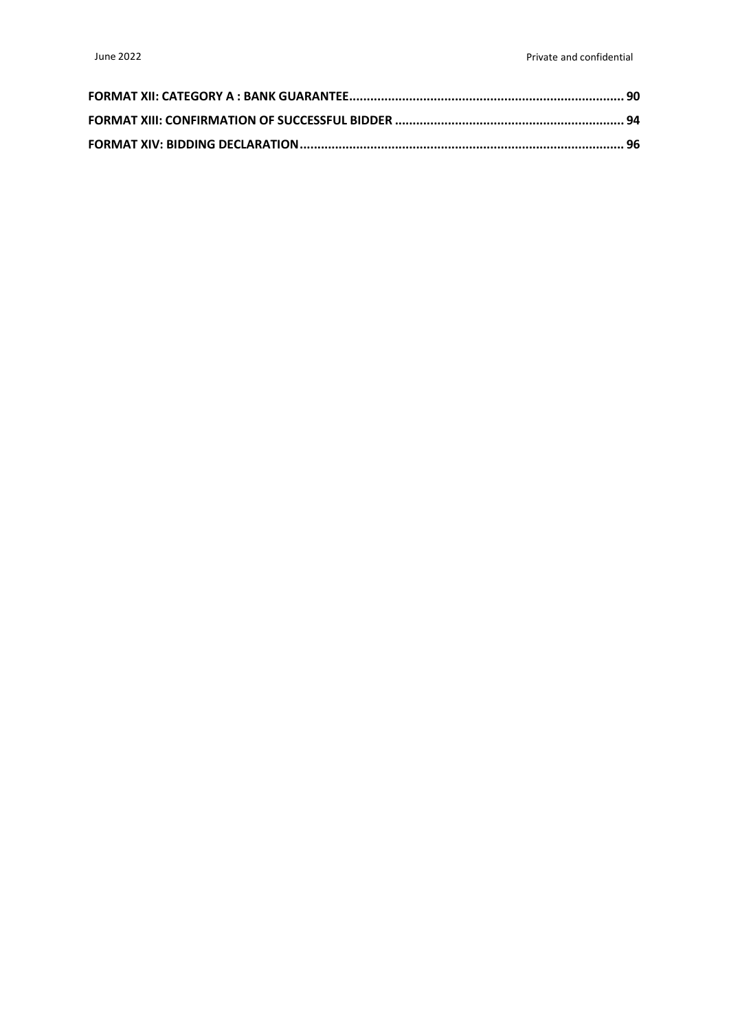**FORMAT XII: CATEGORY A : BANK GUARANTEE.............................................................................. 90**

**FORMAT XIII: CONFIRMATION OF SUCCESSFUL BIDDER ................................................................. 94**

**FORMAT XIV: BIDDING DECLARATION........................................................................................... 96**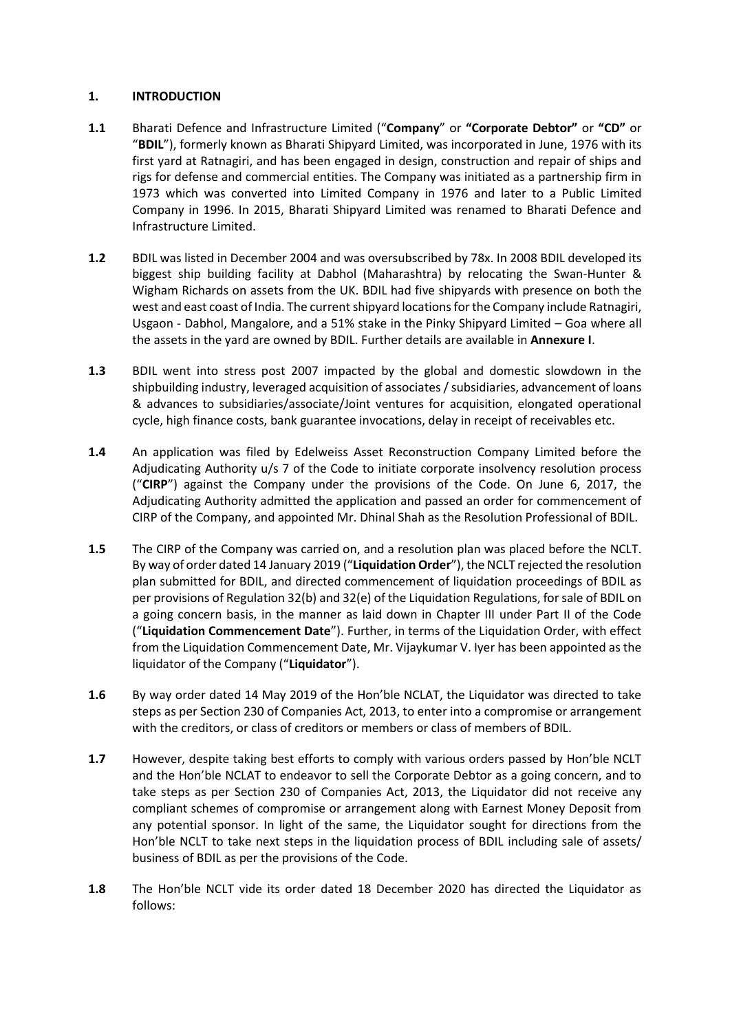## 1. INTRODUCTION

**1.1** Bharati Defence and Infrastructure Limited ("**Company**" or **"Corporate Debtor"** or **"CD"** or "**BDIL**"), formerly known as Bharati Shipyard Limited, was incorporated in June, 1976 with its first yard at Ratnagiri, and has been engaged in design, construction and repair of ships and rigs for defense and commercial entities. The Company was initiated as a partnership firm in 1973 which was converted into Limited Company in 1976 and later to a Public Limited Company in 1996. In 2015, Bharati Shipyard Limited was renamed to Bharati Defence and Infrastructure Limited.

**1.2** BDIL was listed in December 2004 and was oversubscribed by 78x. In 2008 BDIL developed its biggest ship building facility at Dabhol (Maharashtra) by relocating the Swan-Hunter & Wigham Richards on assets from the UK. BDIL had five shipyards with presence on both the west and east coast of India. The current shipyard locations for the Company include Ratnagiri, Usgaon - Dabhol, Mangalore, and a 51% stake in the Pinky Shipyard Limited – Goa where all the assets in the yard are owned by BDIL. Further details are available in **Annexure I**.

**1.3** BDIL went into stress post 2007 impacted by the global and domestic slowdown in the shipbuilding industry, leveraged acquisition of associates / subsidiaries, advancement of loans & advances to subsidiaries/associate/Joint ventures for acquisition, elongated operational cycle, high finance costs, bank guarantee invocations, delay in receipt of receivables etc.

**1.4** An application was filed by Edelweiss Asset Reconstruction Company Limited before the Adjudicating Authority u/s 7 of the Code to initiate corporate insolvency resolution process ("**CIRP**") against the Company under the provisions of the Code. On June 6, 2017, the Adjudicating Authority admitted the application and passed an order for commencement of CIRP of the Company, and appointed Mr. Dhinal Shah as the Resolution Professional of BDIL.

**1.5** The CIRP of the Company was carried on, and a resolution plan was placed before the NCLT. By way of order dated 14 January 2019 ("**Liquidation Order**"), the NCLT rejected the resolution plan submitted for BDIL, and directed commencement of liquidation proceedings of BDIL as per provisions of Regulation 32(b) and 32(e) of the Liquidation Regulations, for sale of BDIL on a going concern basis, in the manner as laid down in Chapter III under Part II of the Code ("**Liquidation Commencement Date**"). Further, in terms of the Liquidation Order, with effect from the Liquidation Commencement Date, Mr. Vijaykumar V. Iyer has been appointed as the liquidator of the Company ("**Liquidator**").

**1.6** By way order dated 14 May 2019 of the Hon'ble NCLAT, the Liquidator was directed to take steps as per Section 230 of Companies Act, 2013, to enter into a compromise or arrangement with the creditors, or class of creditors or members or class of members of BDIL.

**1.7** However, despite taking best efforts to comply with various orders passed by Hon'ble NCLT and the Hon'ble NCLAT to endeavor to sell the Corporate Debtor as a going concern, and to take steps as per Section 230 of Companies Act, 2013, the Liquidator did not receive any compliant schemes of compromise or arrangement along with Earnest Money Deposit from any potential sponsor. In light of the same, the Liquidator sought for directions from the Hon'ble NCLT to take next steps in the liquidation process of BDIL including sale of assets/ business of BDIL as per the provisions of the Code.

**1.8** The Hon'ble NCLT vide its order dated 18 December 2020 has directed the Liquidator as follows: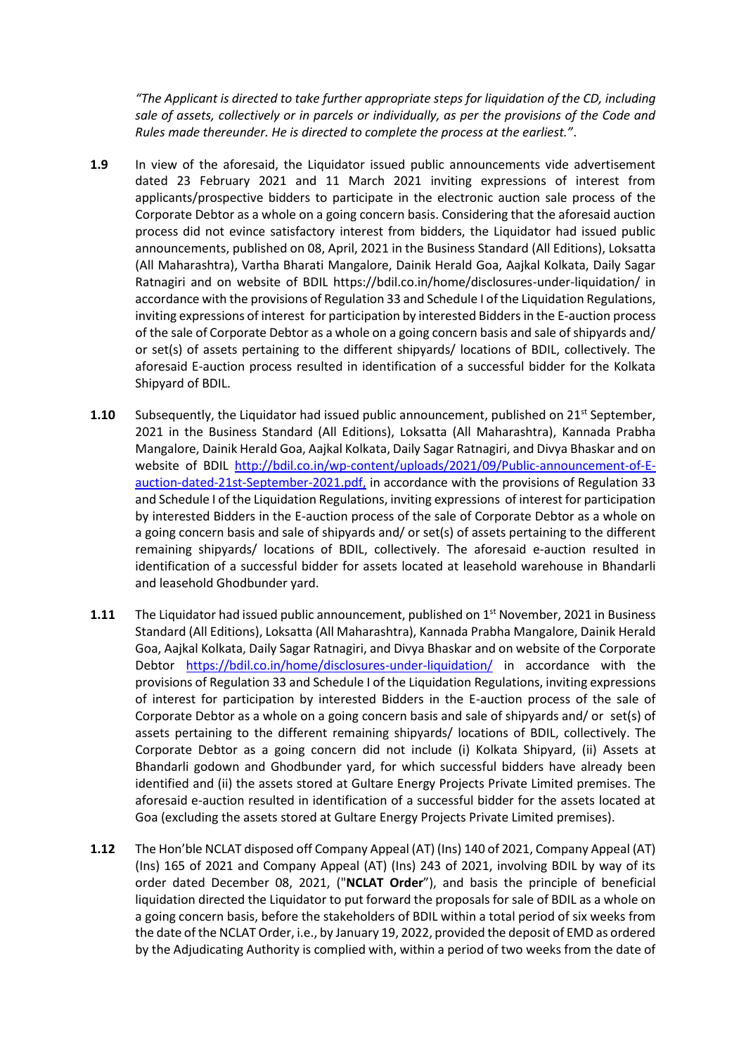*"The Applicant is directed to take further appropriate steps for liquidation of the CD, including sale of assets, collectively or in parcels or individually, as per the provisions of the Code and Rules made thereunder. He is directed to complete the process at the earliest."*.

**1.9** In view of the aforesaid, the Liquidator issued public announcements vide advertisement dated 23 February 2021 and 11 March 2021 inviting expressions of interest from applicants/prospective bidders to participate in the electronic auction sale process of the Corporate Debtor as a whole on a going concern basis. Considering that the aforesaid auction process did not evince satisfactory interest from bidders, the Liquidator had issued public announcements, published on 08, April, 2021 in the Business Standard (All Editions), Loksatta (All Maharashtra), Vartha Bharati Mangalore, Dainik Herald Goa, Aajkal Kolkata, Daily Sagar Ratnagiri and on website of BDIL https://bdil.co.in/home/disclosures-under-liquidation/ in accordance with the provisions of Regulation 33 and Schedule I of the Liquidation Regulations, inviting expressions of interest for participation by interested Bidders in the E-auction process of the sale of Corporate Debtor as a whole on a going concern basis and sale of shipyards and/ or set(s) of assets pertaining to the different shipyards/ locations of BDIL, collectively. The aforesaid E-auction process resulted in identification of a successful bidder for the Kolkata Shipyard of BDIL.

**1.10** Subsequently, the Liquidator had issued public announcement, published on 21st September, 2021 in the Business Standard (All Editions), Loksatta (All Maharashtra), Kannada Prabha Mangalore, Dainik Herald Goa, Aajkal Kolkata, Daily Sagar Ratnagiri, and Divya Bhaskar and on website of BDIL http://bdil.co.in/wp-content/uploads/2021/09/Public-announcement-of-E-auction-dated-21st-September-2021.pdf, in accordance with the provisions of Regulation 33 and Schedule I of the Liquidation Regulations, inviting expressions of interest for participation by interested Bidders in the E-auction process of the sale of Corporate Debtor as a whole on a going concern basis and sale of shipyards and/ or set(s) of assets pertaining to the different remaining shipyards/ locations of BDIL, collectively. The aforesaid e-auction resulted in identification of a successful bidder for assets located at leasehold warehouse in Bhandarli and leasehold Ghodbunder yard.

**1.11** The Liquidator had issued public announcement, published on 1st November, 2021 in Business Standard (All Editions), Loksatta (All Maharashtra), Kannada Prabha Mangalore, Dainik Herald Goa, Aajkal Kolkata, Daily Sagar Ratnagiri, and Divya Bhaskar and on website of the Corporate Debtor https://bdil.co.in/home/disclosures-under-liquidation/ in accordance with the provisions of Regulation 33 and Schedule I of the Liquidation Regulations, inviting expressions of interest for participation by interested Bidders in the E-auction process of the sale of Corporate Debtor as a whole on a going concern basis and sale of shipyards and/ or set(s) of assets pertaining to the different remaining shipyards/ locations of BDIL, collectively. The Corporate Debtor as a going concern did not include (i) Kolkata Shipyard, (ii) Assets at Bhandarli godown and Ghodbunder yard, for which successful bidders have already been identified and (ii) the assets stored at Gultare Energy Projects Private Limited premises. The aforesaid e-auction resulted in identification of a successful bidder for the assets located at Goa (excluding the assets stored at Gultare Energy Projects Private Limited premises).

**1.12** The Hon'ble NCLAT disposed off Company Appeal (AT) (Ins) 140 of 2021, Company Appeal (AT) (Ins) 165 of 2021 and Company Appeal (AT) (Ins) 243 of 2021, involving BDIL by way of its order dated December 08, 2021, ("**NCLAT Order**"), and basis the principle of beneficial liquidation directed the Liquidator to put forward the proposals for sale of BDIL as a whole on a going concern basis, before the stakeholders of BDIL within a total period of six weeks from the date of the NCLAT Order, i.e., by January 19, 2022, provided the deposit of EMD as ordered by the Adjudicating Authority is complied with, within a period of two weeks from the date of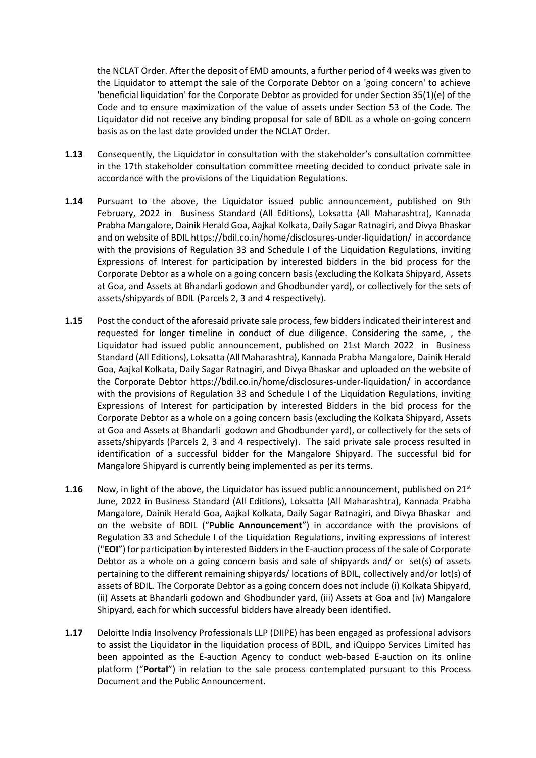the NCLAT Order. After the deposit of EMD amounts, a further period of 4 weeks was given to the Liquidator to attempt the sale of the Corporate Debtor on a 'going concern' to achieve 'beneficial liquidation' for the Corporate Debtor as provided for under Section 35(1)(e) of the Code and to ensure maximization of the value of assets under Section 53 of the Code. The Liquidator did not receive any binding proposal for sale of BDIL as a whole on-going concern basis as on the last date provided under the NCLAT Order.

**1.13** Consequently, the Liquidator in consultation with the stakeholder's consultation committee in the 17th stakeholder consultation committee meeting decided to conduct private sale in accordance with the provisions of the Liquidation Regulations.

**1.14** Pursuant to the above, the Liquidator issued public announcement, published on 9th February, 2022 in Business Standard (All Editions), Loksatta (All Maharashtra), Kannada Prabha Mangalore, Dainik Herald Goa, Aajkal Kolkata, Daily Sagar Ratnagiri, and Divya Bhaskar and on website of BDIL https://bdil.co.in/home/disclosures-under-liquidation/ in accordance with the provisions of Regulation 33 and Schedule I of the Liquidation Regulations, inviting Expressions of Interest for participation by interested bidders in the bid process for the Corporate Debtor as a whole on a going concern basis (excluding the Kolkata Shipyard, Assets at Goa, and Assets at Bhandarli godown and Ghodbunder yard), or collectively for the sets of assets/shipyards of BDIL (Parcels 2, 3 and 4 respectively).

**1.15** Post the conduct of the aforesaid private sale process, few bidders indicated their interest and requested for longer timeline in conduct of due diligence. Considering the same, , the Liquidator had issued public announcement, published on 21st March 2022 in Business Standard (All Editions), Loksatta (All Maharashtra), Kannada Prabha Mangalore, Dainik Herald Goa, Aajkal Kolkata, Daily Sagar Ratnagiri, and Divya Bhaskar and uploaded on the website of the Corporate Debtor https://bdil.co.in/home/disclosures-under-liquidation/ in accordance with the provisions of Regulation 33 and Schedule I of the Liquidation Regulations, inviting Expressions of Interest for participation by interested Bidders in the bid process for the Corporate Debtor as a whole on a going concern basis (excluding the Kolkata Shipyard, Assets at Goa and Assets at Bhandarli godown and Ghodbunder yard), or collectively for the sets of assets/shipyards (Parcels 2, 3 and 4 respectively). The said private sale process resulted in identification of a successful bidder for the Mangalore Shipyard. The successful bid for Mangalore Shipyard is currently being implemented as per its terms.

**1.16** Now, in light of the above, the Liquidator has issued public announcement, published on 21st June, 2022 in Business Standard (All Editions), Loksatta (All Maharashtra), Kannada Prabha Mangalore, Dainik Herald Goa, Aajkal Kolkata, Daily Sagar Ratnagiri, and Divya Bhaskar and on the website of BDIL ("**Public Announcement**") in accordance with the provisions of Regulation 33 and Schedule I of the Liquidation Regulations, inviting expressions of interest ("**EOI**") for participation by interested Bidders in the E-auction process of the sale of Corporate Debtor as a whole on a going concern basis and sale of shipyards and/ or set(s) of assets pertaining to the different remaining shipyards/ locations of BDIL, collectively and/or lot(s) of assets of BDIL. The Corporate Debtor as a going concern does not include (i) Kolkata Shipyard, (ii) Assets at Bhandarli godown and Ghodbunder yard, (iii) Assets at Goa and (iv) Mangalore Shipyard, each for which successful bidders have already been identified.

**1.17** Deloitte India Insolvency Professionals LLP (DIIPE) has been engaged as professional advisors to assist the Liquidator in the liquidation process of BDIL, and iQuippo Services Limited has been appointed as the E-auction Agency to conduct web-based E-auction on its online platform ("**Portal**") in relation to the sale process contemplated pursuant to this Process Document and the Public Announcement.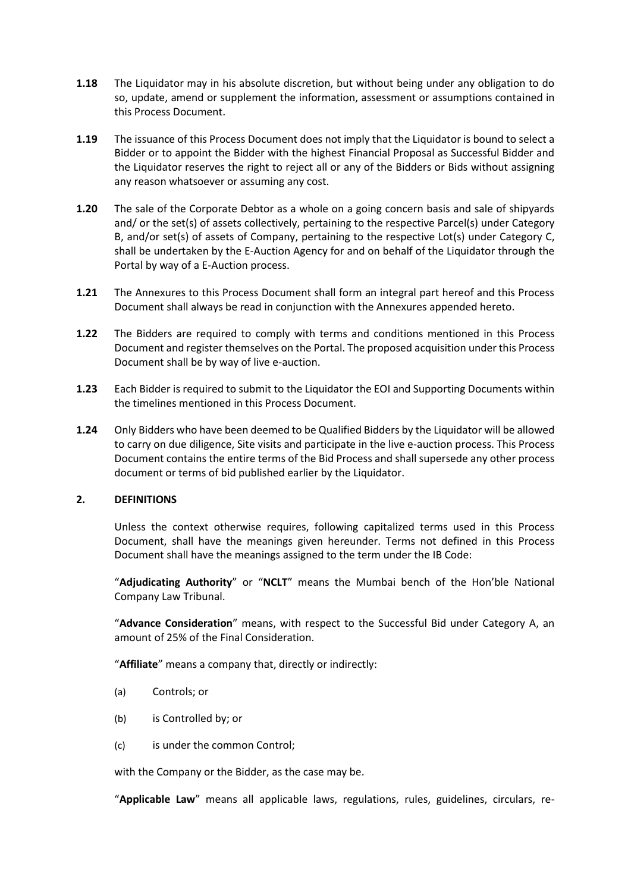**1.18** The Liquidator may in his absolute discretion, but without being under any obligation to do so, update, amend or supplement the information, assessment or assumptions contained in this Process Document.

**1.19** The issuance of this Process Document does not imply that the Liquidator is bound to select a Bidder or to appoint the Bidder with the highest Financial Proposal as Successful Bidder and the Liquidator reserves the right to reject all or any of the Bidders or Bids without assigning any reason whatsoever or assuming any cost.

**1.20** The sale of the Corporate Debtor as a whole on a going concern basis and sale of shipyards and/ or the set(s) of assets collectively, pertaining to the respective Parcel(s) under Category B, and/or set(s) of assets of Company, pertaining to the respective Lot(s) under Category C, shall be undertaken by the E-Auction Agency for and on behalf of the Liquidator through the Portal by way of a E-Auction process.

**1.21** The Annexures to this Process Document shall form an integral part hereof and this Process Document shall always be read in conjunction with the Annexures appended hereto.

**1.22** The Bidders are required to comply with terms and conditions mentioned in this Process Document and register themselves on the Portal. The proposed acquisition under this Process Document shall be by way of live e-auction.

**1.23** Each Bidder is required to submit to the Liquidator the EOI and Supporting Documents within the timelines mentioned in this Process Document.

**1.24** Only Bidders who have been deemed to be Qualified Bidders by the Liquidator will be allowed to carry on due diligence, Site visits and participate in the live e-auction process. This Process Document contains the entire terms of the Bid Process and shall supersede any other process document or terms of bid published earlier by the Liquidator.

## 2. DEFINITIONS

Unless the context otherwise requires, following capitalized terms used in this Process Document, shall have the meanings given hereunder. Terms not defined in this Process Document shall have the meanings assigned to the term under the IB Code:

"**Adjudicating Authority**" or "**NCLT**" means the Mumbai bench of the Hon'ble National Company Law Tribunal.

"**Advance Consideration**" means, with respect to the Successful Bid under Category A, an amount of 25% of the Final Consideration.

"**Affiliate**" means a company that, directly or indirectly:

(a) Controls; or

(b) is Controlled by; or

(c) is under the common Control;

with the Company or the Bidder, as the case may be.

"**Applicable Law**" means all applicable laws, regulations, rules, guidelines, circulars, re-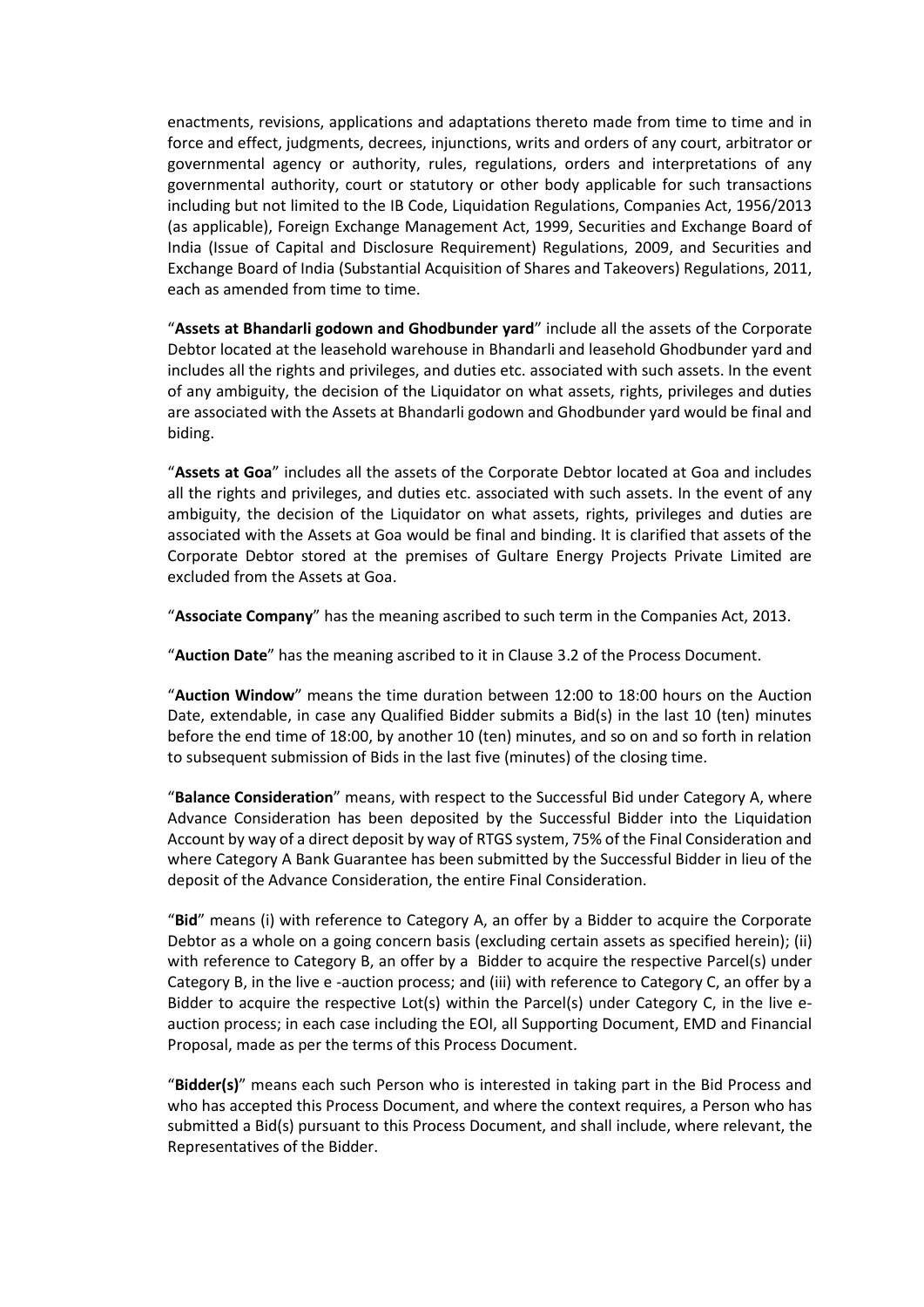enactments, revisions, applications and adaptations thereto made from time to time and in force and effect, judgments, decrees, injunctions, writs and orders of any court, arbitrator or governmental agency or authority, rules, regulations, orders and interpretations of any governmental authority, court or statutory or other body applicable for such transactions including but not limited to the IB Code, Liquidation Regulations, Companies Act, 1956/2013 (as applicable), Foreign Exchange Management Act, 1999, Securities and Exchange Board of India (Issue of Capital and Disclosure Requirement) Regulations, 2009, and Securities and Exchange Board of India (Substantial Acquisition of Shares and Takeovers) Regulations, 2011, each as amended from time to time.

"**Assets at Bhandarli godown and Ghodbunder yard**" include all the assets of the Corporate Debtor located at the leasehold warehouse in Bhandarli and leasehold Ghodbunder yard and includes all the rights and privileges, and duties etc. associated with such assets. In the event of any ambiguity, the decision of the Liquidator on what assets, rights, privileges and duties are associated with the Assets at Bhandarli godown and Ghodbunder yard would be final and biding.

"**Assets at Goa**" includes all the assets of the Corporate Debtor located at Goa and includes all the rights and privileges, and duties etc. associated with such assets. In the event of any ambiguity, the decision of the Liquidator on what assets, rights, privileges and duties are associated with the Assets at Goa would be final and binding. It is clarified that assets of the Corporate Debtor stored at the premises of Gultare Energy Projects Private Limited are excluded from the Assets at Goa.

"**Associate Company**" has the meaning ascribed to such term in the Companies Act, 2013.

"**Auction Date**" has the meaning ascribed to it in Clause 3.2 of the Process Document.

"**Auction Window**" means the time duration between 12:00 to 18:00 hours on the Auction Date, extendable, in case any Qualified Bidder submits a Bid(s) in the last 10 (ten) minutes before the end time of 18:00, by another 10 (ten) minutes, and so on and so forth in relation to subsequent submission of Bids in the last five (minutes) of the closing time.

"**Balance Consideration**" means, with respect to the Successful Bid under Category A, where Advance Consideration has been deposited by the Successful Bidder into the Liquidation Account by way of a direct deposit by way of RTGS system, 75% of the Final Consideration and where Category A Bank Guarantee has been submitted by the Successful Bidder in lieu of the deposit of the Advance Consideration, the entire Final Consideration.

"**Bid**" means (i) with reference to Category A, an offer by a Bidder to acquire the Corporate Debtor as a whole on a going concern basis (excluding certain assets as specified herein); (ii) with reference to Category B, an offer by a Bidder to acquire the respective Parcel(s) under Category B, in the live e -auction process; and (iii) with reference to Category C, an offer by a Bidder to acquire the respective Lot(s) within the Parcel(s) under Category C, in the live e-auction process; in each case including the EOI, all Supporting Document, EMD and Financial Proposal, made as per the terms of this Process Document.

"**Bidder(s)**" means each such Person who is interested in taking part in the Bid Process and who has accepted this Process Document, and where the context requires, a Person who has submitted a Bid(s) pursuant to this Process Document, and shall include, where relevant, the Representatives of the Bidder.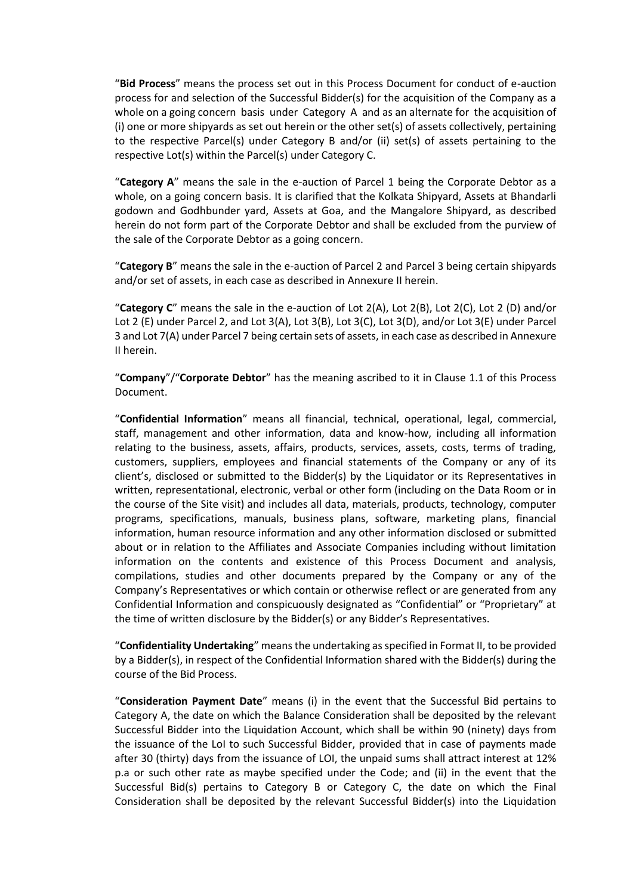"**Bid Process**" means the process set out in this Process Document for conduct of e-auction process for and selection of the Successful Bidder(s) for the acquisition of the Company as a whole on a going concern basis under Category A and as an alternate for the acquisition of (i) one or more shipyards as set out herein or the other set(s) of assets collectively, pertaining to the respective Parcel(s) under Category B and/or (ii) set(s) of assets pertaining to the respective Lot(s) within the Parcel(s) under Category C.

"**Category A**" means the sale in the e-auction of Parcel 1 being the Corporate Debtor as a whole, on a going concern basis. It is clarified that the Kolkata Shipyard, Assets at Bhandarli godown and Godhbunder yard, Assets at Goa, and the Mangalore Shipyard, as described herein do not form part of the Corporate Debtor and shall be excluded from the purview of the sale of the Corporate Debtor as a going concern.

"**Category B**" means the sale in the e-auction of Parcel 2 and Parcel 3 being certain shipyards and/or set of assets, in each case as described in Annexure II herein.

"**Category C**" means the sale in the e-auction of Lot 2(A), Lot 2(B), Lot 2(C), Lot 2 (D) and/or Lot 2 (E) under Parcel 2, and Lot 3(A), Lot 3(B), Lot 3(C), Lot 3(D), and/or Lot 3(E) under Parcel 3 and Lot 7(A) under Parcel 7 being certain sets of assets, in each case as described in Annexure II herein.

"**Company**"/"**Corporate Debtor**" has the meaning ascribed to it in Clause 1.1 of this Process Document.

"**Confidential Information**" means all financial, technical, operational, legal, commercial, staff, management and other information, data and know-how, including all information relating to the business, assets, affairs, products, services, assets, costs, terms of trading, customers, suppliers, employees and financial statements of the Company or any of its client's, disclosed or submitted to the Bidder(s) by the Liquidator or its Representatives in written, representational, electronic, verbal or other form (including on the Data Room or in the course of the Site visit) and includes all data, materials, products, technology, computer programs, specifications, manuals, business plans, software, marketing plans, financial information, human resource information and any other information disclosed or submitted about or in relation to the Affiliates and Associate Companies including without limitation information on the contents and existence of this Process Document and analysis, compilations, studies and other documents prepared by the Company or any of the Company's Representatives or which contain or otherwise reflect or are generated from any Confidential Information and conspicuously designated as "Confidential" or "Proprietary" at the time of written disclosure by the Bidder(s) or any Bidder's Representatives.

"**Confidentiality Undertaking**" means the undertaking as specified in Format II, to be provided by a Bidder(s), in respect of the Confidential Information shared with the Bidder(s) during the course of the Bid Process.

"**Consideration Payment Date**" means (i) in the event that the Successful Bid pertains to Category A, the date on which the Balance Consideration shall be deposited by the relevant Successful Bidder into the Liquidation Account, which shall be within 90 (ninety) days from the issuance of the LoI to such Successful Bidder, provided that in case of payments made after 30 (thirty) days from the issuance of LOI, the unpaid sums shall attract interest at 12% p.a or such other rate as maybe specified under the Code; and (ii) in the event that the Successful Bid(s) pertains to Category B or Category C, the date on which the Final Consideration shall be deposited by the relevant Successful Bidder(s) into the Liquidation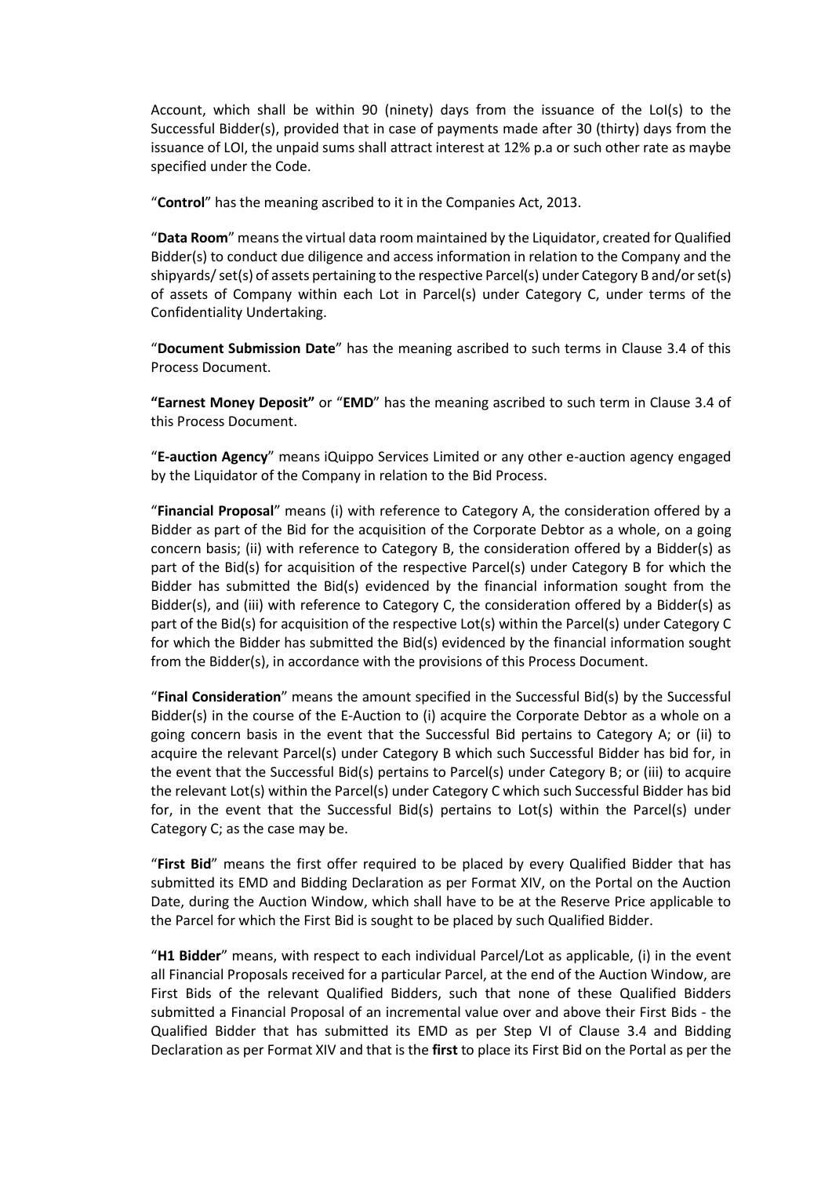Account, which shall be within 90 (ninety) days from the issuance of the LoI(s) to the Successful Bidder(s), provided that in case of payments made after 30 (thirty) days from the issuance of LOI, the unpaid sums shall attract interest at 12% p.a or such other rate as maybe specified under the Code.

"**Control**" has the meaning ascribed to it in the Companies Act, 2013.

"**Data Room**" means the virtual data room maintained by the Liquidator, created for Qualified Bidder(s) to conduct due diligence and access information in relation to the Company and the shipyards/ set(s) of assets pertaining to the respective Parcel(s) under Category B and/or set(s) of assets of Company within each Lot in Parcel(s) under Category C, under terms of the Confidentiality Undertaking.

"**Document Submission Date**" has the meaning ascribed to such terms in Clause 3.4 of this Process Document.

**"Earnest Money Deposit"** or "**EMD**" has the meaning ascribed to such term in Clause 3.4 of this Process Document.

"**E-auction Agency**" means iQuippo Services Limited or any other e-auction agency engaged by the Liquidator of the Company in relation to the Bid Process.

"**Financial Proposal**" means (i) with reference to Category A, the consideration offered by a Bidder as part of the Bid for the acquisition of the Corporate Debtor as a whole, on a going concern basis; (ii) with reference to Category B, the consideration offered by a Bidder(s) as part of the Bid(s) for acquisition of the respective Parcel(s) under Category B for which the Bidder has submitted the Bid(s) evidenced by the financial information sought from the Bidder(s), and (iii) with reference to Category C, the consideration offered by a Bidder(s) as part of the Bid(s) for acquisition of the respective Lot(s) within the Parcel(s) under Category C for which the Bidder has submitted the Bid(s) evidenced by the financial information sought from the Bidder(s), in accordance with the provisions of this Process Document.

"**Final Consideration**" means the amount specified in the Successful Bid(s) by the Successful Bidder(s) in the course of the E-Auction to (i) acquire the Corporate Debtor as a whole on a going concern basis in the event that the Successful Bid pertains to Category A; or (ii) to acquire the relevant Parcel(s) under Category B which such Successful Bidder has bid for, in the event that the Successful Bid(s) pertains to Parcel(s) under Category B; or (iii) to acquire the relevant Lot(s) within the Parcel(s) under Category C which such Successful Bidder has bid for, in the event that the Successful Bid(s) pertains to Lot(s) within the Parcel(s) under Category C; as the case may be.

"**First Bid**" means the first offer required to be placed by every Qualified Bidder that has submitted its EMD and Bidding Declaration as per Format XIV, on the Portal on the Auction Date, during the Auction Window, which shall have to be at the Reserve Price applicable to the Parcel for which the First Bid is sought to be placed by such Qualified Bidder.

"**H1 Bidder**" means, with respect to each individual Parcel/Lot as applicable, (i) in the event all Financial Proposals received for a particular Parcel, at the end of the Auction Window, are First Bids of the relevant Qualified Bidders, such that none of these Qualified Bidders submitted a Financial Proposal of an incremental value over and above their First Bids - the Qualified Bidder that has submitted its EMD as per Step VI of Clause 3.4 and Bidding Declaration as per Format XIV and that is the **first** to place its First Bid on the Portal as per the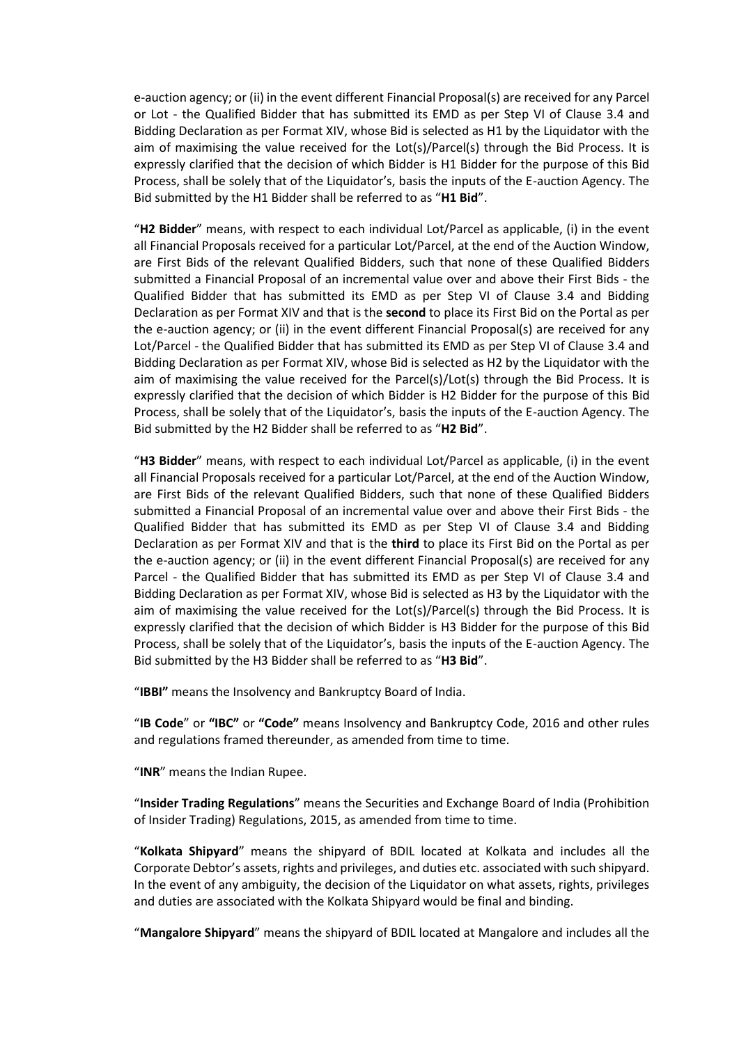e-auction agency; or (ii) in the event different Financial Proposal(s) are received for any Parcel or Lot - the Qualified Bidder that has submitted its EMD as per Step VI of Clause 3.4 and Bidding Declaration as per Format XIV, whose Bid is selected as H1 by the Liquidator with the aim of maximising the value received for the Lot(s)/Parcel(s) through the Bid Process. It is expressly clarified that the decision of which Bidder is H1 Bidder for the purpose of this Bid Process, shall be solely that of the Liquidator's, basis the inputs of the E-auction Agency. The Bid submitted by the H1 Bidder shall be referred to as "**H1 Bid**".

"**H2 Bidder**" means, with respect to each individual Lot/Parcel as applicable, (i) in the event all Financial Proposals received for a particular Lot/Parcel, at the end of the Auction Window, are First Bids of the relevant Qualified Bidders, such that none of these Qualified Bidders submitted a Financial Proposal of an incremental value over and above their First Bids - the Qualified Bidder that has submitted its EMD as per Step VI of Clause 3.4 and Bidding Declaration as per Format XIV and that is the **second** to place its First Bid on the Portal as per the e-auction agency; or (ii) in the event different Financial Proposal(s) are received for any Lot/Parcel - the Qualified Bidder that has submitted its EMD as per Step VI of Clause 3.4 and Bidding Declaration as per Format XIV, whose Bid is selected as H2 by the Liquidator with the aim of maximising the value received for the Parcel(s)/Lot(s) through the Bid Process. It is expressly clarified that the decision of which Bidder is H2 Bidder for the purpose of this Bid Process, shall be solely that of the Liquidator's, basis the inputs of the E-auction Agency. The Bid submitted by the H2 Bidder shall be referred to as "**H2 Bid**".

"**H3 Bidder**" means, with respect to each individual Lot/Parcel as applicable, (i) in the event all Financial Proposals received for a particular Lot/Parcel, at the end of the Auction Window, are First Bids of the relevant Qualified Bidders, such that none of these Qualified Bidders submitted a Financial Proposal of an incremental value over and above their First Bids - the Qualified Bidder that has submitted its EMD as per Step VI of Clause 3.4 and Bidding Declaration as per Format XIV and that is the **third** to place its First Bid on the Portal as per the e-auction agency; or (ii) in the event different Financial Proposal(s) are received for any Parcel - the Qualified Bidder that has submitted its EMD as per Step VI of Clause 3.4 and Bidding Declaration as per Format XIV, whose Bid is selected as H3 by the Liquidator with the aim of maximising the value received for the Lot(s)/Parcel(s) through the Bid Process. It is expressly clarified that the decision of which Bidder is H3 Bidder for the purpose of this Bid Process, shall be solely that of the Liquidator's, basis the inputs of the E-auction Agency. The Bid submitted by the H3 Bidder shall be referred to as "**H3 Bid**".

"**IBBI"** means the Insolvency and Bankruptcy Board of India.

"**IB Code**" or **"IBC"** or **"Code"** means Insolvency and Bankruptcy Code, 2016 and other rules and regulations framed thereunder, as amended from time to time.

"**INR**" means the Indian Rupee.

"**Insider Trading Regulations**" means the Securities and Exchange Board of India (Prohibition of Insider Trading) Regulations, 2015, as amended from time to time.

"**Kolkata Shipyard**" means the shipyard of BDIL located at Kolkata and includes all the Corporate Debtor's assets, rights and privileges, and duties etc. associated with such shipyard. In the event of any ambiguity, the decision of the Liquidator on what assets, rights, privileges and duties are associated with the Kolkata Shipyard would be final and binding.

"**Mangalore Shipyard**" means the shipyard of BDIL located at Mangalore and includes all the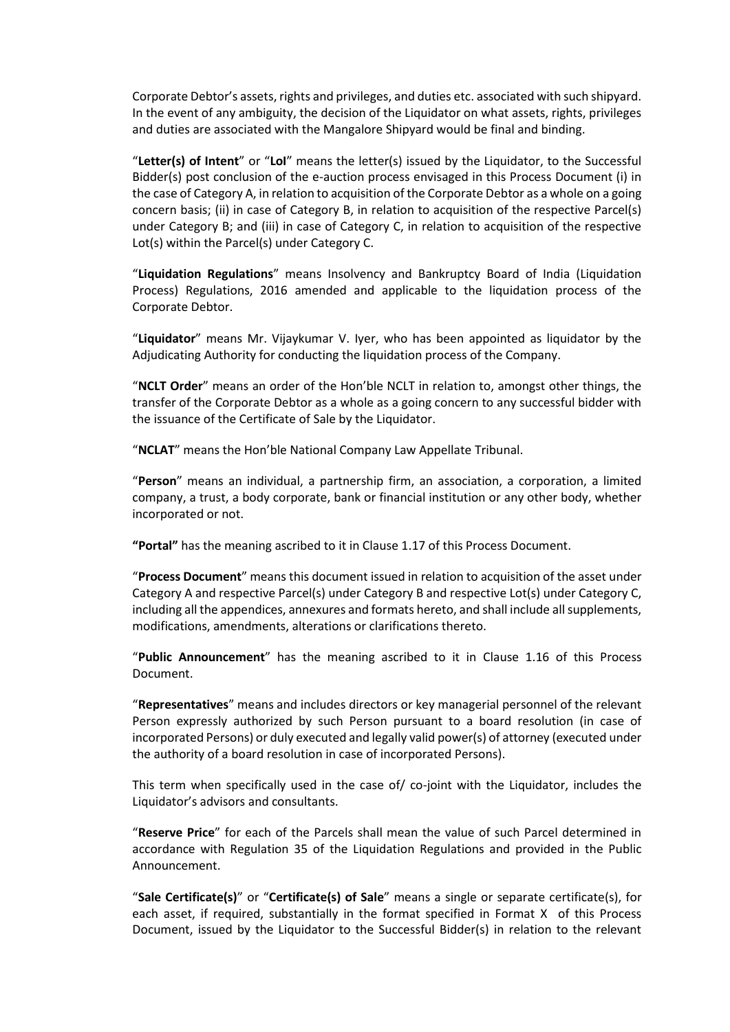Corporate Debtor's assets, rights and privileges, and duties etc. associated with such shipyard. In the event of any ambiguity, the decision of the Liquidator on what assets, rights, privileges and duties are associated with the Mangalore Shipyard would be final and binding.

"**Letter(s) of Intent**" or "**LoI**" means the letter(s) issued by the Liquidator, to the Successful Bidder(s) post conclusion of the e-auction process envisaged in this Process Document (i) in the case of Category A, in relation to acquisition of the Corporate Debtor as a whole on a going concern basis; (ii) in case of Category B, in relation to acquisition of the respective Parcel(s) under Category B; and (iii) in case of Category C, in relation to acquisition of the respective Lot(s) within the Parcel(s) under Category C.

"**Liquidation Regulations**" means Insolvency and Bankruptcy Board of India (Liquidation Process) Regulations, 2016 amended and applicable to the liquidation process of the Corporate Debtor.

"**Liquidator**" means Mr. Vijaykumar V. Iyer, who has been appointed as liquidator by the Adjudicating Authority for conducting the liquidation process of the Company.

"**NCLT Order**" means an order of the Hon'ble NCLT in relation to, amongst other things, the transfer of the Corporate Debtor as a whole as a going concern to any successful bidder with the issuance of the Certificate of Sale by the Liquidator.

"**NCLAT**" means the Hon'ble National Company Law Appellate Tribunal.

"**Person**" means an individual, a partnership firm, an association, a corporation, a limited company, a trust, a body corporate, bank or financial institution or any other body, whether incorporated or not.

**"Portal"** has the meaning ascribed to it in Clause 1.17 of this Process Document.

"**Process Document**" means this document issued in relation to acquisition of the asset under Category A and respective Parcel(s) under Category B and respective Lot(s) under Category C, including all the appendices, annexures and formats hereto, and shall include all supplements, modifications, amendments, alterations or clarifications thereto.

"**Public Announcement**" has the meaning ascribed to it in Clause 1.16 of this Process Document.

"**Representatives**" means and includes directors or key managerial personnel of the relevant Person expressly authorized by such Person pursuant to a board resolution (in case of incorporated Persons) or duly executed and legally valid power(s) of attorney (executed under the authority of a board resolution in case of incorporated Persons).

This term when specifically used in the case of/ co-joint with the Liquidator, includes the Liquidator's advisors and consultants.

"**Reserve Price**" for each of the Parcels shall mean the value of such Parcel determined in accordance with Regulation 35 of the Liquidation Regulations and provided in the Public Announcement.

"**Sale Certificate(s)**" or "**Certificate(s) of Sale**" means a single or separate certificate(s), for each asset, if required, substantially in the format specified in Format X of this Process Document, issued by the Liquidator to the Successful Bidder(s) in relation to the relevant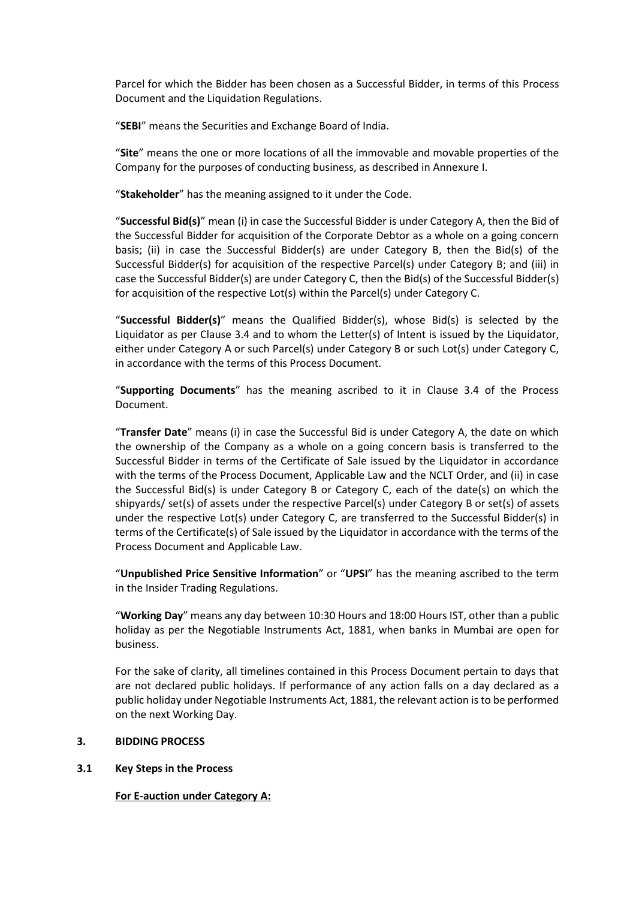Parcel for which the Bidder has been chosen as a Successful Bidder, in terms of this Process Document and the Liquidation Regulations.

"**SEBI**" means the Securities and Exchange Board of India.

"**Site**" means the one or more locations of all the immovable and movable properties of the Company for the purposes of conducting business, as described in Annexure I.

"**Stakeholder**" has the meaning assigned to it under the Code.

"**Successful Bid(s)**" mean (i) in case the Successful Bidder is under Category A, then the Bid of the Successful Bidder for acquisition of the Corporate Debtor as a whole on a going concern basis; (ii) in case the Successful Bidder(s) are under Category B, then the Bid(s) of the Successful Bidder(s) for acquisition of the respective Parcel(s) under Category B; and (iii) in case the Successful Bidder(s) are under Category C, then the Bid(s) of the Successful Bidder(s) for acquisition of the respective Lot(s) within the Parcel(s) under Category C.

"**Successful Bidder(s)**" means the Qualified Bidder(s), whose Bid(s) is selected by the Liquidator as per Clause 3.4 and to whom the Letter(s) of Intent is issued by the Liquidator, either under Category A or such Parcel(s) under Category B or such Lot(s) under Category C, in accordance with the terms of this Process Document.

"**Supporting Documents**" has the meaning ascribed to it in Clause 3.4 of the Process Document.

"**Transfer Date**" means (i) in case the Successful Bid is under Category A, the date on which the ownership of the Company as a whole on a going concern basis is transferred to the Successful Bidder in terms of the Certificate of Sale issued by the Liquidator in accordance with the terms of the Process Document, Applicable Law and the NCLT Order, and (ii) in case the Successful Bid(s) is under Category B or Category C, each of the date(s) on which the shipyards/ set(s) of assets under the respective Parcel(s) under Category B or set(s) of assets under the respective Lot(s) under Category C, are transferred to the Successful Bidder(s) in terms of the Certificate(s) of Sale issued by the Liquidator in accordance with the terms of the Process Document and Applicable Law.

"**Unpublished Price Sensitive Information**" or "**UPSI**" has the meaning ascribed to the term in the Insider Trading Regulations.

"**Working Day**" means any day between 10:30 Hours and 18:00 Hours IST, other than a public holiday as per the Negotiable Instruments Act, 1881, when banks in Mumbai are open for business.

For the sake of clarity, all timelines contained in this Process Document pertain to days that are not declared public holidays. If performance of any action falls on a day declared as a public holiday under Negotiable Instruments Act, 1881, the relevant action is to be performed on the next Working Day.

## 3. BIDDING PROCESS

### 3.1 Key Steps in the Process

**For E-auction under Category A:**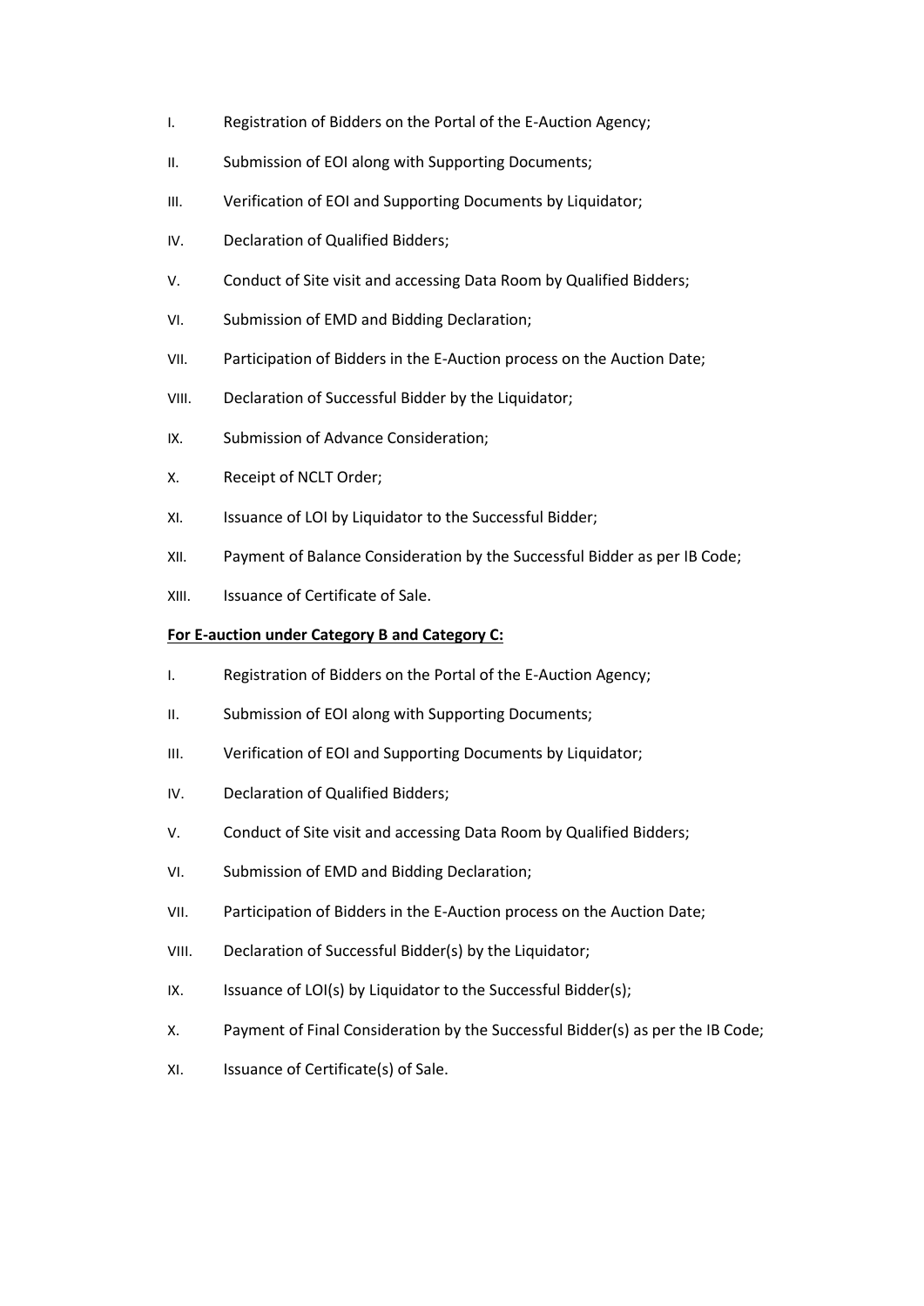I. Registration of Bidders on the Portal of the E-Auction Agency;

II. Submission of EOI along with Supporting Documents;

III. Verification of EOI and Supporting Documents by Liquidator;

IV. Declaration of Qualified Bidders;

V. Conduct of Site visit and accessing Data Room by Qualified Bidders;

VI. Submission of EMD and Bidding Declaration;

VII. Participation of Bidders in the E-Auction process on the Auction Date;

VIII. Declaration of Successful Bidder by the Liquidator;

IX. Submission of Advance Consideration;

X. Receipt of NCLT Order;

XI. Issuance of LOI by Liquidator to the Successful Bidder;

XII. Payment of Balance Consideration by the Successful Bidder as per IB Code;

XIII. Issuance of Certificate of Sale.

**For E-auction under Category B and Category C:**

I. Registration of Bidders on the Portal of the E-Auction Agency;

II. Submission of EOI along with Supporting Documents;

III. Verification of EOI and Supporting Documents by Liquidator;

IV. Declaration of Qualified Bidders;

V. Conduct of Site visit and accessing Data Room by Qualified Bidders;

VI. Submission of EMD and Bidding Declaration;

VII. Participation of Bidders in the E-Auction process on the Auction Date;

VIII. Declaration of Successful Bidder(s) by the Liquidator;

IX. Issuance of LOI(s) by Liquidator to the Successful Bidder(s);

X. Payment of Final Consideration by the Successful Bidder(s) as per the IB Code;

XI. Issuance of Certificate(s) of Sale.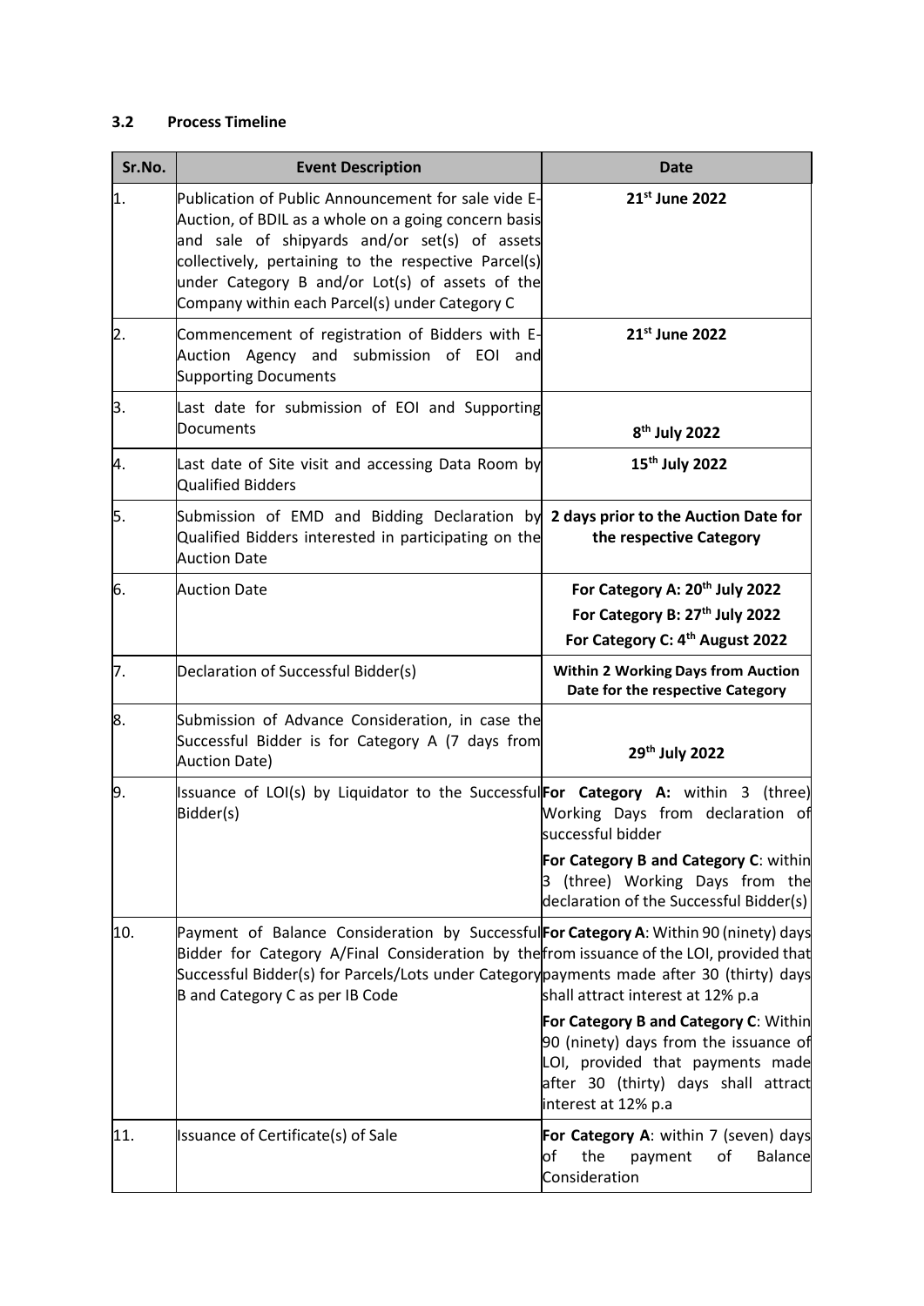### 3.2 Process Timeline

| Sr.No. | Event Description | Date |
|---|---|---|
| 1. | Publication of Public Announcement for sale vide E-Auction, of BDIL as a whole on a going concern basis and sale of shipyards and/or set(s) of assets collectively, pertaining to the respective Parcel(s) under Category B and/or Lot(s) of assets of the Company within each Parcel(s) under Category C | **21st June 2022** |
| 2. | Commencement of registration of Bidders with E-Auction Agency and submission of EOI and Supporting Documents | **21st June 2022** |
| 3. | Last date for submission of EOI and Supporting Documents | **8th July 2022** |
| 4. | Last date of Site visit and accessing Data Room by Qualified Bidders | **15th July 2022** |
| 5. | Submission of EMD and Bidding Declaration by Qualified Bidders interested in participating on the Auction Date | **2 days prior to the Auction Date for the respective Category** |
| 6. | Auction Date | **For Category A: 20th July 2022**<br>**For Category B: 27th July 2022**<br>**For Category C: 4th August 2022** |
| 7. | Declaration of Successful Bidder(s) | **Within 2 Working Days from Auction Date for the respective Category** |
| 8. | Submission of Advance Consideration, in case the Successful Bidder is for Category A (7 days from Auction Date) | **29th July 2022** |
| 9. | Issuance of LOI(s) by Liquidator to the Successful Bidder(s) | **For Category A:** within 3 (three) Working Days from declaration of successful bidder<br>**For Category B and Category C**: within 3 (three) Working Days from the declaration of the Successful Bidder(s) |
| 10. | Payment of Balance Consideration by Successful Bidder for Category A/Final Consideration by the Successful Bidder(s) for Parcels/Lots under Category B and Category C as per IB Code | **For Category A**: Within 90 (ninety) days from issuance of the LOI, provided that payments made after 30 (thirty) days shall attract interest at 12% p.a<br>**For Category B and Category C**: Within 90 (ninety) days from the issuance of LOI, provided that payments made after 30 (thirty) days shall attract interest at 12% p.a |
| 11. | Issuance of Certificate(s) of Sale | **For Category A**: within 7 (seven) days of the payment of Balance Consideration |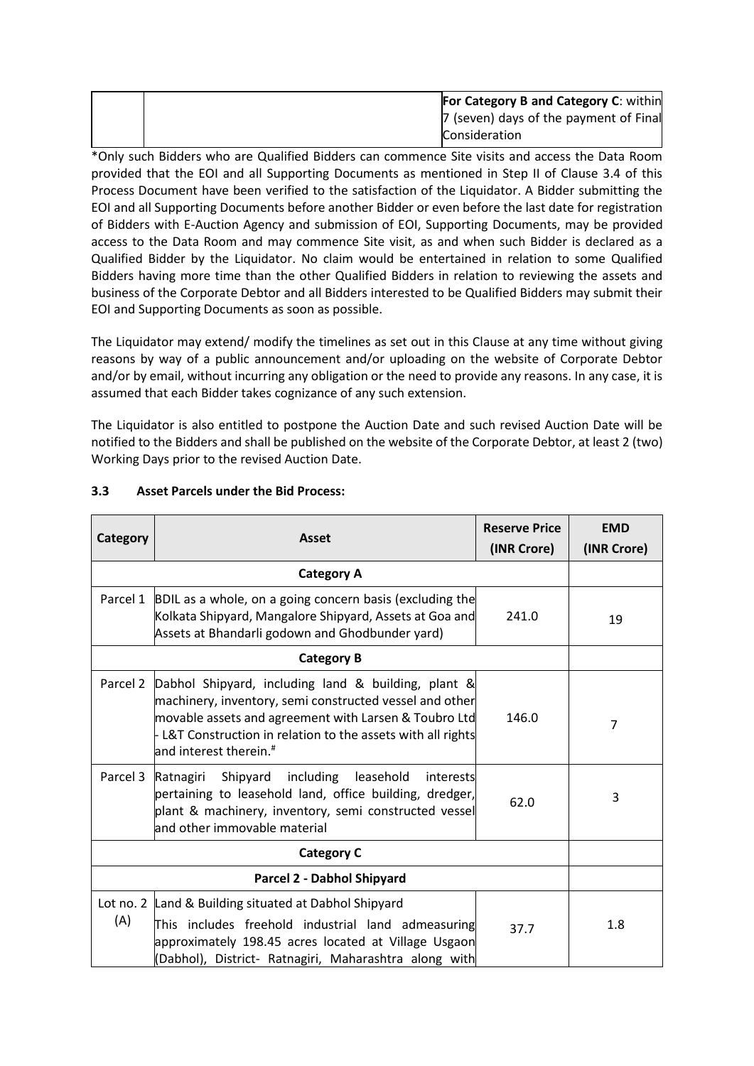| | | **For Category B and Category C**: within 7 (seven) days of the payment of Final Consideration |
|---|---|---|

*Only such Bidders who are Qualified Bidders can commence Site visits and access the Data Room provided that the EOI and all Supporting Documents as mentioned in Step II of Clause 3.4 of this Process Document have been verified to the satisfaction of the Liquidator. A Bidder submitting the EOI and all Supporting Documents before another Bidder or even before the last date for registration of Bidders with E-Auction Agency and submission of EOI, Supporting Documents, may be provided access to the Data Room and may commence Site visit, as and when such Bidder is declared as a Qualified Bidder by the Liquidator. No claim would be entertained in relation to some Qualified Bidders having more time than the other Qualified Bidders in relation to reviewing the assets and business of the Corporate Debtor and all Bidders interested to be Qualified Bidders may submit their EOI and Supporting Documents as soon as possible.

The Liquidator may extend/ modify the timelines as set out in this Clause at any time without giving reasons by way of a public announcement and/or uploading on the website of Corporate Debtor and/or by email, without incurring any obligation or the need to provide any reasons. In any case, it is assumed that each Bidder takes cognizance of any such extension.

The Liquidator is also entitled to postpone the Auction Date and such revised Auction Date will be notified to the Bidders and shall be published on the website of the Corporate Debtor, at least 2 (two) Working Days prior to the revised Auction Date.

### 3.3 Asset Parcels under the Bid Process:

| Category | Asset | Reserve Price (INR Crore) | EMD (INR Crore) |
|---|---|---|---|
| | **Category A** | | |
| Parcel 1 | BDIL as a whole, on a going concern basis (excluding the Kolkata Shipyard, Mangalore Shipyard, Assets at Goa and Assets at Bhandarli godown and Ghodbunder yard) | 241.0 | 19 |
| | **Category B** | | |
| Parcel 2 | Dabhol Shipyard, including land & building, plant & machinery, inventory, semi constructed vessel and other movable assets and agreement with Larsen & Toubro Ltd - L&T Construction in relation to the assets with all rights and interest therein.# | 146.0 | 7 |
| Parcel 3 | Ratnagiri Shipyard including leasehold interests pertaining to leasehold land, office building, dredger, plant & machinery, inventory, semi constructed vessel and other immovable material | 62.0 | 3 |
| | **Category C** | | |
| | **Parcel 2 - Dabhol Shipyard** | | |
| Lot no. 2 (A) | Land & Building situated at Dabhol Shipyard<br>This includes freehold industrial land admeasuring approximately 198.45 acres located at Village Usgaon (Dabhol), District- Ratnagiri, Maharashtra along with | 37.7 | 1.8 |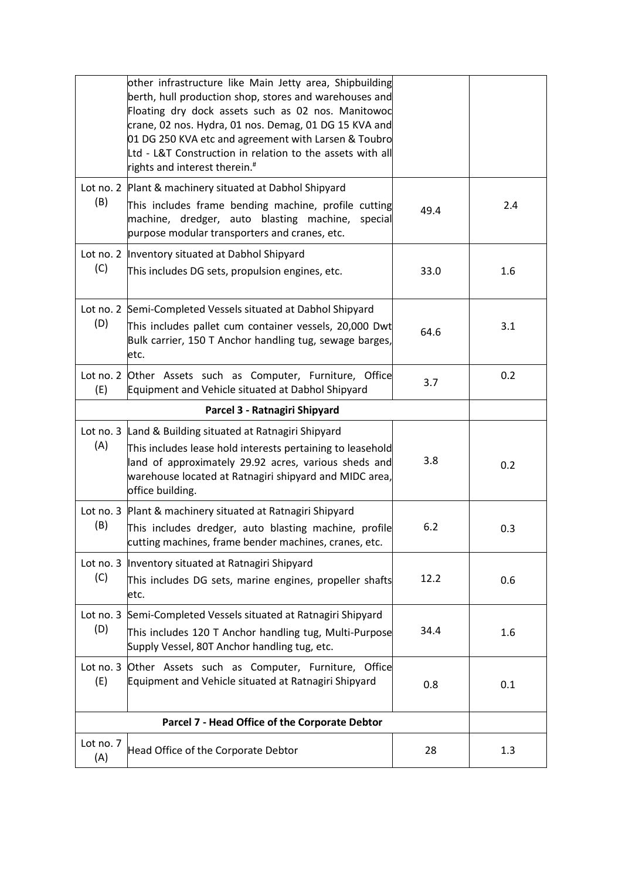| | | | |
|---|---|---|---|
| | other infrastructure like Main Jetty area, Shipbuilding berth, hull production shop, stores and warehouses and Floating dry dock assets such as 02 nos. Manitowoc crane, 02 nos. Hydra, 01 nos. Demag, 01 DG 15 KVA and 01 DG 250 KVA etc and agreement with Larsen & Toubro Ltd - L&T Construction in relation to the assets with all rights and interest therein.# | | |
| Lot no. 2 (B) | Plant & machinery situated at Dabhol Shipyard<br>This includes frame bending machine, profile cutting machine, dredger, auto blasting machine, special purpose modular transporters and cranes, etc. | 49.4 | 2.4 |
| Lot no. 2 (C) | Inventory situated at Dabhol Shipyard<br>This includes DG sets, propulsion engines, etc. | 33.0 | 1.6 |
| Lot no. 2 (D) | Semi-Completed Vessels situated at Dabhol Shipyard<br>This includes pallet cum container vessels, 20,000 Dwt Bulk carrier, 150 T Anchor handling tug, sewage barges, etc. | 64.6 | 3.1 |
| Lot no. 2 (E) | Other Assets such as Computer, Furniture, Office Equipment and Vehicle situated at Dabhol Shipyard | 3.7 | 0.2 |
| | **Parcel 3 - Ratnagiri Shipyard** | | |
| Lot no. 3 (A) | Land & Building situated at Ratnagiri Shipyard<br>This includes lease hold interests pertaining to leasehold land of approximately 29.92 acres, various sheds and warehouse located at Ratnagiri shipyard and MIDC area, office building. | 3.8 | 0.2 |
| Lot no. 3 (B) | Plant & machinery situated at Ratnagiri Shipyard<br>This includes dredger, auto blasting machine, profile cutting machines, frame bender machines, cranes, etc. | 6.2 | 0.3 |
| Lot no. 3 (C) | Inventory situated at Ratnagiri Shipyard<br>This includes DG sets, marine engines, propeller shafts etc. | 12.2 | 0.6 |
| Lot no. 3 (D) | Semi-Completed Vessels situated at Ratnagiri Shipyard<br>This includes 120 T Anchor handling tug, Multi-Purpose Supply Vessel, 80T Anchor handling tug, etc. | 34.4 | 1.6 |
| Lot no. 3 (E) | Other Assets such as Computer, Furniture, Office Equipment and Vehicle situated at Ratnagiri Shipyard | 0.8 | 0.1 |
| | **Parcel 7 - Head Office of the Corporate Debtor** | | |
| Lot no. 7 (A) | Head Office of the Corporate Debtor | 28 | 1.3 |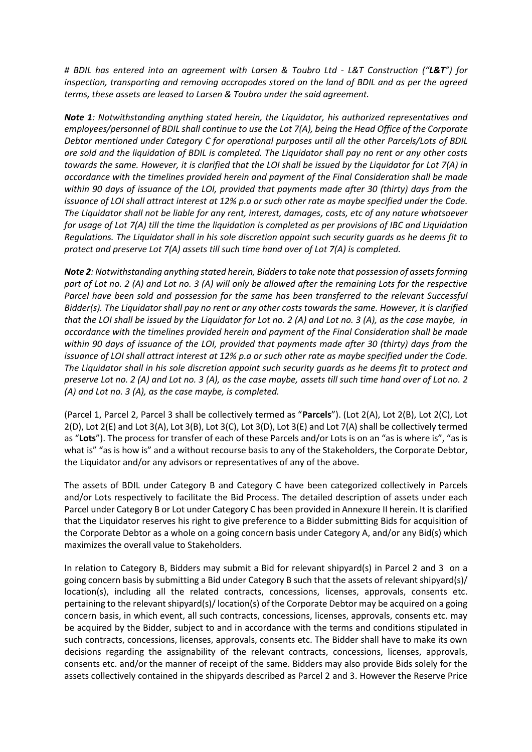*# BDIL has entered into an agreement with Larsen & Toubro Ltd - L&T Construction ("**L&T**") for inspection, transporting and removing accropodes stored on the land of BDIL and as per the agreed terms, these assets are leased to Larsen & Toubro under the said agreement.*

***Note 1**: Notwithstanding anything stated herein, the Liquidator, his authorized representatives and employees/personnel of BDIL shall continue to use the Lot 7(A), being the Head Office of the Corporate Debtor mentioned under Category C for operational purposes until all the other Parcels/Lots of BDIL are sold and the liquidation of BDIL is completed. The Liquidator shall pay no rent or any other costs towards the same. However, it is clarified that the LOI shall be issued by the Liquidator for Lot 7(A) in accordance with the timelines provided herein and payment of the Final Consideration shall be made within 90 days of issuance of the LOI, provided that payments made after 30 (thirty) days from the issuance of LOI shall attract interest at 12% p.a or such other rate as maybe specified under the Code. The Liquidator shall not be liable for any rent, interest, damages, costs, etc of any nature whatsoever for usage of Lot 7(A) till the time the liquidation is completed as per provisions of IBC and Liquidation Regulations. The Liquidator shall in his sole discretion appoint such security guards as he deems fit to protect and preserve Lot 7(A) assets till such time hand over of Lot 7(A) is completed.*

***Note 2**: Notwithstanding anything stated herein, Bidders to take note that possession of assets forming part of Lot no. 2 (A) and Lot no. 3 (A) will only be allowed after the remaining Lots for the respective Parcel have been sold and possession for the same has been transferred to the relevant Successful Bidder(s). The Liquidator shall pay no rent or any other costs towards the same. However, it is clarified that the LOI shall be issued by the Liquidator for Lot no. 2 (A) and Lot no. 3 (A), as the case maybe, in accordance with the timelines provided herein and payment of the Final Consideration shall be made within 90 days of issuance of the LOI, provided that payments made after 30 (thirty) days from the issuance of LOI shall attract interest at 12% p.a or such other rate as maybe specified under the Code. The Liquidator shall in his sole discretion appoint such security guards as he deems fit to protect and preserve Lot no. 2 (A) and Lot no. 3 (A), as the case maybe, assets till such time hand over of Lot no. 2 (A) and Lot no. 3 (A), as the case maybe, is completed.*

(Parcel 1, Parcel 2, Parcel 3 shall be collectively termed as "**Parcels**"). (Lot 2(A), Lot 2(B), Lot 2(C), Lot 2(D), Lot 2(E) and Lot 3(A), Lot 3(B), Lot 3(C), Lot 3(D), Lot 3(E) and Lot 7(A) shall be collectively termed as "**Lots**"). The process for transfer of each of these Parcels and/or Lots is on an "as is where is", "as is what is" "as is how is" and a without recourse basis to any of the Stakeholders, the Corporate Debtor, the Liquidator and/or any advisors or representatives of any of the above.

The assets of BDIL under Category B and Category C have been categorized collectively in Parcels and/or Lots respectively to facilitate the Bid Process. The detailed description of assets under each Parcel under Category B or Lot under Category C has been provided in Annexure II herein. It is clarified that the Liquidator reserves his right to give preference to a Bidder submitting Bids for acquisition of the Corporate Debtor as a whole on a going concern basis under Category A, and/or any Bid(s) which maximizes the overall value to Stakeholders.

In relation to Category B, Bidders may submit a Bid for relevant shipyard(s) in Parcel 2 and 3 on a going concern basis by submitting a Bid under Category B such that the assets of relevant shipyard(s)/ location(s), including all the related contracts, concessions, licenses, approvals, consents etc. pertaining to the relevant shipyard(s)/ location(s) of the Corporate Debtor may be acquired on a going concern basis, in which event, all such contracts, concessions, licenses, approvals, consents etc. may be acquired by the Bidder, subject to and in accordance with the terms and conditions stipulated in such contracts, concessions, licenses, approvals, consents etc. The Bidder shall have to make its own decisions regarding the assignability of the relevant contracts, concessions, licenses, approvals, consents etc. and/or the manner of receipt of the same. Bidders may also provide Bids solely for the assets collectively contained in the shipyards described as Parcel 2 and 3. However the Reserve Price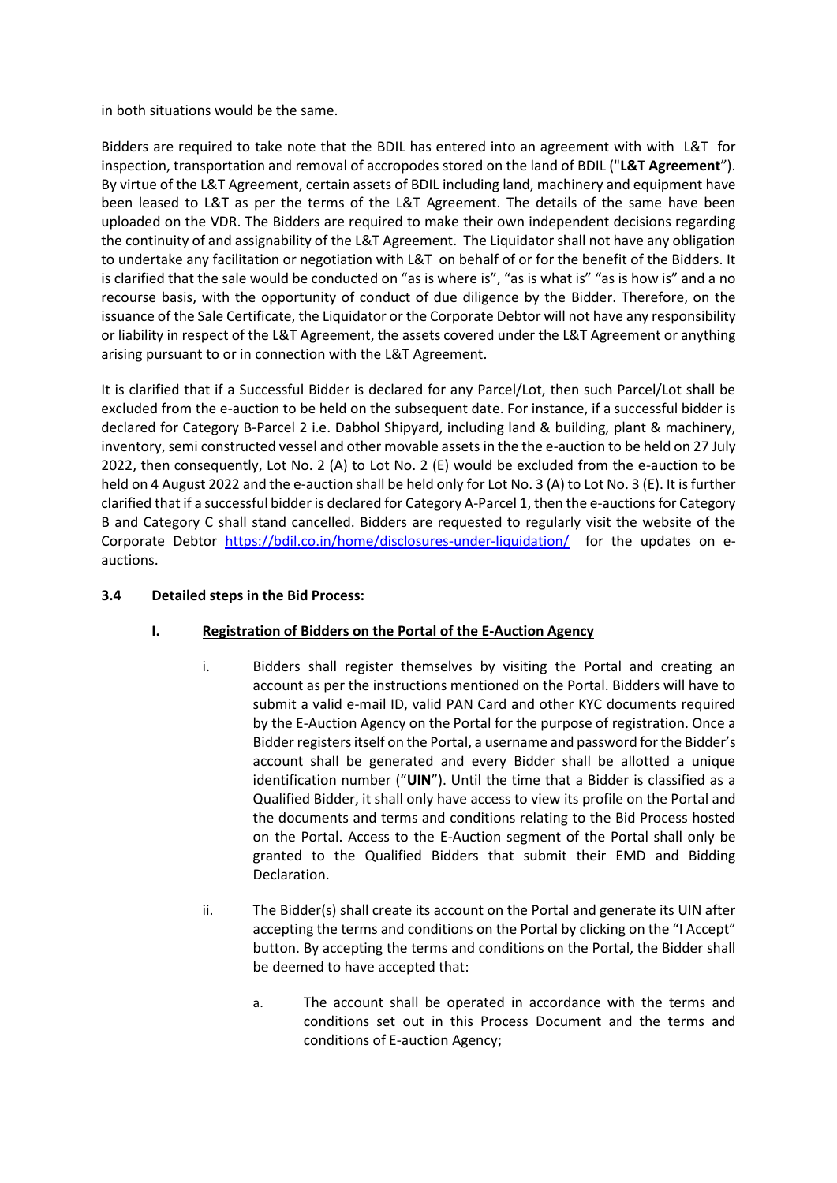in both situations would be the same.

Bidders are required to take note that the BDIL has entered into an agreement with with L&T for inspection, transportation and removal of accropodes stored on the land of BDIL ("**L&T Agreement**"). By virtue of the L&T Agreement, certain assets of BDIL including land, machinery and equipment have been leased to L&T as per the terms of the L&T Agreement. The details of the same have been uploaded on the VDR. The Bidders are required to make their own independent decisions regarding the continuity of and assignability of the L&T Agreement. The Liquidator shall not have any obligation to undertake any facilitation or negotiation with L&T on behalf of or for the benefit of the Bidders. It is clarified that the sale would be conducted on "as is where is", "as is what is" "as is how is" and a no recourse basis, with the opportunity of conduct of due diligence by the Bidder. Therefore, on the issuance of the Sale Certificate, the Liquidator or the Corporate Debtor will not have any responsibility or liability in respect of the L&T Agreement, the assets covered under the L&T Agreement or anything arising pursuant to or in connection with the L&T Agreement.

It is clarified that if a Successful Bidder is declared for any Parcel/Lot, then such Parcel/Lot shall be excluded from the e-auction to be held on the subsequent date. For instance, if a successful bidder is declared for Category B-Parcel 2 i.e. Dabhol Shipyard, including land & building, plant & machinery, inventory, semi constructed vessel and other movable assets in the the e-auction to be held on 27 July 2022, then consequently, Lot No. 2 (A) to Lot No. 2 (E) would be excluded from the e-auction to be held on 4 August 2022 and the e-auction shall be held only for Lot No. 3 (A) to Lot No. 3 (E). It is further clarified that if a successful bidder is declared for Category A-Parcel 1, then the e-auctions for Category B and Category C shall stand cancelled. Bidders are requested to regularly visit the website of the Corporate Debtor https://bdil.co.in/home/disclosures-under-liquidation/ for the updates on e-auctions.

### 3.4 Detailed steps in the Bid Process:

**I. Registration of Bidders on the Portal of the E-Auction Agency**

i. Bidders shall register themselves by visiting the Portal and creating an account as per the instructions mentioned on the Portal. Bidders will have to submit a valid e-mail ID, valid PAN Card and other KYC documents required by the E-Auction Agency on the Portal for the purpose of registration. Once a Bidder registers itself on the Portal, a username and password for the Bidder's account shall be generated and every Bidder shall be allotted a unique identification number ("**UIN**"). Until the time that a Bidder is classified as a Qualified Bidder, it shall only have access to view its profile on the Portal and the documents and terms and conditions relating to the Bid Process hosted on the Portal. Access to the E-Auction segment of the Portal shall only be granted to the Qualified Bidders that submit their EMD and Bidding Declaration.

ii. The Bidder(s) shall create its account on the Portal and generate its UIN after accepting the terms and conditions on the Portal by clicking on the "I Accept" button. By accepting the terms and conditions on the Portal, the Bidder shall be deemed to have accepted that:

a. The account shall be operated in accordance with the terms and conditions set out in this Process Document and the terms and conditions of E-auction Agency;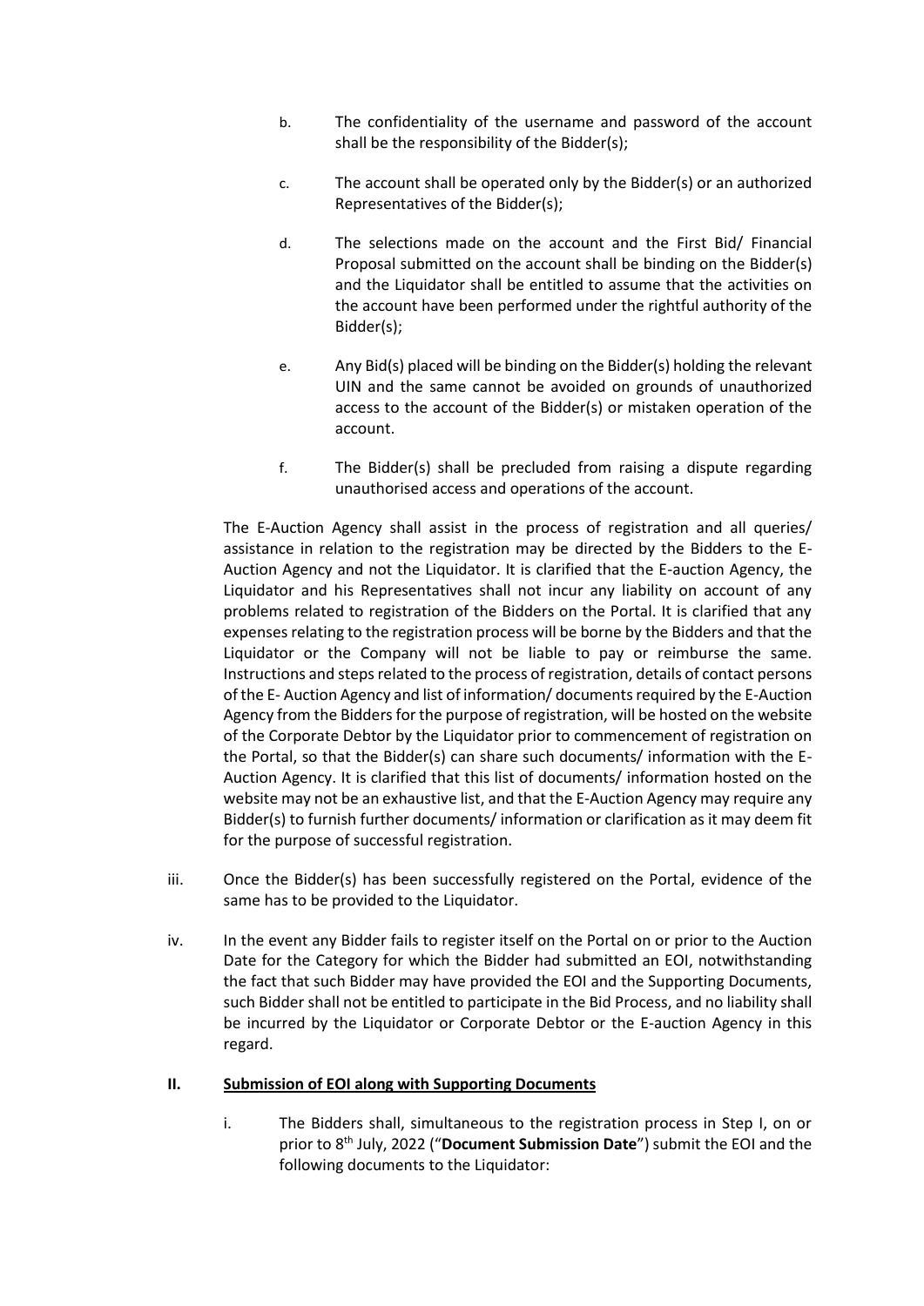b. The confidentiality of the username and password of the account shall be the responsibility of the Bidder(s);

c. The account shall be operated only by the Bidder(s) or an authorized Representatives of the Bidder(s);

d. The selections made on the account and the First Bid/ Financial Proposal submitted on the account shall be binding on the Bidder(s) and the Liquidator shall be entitled to assume that the activities on the account have been performed under the rightful authority of the Bidder(s);

e. Any Bid(s) placed will be binding on the Bidder(s) holding the relevant UIN and the same cannot be avoided on grounds of unauthorized access to the account of the Bidder(s) or mistaken operation of the account.

f. The Bidder(s) shall be precluded from raising a dispute regarding unauthorised access and operations of the account.

The E-Auction Agency shall assist in the process of registration and all queries/ assistance in relation to the registration may be directed by the Bidders to the E-Auction Agency and not the Liquidator. It is clarified that the E-auction Agency, the Liquidator and his Representatives shall not incur any liability on account of any problems related to registration of the Bidders on the Portal. It is clarified that any expenses relating to the registration process will be borne by the Bidders and that the Liquidator or the Company will not be liable to pay or reimburse the same. Instructions and steps related to the process of registration, details of contact persons of the E- Auction Agency and list of information/ documents required by the E-Auction Agency from the Bidders for the purpose of registration, will be hosted on the website of the Corporate Debtor by the Liquidator prior to commencement of registration on the Portal, so that the Bidder(s) can share such documents/ information with the E-Auction Agency. It is clarified that this list of documents/ information hosted on the website may not be an exhaustive list, and that the E-Auction Agency may require any Bidder(s) to furnish further documents/ information or clarification as it may deem fit for the purpose of successful registration.

iii. Once the Bidder(s) has been successfully registered on the Portal, evidence of the same has to be provided to the Liquidator.

iv. In the event any Bidder fails to register itself on the Portal on or prior to the Auction Date for the Category for which the Bidder had submitted an EOI, notwithstanding the fact that such Bidder may have provided the EOI and the Supporting Documents, such Bidder shall not be entitled to participate in the Bid Process, and no liability shall be incurred by the Liquidator or Corporate Debtor or the E-auction Agency in this regard.

**II. Submission of EOI along with Supporting Documents**

i. The Bidders shall, simultaneous to the registration process in Step I, on or prior to 8th July, 2022 ("**Document Submission Date**") submit the EOI and the following documents to the Liquidator: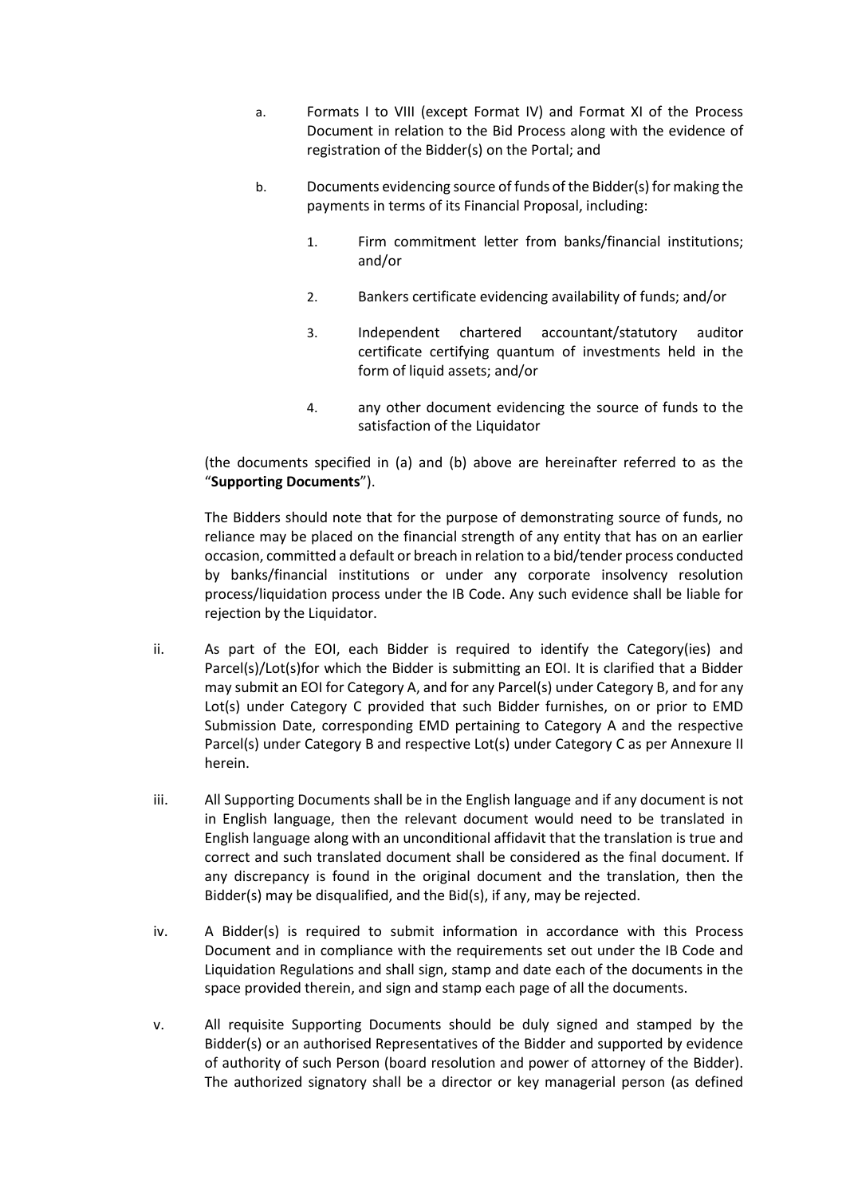a. Formats I to VIII (except Format IV) and Format XI of the Process Document in relation to the Bid Process along with the evidence of registration of the Bidder(s) on the Portal; and

b. Documents evidencing source of funds of the Bidder(s) for making the payments in terms of its Financial Proposal, including:

   1. Firm commitment letter from banks/financial institutions; and/or

   2. Bankers certificate evidencing availability of funds; and/or

   3. Independent chartered accountant/statutory auditor certificate certifying quantum of investments held in the form of liquid assets; and/or

   4. any other document evidencing the source of funds to the satisfaction of the Liquidator

(the documents specified in (a) and (b) above are hereinafter referred to as the "**Supporting Documents**").

The Bidders should note that for the purpose of demonstrating source of funds, no reliance may be placed on the financial strength of any entity that has on an earlier occasion, committed a default or breach in relation to a bid/tender process conducted by banks/financial institutions or under any corporate insolvency resolution process/liquidation process under the IB Code. Any such evidence shall be liable for rejection by the Liquidator.

ii. As part of the EOI, each Bidder is required to identify the Category(ies) and Parcel(s)/Lot(s)for which the Bidder is submitting an EOI. It is clarified that a Bidder may submit an EOI for Category A, and for any Parcel(s) under Category B, and for any Lot(s) under Category C provided that such Bidder furnishes, on or prior to EMD Submission Date, corresponding EMD pertaining to Category A and the respective Parcel(s) under Category B and respective Lot(s) under Category C as per Annexure II herein.

iii. All Supporting Documents shall be in the English language and if any document is not in English language, then the relevant document would need to be translated in English language along with an unconditional affidavit that the translation is true and correct and such translated document shall be considered as the final document. If any discrepancy is found in the original document and the translation, then the Bidder(s) may be disqualified, and the Bid(s), if any, may be rejected.

iv. A Bidder(s) is required to submit information in accordance with this Process Document and in compliance with the requirements set out under the IB Code and Liquidation Regulations and shall sign, stamp and date each of the documents in the space provided therein, and sign and stamp each page of all the documents.

v. All requisite Supporting Documents should be duly signed and stamped by the Bidder(s) or an authorised Representatives of the Bidder and supported by evidence of authority of such Person (board resolution and power of attorney of the Bidder). The authorized signatory shall be a director or key managerial person (as defined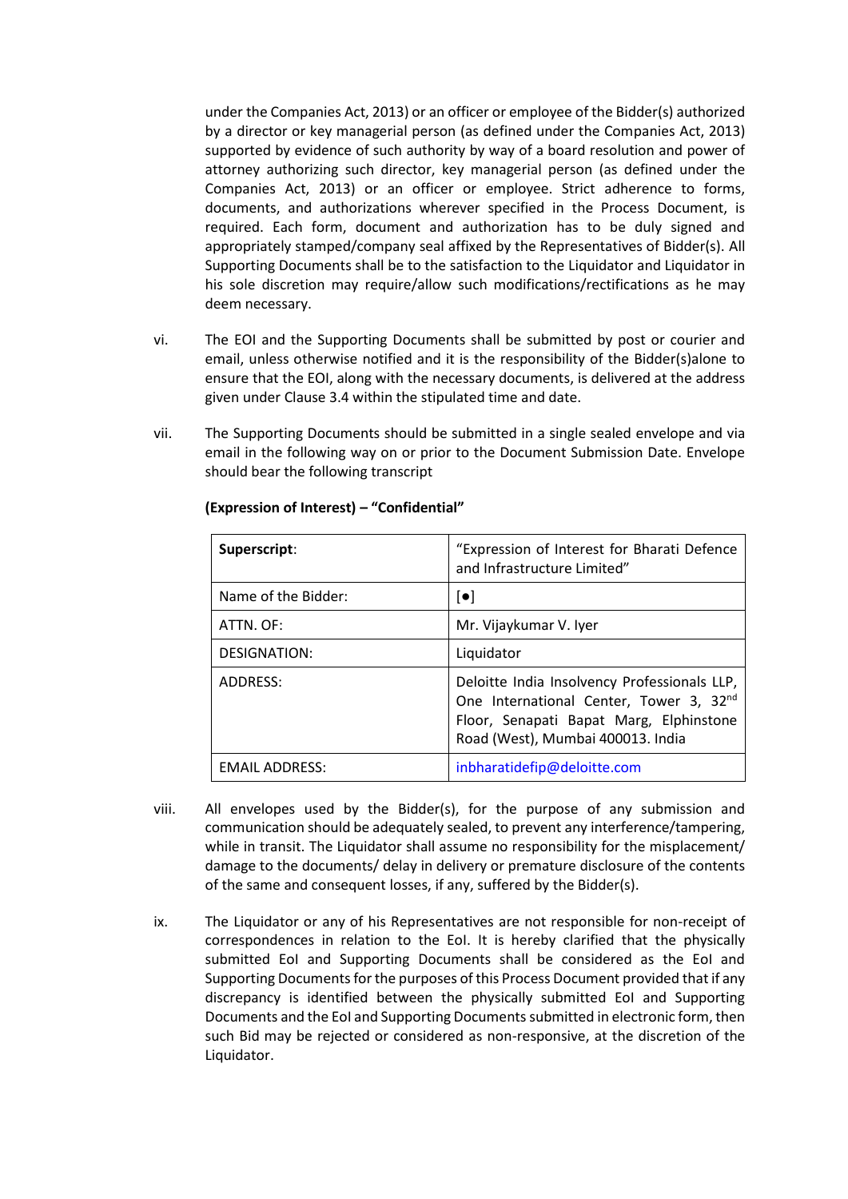under the Companies Act, 2013) or an officer or employee of the Bidder(s) authorized by a director or key managerial person (as defined under the Companies Act, 2013) supported by evidence of such authority by way of a board resolution and power of attorney authorizing such director, key managerial person (as defined under the Companies Act, 2013) or an officer or employee. Strict adherence to forms, documents, and authorizations wherever specified in the Process Document, is required. Each form, document and authorization has to be duly signed and appropriately stamped/company seal affixed by the Representatives of Bidder(s). All Supporting Documents shall be to the satisfaction to the Liquidator and Liquidator in his sole discretion may require/allow such modifications/rectifications as he may deem necessary.

vi. The EOI and the Supporting Documents shall be submitted by post or courier and email, unless otherwise notified and it is the responsibility of the Bidder(s)alone to ensure that the EOI, along with the necessary documents, is delivered at the address given under Clause 3.4 within the stipulated time and date.

vii. The Supporting Documents should be submitted in a single sealed envelope and via email in the following way on or prior to the Document Submission Date. Envelope should bear the following transcript

**(Expression of Interest) – "Confidential"**

| **Superscript**: | "Expression of Interest for Bharati Defence and Infrastructure Limited" |
|---|---|
| Name of the Bidder: | [●] |
| ATTN. OF: | Mr. Vijaykumar V. Iyer |
| DESIGNATION: | Liquidator |
| ADDRESS: | Deloitte India Insolvency Professionals LLP, One International Center, Tower 3, 32nd Floor, Senapati Bapat Marg, Elphinstone Road (West), Mumbai 400013. India |
| EMAIL ADDRESS: | inbharatidefip@deloitte.com |

viii. All envelopes used by the Bidder(s), for the purpose of any submission and communication should be adequately sealed, to prevent any interference/tampering, while in transit. The Liquidator shall assume no responsibility for the misplacement/ damage to the documents/ delay in delivery or premature disclosure of the contents of the same and consequent losses, if any, suffered by the Bidder(s).

ix. The Liquidator or any of his Representatives are not responsible for non-receipt of correspondences in relation to the EoI. It is hereby clarified that the physically submitted EoI and Supporting Documents shall be considered as the EoI and Supporting Documents for the purposes of this Process Document provided that if any discrepancy is identified between the physically submitted EoI and Supporting Documents and the EoI and Supporting Documents submitted in electronic form, then such Bid may be rejected or considered as non-responsive, at the discretion of the Liquidator.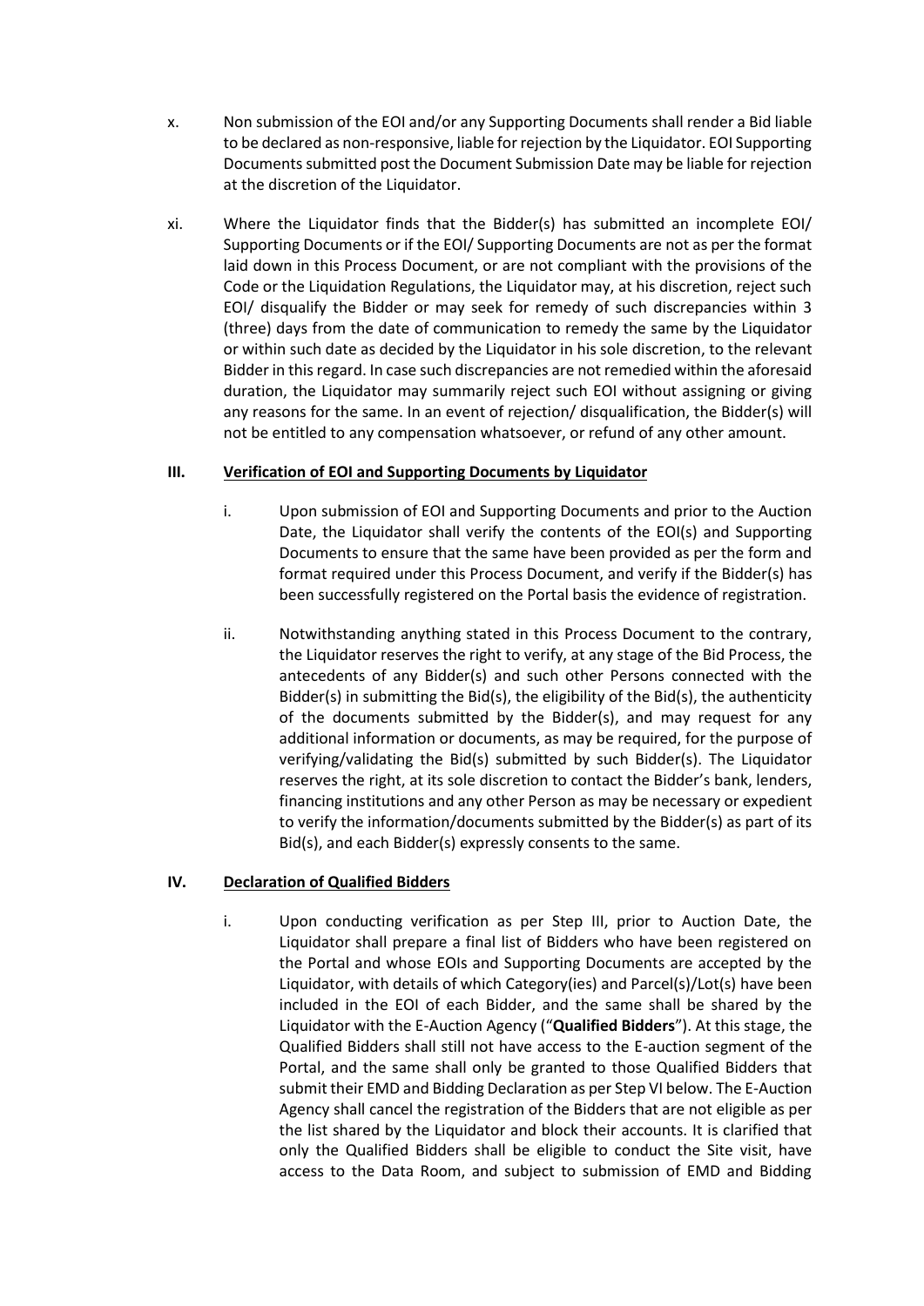x. Non submission of the EOI and/or any Supporting Documents shall render a Bid liable to be declared as non-responsive, liable for rejection by the Liquidator. EOI Supporting Documents submitted post the Document Submission Date may be liable for rejection at the discretion of the Liquidator.

xi. Where the Liquidator finds that the Bidder(s) has submitted an incomplete EOI/ Supporting Documents or if the EOI/ Supporting Documents are not as per the format laid down in this Process Document, or are not compliant with the provisions of the Code or the Liquidation Regulations, the Liquidator may, at his discretion, reject such EOI/ disqualify the Bidder or may seek for remedy of such discrepancies within 3 (three) days from the date of communication to remedy the same by the Liquidator or within such date as decided by the Liquidator in his sole discretion, to the relevant Bidder in this regard. In case such discrepancies are not remedied within the aforesaid duration, the Liquidator may summarily reject such EOI without assigning or giving any reasons for the same. In an event of rejection/ disqualification, the Bidder(s) will not be entitled to any compensation whatsoever, or refund of any other amount.

### III. <u>Verification of EOI and Supporting Documents by Liquidator</u>

i. Upon submission of EOI and Supporting Documents and prior to the Auction Date, the Liquidator shall verify the contents of the EOI(s) and Supporting Documents to ensure that the same have been provided as per the form and format required under this Process Document, and verify if the Bidder(s) has been successfully registered on the Portal basis the evidence of registration.

ii. Notwithstanding anything stated in this Process Document to the contrary, the Liquidator reserves the right to verify, at any stage of the Bid Process, the antecedents of any Bidder(s) and such other Persons connected with the Bidder(s) in submitting the Bid(s), the eligibility of the Bid(s), the authenticity of the documents submitted by the Bidder(s), and may request for any additional information or documents, as may be required, for the purpose of verifying/validating the Bid(s) submitted by such Bidder(s). The Liquidator reserves the right, at its sole discretion to contact the Bidder's bank, lenders, financing institutions and any other Person as may be necessary or expedient to verify the information/documents submitted by the Bidder(s) as part of its Bid(s), and each Bidder(s) expressly consents to the same.

### IV. <u>Declaration of Qualified Bidders</u>

i. Upon conducting verification as per Step III, prior to Auction Date, the Liquidator shall prepare a final list of Bidders who have been registered on the Portal and whose EOIs and Supporting Documents are accepted by the Liquidator, with details of which Category(ies) and Parcel(s)/Lot(s) have been included in the EOI of each Bidder, and the same shall be shared by the Liquidator with the E-Auction Agency ("**Qualified Bidders**"). At this stage, the Qualified Bidders shall still not have access to the E-auction segment of the Portal, and the same shall only be granted to those Qualified Bidders that submit their EMD and Bidding Declaration as per Step VI below. The E-Auction Agency shall cancel the registration of the Bidders that are not eligible as per the list shared by the Liquidator and block their accounts. It is clarified that only the Qualified Bidders shall be eligible to conduct the Site visit, have access to the Data Room, and subject to submission of EMD and Bidding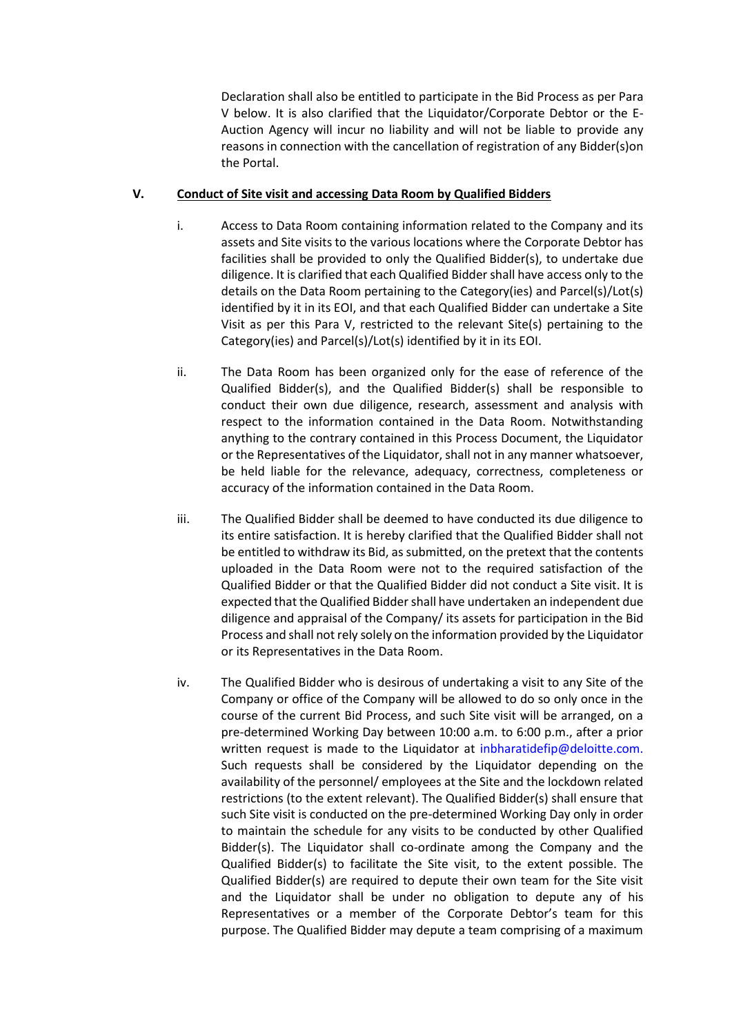Declaration shall also be entitled to participate in the Bid Process as per Para V below. It is also clarified that the Liquidator/Corporate Debtor or the E-Auction Agency will incur no liability and will not be liable to provide any reasons in connection with the cancellation of registration of any Bidder(s)on the Portal.

## V. Conduct of Site visit and accessing Data Room by Qualified Bidders

i. Access to Data Room containing information related to the Company and its assets and Site visits to the various locations where the Corporate Debtor has facilities shall be provided to only the Qualified Bidder(s), to undertake due diligence. It is clarified that each Qualified Bidder shall have access only to the details on the Data Room pertaining to the Category(ies) and Parcel(s)/Lot(s) identified by it in its EOI, and that each Qualified Bidder can undertake a Site Visit as per this Para V, restricted to the relevant Site(s) pertaining to the Category(ies) and Parcel(s)/Lot(s) identified by it in its EOI.

ii. The Data Room has been organized only for the ease of reference of the Qualified Bidder(s), and the Qualified Bidder(s) shall be responsible to conduct their own due diligence, research, assessment and analysis with respect to the information contained in the Data Room. Notwithstanding anything to the contrary contained in this Process Document, the Liquidator or the Representatives of the Liquidator, shall not in any manner whatsoever, be held liable for the relevance, adequacy, correctness, completeness or accuracy of the information contained in the Data Room.

iii. The Qualified Bidder shall be deemed to have conducted its due diligence to its entire satisfaction. It is hereby clarified that the Qualified Bidder shall not be entitled to withdraw its Bid, as submitted, on the pretext that the contents uploaded in the Data Room were not to the required satisfaction of the Qualified Bidder or that the Qualified Bidder did not conduct a Site visit. It is expected that the Qualified Bidder shall have undertaken an independent due diligence and appraisal of the Company/ its assets for participation in the Bid Process and shall not rely solely on the information provided by the Liquidator or its Representatives in the Data Room.

iv. The Qualified Bidder who is desirous of undertaking a visit to any Site of the Company or office of the Company will be allowed to do so only once in the course of the current Bid Process, and such Site visit will be arranged, on a pre-determined Working Day between 10:00 a.m. to 6:00 p.m., after a prior written request is made to the Liquidator at inbharatidefip@deloitte.com. Such requests shall be considered by the Liquidator depending on the availability of the personnel/ employees at the Site and the lockdown related restrictions (to the extent relevant). The Qualified Bidder(s) shall ensure that such Site visit is conducted on the pre-determined Working Day only in order to maintain the schedule for any visits to be conducted by other Qualified Bidder(s). The Liquidator shall co-ordinate among the Company and the Qualified Bidder(s) to facilitate the Site visit, to the extent possible. The Qualified Bidder(s) are required to depute their own team for the Site visit and the Liquidator shall be under no obligation to depute any of his Representatives or a member of the Corporate Debtor's team for this purpose. The Qualified Bidder may depute a team comprising of a maximum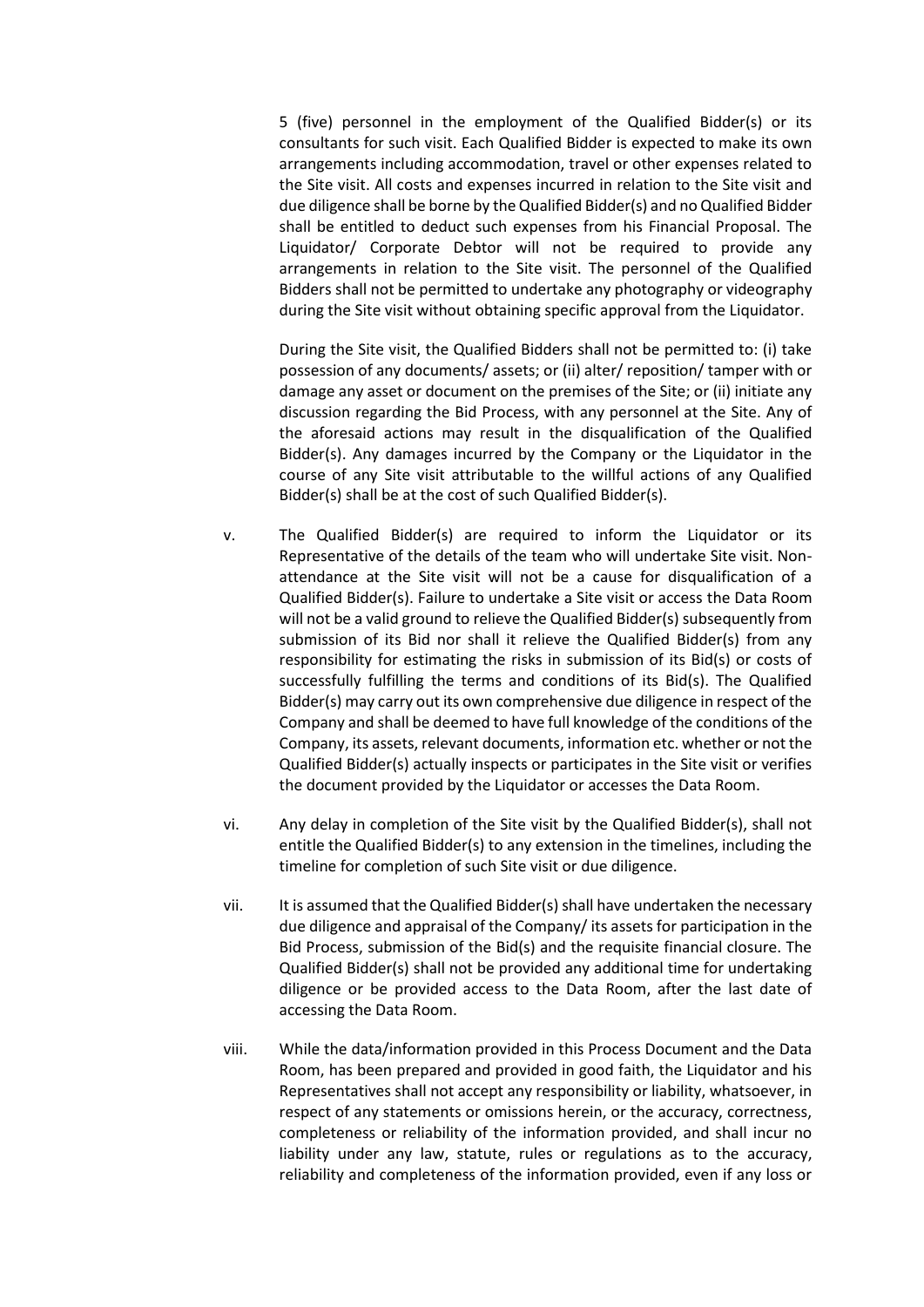5 (five) personnel in the employment of the Qualified Bidder(s) or its consultants for such visit. Each Qualified Bidder is expected to make its own arrangements including accommodation, travel or other expenses related to the Site visit. All costs and expenses incurred in relation to the Site visit and due diligence shall be borne by the Qualified Bidder(s) and no Qualified Bidder shall be entitled to deduct such expenses from his Financial Proposal. The Liquidator/ Corporate Debtor will not be required to provide any arrangements in relation to the Site visit. The personnel of the Qualified Bidders shall not be permitted to undertake any photography or videography during the Site visit without obtaining specific approval from the Liquidator.

During the Site visit, the Qualified Bidders shall not be permitted to: (i) take possession of any documents/ assets; or (ii) alter/ reposition/ tamper with or damage any asset or document on the premises of the Site; or (ii) initiate any discussion regarding the Bid Process, with any personnel at the Site. Any of the aforesaid actions may result in the disqualification of the Qualified Bidder(s). Any damages incurred by the Company or the Liquidator in the course of any Site visit attributable to the willful actions of any Qualified Bidder(s) shall be at the cost of such Qualified Bidder(s).

v. The Qualified Bidder(s) are required to inform the Liquidator or its Representative of the details of the team who will undertake Site visit. Non-attendance at the Site visit will not be a cause for disqualification of a Qualified Bidder(s). Failure to undertake a Site visit or access the Data Room will not be a valid ground to relieve the Qualified Bidder(s) subsequently from submission of its Bid nor shall it relieve the Qualified Bidder(s) from any responsibility for estimating the risks in submission of its Bid(s) or costs of successfully fulfilling the terms and conditions of its Bid(s). The Qualified Bidder(s) may carry out its own comprehensive due diligence in respect of the Company and shall be deemed to have full knowledge of the conditions of the Company, its assets, relevant documents, information etc. whether or not the Qualified Bidder(s) actually inspects or participates in the Site visit or verifies the document provided by the Liquidator or accesses the Data Room.

vi. Any delay in completion of the Site visit by the Qualified Bidder(s), shall not entitle the Qualified Bidder(s) to any extension in the timelines, including the timeline for completion of such Site visit or due diligence.

vii. It is assumed that the Qualified Bidder(s) shall have undertaken the necessary due diligence and appraisal of the Company/ its assets for participation in the Bid Process, submission of the Bid(s) and the requisite financial closure. The Qualified Bidder(s) shall not be provided any additional time for undertaking diligence or be provided access to the Data Room, after the last date of accessing the Data Room.

viii. While the data/information provided in this Process Document and the Data Room, has been prepared and provided in good faith, the Liquidator and his Representatives shall not accept any responsibility or liability, whatsoever, in respect of any statements or omissions herein, or the accuracy, correctness, completeness or reliability of the information provided, and shall incur no liability under any law, statute, rules or regulations as to the accuracy, reliability and completeness of the information provided, even if any loss or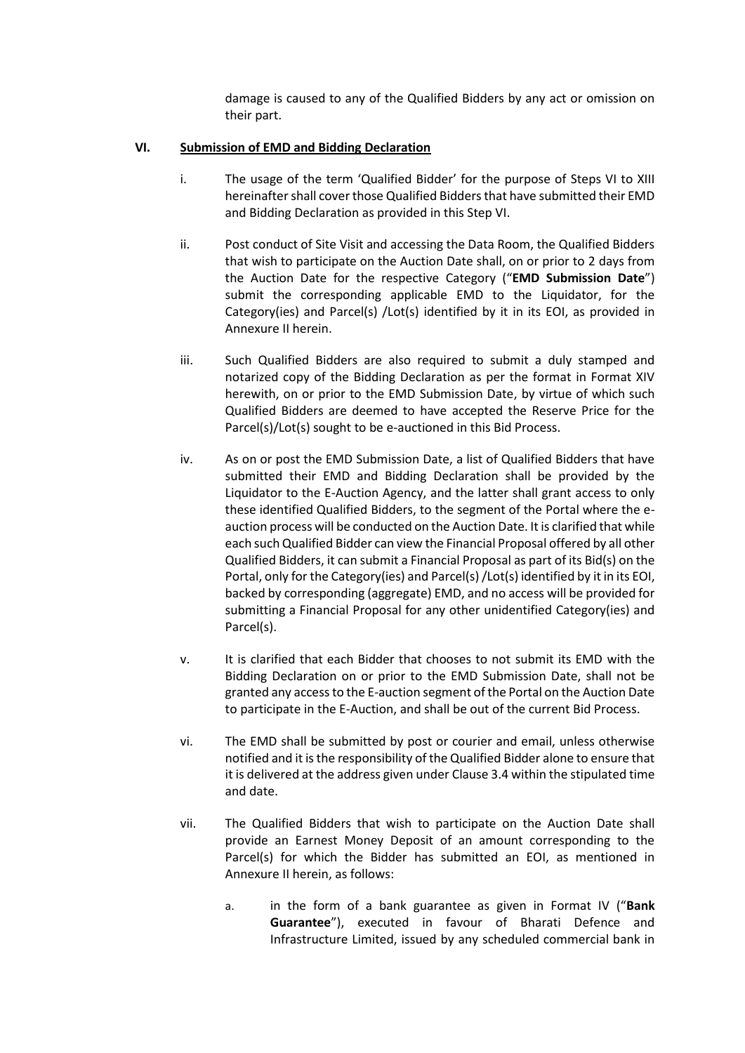damage is caused to any of the Qualified Bidders by any act or omission on their part.

**VI. <u>Submission of EMD and Bidding Declaration</u>**

i. The usage of the term 'Qualified Bidder' for the purpose of Steps VI to XIII hereinafter shall cover those Qualified Bidders that have submitted their EMD and Bidding Declaration as provided in this Step VI.

ii. Post conduct of Site Visit and accessing the Data Room, the Qualified Bidders that wish to participate on the Auction Date shall, on or prior to 2 days from the Auction Date for the respective Category ("**EMD Submission Date**") submit the corresponding applicable EMD to the Liquidator, for the Category(ies) and Parcel(s) /Lot(s) identified by it in its EOI, as provided in Annexure II herein.

iii. Such Qualified Bidders are also required to submit a duly stamped and notarized copy of the Bidding Declaration as per the format in Format XIV herewith, on or prior to the EMD Submission Date, by virtue of which such Qualified Bidders are deemed to have accepted the Reserve Price for the Parcel(s)/Lot(s) sought to be e-auctioned in this Bid Process.

iv. As on or post the EMD Submission Date, a list of Qualified Bidders that have submitted their EMD and Bidding Declaration shall be provided by the Liquidator to the E-Auction Agency, and the latter shall grant access to only these identified Qualified Bidders, to the segment of the Portal where the e-auction process will be conducted on the Auction Date. It is clarified that while each such Qualified Bidder can view the Financial Proposal offered by all other Qualified Bidders, it can submit a Financial Proposal as part of its Bid(s) on the Portal, only for the Category(ies) and Parcel(s) /Lot(s) identified by it in its EOI, backed by corresponding (aggregate) EMD, and no access will be provided for submitting a Financial Proposal for any other unidentified Category(ies) and Parcel(s).

v. It is clarified that each Bidder that chooses to not submit its EMD with the Bidding Declaration on or prior to the EMD Submission Date, shall not be granted any access to the E-auction segment of the Portal on the Auction Date to participate in the E-Auction, and shall be out of the current Bid Process.

vi. The EMD shall be submitted by post or courier and email, unless otherwise notified and it is the responsibility of the Qualified Bidder alone to ensure that it is delivered at the address given under Clause 3.4 within the stipulated time and date.

vii. The Qualified Bidders that wish to participate on the Auction Date shall provide an Earnest Money Deposit of an amount corresponding to the Parcel(s) for which the Bidder has submitted an EOI, as mentioned in Annexure II herein, as follows:

   a. in the form of a bank guarantee as given in Format IV ("**Bank Guarantee**"), executed in favour of Bharati Defence and Infrastructure Limited, issued by any scheduled commercial bank in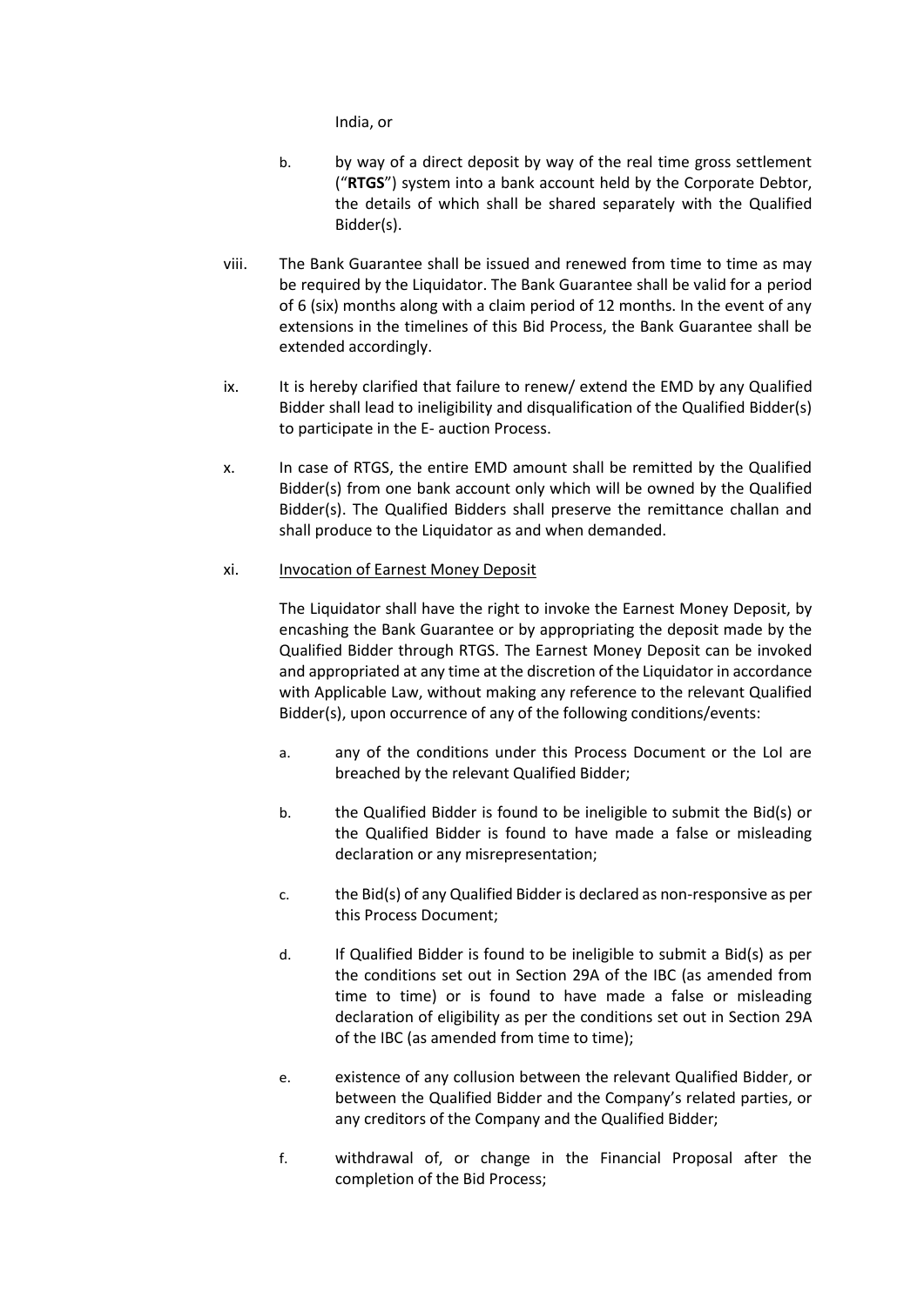India, or

b. by way of a direct deposit by way of the real time gross settlement ("**RTGS**") system into a bank account held by the Corporate Debtor, the details of which shall be shared separately with the Qualified Bidder(s).

viii. The Bank Guarantee shall be issued and renewed from time to time as may be required by the Liquidator. The Bank Guarantee shall be valid for a period of 6 (six) months along with a claim period of 12 months. In the event of any extensions in the timelines of this Bid Process, the Bank Guarantee shall be extended accordingly.

ix. It is hereby clarified that failure to renew/ extend the EMD by any Qualified Bidder shall lead to ineligibility and disqualification of the Qualified Bidder(s) to participate in the E- auction Process.

x. In case of RTGS, the entire EMD amount shall be remitted by the Qualified Bidder(s) from one bank account only which will be owned by the Qualified Bidder(s). The Qualified Bidders shall preserve the remittance challan and shall produce to the Liquidator as and when demanded.

xi. <u>Invocation of Earnest Money Deposit</u>

The Liquidator shall have the right to invoke the Earnest Money Deposit, by encashing the Bank Guarantee or by appropriating the deposit made by the Qualified Bidder through RTGS. The Earnest Money Deposit can be invoked and appropriated at any time at the discretion of the Liquidator in accordance with Applicable Law, without making any reference to the relevant Qualified Bidder(s), upon occurrence of any of the following conditions/events:

a. any of the conditions under this Process Document or the LoI are breached by the relevant Qualified Bidder;

b. the Qualified Bidder is found to be ineligible to submit the Bid(s) or the Qualified Bidder is found to have made a false or misleading declaration or any misrepresentation;

c. the Bid(s) of any Qualified Bidder is declared as non-responsive as per this Process Document;

d. If Qualified Bidder is found to be ineligible to submit a Bid(s) as per the conditions set out in Section 29A of the IBC (as amended from time to time) or is found to have made a false or misleading declaration of eligibility as per the conditions set out in Section 29A of the IBC (as amended from time to time);

e. existence of any collusion between the relevant Qualified Bidder, or between the Qualified Bidder and the Company's related parties, or any creditors of the Company and the Qualified Bidder;

f. withdrawal of, or change in the Financial Proposal after the completion of the Bid Process;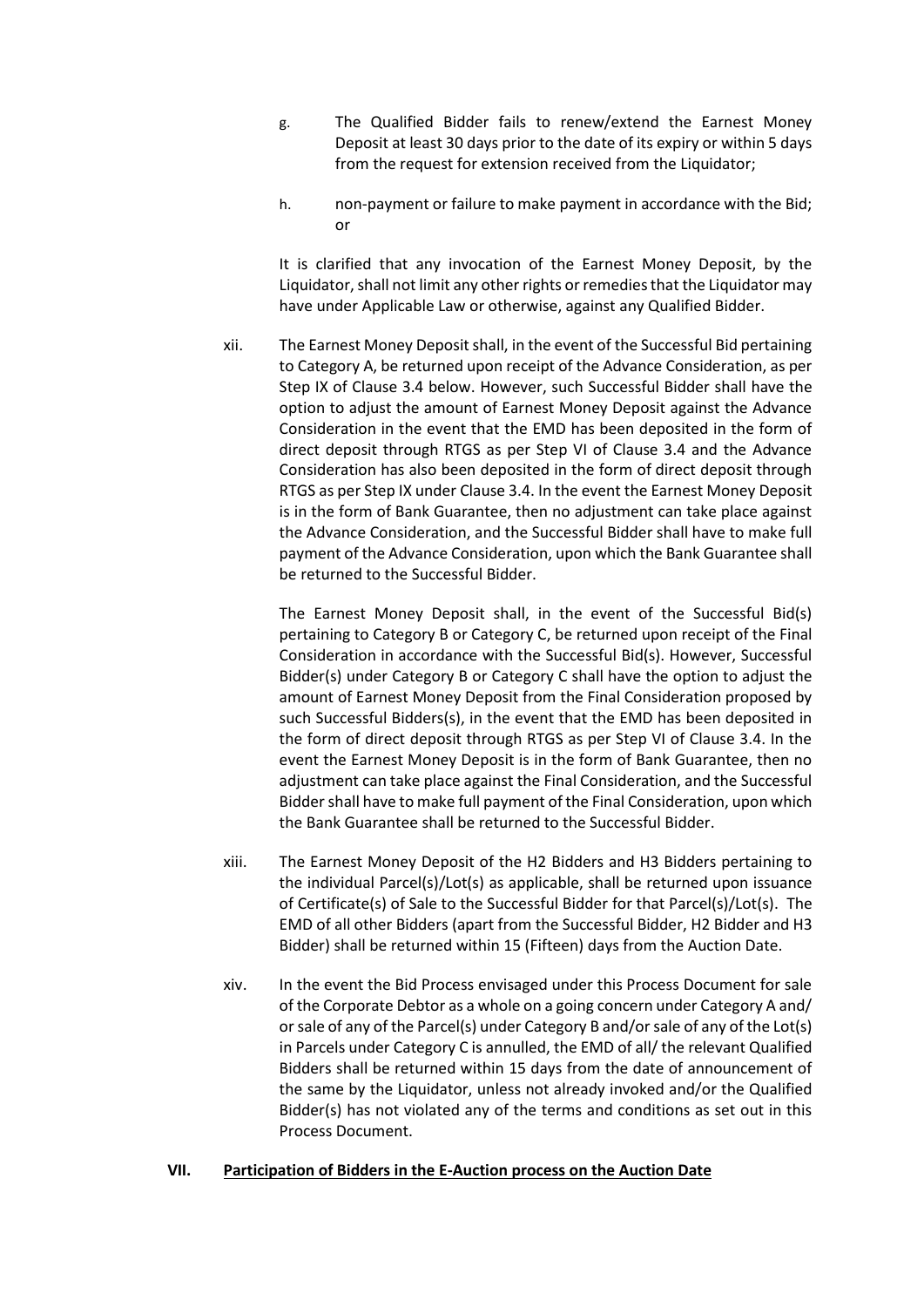g. The Qualified Bidder fails to renew/extend the Earnest Money Deposit at least 30 days prior to the date of its expiry or within 5 days from the request for extension received from the Liquidator;

h. non-payment or failure to make payment in accordance with the Bid; or

It is clarified that any invocation of the Earnest Money Deposit, by the Liquidator, shall not limit any other rights or remedies that the Liquidator may have under Applicable Law or otherwise, against any Qualified Bidder.

xii. The Earnest Money Deposit shall, in the event of the Successful Bid pertaining to Category A, be returned upon receipt of the Advance Consideration, as per Step IX of Clause 3.4 below. However, such Successful Bidder shall have the option to adjust the amount of Earnest Money Deposit against the Advance Consideration in the event that the EMD has been deposited in the form of direct deposit through RTGS as per Step VI of Clause 3.4 and the Advance Consideration has also been deposited in the form of direct deposit through RTGS as per Step IX under Clause 3.4. In the event the Earnest Money Deposit is in the form of Bank Guarantee, then no adjustment can take place against the Advance Consideration, and the Successful Bidder shall have to make full payment of the Advance Consideration, upon which the Bank Guarantee shall be returned to the Successful Bidder.

The Earnest Money Deposit shall, in the event of the Successful Bid(s) pertaining to Category B or Category C, be returned upon receipt of the Final Consideration in accordance with the Successful Bid(s). However, Successful Bidder(s) under Category B or Category C shall have the option to adjust the amount of Earnest Money Deposit from the Final Consideration proposed by such Successful Bidders(s), in the event that the EMD has been deposited in the form of direct deposit through RTGS as per Step VI of Clause 3.4. In the event the Earnest Money Deposit is in the form of Bank Guarantee, then no adjustment can take place against the Final Consideration, and the Successful Bidder shall have to make full payment of the Final Consideration, upon which the Bank Guarantee shall be returned to the Successful Bidder.

xiii. The Earnest Money Deposit of the H2 Bidders and H3 Bidders pertaining to the individual Parcel(s)/Lot(s) as applicable, shall be returned upon issuance of Certificate(s) of Sale to the Successful Bidder for that Parcel(s)/Lot(s). The EMD of all other Bidders (apart from the Successful Bidder, H2 Bidder and H3 Bidder) shall be returned within 15 (Fifteen) days from the Auction Date.

xiv. In the event the Bid Process envisaged under this Process Document for sale of the Corporate Debtor as a whole on a going concern under Category A and/ or sale of any of the Parcel(s) under Category B and/or sale of any of the Lot(s) in Parcels under Category C is annulled, the EMD of all/ the relevant Qualified Bidders shall be returned within 15 days from the date of announcement of the same by the Liquidator, unless not already invoked and/or the Qualified Bidder(s) has not violated any of the terms and conditions as set out in this Process Document.

**VII. <u>Participation of Bidders in the E-Auction process on the Auction Date</u>**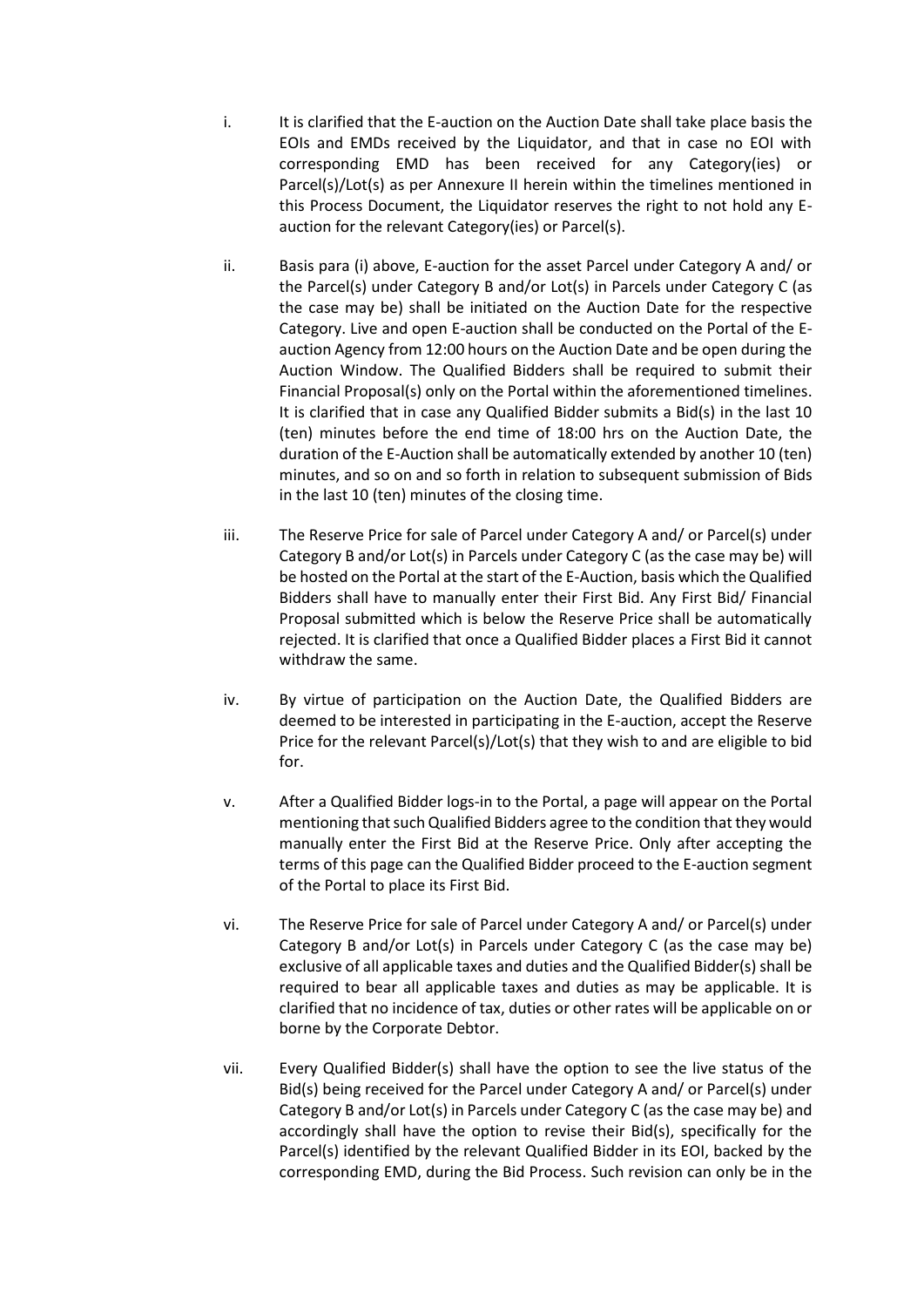i. It is clarified that the E-auction on the Auction Date shall take place basis the EOIs and EMDs received by the Liquidator, and that in case no EOI with corresponding EMD has been received for any Category(ies) or Parcel(s)/Lot(s) as per Annexure II herein within the timelines mentioned in this Process Document, the Liquidator reserves the right to not hold any E-auction for the relevant Category(ies) or Parcel(s).

ii. Basis para (i) above, E-auction for the asset Parcel under Category A and/ or the Parcel(s) under Category B and/or Lot(s) in Parcels under Category C (as the case may be) shall be initiated on the Auction Date for the respective Category. Live and open E-auction shall be conducted on the Portal of the E-auction Agency from 12:00 hours on the Auction Date and be open during the Auction Window. The Qualified Bidders shall be required to submit their Financial Proposal(s) only on the Portal within the aforementioned timelines. It is clarified that in case any Qualified Bidder submits a Bid(s) in the last 10 (ten) minutes before the end time of 18:00 hrs on the Auction Date, the duration of the E-Auction shall be automatically extended by another 10 (ten) minutes, and so on and so forth in relation to subsequent submission of Bids in the last 10 (ten) minutes of the closing time.

iii. The Reserve Price for sale of Parcel under Category A and/ or Parcel(s) under Category B and/or Lot(s) in Parcels under Category C (as the case may be) will be hosted on the Portal at the start of the E-Auction, basis which the Qualified Bidders shall have to manually enter their First Bid. Any First Bid/ Financial Proposal submitted which is below the Reserve Price shall be automatically rejected. It is clarified that once a Qualified Bidder places a First Bid it cannot withdraw the same.

iv. By virtue of participation on the Auction Date, the Qualified Bidders are deemed to be interested in participating in the E-auction, accept the Reserve Price for the relevant Parcel(s)/Lot(s) that they wish to and are eligible to bid for.

v. After a Qualified Bidder logs-in to the Portal, a page will appear on the Portal mentioning that such Qualified Bidders agree to the condition that they would manually enter the First Bid at the Reserve Price. Only after accepting the terms of this page can the Qualified Bidder proceed to the E-auction segment of the Portal to place its First Bid.

vi. The Reserve Price for sale of Parcel under Category A and/ or Parcel(s) under Category B and/or Lot(s) in Parcels under Category C (as the case may be) exclusive of all applicable taxes and duties and the Qualified Bidder(s) shall be required to bear all applicable taxes and duties as may be applicable. It is clarified that no incidence of tax, duties or other rates will be applicable on or borne by the Corporate Debtor.

vii. Every Qualified Bidder(s) shall have the option to see the live status of the Bid(s) being received for the Parcel under Category A and/ or Parcel(s) under Category B and/or Lot(s) in Parcels under Category C (as the case may be) and accordingly shall have the option to revise their Bid(s), specifically for the Parcel(s) identified by the relevant Qualified Bidder in its EOI, backed by the corresponding EMD, during the Bid Process. Such revision can only be in the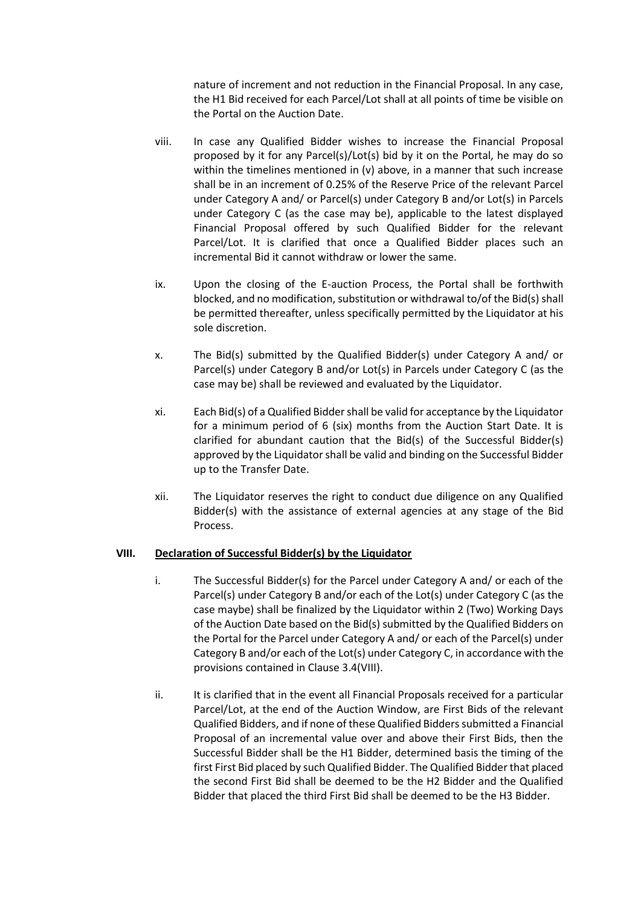nature of increment and not reduction in the Financial Proposal. In any case, the H1 Bid received for each Parcel/Lot shall at all points of time be visible on the Portal on the Auction Date.

viii. In case any Qualified Bidder wishes to increase the Financial Proposal proposed by it for any Parcel(s)/Lot(s) bid by it on the Portal, he may do so within the timelines mentioned in (v) above, in a manner that such increase shall be in an increment of 0.25% of the Reserve Price of the relevant Parcel under Category A and/ or Parcel(s) under Category B and/or Lot(s) in Parcels under Category C (as the case may be), applicable to the latest displayed Financial Proposal offered by such Qualified Bidder for the relevant Parcel/Lot. It is clarified that once a Qualified Bidder places such an incremental Bid it cannot withdraw or lower the same.

ix. Upon the closing of the E-auction Process, the Portal shall be forthwith blocked, and no modification, substitution or withdrawal to/of the Bid(s) shall be permitted thereafter, unless specifically permitted by the Liquidator at his sole discretion.

x. The Bid(s) submitted by the Qualified Bidder(s) under Category A and/ or Parcel(s) under Category B and/or Lot(s) in Parcels under Category C (as the case may be) shall be reviewed and evaluated by the Liquidator.

xi. Each Bid(s) of a Qualified Bidder shall be valid for acceptance by the Liquidator for a minimum period of 6 (six) months from the Auction Start Date. It is clarified for abundant caution that the Bid(s) of the Successful Bidder(s) approved by the Liquidator shall be valid and binding on the Successful Bidder up to the Transfer Date.

xii. The Liquidator reserves the right to conduct due diligence on any Qualified Bidder(s) with the assistance of external agencies at any stage of the Bid Process.

**VIII. Declaration of Successful Bidder(s) by the Liquidator**

i. The Successful Bidder(s) for the Parcel under Category A and/ or each of the Parcel(s) under Category B and/or each of the Lot(s) under Category C (as the case maybe) shall be finalized by the Liquidator within 2 (Two) Working Days of the Auction Date based on the Bid(s) submitted by the Qualified Bidders on the Portal for the Parcel under Category A and/ or each of the Parcel(s) under Category B and/or each of the Lot(s) under Category C, in accordance with the provisions contained in Clause 3.4(VIII).

ii. It is clarified that in the event all Financial Proposals received for a particular Parcel/Lot, at the end of the Auction Window, are First Bids of the relevant Qualified Bidders, and if none of these Qualified Bidders submitted a Financial Proposal of an incremental value over and above their First Bids, then the Successful Bidder shall be the H1 Bidder, determined basis the timing of the first First Bid placed by such Qualified Bidder. The Qualified Bidder that placed the second First Bid shall be deemed to be the H2 Bidder and the Qualified Bidder that placed the third First Bid shall be deemed to be the H3 Bidder.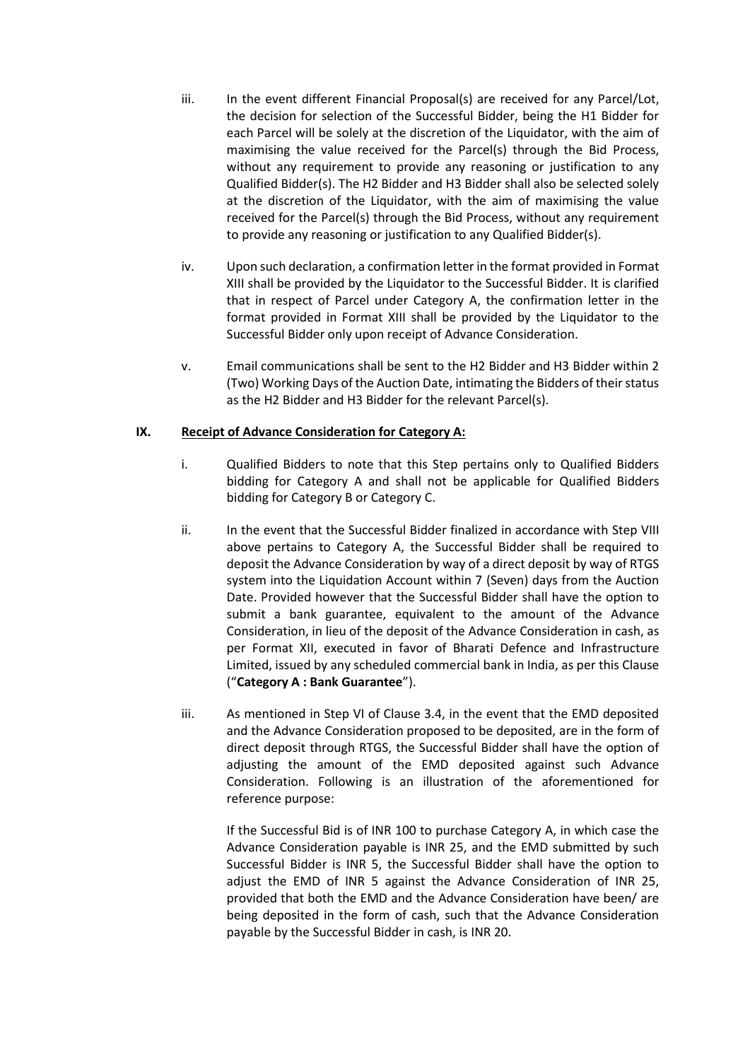iii. In the event different Financial Proposal(s) are received for any Parcel/Lot, the decision for selection of the Successful Bidder, being the H1 Bidder for each Parcel will be solely at the discretion of the Liquidator, with the aim of maximising the value received for the Parcel(s) through the Bid Process, without any requirement to provide any reasoning or justification to any Qualified Bidder(s). The H2 Bidder and H3 Bidder shall also be selected solely at the discretion of the Liquidator, with the aim of maximising the value received for the Parcel(s) through the Bid Process, without any requirement to provide any reasoning or justification to any Qualified Bidder(s).

iv. Upon such declaration, a confirmation letter in the format provided in Format XIII shall be provided by the Liquidator to the Successful Bidder. It is clarified that in respect of Parcel under Category A, the confirmation letter in the format provided in Format XIII shall be provided by the Liquidator to the Successful Bidder only upon receipt of Advance Consideration.

v. Email communications shall be sent to the H2 Bidder and H3 Bidder within 2 (Two) Working Days of the Auction Date, intimating the Bidders of their status as the H2 Bidder and H3 Bidder for the relevant Parcel(s).

**IX. Receipt of Advance Consideration for Category A:**

i. Qualified Bidders to note that this Step pertains only to Qualified Bidders bidding for Category A and shall not be applicable for Qualified Bidders bidding for Category B or Category C.

ii. In the event that the Successful Bidder finalized in accordance with Step VIII above pertains to Category A, the Successful Bidder shall be required to deposit the Advance Consideration by way of a direct deposit by way of RTGS system into the Liquidation Account within 7 (Seven) days from the Auction Date. Provided however that the Successful Bidder shall have the option to submit a bank guarantee, equivalent to the amount of the Advance Consideration, in lieu of the deposit of the Advance Consideration in cash, as per Format XII, executed in favor of Bharati Defence and Infrastructure Limited, issued by any scheduled commercial bank in India, as per this Clause ("**Category A : Bank Guarantee**").

iii. As mentioned in Step VI of Clause 3.4, in the event that the EMD deposited and the Advance Consideration proposed to be deposited, are in the form of direct deposit through RTGS, the Successful Bidder shall have the option of adjusting the amount of the EMD deposited against such Advance Consideration. Following is an illustration of the aforementioned for reference purpose:

If the Successful Bid is of INR 100 to purchase Category A, in which case the Advance Consideration payable is INR 25, and the EMD submitted by such Successful Bidder is INR 5, the Successful Bidder shall have the option to adjust the EMD of INR 5 against the Advance Consideration of INR 25, provided that both the EMD and the Advance Consideration have been/ are being deposited in the form of cash, such that the Advance Consideration payable by the Successful Bidder in cash, is INR 20.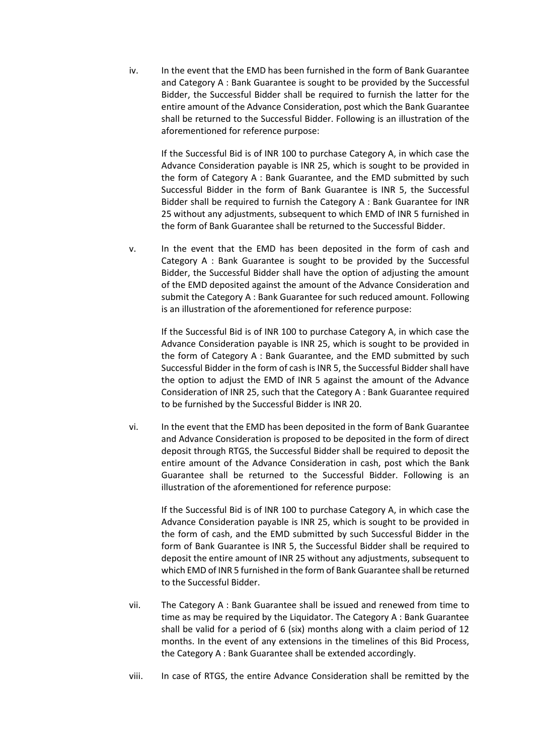iv. In the event that the EMD has been furnished in the form of Bank Guarantee and Category A : Bank Guarantee is sought to be provided by the Successful Bidder, the Successful Bidder shall be required to furnish the latter for the entire amount of the Advance Consideration, post which the Bank Guarantee shall be returned to the Successful Bidder. Following is an illustration of the aforementioned for reference purpose:

   If the Successful Bid is of INR 100 to purchase Category A, in which case the Advance Consideration payable is INR 25, which is sought to be provided in the form of Category A : Bank Guarantee, and the EMD submitted by such Successful Bidder in the form of Bank Guarantee is INR 5, the Successful Bidder shall be required to furnish the Category A : Bank Guarantee for INR 25 without any adjustments, subsequent to which EMD of INR 5 furnished in the form of Bank Guarantee shall be returned to the Successful Bidder.

v. In the event that the EMD has been deposited in the form of cash and Category A : Bank Guarantee is sought to be provided by the Successful Bidder, the Successful Bidder shall have the option of adjusting the amount of the EMD deposited against the amount of the Advance Consideration and submit the Category A : Bank Guarantee for such reduced amount. Following is an illustration of the aforementioned for reference purpose:

   If the Successful Bid is of INR 100 to purchase Category A, in which case the Advance Consideration payable is INR 25, which is sought to be provided in the form of Category A : Bank Guarantee, and the EMD submitted by such Successful Bidder in the form of cash is INR 5, the Successful Bidder shall have the option to adjust the EMD of INR 5 against the amount of the Advance Consideration of INR 25, such that the Category A : Bank Guarantee required to be furnished by the Successful Bidder is INR 20.

vi. In the event that the EMD has been deposited in the form of Bank Guarantee and Advance Consideration is proposed to be deposited in the form of direct deposit through RTGS, the Successful Bidder shall be required to deposit the entire amount of the Advance Consideration in cash, post which the Bank Guarantee shall be returned to the Successful Bidder. Following is an illustration of the aforementioned for reference purpose:

   If the Successful Bid is of INR 100 to purchase Category A, in which case the Advance Consideration payable is INR 25, which is sought to be provided in the form of cash, and the EMD submitted by such Successful Bidder in the form of Bank Guarantee is INR 5, the Successful Bidder shall be required to deposit the entire amount of INR 25 without any adjustments, subsequent to which EMD of INR 5 furnished in the form of Bank Guarantee shall be returned to the Successful Bidder.

vii. The Category A : Bank Guarantee shall be issued and renewed from time to time as may be required by the Liquidator. The Category A : Bank Guarantee shall be valid for a period of 6 (six) months along with a claim period of 12 months. In the event of any extensions in the timelines of this Bid Process, the Category A : Bank Guarantee shall be extended accordingly.

viii. In case of RTGS, the entire Advance Consideration shall be remitted by the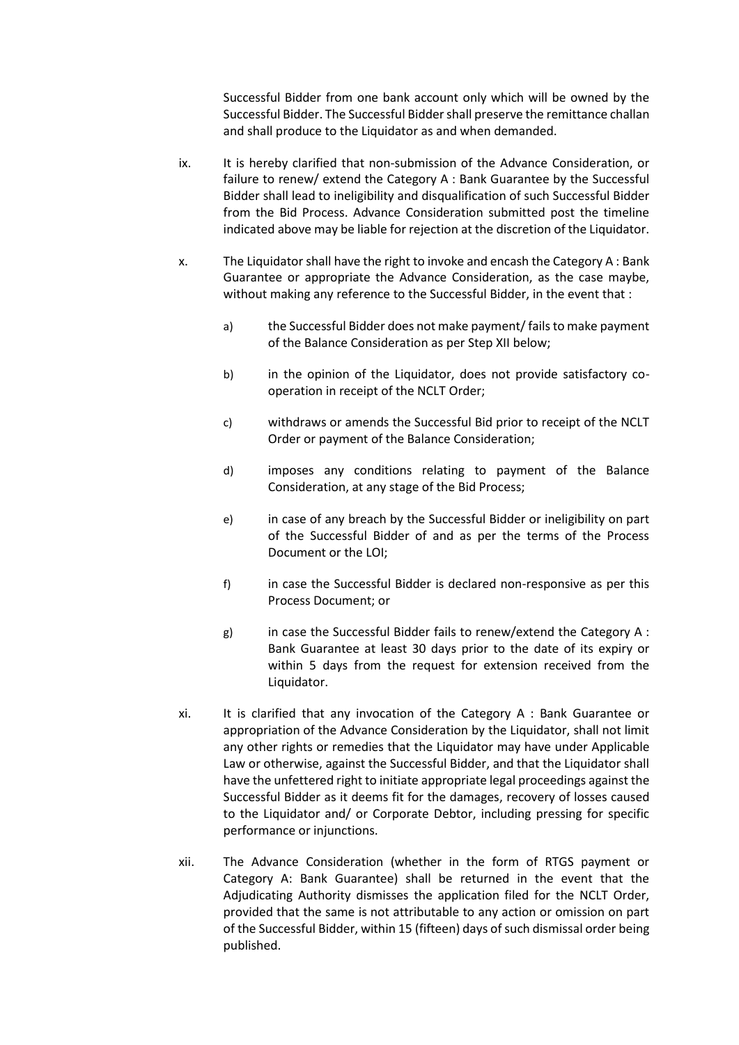Successful Bidder from one bank account only which will be owned by the Successful Bidder. The Successful Bidder shall preserve the remittance challan and shall produce to the Liquidator as and when demanded.

ix. It is hereby clarified that non-submission of the Advance Consideration, or failure to renew/ extend the Category A : Bank Guarantee by the Successful Bidder shall lead to ineligibility and disqualification of such Successful Bidder from the Bid Process. Advance Consideration submitted post the timeline indicated above may be liable for rejection at the discretion of the Liquidator.

x. The Liquidator shall have the right to invoke and encash the Category A : Bank Guarantee or appropriate the Advance Consideration, as the case maybe, without making any reference to the Successful Bidder, in the event that :

   a) the Successful Bidder does not make payment/ fails to make payment of the Balance Consideration as per Step XII below;

   b) in the opinion of the Liquidator, does not provide satisfactory co-operation in receipt of the NCLT Order;

   c) withdraws or amends the Successful Bid prior to receipt of the NCLT Order or payment of the Balance Consideration;

   d) imposes any conditions relating to payment of the Balance Consideration, at any stage of the Bid Process;

   e) in case of any breach by the Successful Bidder or ineligibility on part of the Successful Bidder of and as per the terms of the Process Document or the LOI;

   f) in case the Successful Bidder is declared non-responsive as per this Process Document; or

   g) in case the Successful Bidder fails to renew/extend the Category A : Bank Guarantee at least 30 days prior to the date of its expiry or within 5 days from the request for extension received from the Liquidator.

xi. It is clarified that any invocation of the Category A : Bank Guarantee or appropriation of the Advance Consideration by the Liquidator, shall not limit any other rights or remedies that the Liquidator may have under Applicable Law or otherwise, against the Successful Bidder, and that the Liquidator shall have the unfettered right to initiate appropriate legal proceedings against the Successful Bidder as it deems fit for the damages, recovery of losses caused to the Liquidator and/ or Corporate Debtor, including pressing for specific performance or injunctions.

xii. The Advance Consideration (whether in the form of RTGS payment or Category A: Bank Guarantee) shall be returned in the event that the Adjudicating Authority dismisses the application filed for the NCLT Order, provided that the same is not attributable to any action or omission on part of the Successful Bidder, within 15 (fifteen) days of such dismissal order being published.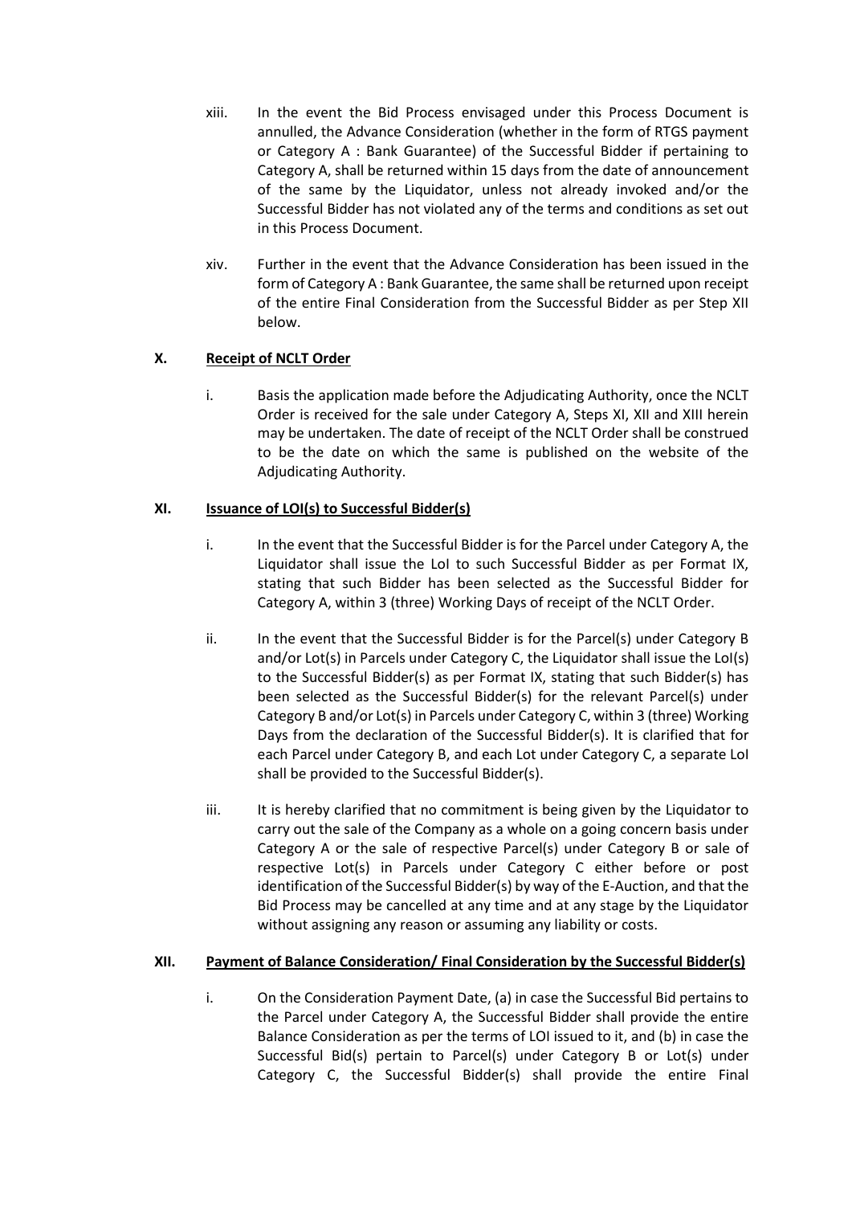xiii. In the event the Bid Process envisaged under this Process Document is annulled, the Advance Consideration (whether in the form of RTGS payment or Category A : Bank Guarantee) of the Successful Bidder if pertaining to Category A, shall be returned within 15 days from the date of announcement of the same by the Liquidator, unless not already invoked and/or the Successful Bidder has not violated any of the terms and conditions as set out in this Process Document.

xiv. Further in the event that the Advance Consideration has been issued in the form of Category A : Bank Guarantee, the same shall be returned upon receipt of the entire Final Consideration from the Successful Bidder as per Step XII below.

**X. Receipt of NCLT Order**

i. Basis the application made before the Adjudicating Authority, once the NCLT Order is received for the sale under Category A, Steps XI, XII and XIII herein may be undertaken. The date of receipt of the NCLT Order shall be construed to be the date on which the same is published on the website of the Adjudicating Authority.

**XI. Issuance of LOI(s) to Successful Bidder(s)**

i. In the event that the Successful Bidder is for the Parcel under Category A, the Liquidator shall issue the LoI to such Successful Bidder as per Format IX, stating that such Bidder has been selected as the Successful Bidder for Category A, within 3 (three) Working Days of receipt of the NCLT Order.

ii. In the event that the Successful Bidder is for the Parcel(s) under Category B and/or Lot(s) in Parcels under Category C, the Liquidator shall issue the LoI(s) to the Successful Bidder(s) as per Format IX, stating that such Bidder(s) has been selected as the Successful Bidder(s) for the relevant Parcel(s) under Category B and/or Lot(s) in Parcels under Category C, within 3 (three) Working Days from the declaration of the Successful Bidder(s). It is clarified that for each Parcel under Category B, and each Lot under Category C, a separate LoI shall be provided to the Successful Bidder(s).

iii. It is hereby clarified that no commitment is being given by the Liquidator to carry out the sale of the Company as a whole on a going concern basis under Category A or the sale of respective Parcel(s) under Category B or sale of respective Lot(s) in Parcels under Category C either before or post identification of the Successful Bidder(s) by way of the E-Auction, and that the Bid Process may be cancelled at any time and at any stage by the Liquidator without assigning any reason or assuming any liability or costs.

**XII. Payment of Balance Consideration/ Final Consideration by the Successful Bidder(s)**

i. On the Consideration Payment Date, (a) in case the Successful Bid pertains to the Parcel under Category A, the Successful Bidder shall provide the entire Balance Consideration as per the terms of LOI issued to it, and (b) in case the Successful Bid(s) pertain to Parcel(s) under Category B or Lot(s) under Category C, the Successful Bidder(s) shall provide the entire Final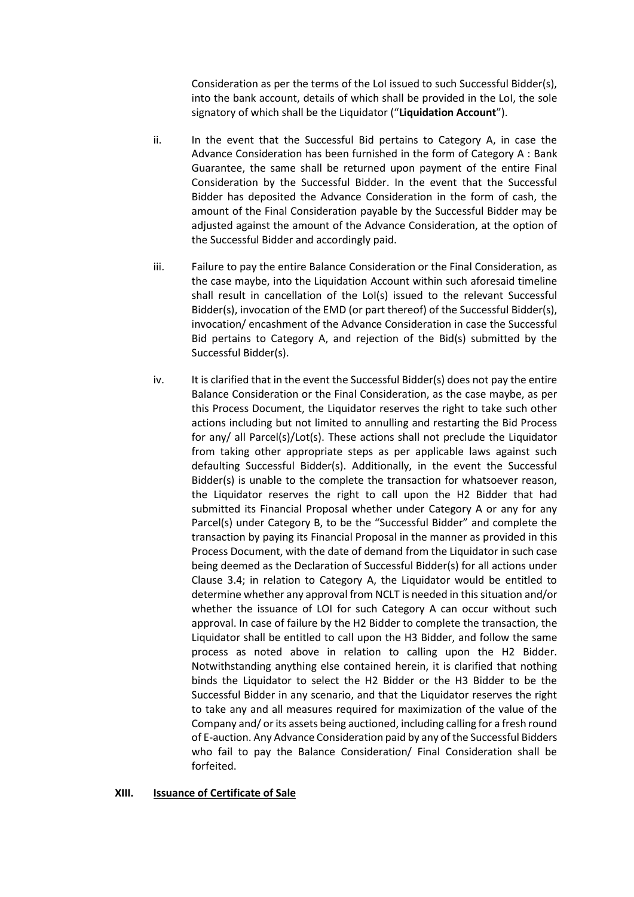Consideration as per the terms of the LoI issued to such Successful Bidder(s), into the bank account, details of which shall be provided in the LoI, the sole signatory of which shall be the Liquidator ("**Liquidation Account**").

ii. In the event that the Successful Bid pertains to Category A, in case the Advance Consideration has been furnished in the form of Category A : Bank Guarantee, the same shall be returned upon payment of the entire Final Consideration by the Successful Bidder. In the event that the Successful Bidder has deposited the Advance Consideration in the form of cash, the amount of the Final Consideration payable by the Successful Bidder may be adjusted against the amount of the Advance Consideration, at the option of the Successful Bidder and accordingly paid.

iii. Failure to pay the entire Balance Consideration or the Final Consideration, as the case maybe, into the Liquidation Account within such aforesaid timeline shall result in cancellation of the LoI(s) issued to the relevant Successful Bidder(s), invocation of the EMD (or part thereof) of the Successful Bidder(s), invocation/ encashment of the Advance Consideration in case the Successful Bid pertains to Category A, and rejection of the Bid(s) submitted by the Successful Bidder(s).

iv. It is clarified that in the event the Successful Bidder(s) does not pay the entire Balance Consideration or the Final Consideration, as the case maybe, as per this Process Document, the Liquidator reserves the right to take such other actions including but not limited to annulling and restarting the Bid Process for any/ all Parcel(s)/Lot(s). These actions shall not preclude the Liquidator from taking other appropriate steps as per applicable laws against such defaulting Successful Bidder(s). Additionally, in the event the Successful Bidder(s) is unable to the complete the transaction for whatsoever reason, the Liquidator reserves the right to call upon the H2 Bidder that had submitted its Financial Proposal whether under Category A or any for any Parcel(s) under Category B, to be the "Successful Bidder" and complete the transaction by paying its Financial Proposal in the manner as provided in this Process Document, with the date of demand from the Liquidator in such case being deemed as the Declaration of Successful Bidder(s) for all actions under Clause 3.4; in relation to Category A, the Liquidator would be entitled to determine whether any approval from NCLT is needed in this situation and/or whether the issuance of LOI for such Category A can occur without such approval. In case of failure by the H2 Bidder to complete the transaction, the Liquidator shall be entitled to call upon the H3 Bidder, and follow the same process as noted above in relation to calling upon the H2 Bidder. Notwithstanding anything else contained herein, it is clarified that nothing binds the Liquidator to select the H2 Bidder or the H3 Bidder to be the Successful Bidder in any scenario, and that the Liquidator reserves the right to take any and all measures required for maximization of the value of the Company and/ or its assets being auctioned, including calling for a fresh round of E-auction. Any Advance Consideration paid by any of the Successful Bidders who fail to pay the Balance Consideration/ Final Consideration shall be forfeited.

**XIII. <u>Issuance of Certificate of Sale</u>**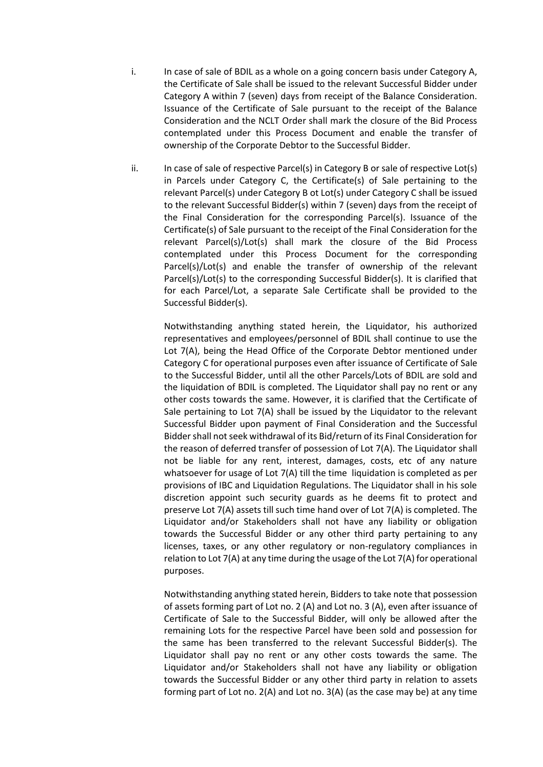i. In case of sale of BDIL as a whole on a going concern basis under Category A, the Certificate of Sale shall be issued to the relevant Successful Bidder under Category A within 7 (seven) days from receipt of the Balance Consideration. Issuance of the Certificate of Sale pursuant to the receipt of the Balance Consideration and the NCLT Order shall mark the closure of the Bid Process contemplated under this Process Document and enable the transfer of ownership of the Corporate Debtor to the Successful Bidder.

ii. In case of sale of respective Parcel(s) in Category B or sale of respective Lot(s) in Parcels under Category C, the Certificate(s) of Sale pertaining to the relevant Parcel(s) under Category B ot Lot(s) under Category C shall be issued to the relevant Successful Bidder(s) within 7 (seven) days from the receipt of the Final Consideration for the corresponding Parcel(s). Issuance of the Certificate(s) of Sale pursuant to the receipt of the Final Consideration for the relevant Parcel(s)/Lot(s) shall mark the closure of the Bid Process contemplated under this Process Document for the corresponding Parcel(s)/Lot(s) and enable the transfer of ownership of the relevant Parcel(s)/Lot(s) to the corresponding Successful Bidder(s). It is clarified that for each Parcel/Lot, a separate Sale Certificate shall be provided to the Successful Bidder(s).

Notwithstanding anything stated herein, the Liquidator, his authorized representatives and employees/personnel of BDIL shall continue to use the Lot 7(A), being the Head Office of the Corporate Debtor mentioned under Category C for operational purposes even after issuance of Certificate of Sale to the Successful Bidder, until all the other Parcels/Lots of BDIL are sold and the liquidation of BDIL is completed. The Liquidator shall pay no rent or any other costs towards the same. However, it is clarified that the Certificate of Sale pertaining to Lot 7(A) shall be issued by the Liquidator to the relevant Successful Bidder upon payment of Final Consideration and the Successful Bidder shall not seek withdrawal of its Bid/return of its Final Consideration for the reason of deferred transfer of possession of Lot 7(A). The Liquidator shall not be liable for any rent, interest, damages, costs, etc of any nature whatsoever for usage of Lot 7(A) till the time liquidation is completed as per provisions of IBC and Liquidation Regulations. The Liquidator shall in his sole discretion appoint such security guards as he deems fit to protect and preserve Lot 7(A) assets till such time hand over of Lot 7(A) is completed. The Liquidator and/or Stakeholders shall not have any liability or obligation towards the Successful Bidder or any other third party pertaining to any licenses, taxes, or any other regulatory or non-regulatory compliances in relation to Lot 7(A) at any time during the usage of the Lot 7(A) for operational purposes.

Notwithstanding anything stated herein, Bidders to take note that possession of assets forming part of Lot no. 2 (A) and Lot no. 3 (A), even after issuance of Certificate of Sale to the Successful Bidder, will only be allowed after the remaining Lots for the respective Parcel have been sold and possession for the same has been transferred to the relevant Successful Bidder(s). The Liquidator shall pay no rent or any other costs towards the same. The Liquidator and/or Stakeholders shall not have any liability or obligation towards the Successful Bidder or any other third party in relation to assets forming part of Lot no. 2(A) and Lot no. 3(A) (as the case may be) at any time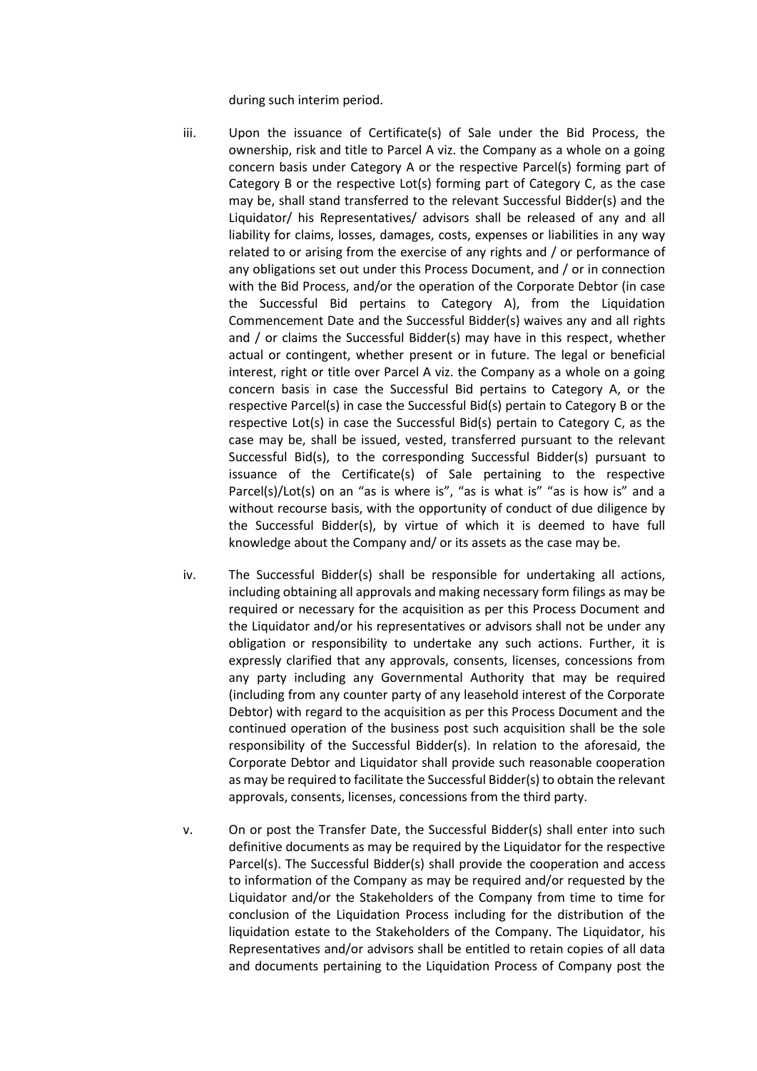during such interim period.

iii. Upon the issuance of Certificate(s) of Sale under the Bid Process, the ownership, risk and title to Parcel A viz. the Company as a whole on a going concern basis under Category A or the respective Parcel(s) forming part of Category B or the respective Lot(s) forming part of Category C, as the case may be, shall stand transferred to the relevant Successful Bidder(s) and the Liquidator/ his Representatives/ advisors shall be released of any and all liability for claims, losses, damages, costs, expenses or liabilities in any way related to or arising from the exercise of any rights and / or performance of any obligations set out under this Process Document, and / or in connection with the Bid Process, and/or the operation of the Corporate Debtor (in case the Successful Bid pertains to Category A), from the Liquidation Commencement Date and the Successful Bidder(s) waives any and all rights and / or claims the Successful Bidder(s) may have in this respect, whether actual or contingent, whether present or in future. The legal or beneficial interest, right or title over Parcel A viz. the Company as a whole on a going concern basis in case the Successful Bid pertains to Category A, or the respective Parcel(s) in case the Successful Bid(s) pertain to Category B or the respective Lot(s) in case the Successful Bid(s) pertain to Category C, as the case may be, shall be issued, vested, transferred pursuant to the relevant Successful Bid(s), to the corresponding Successful Bidder(s) pursuant to issuance of the Certificate(s) of Sale pertaining to the respective Parcel(s)/Lot(s) on an "as is where is", "as is what is" "as is how is" and a without recourse basis, with the opportunity of conduct of due diligence by the Successful Bidder(s), by virtue of which it is deemed to have full knowledge about the Company and/ or its assets as the case may be.

iv. The Successful Bidder(s) shall be responsible for undertaking all actions, including obtaining all approvals and making necessary form filings as may be required or necessary for the acquisition as per this Process Document and the Liquidator and/or his representatives or advisors shall not be under any obligation or responsibility to undertake any such actions. Further, it is expressly clarified that any approvals, consents, licenses, concessions from any party including any Governmental Authority that may be required (including from any counter party of any leasehold interest of the Corporate Debtor) with regard to the acquisition as per this Process Document and the continued operation of the business post such acquisition shall be the sole responsibility of the Successful Bidder(s). In relation to the aforesaid, the Corporate Debtor and Liquidator shall provide such reasonable cooperation as may be required to facilitate the Successful Bidder(s) to obtain the relevant approvals, consents, licenses, concessions from the third party.

v. On or post the Transfer Date, the Successful Bidder(s) shall enter into such definitive documents as may be required by the Liquidator for the respective Parcel(s). The Successful Bidder(s) shall provide the cooperation and access to information of the Company as may be required and/or requested by the Liquidator and/or the Stakeholders of the Company from time to time for conclusion of the Liquidation Process including for the distribution of the liquidation estate to the Stakeholders of the Company. The Liquidator, his Representatives and/or advisors shall be entitled to retain copies of all data and documents pertaining to the Liquidation Process of Company post the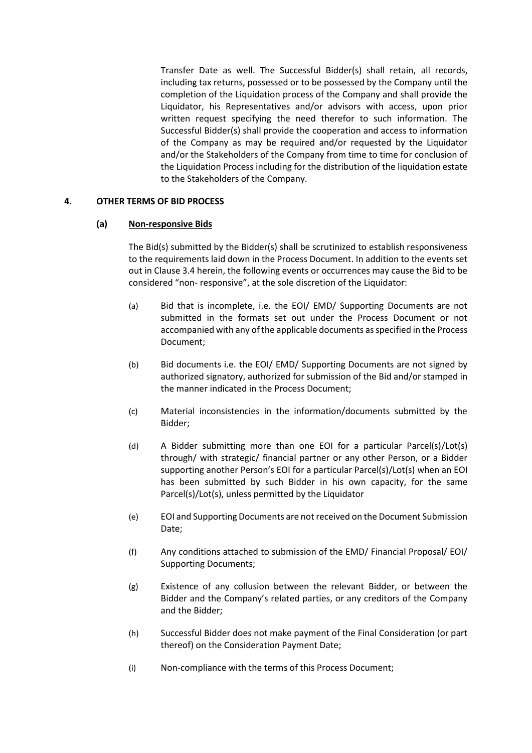Transfer Date as well. The Successful Bidder(s) shall retain, all records, including tax returns, possessed or to be possessed by the Company until the completion of the Liquidation process of the Company and shall provide the Liquidator, his Representatives and/or advisors with access, upon prior written request specifying the need therefor to such information. The Successful Bidder(s) shall provide the cooperation and access to information of the Company as may be required and/or requested by the Liquidator and/or the Stakeholders of the Company from time to time for conclusion of the Liquidation Process including for the distribution of the liquidation estate to the Stakeholders of the Company.

## 4. OTHER TERMS OF BID PROCESS

### (a) Non-responsive Bids

The Bid(s) submitted by the Bidder(s) shall be scrutinized to establish responsiveness to the requirements laid down in the Process Document. In addition to the events set out in Clause 3.4 herein, the following events or occurrences may cause the Bid to be considered "non- responsive", at the sole discretion of the Liquidator:

(a) Bid that is incomplete, i.e. the EOI/ EMD/ Supporting Documents are not submitted in the formats set out under the Process Document or not accompanied with any of the applicable documents as specified in the Process Document;

(b) Bid documents i.e. the EOI/ EMD/ Supporting Documents are not signed by authorized signatory, authorized for submission of the Bid and/or stamped in the manner indicated in the Process Document;

(c) Material inconsistencies in the information/documents submitted by the Bidder;

(d) A Bidder submitting more than one EOI for a particular Parcel(s)/Lot(s) through/ with strategic/ financial partner or any other Person, or a Bidder supporting another Person's EOI for a particular Parcel(s)/Lot(s) when an EOI has been submitted by such Bidder in his own capacity, for the same Parcel(s)/Lot(s), unless permitted by the Liquidator

(e) EOI and Supporting Documents are not received on the Document Submission Date;

(f) Any conditions attached to submission of the EMD/ Financial Proposal/ EOI/ Supporting Documents;

(g) Existence of any collusion between the relevant Bidder, or between the Bidder and the Company's related parties, or any creditors of the Company and the Bidder;

(h) Successful Bidder does not make payment of the Final Consideration (or part thereof) on the Consideration Payment Date;

(i) Non-compliance with the terms of this Process Document;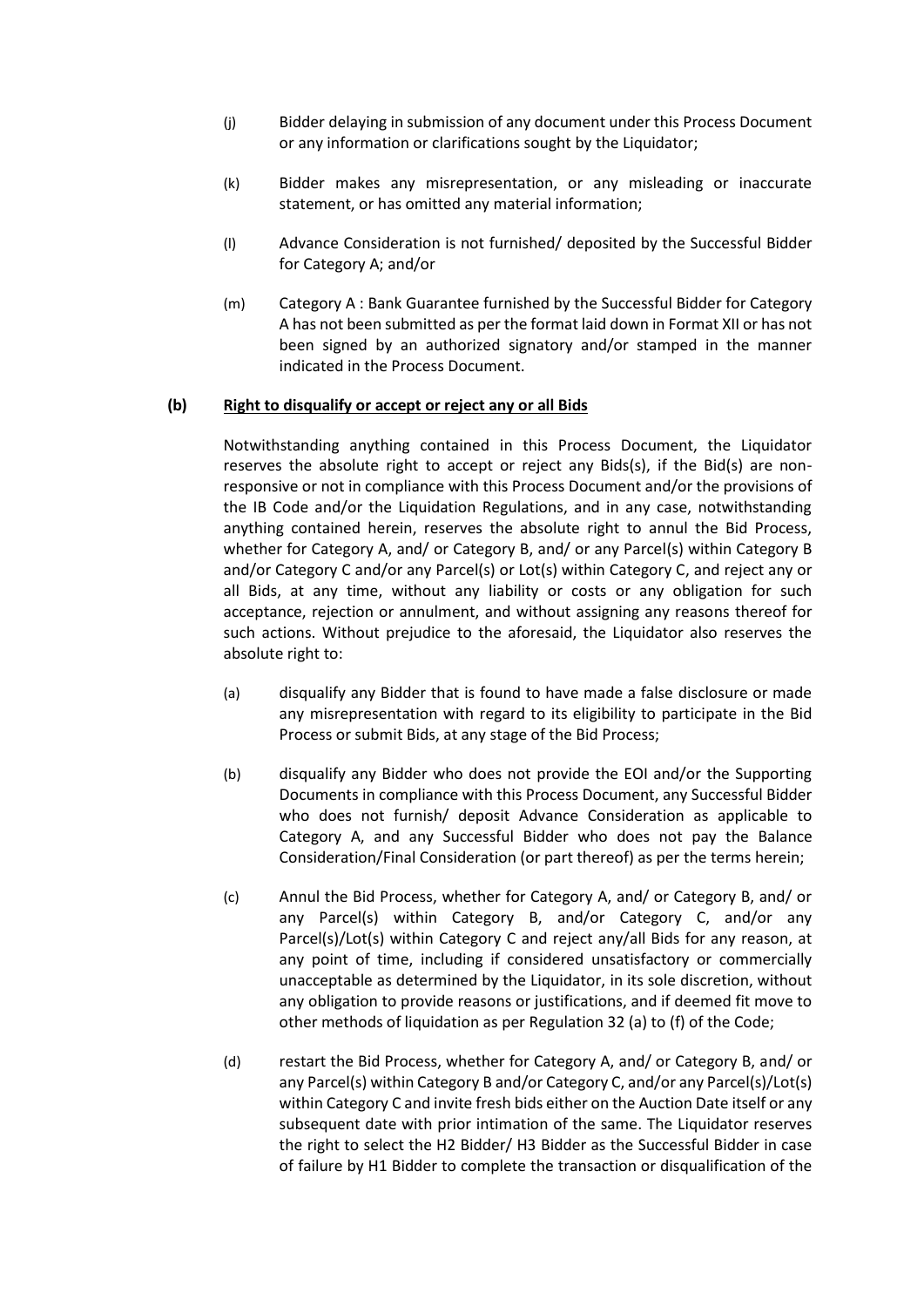(j) Bidder delaying in submission of any document under this Process Document or any information or clarifications sought by the Liquidator;

(k) Bidder makes any misrepresentation, or any misleading or inaccurate statement, or has omitted any material information;

(l) Advance Consideration is not furnished/ deposited by the Successful Bidder for Category A; and/or

(m) Category A : Bank Guarantee furnished by the Successful Bidder for Category A has not been submitted as per the format laid down in Format XII or has not been signed by an authorized signatory and/or stamped in the manner indicated in the Process Document.

**(b) <u>Right to disqualify or accept or reject any or all Bids</u>**

Notwithstanding anything contained in this Process Document, the Liquidator reserves the absolute right to accept or reject any Bids(s), if the Bid(s) are non-responsive or not in compliance with this Process Document and/or the provisions of the IB Code and/or the Liquidation Regulations, and in any case, notwithstanding anything contained herein, reserves the absolute right to annul the Bid Process, whether for Category A, and/ or Category B, and/ or any Parcel(s) within Category B and/or Category C and/or any Parcel(s) or Lot(s) within Category C, and reject any or all Bids, at any time, without any liability or costs or any obligation for such acceptance, rejection or annulment, and without assigning any reasons thereof for such actions. Without prejudice to the aforesaid, the Liquidator also reserves the absolute right to:

(a) disqualify any Bidder that is found to have made a false disclosure or made any misrepresentation with regard to its eligibility to participate in the Bid Process or submit Bids, at any stage of the Bid Process;

(b) disqualify any Bidder who does not provide the EOI and/or the Supporting Documents in compliance with this Process Document, any Successful Bidder who does not furnish/ deposit Advance Consideration as applicable to Category A, and any Successful Bidder who does not pay the Balance Consideration/Final Consideration (or part thereof) as per the terms herein;

(c) Annul the Bid Process, whether for Category A, and/ or Category B, and/ or any Parcel(s) within Category B, and/or Category C, and/or any Parcel(s)/Lot(s) within Category C and reject any/all Bids for any reason, at any point of time, including if considered unsatisfactory or commercially unacceptable as determined by the Liquidator, in its sole discretion, without any obligation to provide reasons or justifications, and if deemed fit move to other methods of liquidation as per Regulation 32 (a) to (f) of the Code;

(d) restart the Bid Process, whether for Category A, and/ or Category B, and/ or any Parcel(s) within Category B and/or Category C, and/or any Parcel(s)/Lot(s) within Category C and invite fresh bids either on the Auction Date itself or any subsequent date with prior intimation of the same. The Liquidator reserves the right to select the H2 Bidder/ H3 Bidder as the Successful Bidder in case of failure by H1 Bidder to complete the transaction or disqualification of the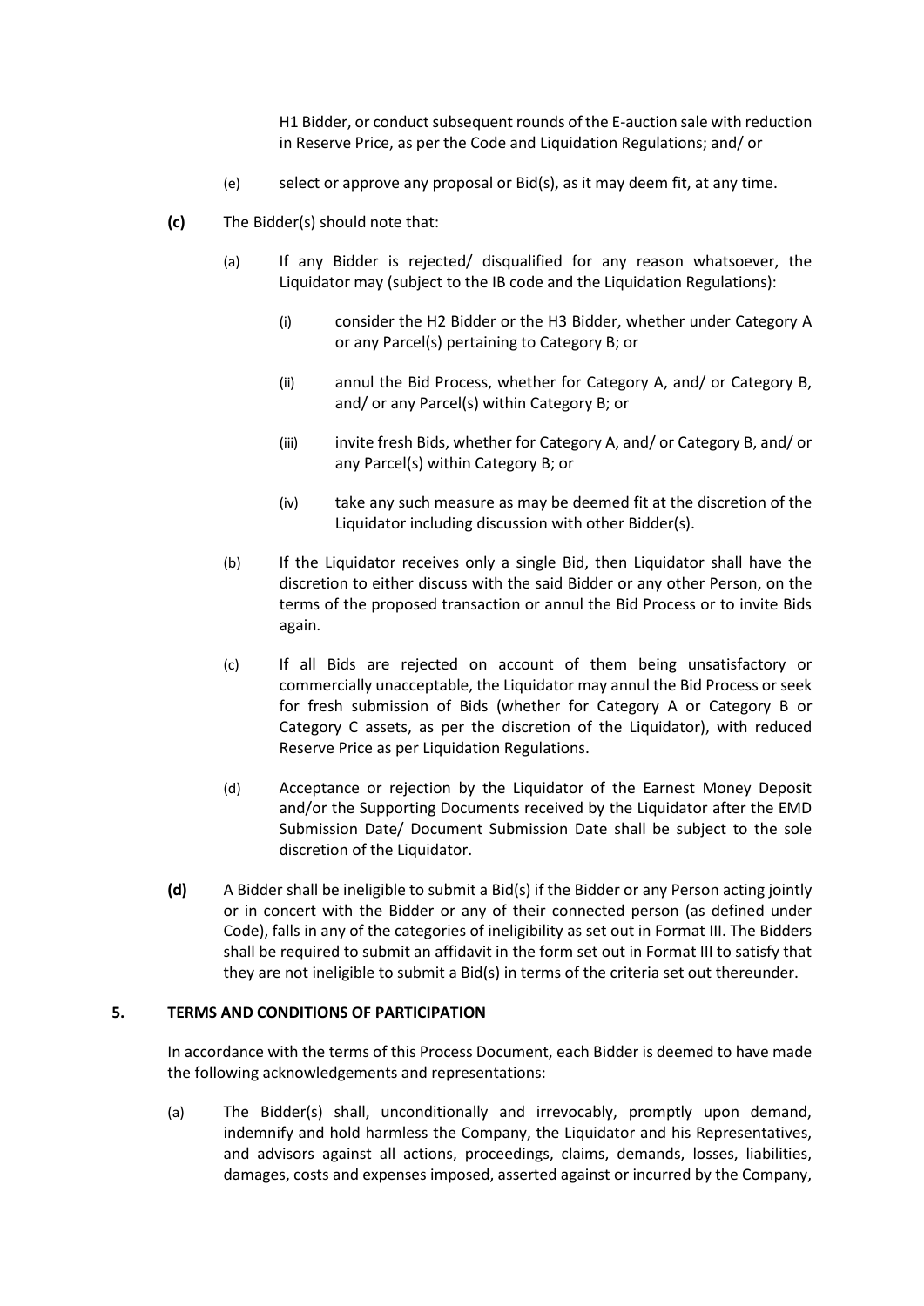H1 Bidder, or conduct subsequent rounds of the E-auction sale with reduction in Reserve Price, as per the Code and Liquidation Regulations; and/ or

(e) select or approve any proposal or Bid(s), as it may deem fit, at any time.

**(c)** The Bidder(s) should note that:

(a) If any Bidder is rejected/ disqualified for any reason whatsoever, the Liquidator may (subject to the IB code and the Liquidation Regulations):

(i) consider the H2 Bidder or the H3 Bidder, whether under Category A or any Parcel(s) pertaining to Category B; or

(ii) annul the Bid Process, whether for Category A, and/ or Category B, and/ or any Parcel(s) within Category B; or

(iii) invite fresh Bids, whether for Category A, and/ or Category B, and/ or any Parcel(s) within Category B; or

(iv) take any such measure as may be deemed fit at the discretion of the Liquidator including discussion with other Bidder(s).

(b) If the Liquidator receives only a single Bid, then Liquidator shall have the discretion to either discuss with the said Bidder or any other Person, on the terms of the proposed transaction or annul the Bid Process or to invite Bids again.

(c) If all Bids are rejected on account of them being unsatisfactory or commercially unacceptable, the Liquidator may annul the Bid Process or seek for fresh submission of Bids (whether for Category A or Category B or Category C assets, as per the discretion of the Liquidator), with reduced Reserve Price as per Liquidation Regulations.

(d) Acceptance or rejection by the Liquidator of the Earnest Money Deposit and/or the Supporting Documents received by the Liquidator after the EMD Submission Date/ Document Submission Date shall be subject to the sole discretion of the Liquidator.

**(d)** A Bidder shall be ineligible to submit a Bid(s) if the Bidder or any Person acting jointly or in concert with the Bidder or any of their connected person (as defined under Code), falls in any of the categories of ineligibility as set out in Format III. The Bidders shall be required to submit an affidavit in the form set out in Format III to satisfy that they are not ineligible to submit a Bid(s) in terms of the criteria set out thereunder.

## 5. TERMS AND CONDITIONS OF PARTICIPATION

In accordance with the terms of this Process Document, each Bidder is deemed to have made the following acknowledgements and representations:

(a) The Bidder(s) shall, unconditionally and irrevocably, promptly upon demand, indemnify and hold harmless the Company, the Liquidator and his Representatives, and advisors against all actions, proceedings, claims, demands, losses, liabilities, damages, costs and expenses imposed, asserted against or incurred by the Company,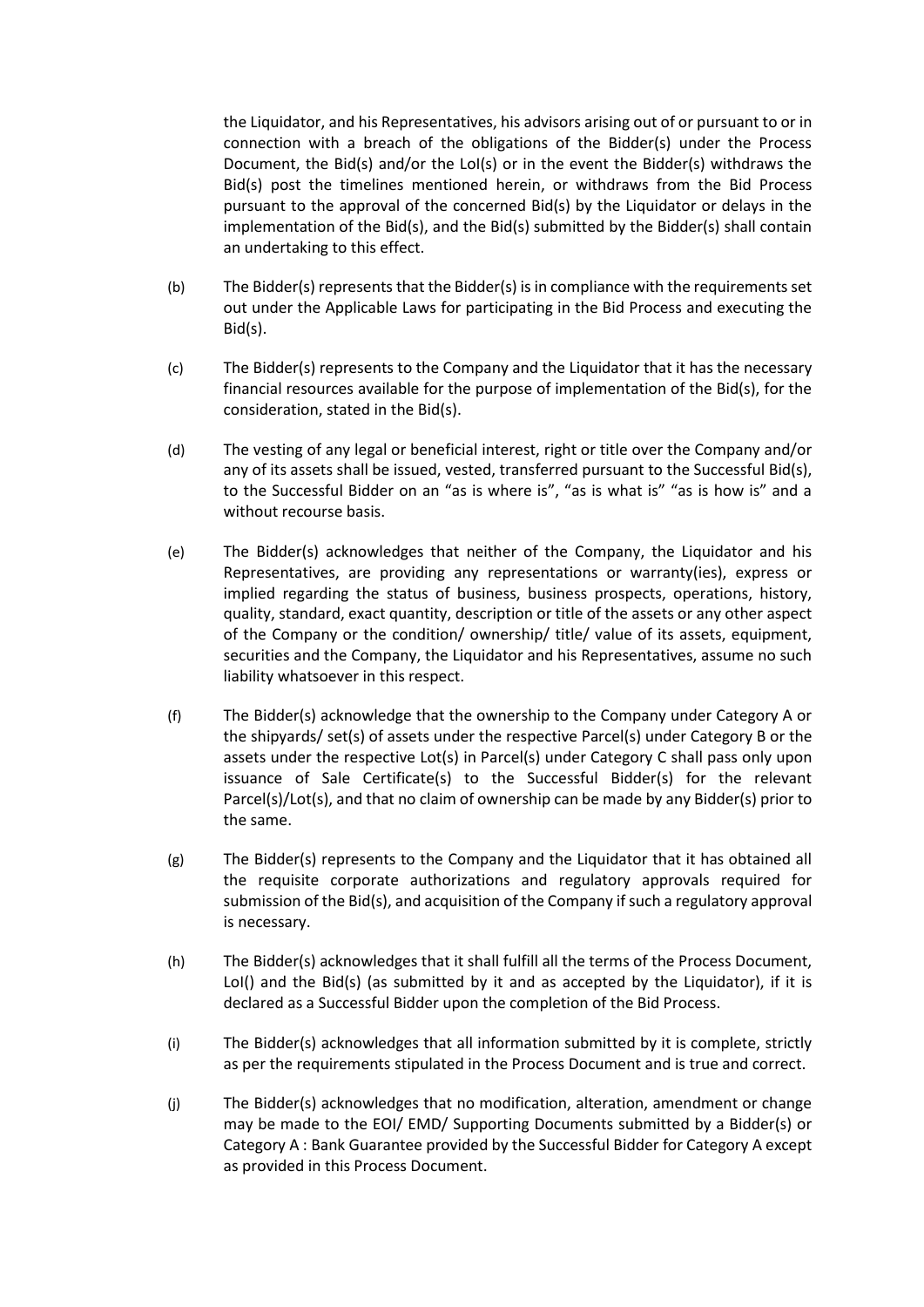the Liquidator, and his Representatives, his advisors arising out of or pursuant to or in connection with a breach of the obligations of the Bidder(s) under the Process Document, the Bid(s) and/or the LoI(s) or in the event the Bidder(s) withdraws the Bid(s) post the timelines mentioned herein, or withdraws from the Bid Process pursuant to the approval of the concerned Bid(s) by the Liquidator or delays in the implementation of the Bid(s), and the Bid(s) submitted by the Bidder(s) shall contain an undertaking to this effect.

(b) The Bidder(s) represents that the Bidder(s) is in compliance with the requirements set out under the Applicable Laws for participating in the Bid Process and executing the Bid(s).

(c) The Bidder(s) represents to the Company and the Liquidator that it has the necessary financial resources available for the purpose of implementation of the Bid(s), for the consideration, stated in the Bid(s).

(d) The vesting of any legal or beneficial interest, right or title over the Company and/or any of its assets shall be issued, vested, transferred pursuant to the Successful Bid(s), to the Successful Bidder on an "as is where is", "as is what is" "as is how is" and a without recourse basis.

(e) The Bidder(s) acknowledges that neither of the Company, the Liquidator and his Representatives, are providing any representations or warranty(ies), express or implied regarding the status of business, business prospects, operations, history, quality, standard, exact quantity, description or title of the assets or any other aspect of the Company or the condition/ ownership/ title/ value of its assets, equipment, securities and the Company, the Liquidator and his Representatives, assume no such liability whatsoever in this respect.

(f) The Bidder(s) acknowledge that the ownership to the Company under Category A or the shipyards/ set(s) of assets under the respective Parcel(s) under Category B or the assets under the respective Lot(s) in Parcel(s) under Category C shall pass only upon issuance of Sale Certificate(s) to the Successful Bidder(s) for the relevant Parcel(s)/Lot(s), and that no claim of ownership can be made by any Bidder(s) prior to the same.

(g) The Bidder(s) represents to the Company and the Liquidator that it has obtained all the requisite corporate authorizations and regulatory approvals required for submission of the Bid(s), and acquisition of the Company if such a regulatory approval is necessary.

(h) The Bidder(s) acknowledges that it shall fulfill all the terms of the Process Document, LoI() and the Bid(s) (as submitted by it and as accepted by the Liquidator), if it is declared as a Successful Bidder upon the completion of the Bid Process.

(i) The Bidder(s) acknowledges that all information submitted by it is complete, strictly as per the requirements stipulated in the Process Document and is true and correct.

(j) The Bidder(s) acknowledges that no modification, alteration, amendment or change may be made to the EOI/ EMD/ Supporting Documents submitted by a Bidder(s) or Category A : Bank Guarantee provided by the Successful Bidder for Category A except as provided in this Process Document.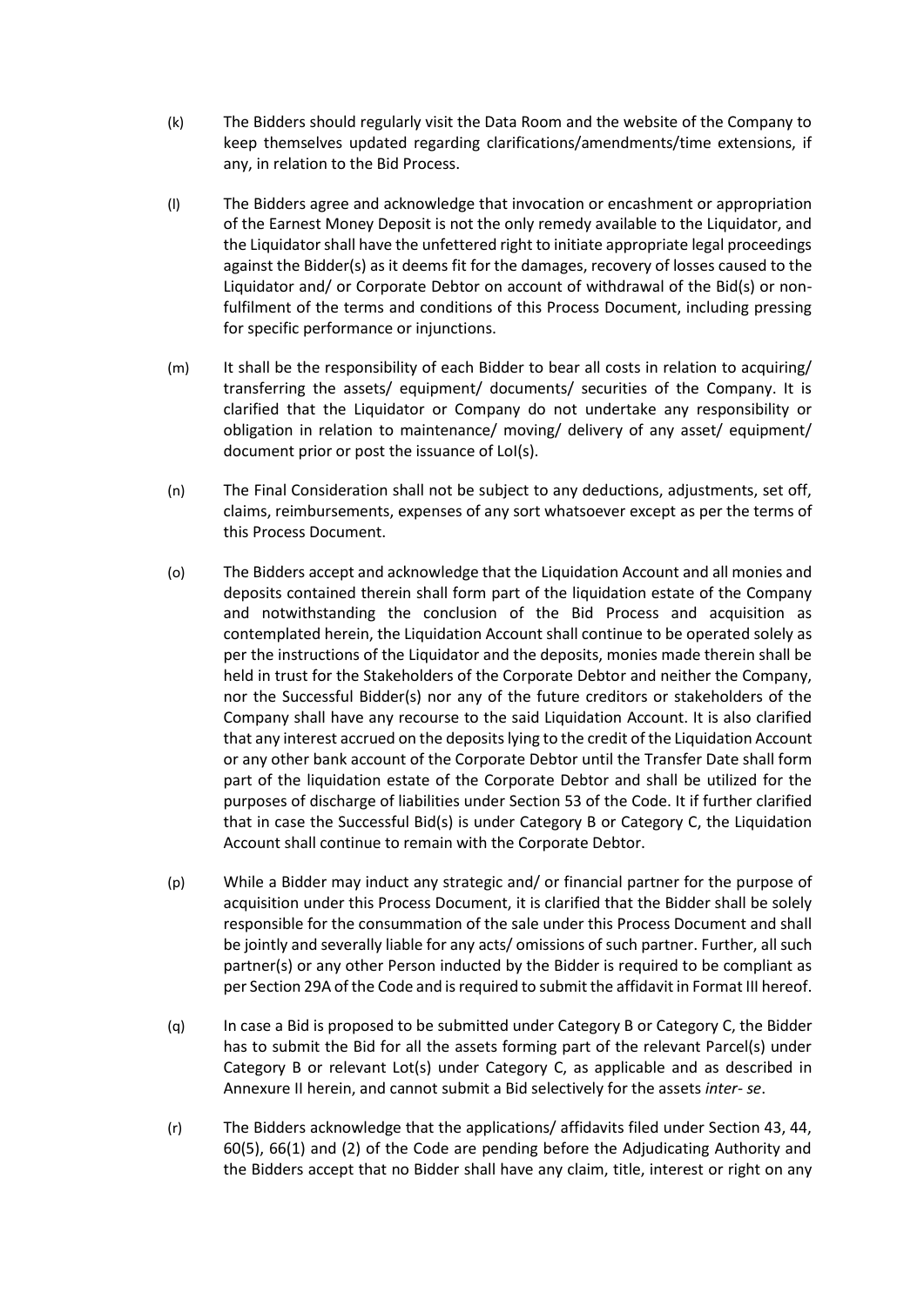(k) The Bidders should regularly visit the Data Room and the website of the Company to keep themselves updated regarding clarifications/amendments/time extensions, if any, in relation to the Bid Process.

(l) The Bidders agree and acknowledge that invocation or encashment or appropriation of the Earnest Money Deposit is not the only remedy available to the Liquidator, and the Liquidator shall have the unfettered right to initiate appropriate legal proceedings against the Bidder(s) as it deems fit for the damages, recovery of losses caused to the Liquidator and/ or Corporate Debtor on account of withdrawal of the Bid(s) or non-fulfilment of the terms and conditions of this Process Document, including pressing for specific performance or injunctions.

(m) It shall be the responsibility of each Bidder to bear all costs in relation to acquiring/ transferring the assets/ equipment/ documents/ securities of the Company. It is clarified that the Liquidator or Company do not undertake any responsibility or obligation in relation to maintenance/ moving/ delivery of any asset/ equipment/ document prior or post the issuance of LoI(s).

(n) The Final Consideration shall not be subject to any deductions, adjustments, set off, claims, reimbursements, expenses of any sort whatsoever except as per the terms of this Process Document.

(o) The Bidders accept and acknowledge that the Liquidation Account and all monies and deposits contained therein shall form part of the liquidation estate of the Company and notwithstanding the conclusion of the Bid Process and acquisition as contemplated herein, the Liquidation Account shall continue to be operated solely as per the instructions of the Liquidator and the deposits, monies made therein shall be held in trust for the Stakeholders of the Corporate Debtor and neither the Company, nor the Successful Bidder(s) nor any of the future creditors or stakeholders of the Company shall have any recourse to the said Liquidation Account. It is also clarified that any interest accrued on the deposits lying to the credit of the Liquidation Account or any other bank account of the Corporate Debtor until the Transfer Date shall form part of the liquidation estate of the Corporate Debtor and shall be utilized for the purposes of discharge of liabilities under Section 53 of the Code. It if further clarified that in case the Successful Bid(s) is under Category B or Category C, the Liquidation Account shall continue to remain with the Corporate Debtor.

(p) While a Bidder may induct any strategic and/ or financial partner for the purpose of acquisition under this Process Document, it is clarified that the Bidder shall be solely responsible for the consummation of the sale under this Process Document and shall be jointly and severally liable for any acts/ omissions of such partner. Further, all such partner(s) or any other Person inducted by the Bidder is required to be compliant as per Section 29A of the Code and is required to submit the affidavit in Format III hereof.

(q) In case a Bid is proposed to be submitted under Category B or Category C, the Bidder has to submit the Bid for all the assets forming part of the relevant Parcel(s) under Category B or relevant Lot(s) under Category C, as applicable and as described in Annexure II herein, and cannot submit a Bid selectively for the assets *inter- se*.

(r) The Bidders acknowledge that the applications/ affidavits filed under Section 43, 44, 60(5), 66(1) and (2) of the Code are pending before the Adjudicating Authority and the Bidders accept that no Bidder shall have any claim, title, interest or right on any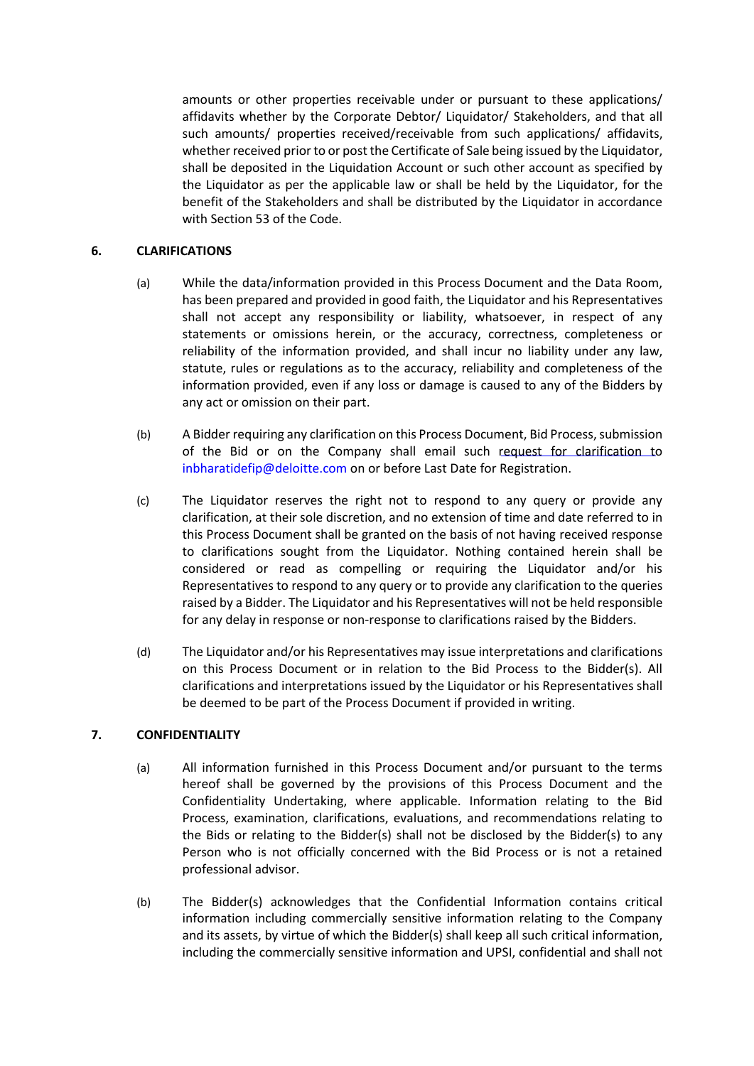amounts or other properties receivable under or pursuant to these applications/ affidavits whether by the Corporate Debtor/ Liquidator/ Stakeholders, and that all such amounts/ properties received/receivable from such applications/ affidavits, whether received prior to or post the Certificate of Sale being issued by the Liquidator, shall be deposited in the Liquidation Account or such other account as specified by the Liquidator as per the applicable law or shall be held by the Liquidator, for the benefit of the Stakeholders and shall be distributed by the Liquidator in accordance with Section 53 of the Code.

## 6. CLARIFICATIONS

(a) While the data/information provided in this Process Document and the Data Room, has been prepared and provided in good faith, the Liquidator and his Representatives shall not accept any responsibility or liability, whatsoever, in respect of any statements or omissions herein, or the accuracy, correctness, completeness or reliability of the information provided, and shall incur no liability under any law, statute, rules or regulations as to the accuracy, reliability and completeness of the information provided, even if any loss or damage is caused to any of the Bidders by any act or omission on their part.

(b) A Bidder requiring any clarification on this Process Document, Bid Process, submission of the Bid or on the Company shall email such request for clarification to inbharatidefip@deloitte.com on or before Last Date for Registration.

(c) The Liquidator reserves the right not to respond to any query or provide any clarification, at their sole discretion, and no extension of time and date referred to in this Process Document shall be granted on the basis of not having received response to clarifications sought from the Liquidator. Nothing contained herein shall be considered or read as compelling or requiring the Liquidator and/or his Representatives to respond to any query or to provide any clarification to the queries raised by a Bidder. The Liquidator and his Representatives will not be held responsible for any delay in response or non-response to clarifications raised by the Bidders.

(d) The Liquidator and/or his Representatives may issue interpretations and clarifications on this Process Document or in relation to the Bid Process to the Bidder(s). All clarifications and interpretations issued by the Liquidator or his Representatives shall be deemed to be part of the Process Document if provided in writing.

## 7. CONFIDENTIALITY

(a) All information furnished in this Process Document and/or pursuant to the terms hereof shall be governed by the provisions of this Process Document and the Confidentiality Undertaking, where applicable. Information relating to the Bid Process, examination, clarifications, evaluations, and recommendations relating to the Bids or relating to the Bidder(s) shall not be disclosed by the Bidder(s) to any Person who is not officially concerned with the Bid Process or is not a retained professional advisor.

(b) The Bidder(s) acknowledges that the Confidential Information contains critical information including commercially sensitive information relating to the Company and its assets, by virtue of which the Bidder(s) shall keep all such critical information, including the commercially sensitive information and UPSI, confidential and shall not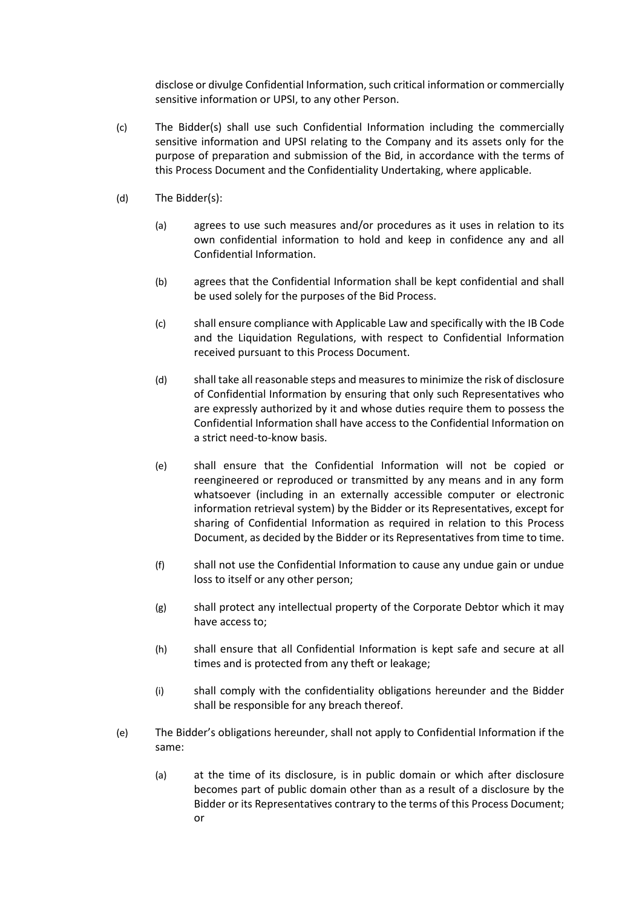disclose or divulge Confidential Information, such critical information or commercially sensitive information or UPSI, to any other Person.

(c) The Bidder(s) shall use such Confidential Information including the commercially sensitive information and UPSI relating to the Company and its assets only for the purpose of preparation and submission of the Bid, in accordance with the terms of this Process Document and the Confidentiality Undertaking, where applicable.

(d) The Bidder(s):

  (a) agrees to use such measures and/or procedures as it uses in relation to its own confidential information to hold and keep in confidence any and all Confidential Information.

  (b) agrees that the Confidential Information shall be kept confidential and shall be used solely for the purposes of the Bid Process.

  (c) shall ensure compliance with Applicable Law and specifically with the IB Code and the Liquidation Regulations, with respect to Confidential Information received pursuant to this Process Document.

  (d) shall take all reasonable steps and measures to minimize the risk of disclosure of Confidential Information by ensuring that only such Representatives who are expressly authorized by it and whose duties require them to possess the Confidential Information shall have access to the Confidential Information on a strict need-to-know basis.

  (e) shall ensure that the Confidential Information will not be copied or reengineered or reproduced or transmitted by any means and in any form whatsoever (including in an externally accessible computer or electronic information retrieval system) by the Bidder or its Representatives, except for sharing of Confidential Information as required in relation to this Process Document, as decided by the Bidder or its Representatives from time to time.

  (f) shall not use the Confidential Information to cause any undue gain or undue loss to itself or any other person;

  (g) shall protect any intellectual property of the Corporate Debtor which it may have access to;

  (h) shall ensure that all Confidential Information is kept safe and secure at all times and is protected from any theft or leakage;

  (i) shall comply with the confidentiality obligations hereunder and the Bidder shall be responsible for any breach thereof.

(e) The Bidder's obligations hereunder, shall not apply to Confidential Information if the same:

  (a) at the time of its disclosure, is in public domain or which after disclosure becomes part of public domain other than as a result of a disclosure by the Bidder or its Representatives contrary to the terms of this Process Document; or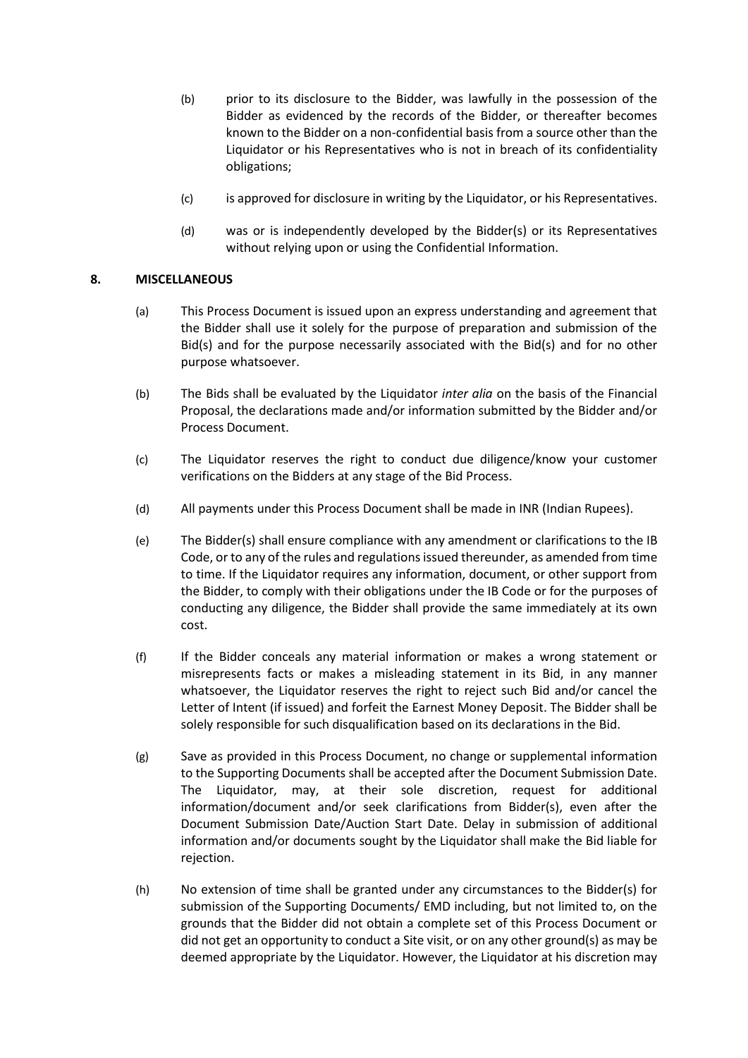(b) prior to its disclosure to the Bidder, was lawfully in the possession of the Bidder as evidenced by the records of the Bidder, or thereafter becomes known to the Bidder on a non-confidential basis from a source other than the Liquidator or his Representatives who is not in breach of its confidentiality obligations;

(c) is approved for disclosure in writing by the Liquidator, or his Representatives.

(d) was or is independently developed by the Bidder(s) or its Representatives without relying upon or using the Confidential Information.

## 8. MISCELLANEOUS

(a) This Process Document is issued upon an express understanding and agreement that the Bidder shall use it solely for the purpose of preparation and submission of the Bid(s) and for the purpose necessarily associated with the Bid(s) and for no other purpose whatsoever.

(b) The Bids shall be evaluated by the Liquidator *inter alia* on the basis of the Financial Proposal, the declarations made and/or information submitted by the Bidder and/or Process Document.

(c) The Liquidator reserves the right to conduct due diligence/know your customer verifications on the Bidders at any stage of the Bid Process.

(d) All payments under this Process Document shall be made in INR (Indian Rupees).

(e) The Bidder(s) shall ensure compliance with any amendment or clarifications to the IB Code, or to any of the rules and regulations issued thereunder, as amended from time to time. If the Liquidator requires any information, document, or other support from the Bidder, to comply with their obligations under the IB Code or for the purposes of conducting any diligence, the Bidder shall provide the same immediately at its own cost.

(f) If the Bidder conceals any material information or makes a wrong statement or misrepresents facts or makes a misleading statement in its Bid, in any manner whatsoever, the Liquidator reserves the right to reject such Bid and/or cancel the Letter of Intent (if issued) and forfeit the Earnest Money Deposit. The Bidder shall be solely responsible for such disqualification based on its declarations in the Bid.

(g) Save as provided in this Process Document, no change or supplemental information to the Supporting Documents shall be accepted after the Document Submission Date. The Liquidator, may, at their sole discretion, request for additional information/document and/or seek clarifications from Bidder(s), even after the Document Submission Date/Auction Start Date. Delay in submission of additional information and/or documents sought by the Liquidator shall make the Bid liable for rejection.

(h) No extension of time shall be granted under any circumstances to the Bidder(s) for submission of the Supporting Documents/ EMD including, but not limited to, on the grounds that the Bidder did not obtain a complete set of this Process Document or did not get an opportunity to conduct a Site visit, or on any other ground(s) as may be deemed appropriate by the Liquidator. However, the Liquidator at his discretion may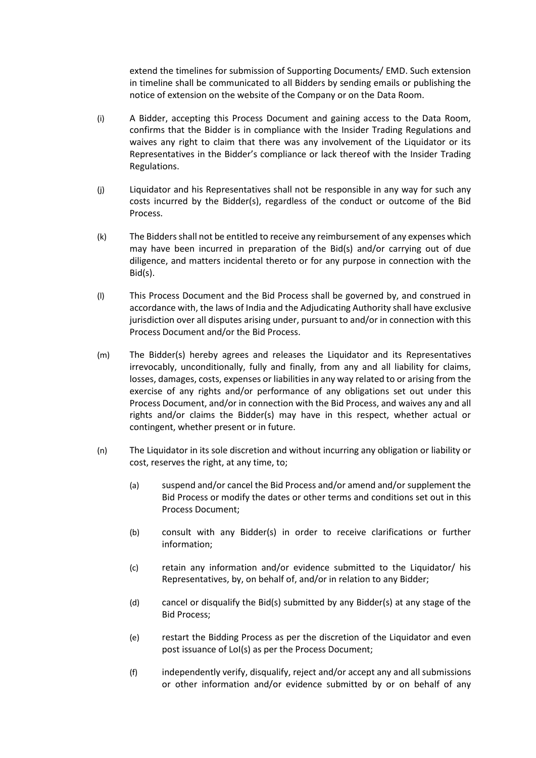extend the timelines for submission of Supporting Documents/ EMD. Such extension in timeline shall be communicated to all Bidders by sending emails or publishing the notice of extension on the website of the Company or on the Data Room.

(i) A Bidder, accepting this Process Document and gaining access to the Data Room, confirms that the Bidder is in compliance with the Insider Trading Regulations and waives any right to claim that there was any involvement of the Liquidator or its Representatives in the Bidder's compliance or lack thereof with the Insider Trading Regulations.

(j) Liquidator and his Representatives shall not be responsible in any way for such any costs incurred by the Bidder(s), regardless of the conduct or outcome of the Bid Process.

(k) The Bidders shall not be entitled to receive any reimbursement of any expenses which may have been incurred in preparation of the Bid(s) and/or carrying out of due diligence, and matters incidental thereto or for any purpose in connection with the Bid(s).

(l) This Process Document and the Bid Process shall be governed by, and construed in accordance with, the laws of India and the Adjudicating Authority shall have exclusive jurisdiction over all disputes arising under, pursuant to and/or in connection with this Process Document and/or the Bid Process.

(m) The Bidder(s) hereby agrees and releases the Liquidator and its Representatives irrevocably, unconditionally, fully and finally, from any and all liability for claims, losses, damages, costs, expenses or liabilities in any way related to or arising from the exercise of any rights and/or performance of any obligations set out under this Process Document, and/or in connection with the Bid Process, and waives any and all rights and/or claims the Bidder(s) may have in this respect, whether actual or contingent, whether present or in future.

(n) The Liquidator in its sole discretion and without incurring any obligation or liability or cost, reserves the right, at any time, to;

   (a) suspend and/or cancel the Bid Process and/or amend and/or supplement the Bid Process or modify the dates or other terms and conditions set out in this Process Document;

   (b) consult with any Bidder(s) in order to receive clarifications or further information;

   (c) retain any information and/or evidence submitted to the Liquidator/ his Representatives, by, on behalf of, and/or in relation to any Bidder;

   (d) cancel or disqualify the Bid(s) submitted by any Bidder(s) at any stage of the Bid Process;

   (e) restart the Bidding Process as per the discretion of the Liquidator and even post issuance of LoI(s) as per the Process Document;

   (f) independently verify, disqualify, reject and/or accept any and all submissions or other information and/or evidence submitted by or on behalf of any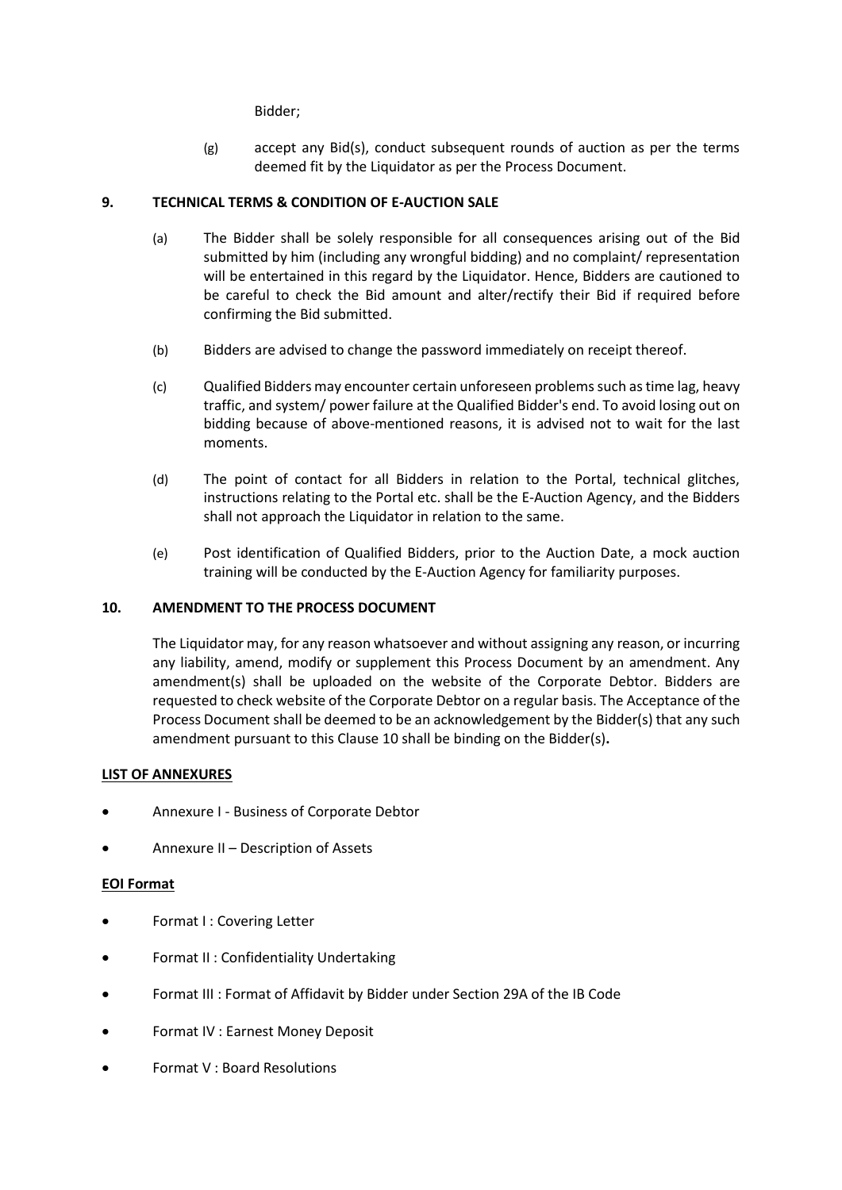Bidder;

(g) accept any Bid(s), conduct subsequent rounds of auction as per the terms deemed fit by the Liquidator as per the Process Document.

## 9. TECHNICAL TERMS & CONDITION OF E-AUCTION SALE

(a) The Bidder shall be solely responsible for all consequences arising out of the Bid submitted by him (including any wrongful bidding) and no complaint/ representation will be entertained in this regard by the Liquidator. Hence, Bidders are cautioned to be careful to check the Bid amount and alter/rectify their Bid if required before confirming the Bid submitted.

(b) Bidders are advised to change the password immediately on receipt thereof.

(c) Qualified Bidders may encounter certain unforeseen problems such as time lag, heavy traffic, and system/ power failure at the Qualified Bidder's end. To avoid losing out on bidding because of above-mentioned reasons, it is advised not to wait for the last moments.

(d) The point of contact for all Bidders in relation to the Portal, technical glitches, instructions relating to the Portal etc. shall be the E-Auction Agency, and the Bidders shall not approach the Liquidator in relation to the same.

(e) Post identification of Qualified Bidders, prior to the Auction Date, a mock auction training will be conducted by the E-Auction Agency for familiarity purposes.

## 10. AMENDMENT TO THE PROCESS DOCUMENT

The Liquidator may, for any reason whatsoever and without assigning any reason, or incurring any liability, amend, modify or supplement this Process Document by an amendment. Any amendment(s) shall be uploaded on the website of the Corporate Debtor. Bidders are requested to check website of the Corporate Debtor on a regular basis. The Acceptance of the Process Document shall be deemed to be an acknowledgement by the Bidder(s) that any such amendment pursuant to this Clause 10 shall be binding on the Bidder(s)**.**

**LIST OF ANNEXURES**

- Annexure I - Business of Corporate Debtor
- Annexure II – Description of Assets

**EOI Format**

- Format I : Covering Letter
- Format II : Confidentiality Undertaking
- Format III : Format of Affidavit by Bidder under Section 29A of the IB Code
- Format IV : Earnest Money Deposit
- Format V : Board Resolutions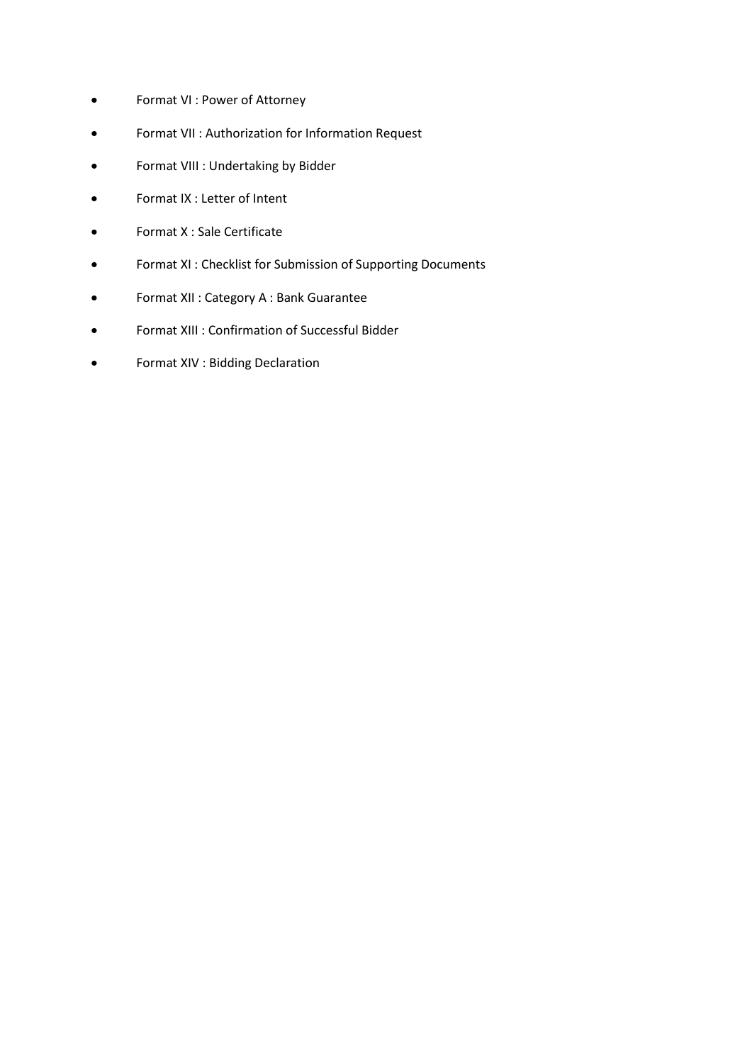- Format VI : Power of Attorney
- Format VII : Authorization for Information Request
- Format VIII : Undertaking by Bidder
- Format IX : Letter of Intent
- Format X : Sale Certificate
- Format XI : Checklist for Submission of Supporting Documents
- Format XII : Category A : Bank Guarantee
- Format XIII : Confirmation of Successful Bidder
- Format XIV : Bidding Declaration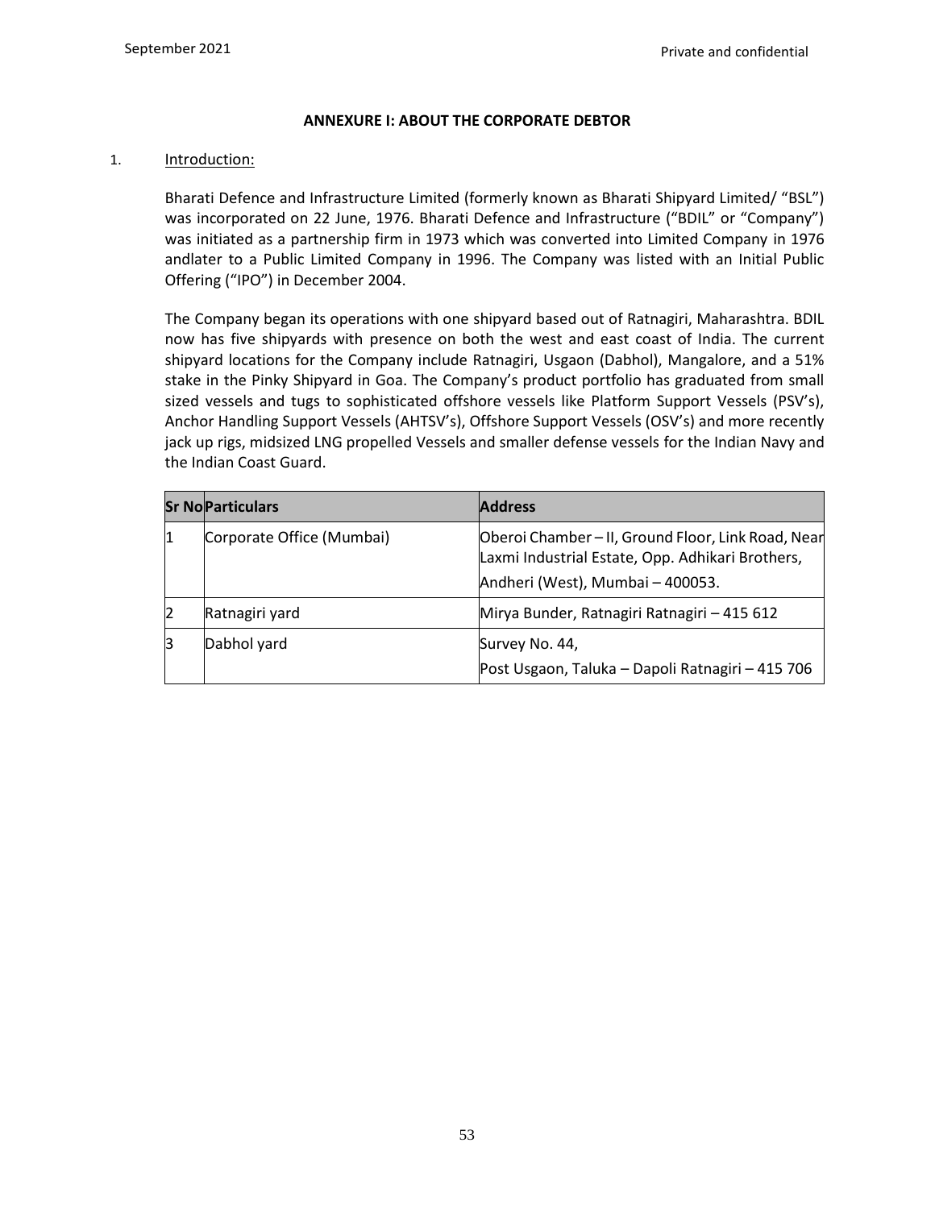## ANNEXURE I: ABOUT THE CORPORATE DEBTOR

1. Introduction:

Bharati Defence and Infrastructure Limited (formerly known as Bharati Shipyard Limited/ "BSL") was incorporated on 22 June, 1976. Bharati Defence and Infrastructure ("BDIL" or "Company") was initiated as a partnership firm in 1973 which was converted into Limited Company in 1976 andlater to a Public Limited Company in 1996. The Company was listed with an Initial Public Offering ("IPO") in December 2004.

The Company began its operations with one shipyard based out of Ratnagiri, Maharashtra. BDIL now has five shipyards with presence on both the west and east coast of India. The current shipyard locations for the Company include Ratnagiri, Usgaon (Dabhol), Mangalore, and a 51% stake in the Pinky Shipyard in Goa. The Company's product portfolio has graduated from small sized vessels and tugs to sophisticated offshore vessels like Platform Support Vessels (PSV's), Anchor Handling Support Vessels (AHTSV's), Offshore Support Vessels (OSV's) and more recently jack up rigs, midsized LNG propelled Vessels and smaller defense vessels for the Indian Navy and the Indian Coast Guard.

| Sr No | Particulars | Address |
|---|---|---|
| 1 | Corporate Office (Mumbai) | Oberoi Chamber – II, Ground Floor, Link Road, Near Laxmi Industrial Estate, Opp. Adhikari Brothers, Andheri (West), Mumbai – 400053. |
| 2 | Ratnagiri yard | Mirya Bunder, Ratnagiri Ratnagiri – 415 612 |
| 3 | Dabhol yard | Survey No. 44, Post Usgaon, Taluka – Dapoli Ratnagiri – 415 706 |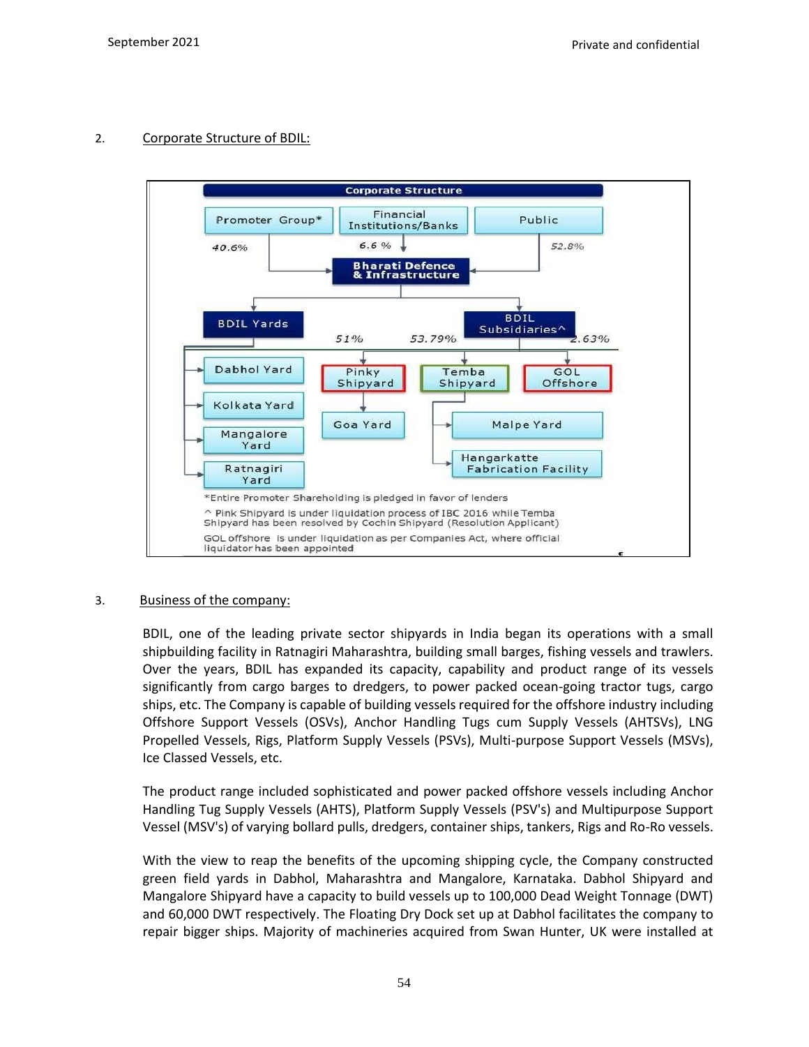2. Corporate Structure of BDIL:

**Corporate Structure**

- Promoter Group* — 40.6%
- Financial Institutions/Banks — 6.6 %
- Public — 52.8%

**Bharati Defence & Infrastructure**

- BDIL Yards
  - Dabhol Yard
  - Kolkata Yard
  - Mangalore Yard
  - Ratnagiri Yard
- BDIL Subsidiaries^
  - Pinky Shipyard — 51%
    - Goa Yard
  - Temba Shipyard — 53.79%
    - Malpe Yard
    - Hangarkatte Fabrication Facility
  - GOL Offshore — 2.63%

*Entire Promoter Shareholding is pledged in favor of lenders

^ Pink Shipyard is under liquidation process of IBC 2016 while Temba Shipyard has been resolved by Cochin Shipyard (Resolution Applicant)

GOL offshore is under liquidation as per Companies Act, where official liquidator has been appointed

3. Business of the company:

BDIL, one of the leading private sector shipyards in India began its operations with a small shipbuilding facility in Ratnagiri Maharashtra, building small barges, fishing vessels and trawlers. Over the years, BDIL has expanded its capacity, capability and product range of its vessels significantly from cargo barges to dredgers, to power packed ocean-going tractor tugs, cargo ships, etc. The Company is capable of building vessels required for the offshore industry including Offshore Support Vessels (OSVs), Anchor Handling Tugs cum Supply Vessels (AHTSVs), LNG Propelled Vessels, Rigs, Platform Supply Vessels (PSVs), Multi-purpose Support Vessels (MSVs), Ice Classed Vessels, etc.

The product range included sophisticated and power packed offshore vessels including Anchor Handling Tug Supply Vessels (AHTS), Platform Supply Vessels (PSV's) and Multipurpose Support Vessel (MSV's) of varying bollard pulls, dredgers, container ships, tankers, Rigs and Ro-Ro vessels.

With the view to reap the benefits of the upcoming shipping cycle, the Company constructed green field yards in Dabhol, Maharashtra and Mangalore, Karnataka. Dabhol Shipyard and Mangalore Shipyard have a capacity to build vessels up to 100,000 Dead Weight Tonnage (DWT) and 60,000 DWT respectively. The Floating Dry Dock set up at Dabhol facilitates the company to repair bigger ships. Majority of machineries acquired from Swan Hunter, UK were installed at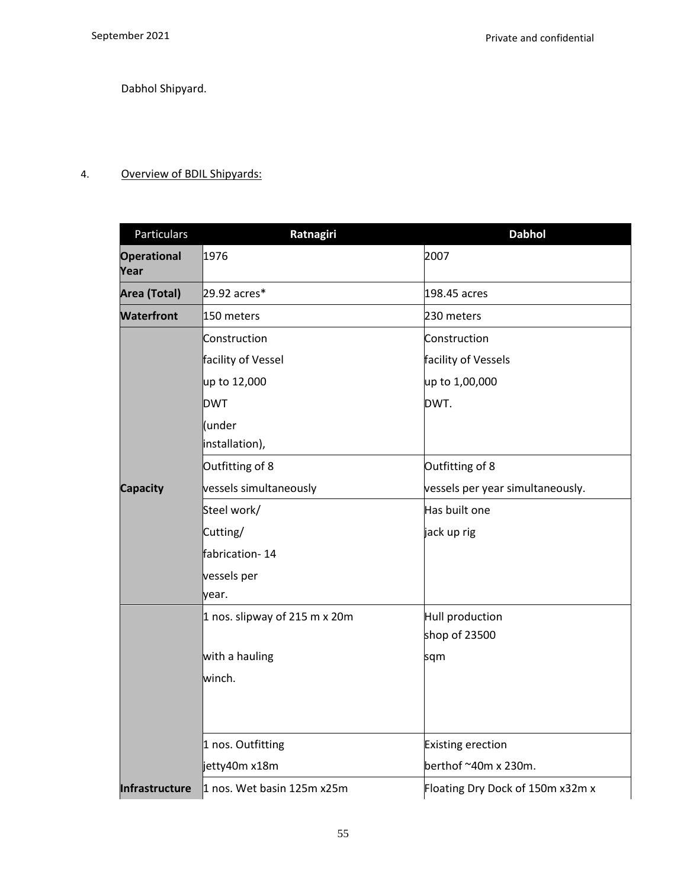Dabhol Shipyard.

4. Overview of BDIL Shipyards:

| Particulars | Ratnagiri | Dabhol |
|---|---|---|
| **Operational Year** | 1976 | 2007 |
| **Area (Total)** | 29.92 acres* | 198.45 acres |
| **Waterfront** | 150 meters | 230 meters |
| **Capacity** | Construction facility of Vessel up to 12,000 DWT (under installation), | Construction facility of Vessels up to 1,00,000 DWT. |
| | Outfitting of 8 vessels simultaneously | Outfitting of 8 vessels per year simultaneously. |
| | Steel work/ Cutting/ fabrication- 14 vessels per year. | Has built one jack up rig |
| **Infrastructure** | 1 nos. slipway of 215 m x 20m with a hauling winch. | Hull production shop of 23500 sqm |
| | 1 nos. Outfitting jetty40m x18m | Existing erection berthof ~40m x 230m. |
| | 1 nos. Wet basin 125m x25m | Floating Dry Dock of 150m x32m x |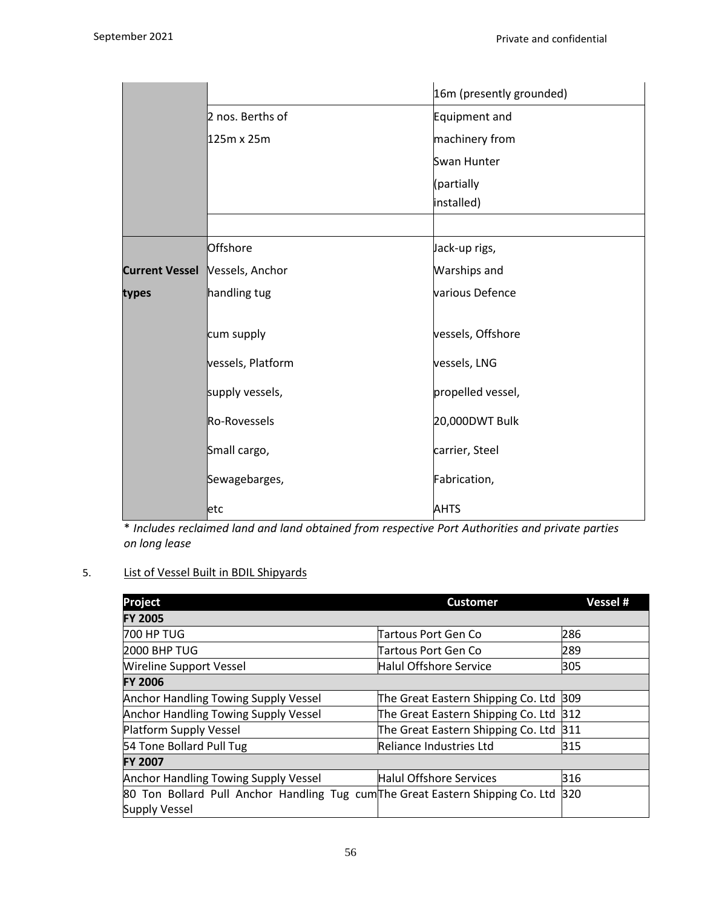| | | |
|---|---|---|
| | | 16m (presently grounded) |
| | 2 nos. Berths of 125m x 25m | Equipment and machinery from Swan Hunter (partially installed) |
| | | |
| **Current Vessel types** | Offshore Vessels, Anchor handling tug cum supply vessels, Platform supply vessels, Ro-Rovessels Small cargo, Sewagebarges, etc | Jack-up rigs, Warships and various Defence vessels, Offshore vessels, LNG propelled vessel, 20,000DWT Bulk carrier, Steel Fabrication, AHTS |

* *Includes reclaimed land and land obtained from respective Port Authorities and private parties on long lease*

5. List of Vessel Built in BDIL Shipyards

| Project | Customer | Vessel # |
|---|---|---|
| **FY 2005** | | |
| 700 HP TUG | Tartous Port Gen Co | 286 |
| 2000 BHP TUG | Tartous Port Gen Co | 289 |
| Wireline Support Vessel | Halul Offshore Service | 305 |
| **FY 2006** | | |
| Anchor Handling Towing Supply Vessel | The Great Eastern Shipping Co. Ltd | 309 |
| Anchor Handling Towing Supply Vessel | The Great Eastern Shipping Co. Ltd | 312 |
| Platform Supply Vessel | The Great Eastern Shipping Co. Ltd | 311 |
| 54 Tone Bollard Pull Tug | Reliance Industries Ltd | 315 |
| **FY 2007** | | |
| Anchor Handling Towing Supply Vessel | Halul Offshore Services | 316 |
| 80 Ton Bollard Pull Anchor Handling Tug cum Supply Vessel | The Great Eastern Shipping Co. Ltd | 320 |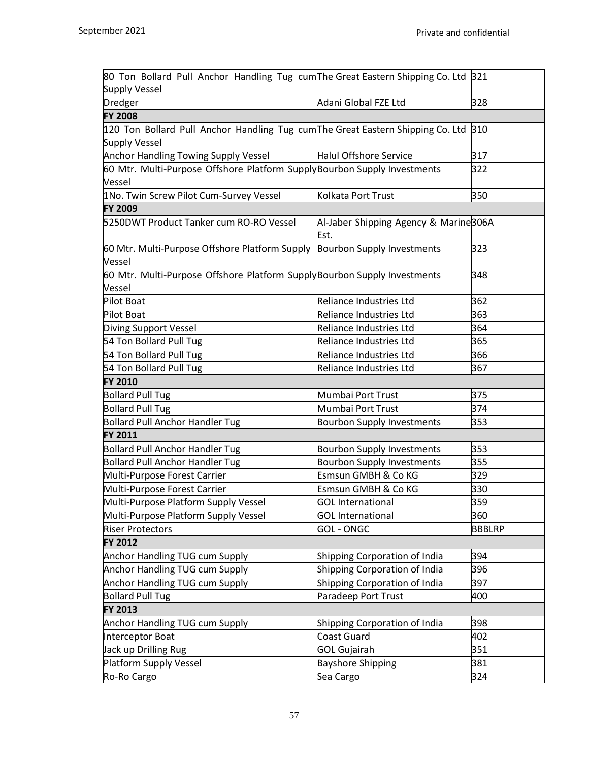| | | |
|---|---|---|
| 80 Ton Bollard Pull Anchor Handling Tug cum Supply Vessel | The Great Eastern Shipping Co. Ltd | 321 |
| Dredger | Adani Global FZE Ltd | 328 |
| **FY 2008** | | |
| 120 Ton Bollard Pull Anchor Handling Tug cum Supply Vessel | The Great Eastern Shipping Co. Ltd | 310 |
| Anchor Handling Towing Supply Vessel | Halul Offshore Service | 317 |
| 60 Mtr. Multi-Purpose Offshore Platform Supply Vessel | Bourbon Supply Investments | 322 |
| 1No. Twin Screw Pilot Cum-Survey Vessel | Kolkata Port Trust | 350 |
| **FY 2009** | | |
| 5250DWT Product Tanker cum RO-RO Vessel | Al-Jaber Shipping Agency & Marine Est. | 306A |
| 60 Mtr. Multi-Purpose Offshore Platform Supply Vessel | Bourbon Supply Investments | 323 |
| 60 Mtr. Multi-Purpose Offshore Platform Supply Vessel | Bourbon Supply Investments | 348 |
| Pilot Boat | Reliance Industries Ltd | 362 |
| Pilot Boat | Reliance Industries Ltd | 363 |
| Diving Support Vessel | Reliance Industries Ltd | 364 |
| 54 Ton Bollard Pull Tug | Reliance Industries Ltd | 365 |
| 54 Ton Bollard Pull Tug | Reliance Industries Ltd | 366 |
| 54 Ton Bollard Pull Tug | Reliance Industries Ltd | 367 |
| **FY 2010** | | |
| Bollard Pull Tug | Mumbai Port Trust | 375 |
| Bollard Pull Tug | Mumbai Port Trust | 374 |
| Bollard Pull Anchor Handler Tug | Bourbon Supply Investments | 353 |
| **FY 2011** | | |
| Bollard Pull Anchor Handler Tug | Bourbon Supply Investments | 353 |
| Bollard Pull Anchor Handler Tug | Bourbon Supply Investments | 355 |
| Multi-Purpose Forest Carrier | Esmsun GMBH & Co KG | 329 |
| Multi-Purpose Forest Carrier | Esmsun GMBH & Co KG | 330 |
| Multi-Purpose Platform Supply Vessel | GOL International | 359 |
| Multi-Purpose Platform Supply Vessel | GOL International | 360 |
| Riser Protectors | GOL - ONGC | BBBLRP |
| **FY 2012** | | |
| Anchor Handling TUG cum Supply | Shipping Corporation of India | 394 |
| Anchor Handling TUG cum Supply | Shipping Corporation of India | 396 |
| Anchor Handling TUG cum Supply | Shipping Corporation of India | 397 |
| Bollard Pull Tug | Paradeep Port Trust | 400 |
| **FY 2013** | | |
| Anchor Handling TUG cum Supply | Shipping Corporation of India | 398 |
| Interceptor Boat | Coast Guard | 402 |
| Jack up Drilling Rug | GOL Gujairah | 351 |
| Platform Supply Vessel | Bayshore Shipping | 381 |
| Ro-Ro Cargo | Sea Cargo | 324 |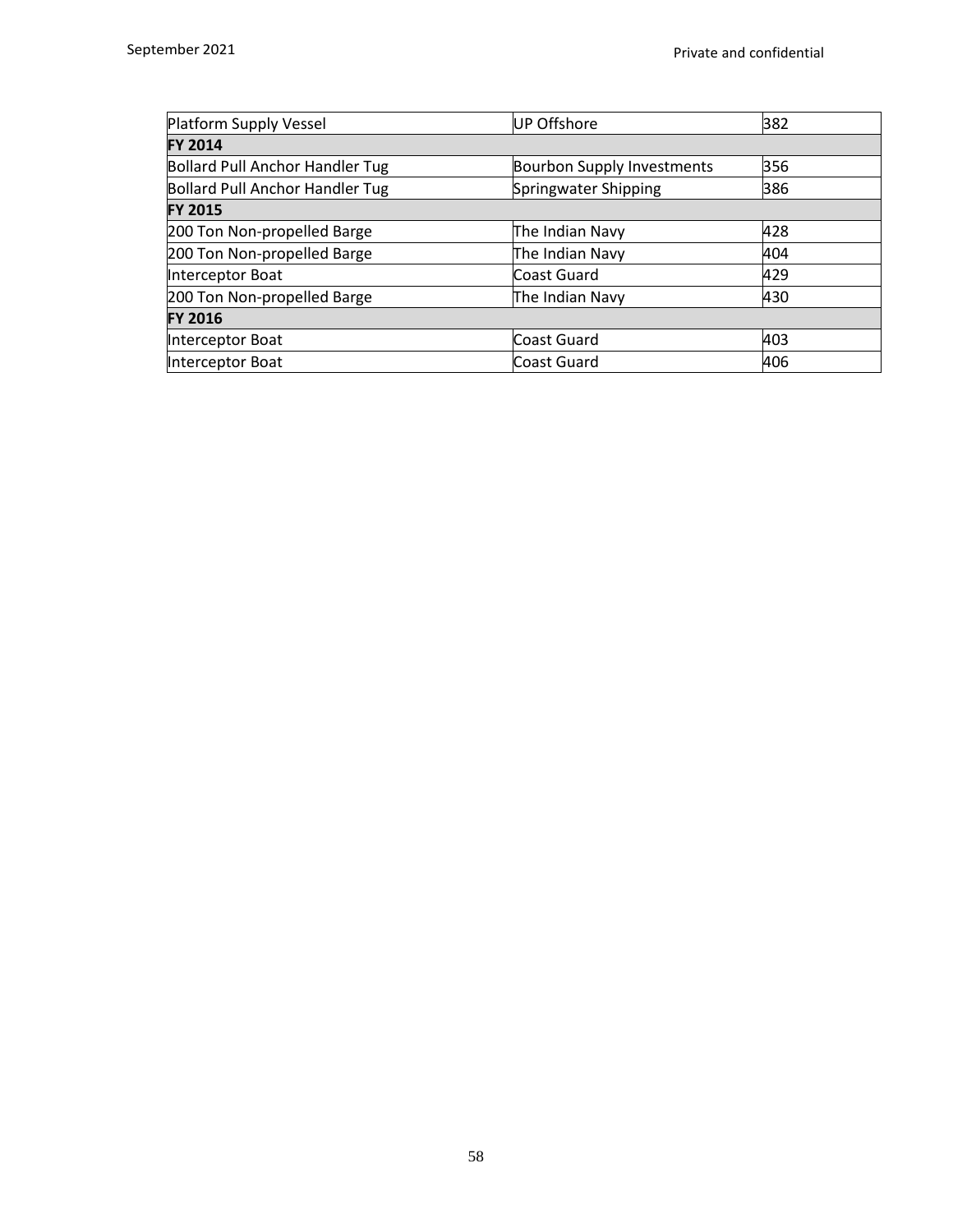| Platform Supply Vessel | UP Offshore | 382 |
| --- | --- | --- |
| **FY 2014** | | |
| Bollard Pull Anchor Handler Tug | Bourbon Supply Investments | 356 |
| Bollard Pull Anchor Handler Tug | Springwater Shipping | 386 |
| **FY 2015** | | |
| 200 Ton Non-propelled Barge | The Indian Navy | 428 |
| 200 Ton Non-propelled Barge | The Indian Navy | 404 |
| Interceptor Boat | Coast Guard | 429 |
| 200 Ton Non-propelled Barge | The Indian Navy | 430 |
| **FY 2016** | | |
| Interceptor Boat | Coast Guard | 403 |
| Interceptor Boat | Coast Guard | 406 |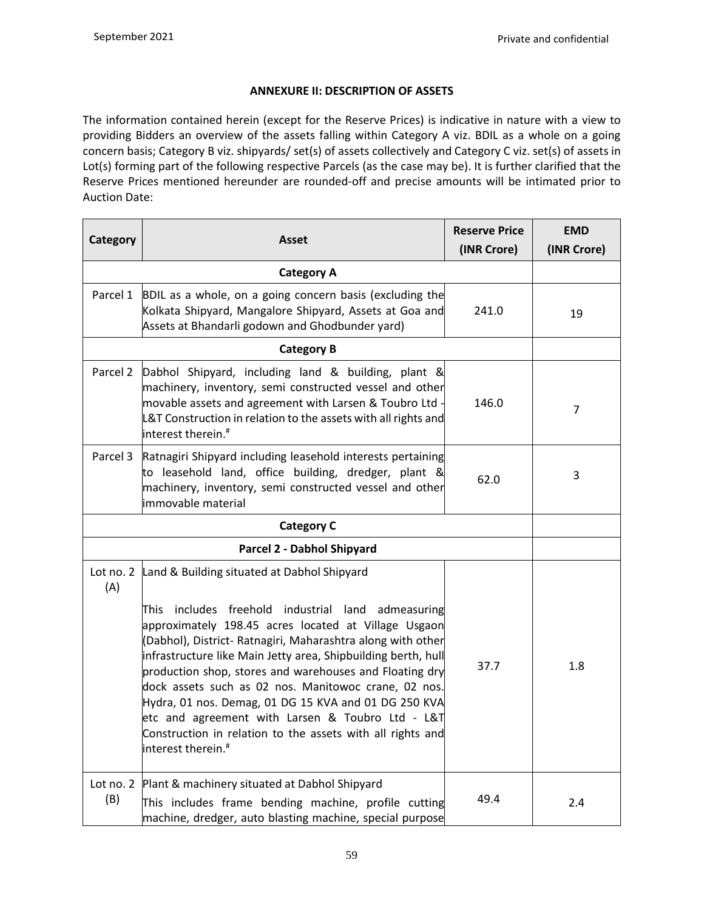## ANNEXURE II: DESCRIPTION OF ASSETS

The information contained herein (except for the Reserve Prices) is indicative in nature with a view to providing Bidders an overview of the assets falling within Category A viz. BDIL as a whole on a going concern basis; Category B viz. shipyards/ set(s) of assets collectively and Category C viz. set(s) of assets in Lot(s) forming part of the following respective Parcels (as the case may be). It is further clarified that the Reserve Prices mentioned hereunder are rounded-off and precise amounts will be intimated prior to Auction Date:

| Category | Asset | Reserve Price (INR Crore) | EMD (INR Crore) |
|---|---|---|---|
| | **Category A** | | |
| Parcel 1 | BDIL as a whole, on a going concern basis (excluding the Kolkata Shipyard, Mangalore Shipyard, Assets at Goa and Assets at Bhandarli godown and Ghodbunder yard) | 241.0 | 19 |
| | **Category B** | | |
| Parcel 2 | Dabhol Shipyard, including land & building, plant & machinery, inventory, semi constructed vessel and other movable assets and agreement with Larsen & Toubro Ltd - L&T Construction in relation to the assets with all rights and interest therein.[#] | 146.0 | 7 |
| Parcel 3 | Ratnagiri Shipyard including leasehold interests pertaining to leasehold land, office building, dredger, plant & machinery, inventory, semi constructed vessel and other immovable material | 62.0 | 3 |
| | **Category C** | | |
| | **Parcel 2 - Dabhol Shipyard** | | |
| Lot no. 2 (A) | Land & Building situated at Dabhol Shipyard<br><br>This includes freehold industrial land admeasuring approximately 198.45 acres located at Village Usgaon (Dabhol), District- Ratnagiri, Maharashtra along with other infrastructure like Main Jetty area, Shipbuilding berth, hull production shop, stores and warehouses and Floating dry dock assets such as 02 nos. Manitowoc crane, 02 nos. Hydra, 01 nos. Demag, 01 DG 15 KVA and 01 DG 250 KVA etc and agreement with Larsen & Toubro Ltd - L&T Construction in relation to the assets with all rights and interest therein.[#] | 37.7 | 1.8 |
| Lot no. 2 (B) | Plant & machinery situated at Dabhol Shipyard<br>This includes frame bending machine, profile cutting machine, dredger, auto blasting machine, special purpose | 49.4 | 2.4 |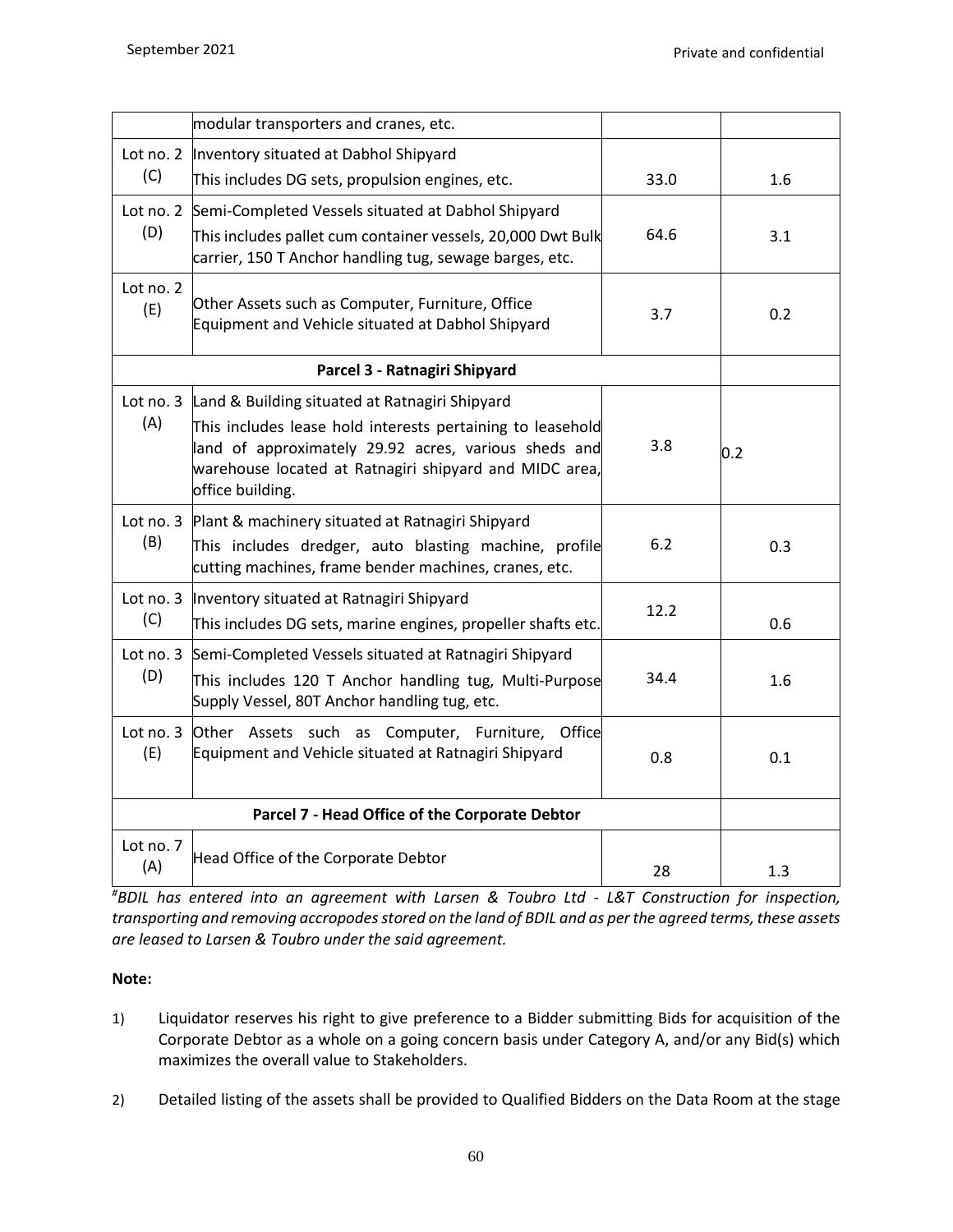| | | | |
|---|---|---|---|
| | modular transporters and cranes, etc. | | |
| Lot no. 2 (C) | Inventory situated at Dabhol Shipyard<br>This includes DG sets, propulsion engines, etc. | 33.0 | 1.6 |
| Lot no. 2 (D) | Semi-Completed Vessels situated at Dabhol Shipyard<br>This includes pallet cum container vessels, 20,000 Dwt Bulk carrier, 150 T Anchor handling tug, sewage barges, etc. | 64.6 | 3.1 |
| Lot no. 2 (E) | Other Assets such as Computer, Furniture, Office Equipment and Vehicle situated at Dabhol Shipyard | 3.7 | 0.2 |
| **Parcel 3 - Ratnagiri Shipyard** | | | |
| Lot no. 3 (A) | Land & Building situated at Ratnagiri Shipyard<br>This includes lease hold interests pertaining to leasehold land of approximately 29.92 acres, various sheds and warehouse located at Ratnagiri shipyard and MIDC area, office building. | 3.8 | 0.2 |
| Lot no. 3 (B) | Plant & machinery situated at Ratnagiri Shipyard<br>This includes dredger, auto blasting machine, profile cutting machines, frame bender machines, cranes, etc. | 6.2 | 0.3 |
| Lot no. 3 (C) | Inventory situated at Ratnagiri Shipyard<br>This includes DG sets, marine engines, propeller shafts etc. | 12.2 | 0.6 |
| Lot no. 3 (D) | Semi-Completed Vessels situated at Ratnagiri Shipyard<br>This includes 120 T Anchor handling tug, Multi-Purpose Supply Vessel, 80T Anchor handling tug, etc. | 34.4 | 1.6 |
| Lot no. 3 (E) | Other Assets such as Computer, Furniture, Office Equipment and Vehicle situated at Ratnagiri Shipyard | 0.8 | 0.1 |
| **Parcel 7 - Head Office of the Corporate Debtor** | | | |
| Lot no. 7 (A) | Head Office of the Corporate Debtor | 28 | 1.3 |

*#BDIL has entered into an agreement with Larsen & Toubro Ltd - L&T Construction for inspection, transporting and removing accropodes stored on the land of BDIL and as per the agreed terms, these assets are leased to Larsen & Toubro under the said agreement.*

**Note:**

1) Liquidator reserves his right to give preference to a Bidder submitting Bids for acquisition of the Corporate Debtor as a whole on a going concern basis under Category A, and/or any Bid(s) which maximizes the overall value to Stakeholders.

2) Detailed listing of the assets shall be provided to Qualified Bidders on the Data Room at the stage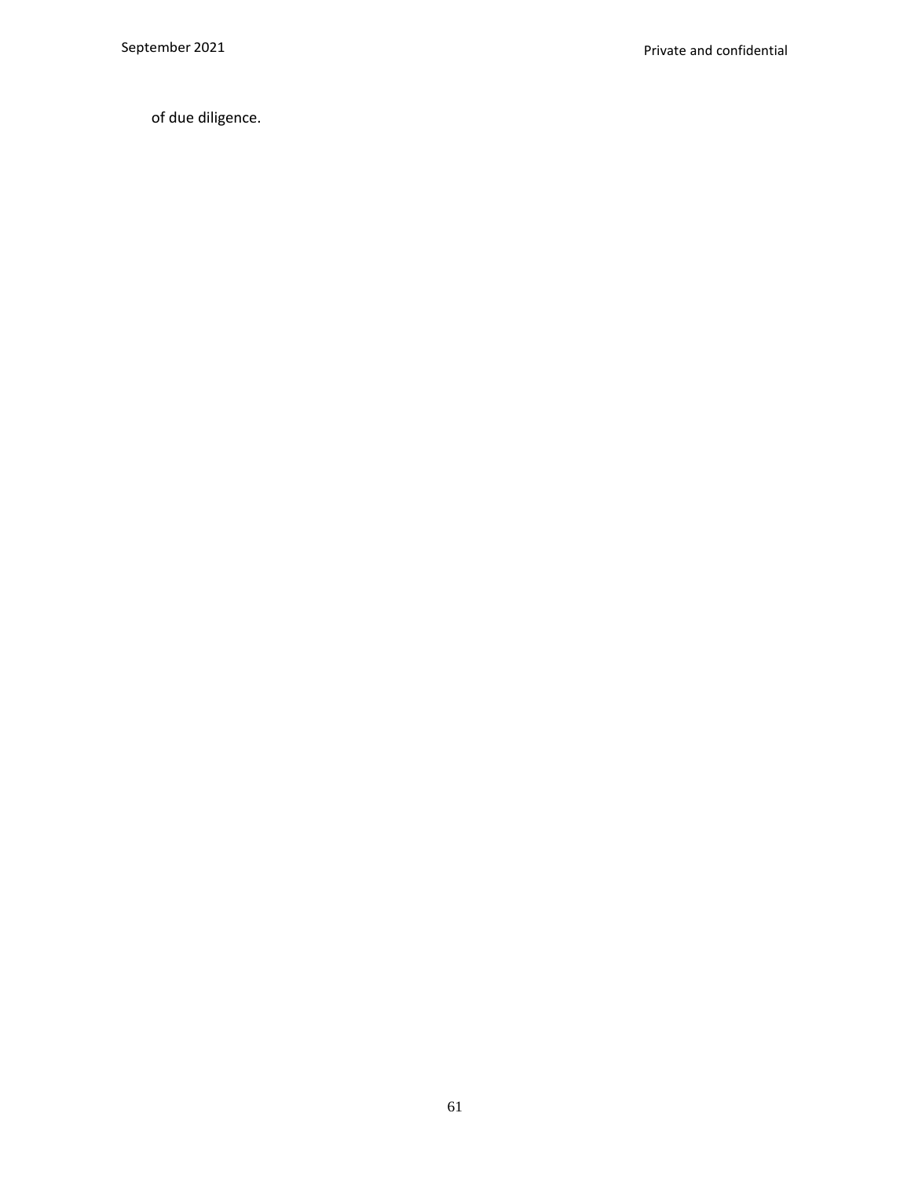of due diligence.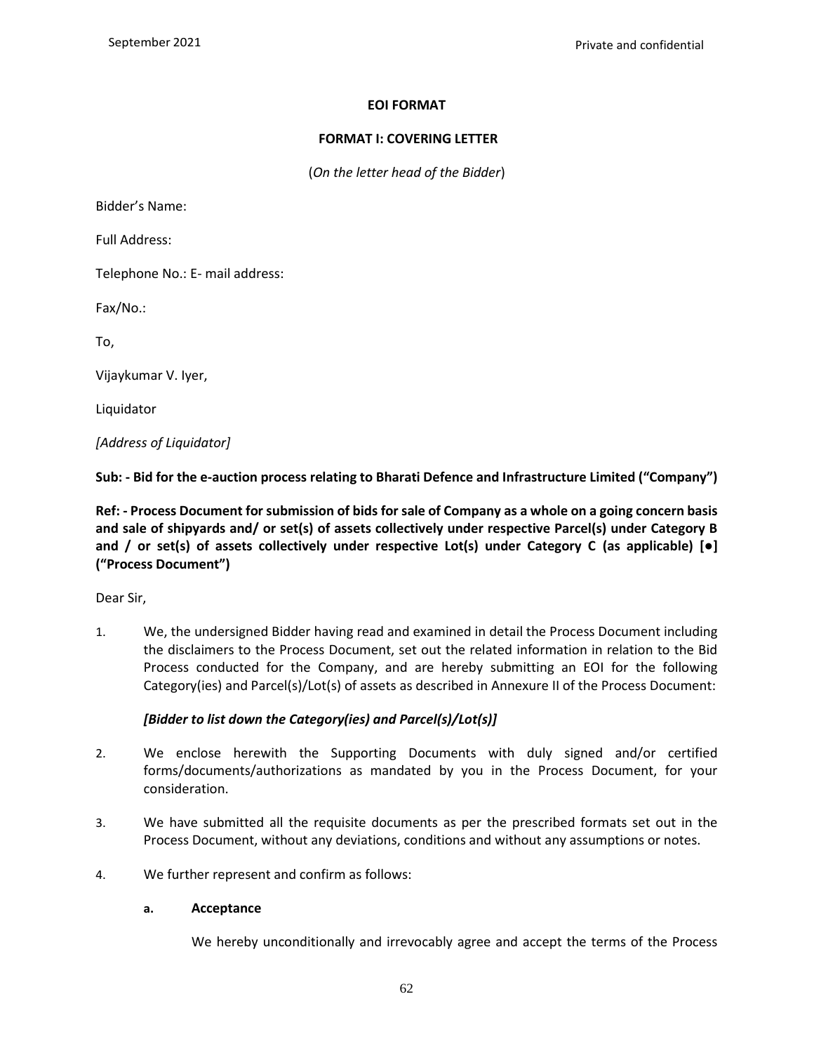**EOI FORMAT**

**FORMAT I: COVERING LETTER**

(*On the letter head of the Bidder*)

Bidder's Name:

Full Address:

Telephone No.: E- mail address:

Fax/No.:

To,

Vijaykumar V. Iyer,

Liquidator

*[Address of Liquidator]*

**Sub: - Bid for the e-auction process relating to Bharati Defence and Infrastructure Limited ("Company")**

**Ref: - Process Document for submission of bids for sale of Company as a whole on a going concern basis and sale of shipyards and/ or set(s) of assets collectively under respective Parcel(s) under Category B and / or set(s) of assets collectively under respective Lot(s) under Category C (as applicable) [●] ("Process Document")**

Dear Sir,

1. We, the undersigned Bidder having read and examined in detail the Process Document including the disclaimers to the Process Document, set out the related information in relation to the Bid Process conducted for the Company, and are hereby submitting an EOI for the following Category(ies) and Parcel(s)/Lot(s) of assets as described in Annexure II of the Process Document:

   ***[Bidder to list down the Category(ies) and Parcel(s)/Lot(s)]***

2. We enclose herewith the Supporting Documents with duly signed and/or certified forms/documents/authorizations as mandated by you in the Process Document, for your consideration.

3. We have submitted all the requisite documents as per the prescribed formats set out in the Process Document, without any deviations, conditions and without any assumptions or notes.

4. We further represent and confirm as follows:

   **a. Acceptance**

   We hereby unconditionally and irrevocably agree and accept the terms of the Process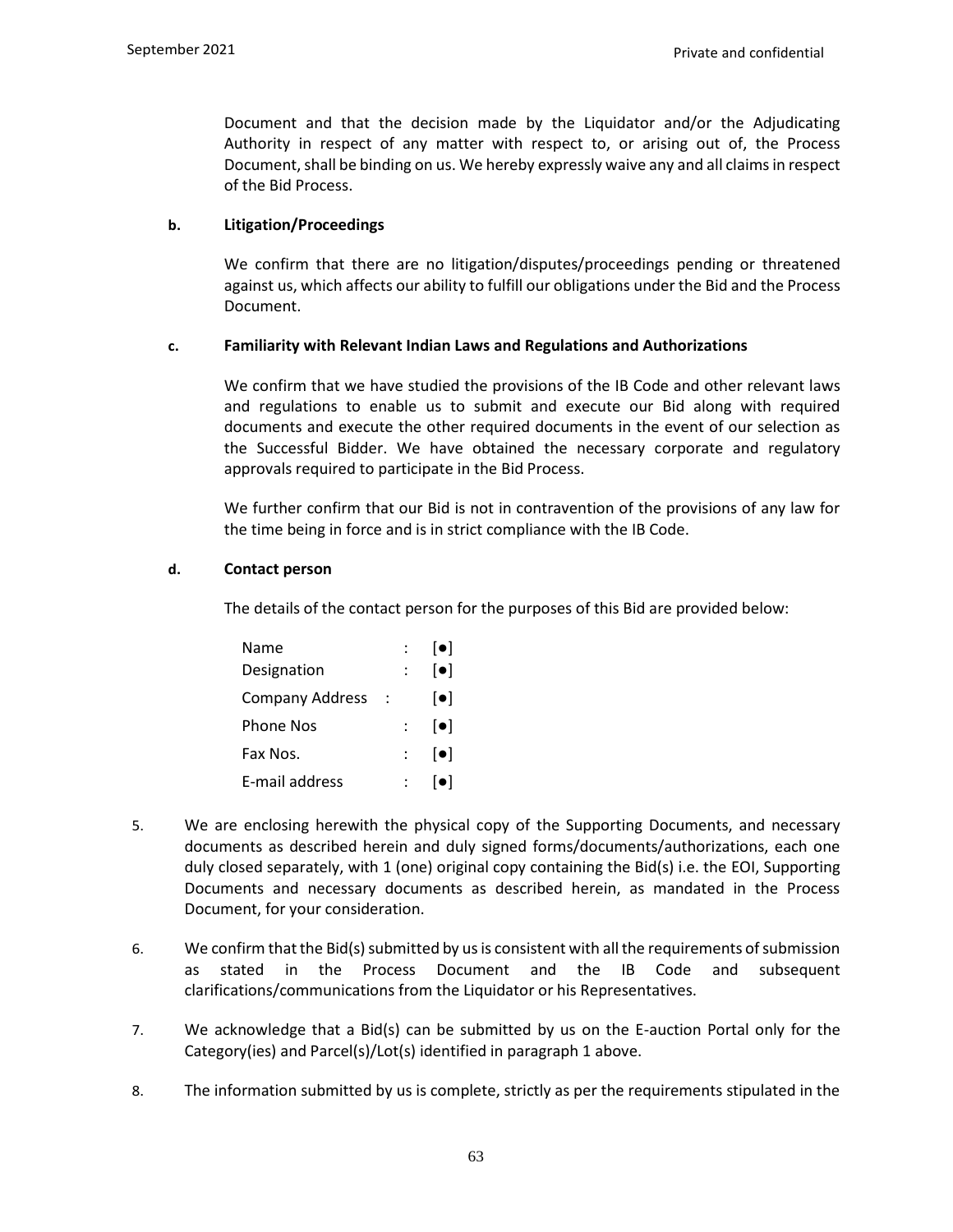Document and that the decision made by the Liquidator and/or the Adjudicating Authority in respect of any matter with respect to, or arising out of, the Process Document, shall be binding on us. We hereby expressly waive any and all claims in respect of the Bid Process.

**b. Litigation/Proceedings**

We confirm that there are no litigation/disputes/proceedings pending or threatened against us, which affects our ability to fulfill our obligations under the Bid and the Process Document.

**c. Familiarity with Relevant Indian Laws and Regulations and Authorizations**

We confirm that we have studied the provisions of the IB Code and other relevant laws and regulations to enable us to submit and execute our Bid along with required documents and execute the other required documents in the event of our selection as the Successful Bidder. We have obtained the necessary corporate and regulatory approvals required to participate in the Bid Process.

We further confirm that our Bid is not in contravention of the provisions of any law for the time being in force and is in strict compliance with the IB Code.

**d. Contact person**

The details of the contact person for the purposes of this Bid are provided below:

| | | |
|---|---|---|
| Name | : | [●] |
| Designation | : | [●] |
| Company Address | : | [●] |
| Phone Nos | : | [●] |
| Fax Nos. | : | [●] |
| E-mail address | : | [●] |

5. We are enclosing herewith the physical copy of the Supporting Documents, and necessary documents as described herein and duly signed forms/documents/authorizations, each one duly closed separately, with 1 (one) original copy containing the Bid(s) i.e. the EOI, Supporting Documents and necessary documents as described herein, as mandated in the Process Document, for your consideration.

6. We confirm that the Bid(s) submitted by us is consistent with all the requirements of submission as stated in the Process Document and the IB Code and subsequent clarifications/communications from the Liquidator or his Representatives.

7. We acknowledge that a Bid(s) can be submitted by us on the E-auction Portal only for the Category(ies) and Parcel(s)/Lot(s) identified in paragraph 1 above.

8. The information submitted by us is complete, strictly as per the requirements stipulated in the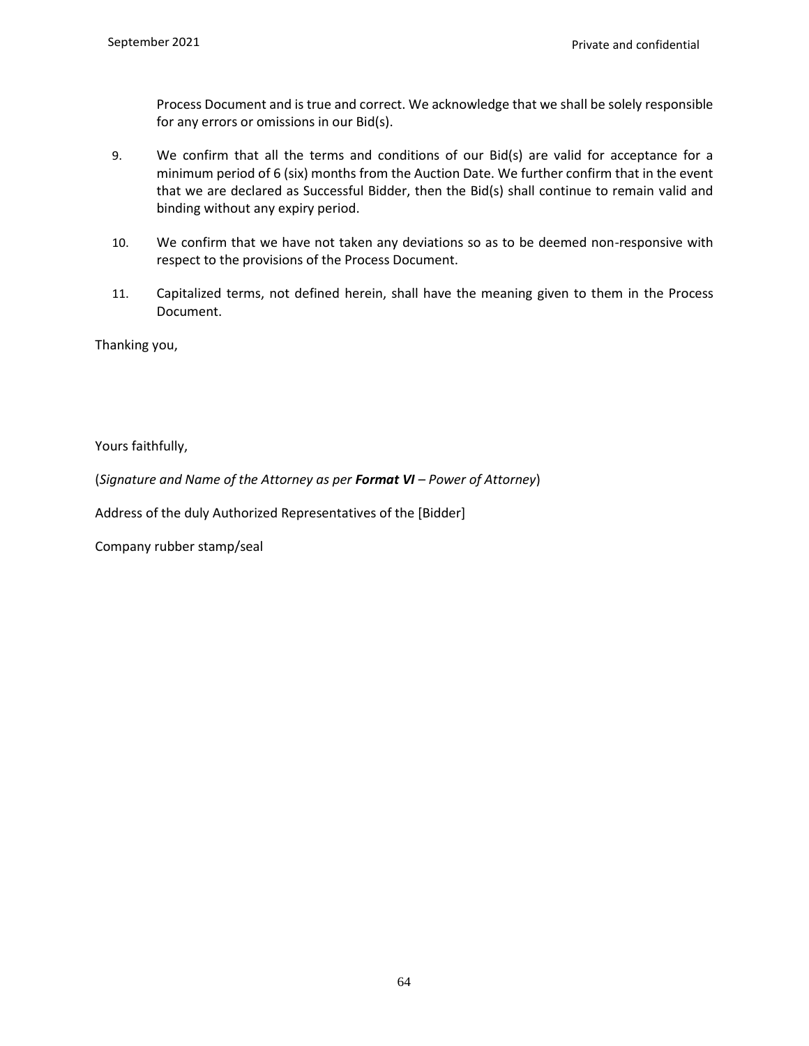Process Document and is true and correct. We acknowledge that we shall be solely responsible for any errors or omissions in our Bid(s).

9. We confirm that all the terms and conditions of our Bid(s) are valid for acceptance for a minimum period of 6 (six) months from the Auction Date. We further confirm that in the event that we are declared as Successful Bidder, then the Bid(s) shall continue to remain valid and binding without any expiry period.

10. We confirm that we have not taken any deviations so as to be deemed non-responsive with respect to the provisions of the Process Document.

11. Capitalized terms, not defined herein, shall have the meaning given to them in the Process Document.

Thanking you,

Yours faithfully,

(*Signature and Name of the Attorney as per **Format VI** – Power of Attorney*)

Address of the duly Authorized Representatives of the [Bidder]

Company rubber stamp/seal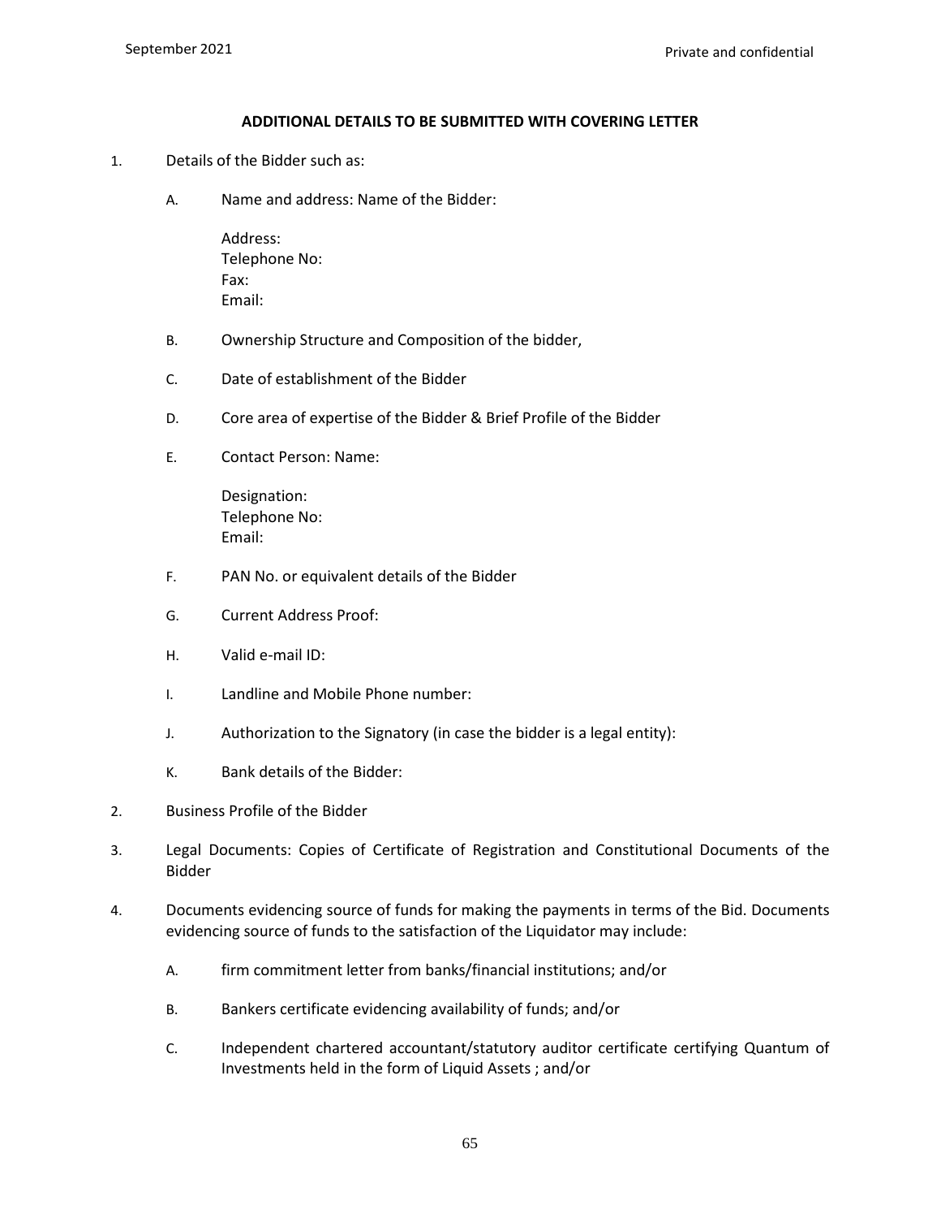**ADDITIONAL DETAILS TO BE SUBMITTED WITH COVERING LETTER**

1. Details of the Bidder such as:

   A. Name and address: Name of the Bidder:

      Address:
      Telephone No:
      Fax:
      Email:

   B. Ownership Structure and Composition of the bidder,

   C. Date of establishment of the Bidder

   D. Core area of expertise of the Bidder & Brief Profile of the Bidder

   E. Contact Person: Name:

      Designation:
      Telephone No:
      Email:

   F. PAN No. or equivalent details of the Bidder

   G. Current Address Proof:

   H. Valid e-mail ID:

   I. Landline and Mobile Phone number:

   J. Authorization to the Signatory (in case the bidder is a legal entity):

   K. Bank details of the Bidder:

2. Business Profile of the Bidder

3. Legal Documents: Copies of Certificate of Registration and Constitutional Documents of the Bidder

4. Documents evidencing source of funds for making the payments in terms of the Bid. Documents evidencing source of funds to the satisfaction of the Liquidator may include:

   A. firm commitment letter from banks/financial institutions; and/or

   B. Bankers certificate evidencing availability of funds; and/or

   C. Independent chartered accountant/statutory auditor certificate certifying Quantum of Investments held in the form of Liquid Assets ; and/or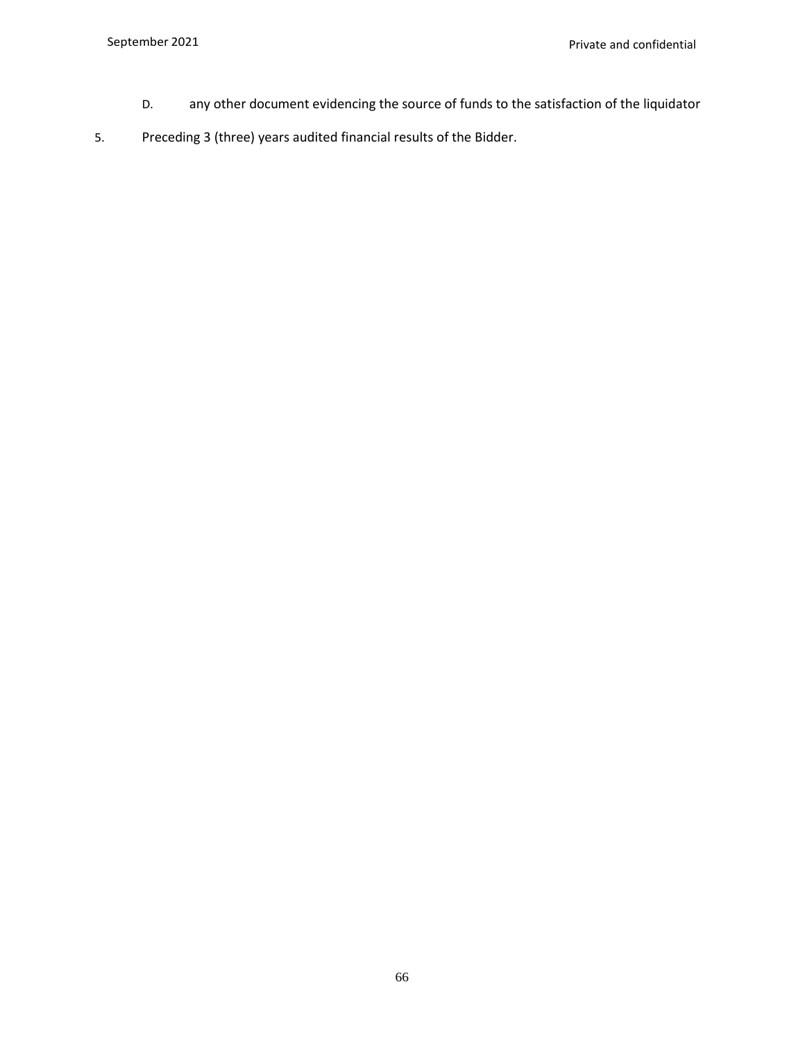D. any other document evidencing the source of funds to the satisfaction of the liquidator

5. Preceding 3 (three) years audited financial results of the Bidder.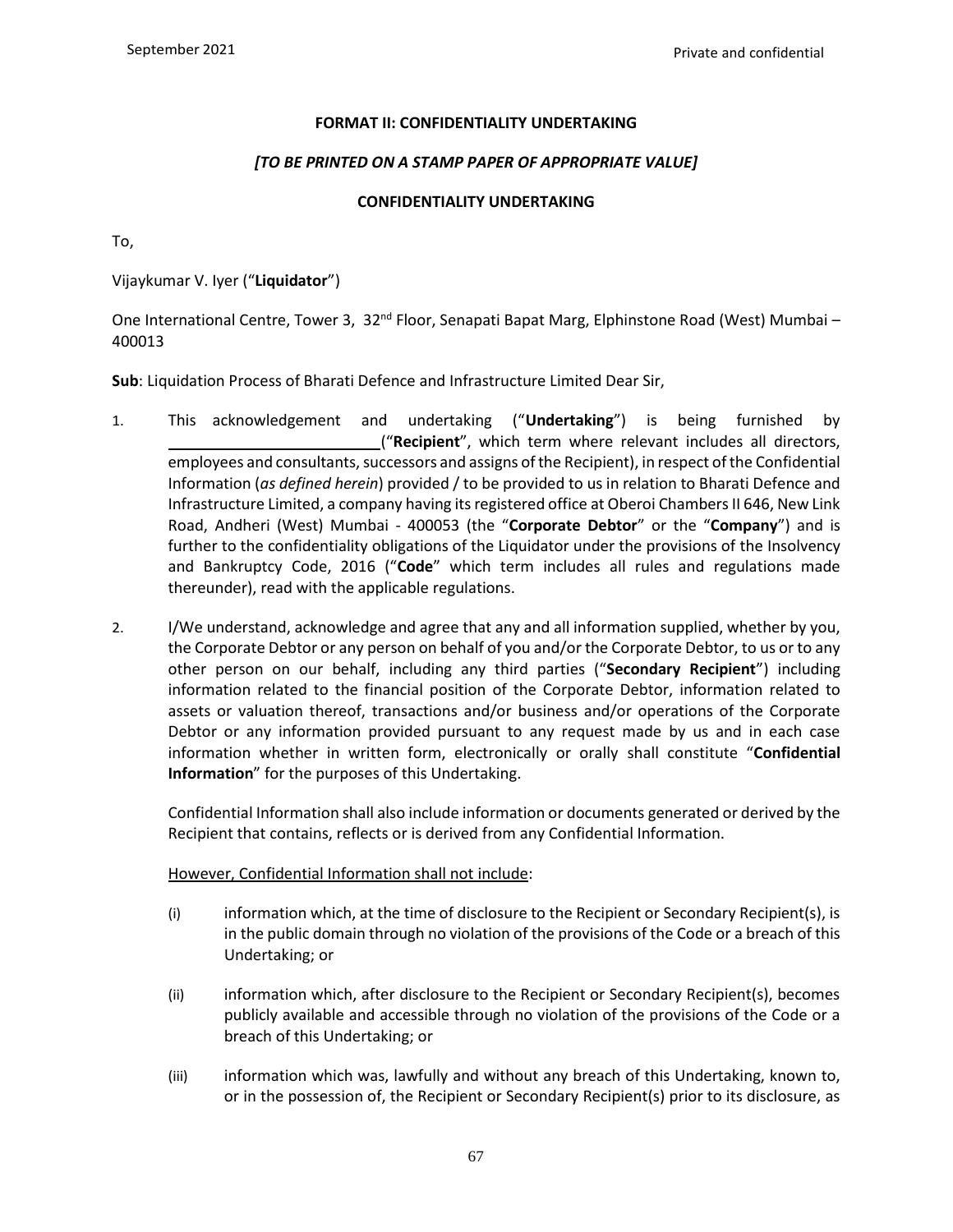**FORMAT II: CONFIDENTIALITY UNDERTAKING**

***[TO BE PRINTED ON A STAMP PAPER OF APPROPRIATE VALUE]***

**CONFIDENTIALITY UNDERTAKING**

To,

Vijaykumar V. Iyer ("**Liquidator**")

One International Centre, Tower 3, 32nd Floor, Senapati Bapat Marg, Elphinstone Road (West) Mumbai – 400013

**Sub**: Liquidation Process of Bharati Defence and Infrastructure Limited Dear Sir,

1. This acknowledgement and undertaking ("**Undertaking**") is being furnished by \_\_\_\_\_\_\_\_\_\_\_\_\_\_\_\_\_\_\_\_\_\_\_\_\_("**Recipient**", which term where relevant includes all directors, employees and consultants, successors and assigns of the Recipient), in respect of the Confidential Information (*as defined herein*) provided / to be provided to us in relation to Bharati Defence and Infrastructure Limited, a company having its registered office at Oberoi Chambers II 646, New Link Road, Andheri (West) Mumbai - 400053 (the "**Corporate Debtor**" or the "**Company**") and is further to the confidentiality obligations of the Liquidator under the provisions of the Insolvency and Bankruptcy Code, 2016 ("**Code**" which term includes all rules and regulations made thereunder), read with the applicable regulations.

2. I/We understand, acknowledge and agree that any and all information supplied, whether by you, the Corporate Debtor or any person on behalf of you and/or the Corporate Debtor, to us or to any other person on our behalf, including any third parties ("**Secondary Recipient**") including information related to the financial position of the Corporate Debtor, information related to assets or valuation thereof, transactions and/or business and/or operations of the Corporate Debtor or any information provided pursuant to any request made by us and in each case information whether in written form, electronically or orally shall constitute "**Confidential Information**" for the purposes of this Undertaking.

   Confidential Information shall also include information or documents generated or derived by the Recipient that contains, reflects or is derived from any Confidential Information.

   <u>However, Confidential Information shall not include</u>:

   (i) information which, at the time of disclosure to the Recipient or Secondary Recipient(s), is in the public domain through no violation of the provisions of the Code or a breach of this Undertaking; or

   (ii) information which, after disclosure to the Recipient or Secondary Recipient(s), becomes publicly available and accessible through no violation of the provisions of the Code or a breach of this Undertaking; or

   (iii) information which was, lawfully and without any breach of this Undertaking, known to, or in the possession of, the Recipient or Secondary Recipient(s) prior to its disclosure, as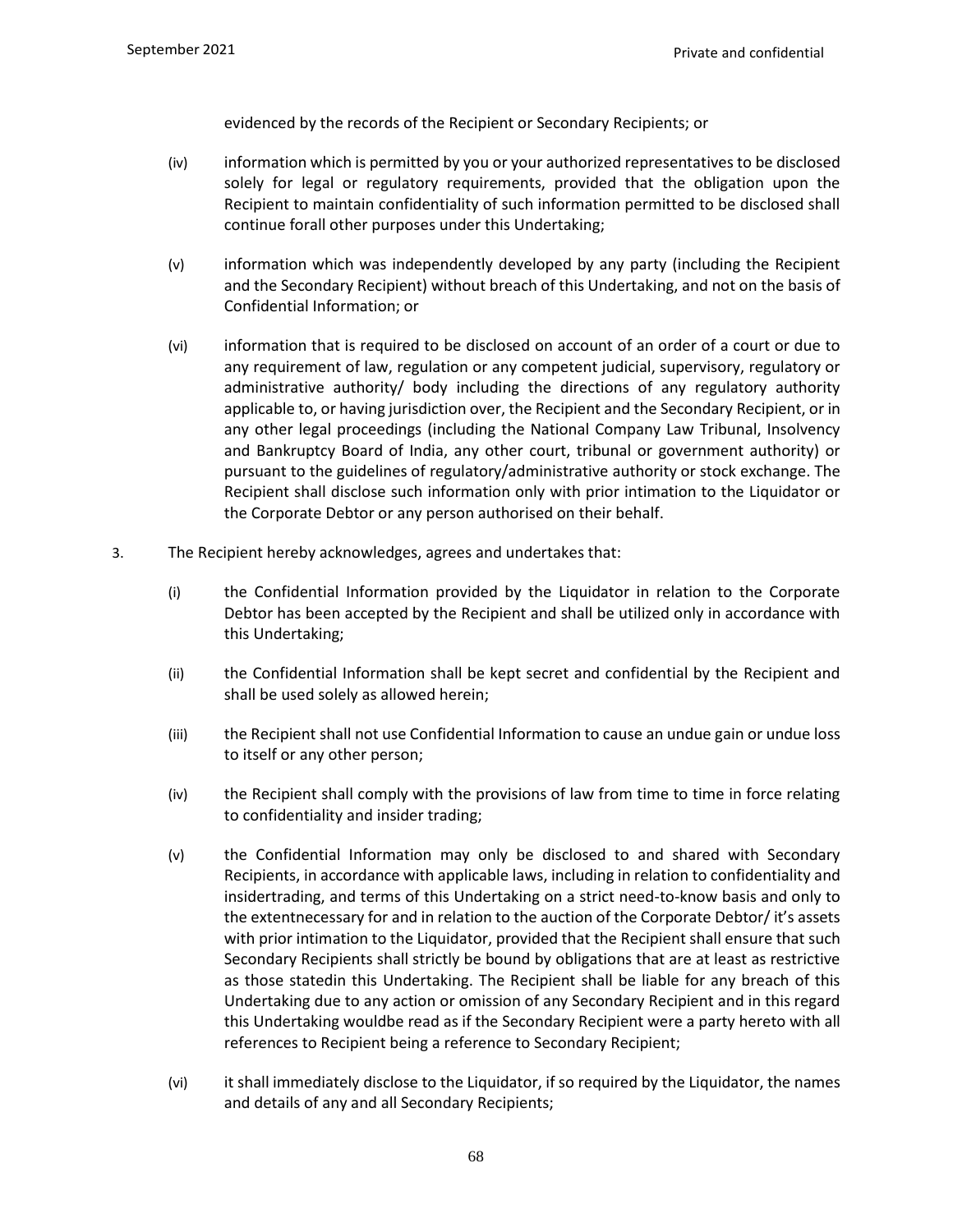evidenced by the records of the Recipient or Secondary Recipients; or

(iv) information which is permitted by you or your authorized representatives to be disclosed solely for legal or regulatory requirements, provided that the obligation upon the Recipient to maintain confidentiality of such information permitted to be disclosed shall continue forall other purposes under this Undertaking;

(v) information which was independently developed by any party (including the Recipient and the Secondary Recipient) without breach of this Undertaking, and not on the basis of Confidential Information; or

(vi) information that is required to be disclosed on account of an order of a court or due to any requirement of law, regulation or any competent judicial, supervisory, regulatory or administrative authority/ body including the directions of any regulatory authority applicable to, or having jurisdiction over, the Recipient and the Secondary Recipient, or in any other legal proceedings (including the National Company Law Tribunal, Insolvency and Bankruptcy Board of India, any other court, tribunal or government authority) or pursuant to the guidelines of regulatory/administrative authority or stock exchange. The Recipient shall disclose such information only with prior intimation to the Liquidator or the Corporate Debtor or any person authorised on their behalf.

3. The Recipient hereby acknowledges, agrees and undertakes that:

(i) the Confidential Information provided by the Liquidator in relation to the Corporate Debtor has been accepted by the Recipient and shall be utilized only in accordance with this Undertaking;

(ii) the Confidential Information shall be kept secret and confidential by the Recipient and shall be used solely as allowed herein;

(iii) the Recipient shall not use Confidential Information to cause an undue gain or undue loss to itself or any other person;

(iv) the Recipient shall comply with the provisions of law from time to time in force relating to confidentiality and insider trading;

(v) the Confidential Information may only be disclosed to and shared with Secondary Recipients, in accordance with applicable laws, including in relation to confidentiality and insidertrading, and terms of this Undertaking on a strict need-to-know basis and only to the extentnecessary for and in relation to the auction of the Corporate Debtor/ it's assets with prior intimation to the Liquidator, provided that the Recipient shall ensure that such Secondary Recipients shall strictly be bound by obligations that are at least as restrictive as those statedin this Undertaking. The Recipient shall be liable for any breach of this Undertaking due to any action or omission of any Secondary Recipient and in this regard this Undertaking wouldbe read as if the Secondary Recipient were a party hereto with all references to Recipient being a reference to Secondary Recipient;

(vi) it shall immediately disclose to the Liquidator, if so required by the Liquidator, the names and details of any and all Secondary Recipients;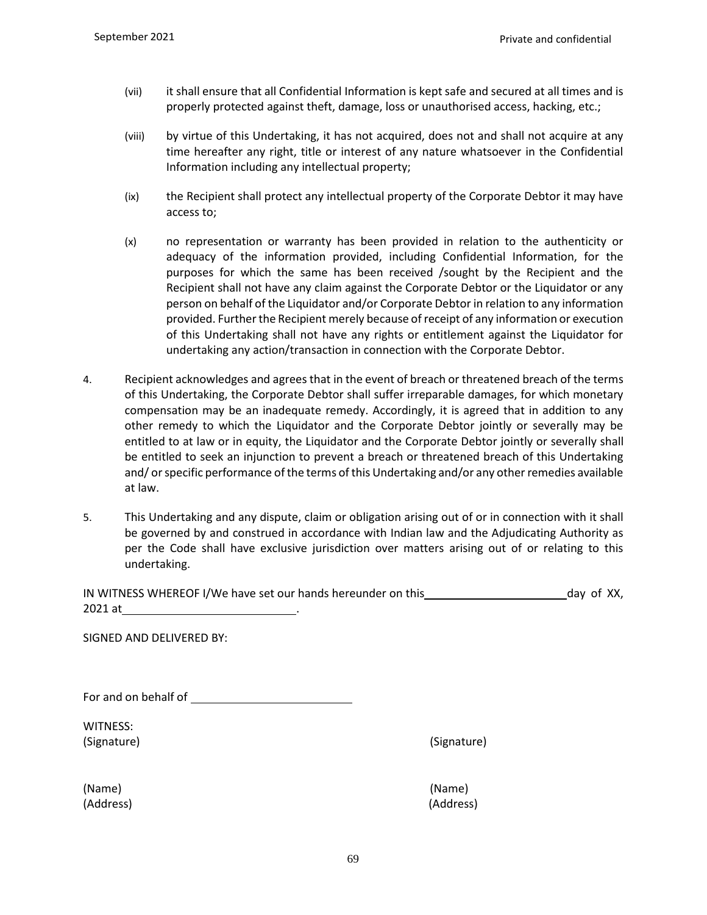(vii) it shall ensure that all Confidential Information is kept safe and secured at all times and is properly protected against theft, damage, loss or unauthorised access, hacking, etc.;

(viii) by virtue of this Undertaking, it has not acquired, does not and shall not acquire at any time hereafter any right, title or interest of any nature whatsoever in the Confidential Information including any intellectual property;

(ix) the Recipient shall protect any intellectual property of the Corporate Debtor it may have access to;

(x) no representation or warranty has been provided in relation to the authenticity or adequacy of the information provided, including Confidential Information, for the purposes for which the same has been received /sought by the Recipient and the Recipient shall not have any claim against the Corporate Debtor or the Liquidator or any person on behalf of the Liquidator and/or Corporate Debtor in relation to any information provided. Further the Recipient merely because of receipt of any information or execution of this Undertaking shall not have any rights or entitlement against the Liquidator for undertaking any action/transaction in connection with the Corporate Debtor.

4. Recipient acknowledges and agrees that in the event of breach or threatened breach of the terms of this Undertaking, the Corporate Debtor shall suffer irreparable damages, for which monetary compensation may be an inadequate remedy. Accordingly, it is agreed that in addition to any other remedy to which the Liquidator and the Corporate Debtor jointly or severally may be entitled to at law or in equity, the Liquidator and the Corporate Debtor jointly or severally shall be entitled to seek an injunction to prevent a breach or threatened breach of this Undertaking and/ or specific performance of the terms of this Undertaking and/or any other remedies available at law.

5. This Undertaking and any dispute, claim or obligation arising out of or in connection with it shall be governed by and construed in accordance with Indian law and the Adjudicating Authority as per the Code shall have exclusive jurisdiction over matters arising out of or relating to this undertaking.

IN WITNESS WHEREOF I/We have set our hands hereunder on this ______________________ day of XX, 2021 at ___________________________.

SIGNED AND DELIVERED BY:

For and on behalf of _________________________

WITNESS:

(Signature) (Signature)

(Name) (Name)
(Address) (Address)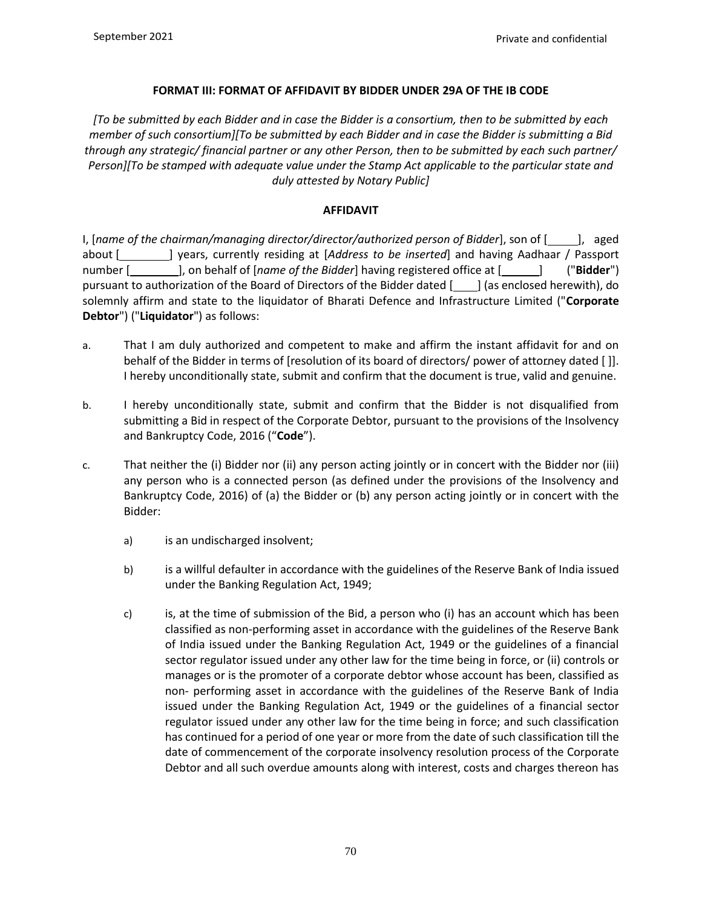**FORMAT III: FORMAT OF AFFIDAVIT BY BIDDER UNDER 29A OF THE IB CODE**

*[To be submitted by each Bidder and in case the Bidder is a consortium, then to be submitted by each member of such consortium][To be submitted by each Bidder and in case the Bidder is submitting a Bid through any strategic/ financial partner or any other Person, then to be submitted by each such partner/ Person][To be stamped with adequate value under the Stamp Act applicable to the particular state and duly attested by Notary Public]*

**AFFIDAVIT**

I, [*name of the chairman/managing director/director/authorized person of Bidder*], son of [____], aged about [________] years, currently residing at [*Address to be inserted*] and having Aadhaar / Passport number [________], on behalf of [*name of the Bidder*] having registered office at [______] ("**Bidder**") pursuant to authorization of the Board of Directors of the Bidder dated [____] (as enclosed herewith), do solemnly affirm and state to the liquidator of Bharati Defence and Infrastructure Limited ("**Corporate Debtor**") ("**Liquidator**") as follows:

a. That I am duly authorized and competent to make and affirm the instant affidavit for and on behalf of the Bidder in terms of [resolution of its board of directors/ power of attorney dated [ ]]. I hereby unconditionally state, submit and confirm that the document is true, valid and genuine.

b. I hereby unconditionally state, submit and confirm that the Bidder is not disqualified from submitting a Bid in respect of the Corporate Debtor, pursuant to the provisions of the Insolvency and Bankruptcy Code, 2016 ("**Code**").

c. That neither the (i) Bidder nor (ii) any person acting jointly or in concert with the Bidder nor (iii) any person who is a connected person (as defined under the provisions of the Insolvency and Bankruptcy Code, 2016) of (a) the Bidder or (b) any person acting jointly or in concert with the Bidder:

   a) is an undischarged insolvent;

   b) is a willful defaulter in accordance with the guidelines of the Reserve Bank of India issued under the Banking Regulation Act, 1949;

   c) is, at the time of submission of the Bid, a person who (i) has an account which has been classified as non-performing asset in accordance with the guidelines of the Reserve Bank of India issued under the Banking Regulation Act, 1949 or the guidelines of a financial sector regulator issued under any other law for the time being in force, or (ii) controls or manages or is the promoter of a corporate debtor whose account has been, classified as non- performing asset in accordance with the guidelines of the Reserve Bank of India issued under the Banking Regulation Act, 1949 or the guidelines of a financial sector regulator issued under any other law for the time being in force; and such classification has continued for a period of one year or more from the date of such classification till the date of commencement of the corporate insolvency resolution process of the Corporate Debtor and all such overdue amounts along with interest, costs and charges thereon has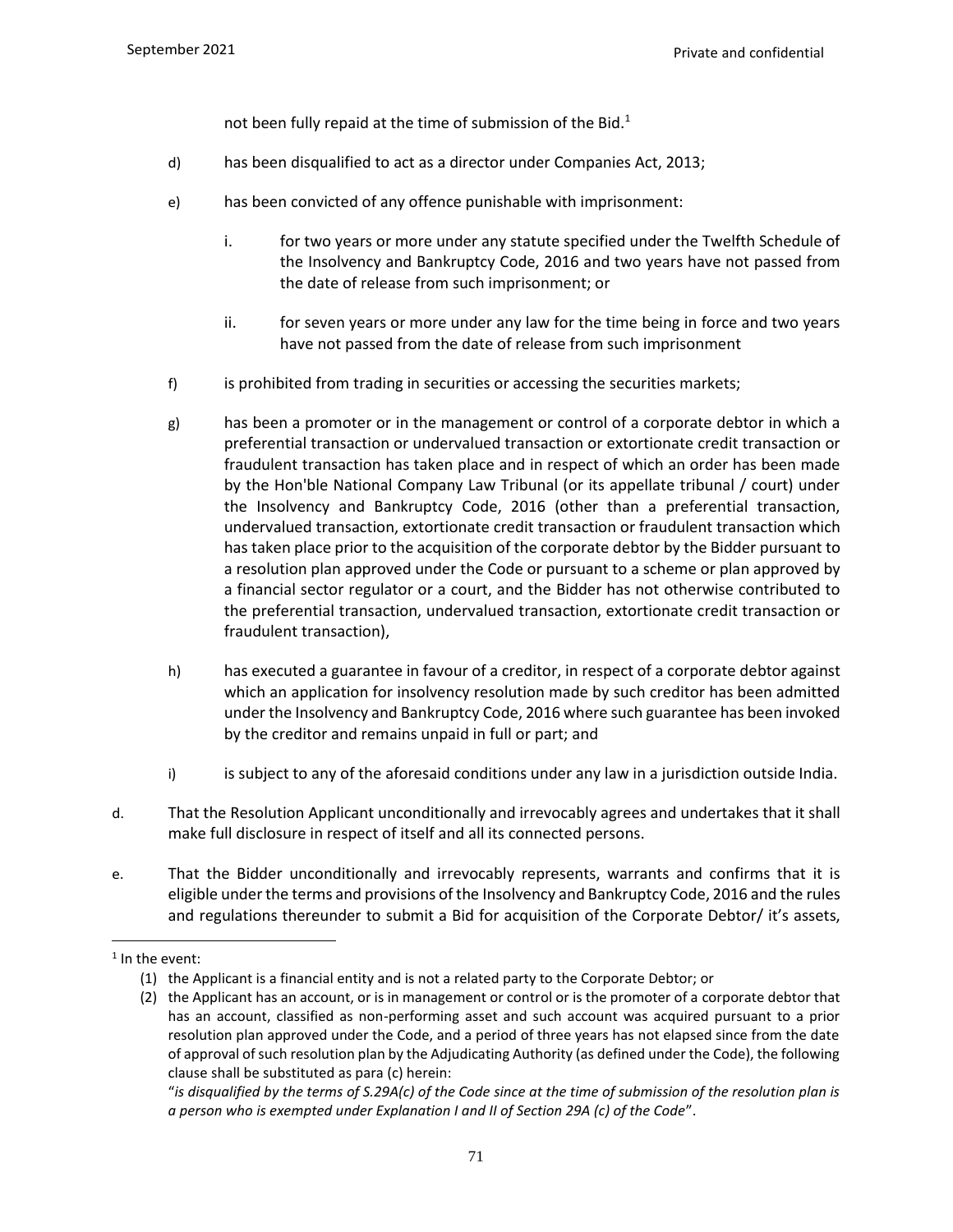not been fully repaid at the time of submission of the Bid.[1]

d) has been disqualified to act as a director under Companies Act, 2013;

e) has been convicted of any offence punishable with imprisonment:

   i. for two years or more under any statute specified under the Twelfth Schedule of the Insolvency and Bankruptcy Code, 2016 and two years have not passed from the date of release from such imprisonment; or

   ii. for seven years or more under any law for the time being in force and two years have not passed from the date of release from such imprisonment

f) is prohibited from trading in securities or accessing the securities markets;

g) has been a promoter or in the management or control of a corporate debtor in which a preferential transaction or undervalued transaction or extortionate credit transaction or fraudulent transaction has taken place and in respect of which an order has been made by the Hon'ble National Company Law Tribunal (or its appellate tribunal / court) under the Insolvency and Bankruptcy Code, 2016 (other than a preferential transaction, undervalued transaction, extortionate credit transaction or fraudulent transaction which has taken place prior to the acquisition of the corporate debtor by the Bidder pursuant to a resolution plan approved under the Code or pursuant to a scheme or plan approved by a financial sector regulator or a court, and the Bidder has not otherwise contributed to the preferential transaction, undervalued transaction, extortionate credit transaction or fraudulent transaction),

h) has executed a guarantee in favour of a creditor, in respect of a corporate debtor against which an application for insolvency resolution made by such creditor has been admitted under the Insolvency and Bankruptcy Code, 2016 where such guarantee has been invoked by the creditor and remains unpaid in full or part; and

i) is subject to any of the aforesaid conditions under any law in a jurisdiction outside India.

d. That the Resolution Applicant unconditionally and irrevocably agrees and undertakes that it shall make full disclosure in respect of itself and all its connected persons.

e. That the Bidder unconditionally and irrevocably represents, warrants and confirms that it is eligible under the terms and provisions of the Insolvency and Bankruptcy Code, 2016 and the rules and regulations thereunder to submit a Bid for acquisition of the Corporate Debtor/ it's assets,

---

[1] In the event:

(1) the Applicant is a financial entity and is not a related party to the Corporate Debtor; or

(2) the Applicant has an account, or is in management or control or is the promoter of a corporate debtor that has an account, classified as non-performing asset and such account was acquired pursuant to a prior resolution plan approved under the Code, and a period of three years has not elapsed since from the date of approval of such resolution plan by the Adjudicating Authority (as defined under the Code), the following clause shall be substituted as para (c) herein:

"*is disqualified by the terms of S.29A(c) of the Code since at the time of submission of the resolution plan is a person who is exempted under Explanation I and II of Section 29A (c) of the Code*".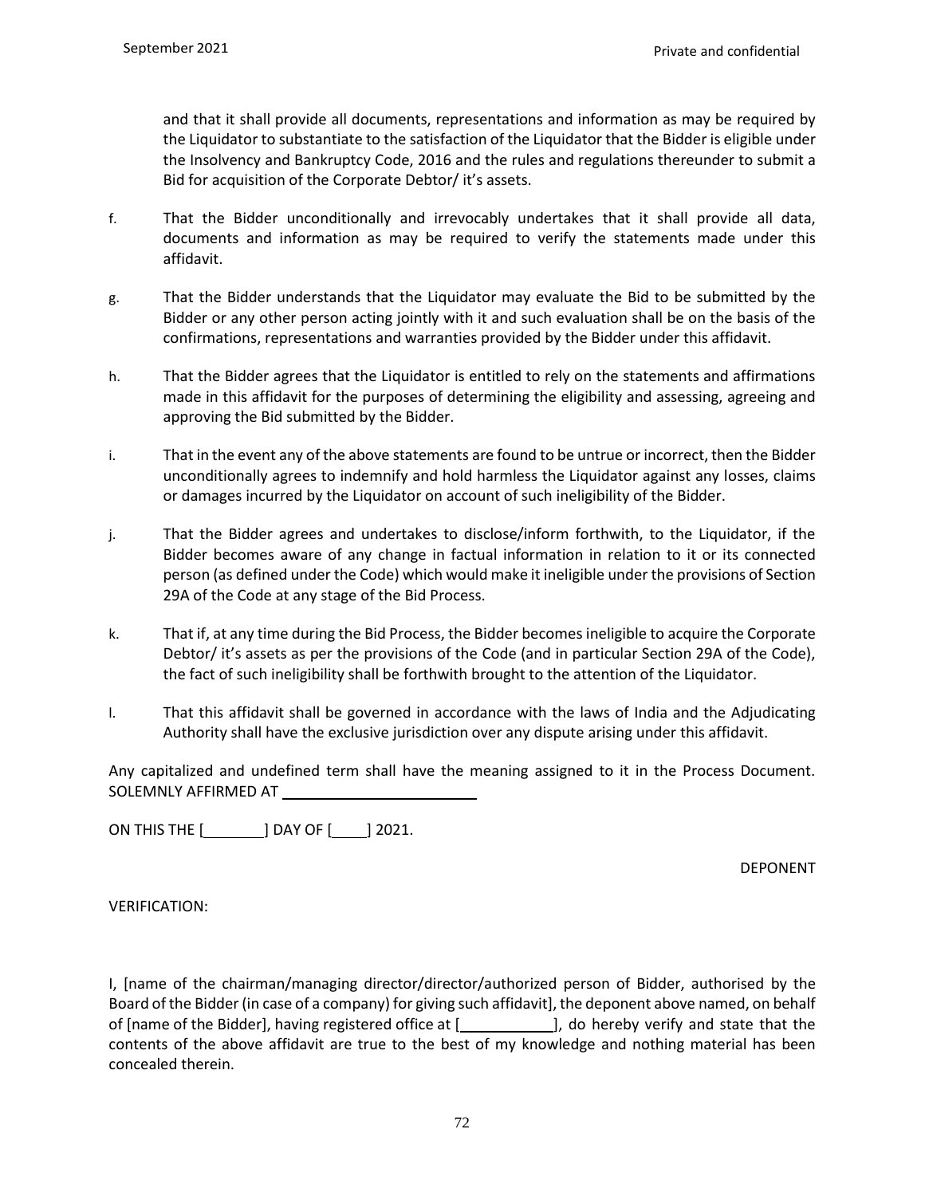and that it shall provide all documents, representations and information as may be required by the Liquidator to substantiate to the satisfaction of the Liquidator that the Bidder is eligible under the Insolvency and Bankruptcy Code, 2016 and the rules and regulations thereunder to submit a Bid for acquisition of the Corporate Debtor/ it's assets.

f. That the Bidder unconditionally and irrevocably undertakes that it shall provide all data, documents and information as may be required to verify the statements made under this affidavit.

g. That the Bidder understands that the Liquidator may evaluate the Bid to be submitted by the Bidder or any other person acting jointly with it and such evaluation shall be on the basis of the confirmations, representations and warranties provided by the Bidder under this affidavit.

h. That the Bidder agrees that the Liquidator is entitled to rely on the statements and affirmations made in this affidavit for the purposes of determining the eligibility and assessing, agreeing and approving the Bid submitted by the Bidder.

i. That in the event any of the above statements are found to be untrue or incorrect, then the Bidder unconditionally agrees to indemnify and hold harmless the Liquidator against any losses, claims or damages incurred by the Liquidator on account of such ineligibility of the Bidder.

j. That the Bidder agrees and undertakes to disclose/inform forthwith, to the Liquidator, if the Bidder becomes aware of any change in factual information in relation to it or its connected person (as defined under the Code) which would make it ineligible under the provisions of Section 29A of the Code at any stage of the Bid Process.

k. That if, at any time during the Bid Process, the Bidder becomes ineligible to acquire the Corporate Debtor/ it's assets as per the provisions of the Code (and in particular Section 29A of the Code), the fact of such ineligibility shall be forthwith brought to the attention of the Liquidator.

l. That this affidavit shall be governed in accordance with the laws of India and the Adjudicating Authority shall have the exclusive jurisdiction over any dispute arising under this affidavit.

Any capitalized and undefined term shall have the meaning assigned to it in the Process Document. SOLEMNLY AFFIRMED AT ________________________

ON THIS THE [________] DAY OF [____] 2021.

DEPONENT

VERIFICATION:

I, [name of the chairman/managing director/director/authorized person of Bidder, authorised by the Board of the Bidder (in case of a company) for giving such affidavit], the deponent above named, on behalf of [name of the Bidder], having registered office at [____________], do hereby verify and state that the contents of the above affidavit are true to the best of my knowledge and nothing material has been concealed therein.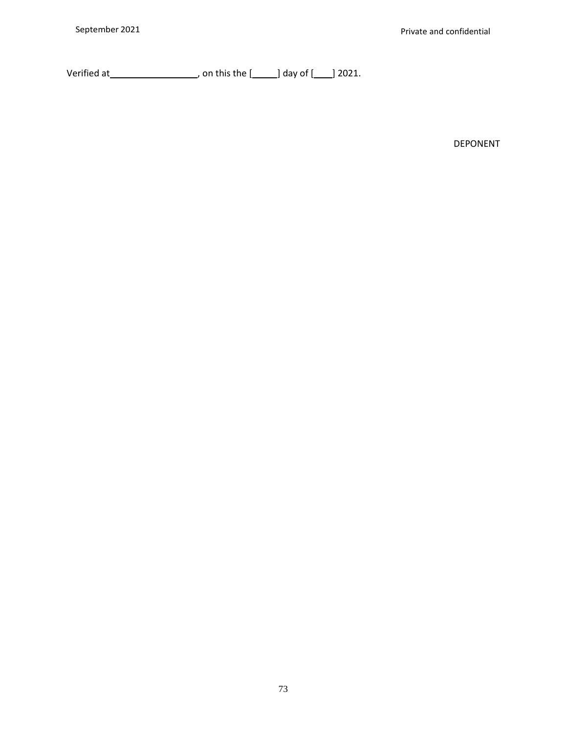Verified at__________________, on this the [_____] day of [____] 2021.

DEPONENT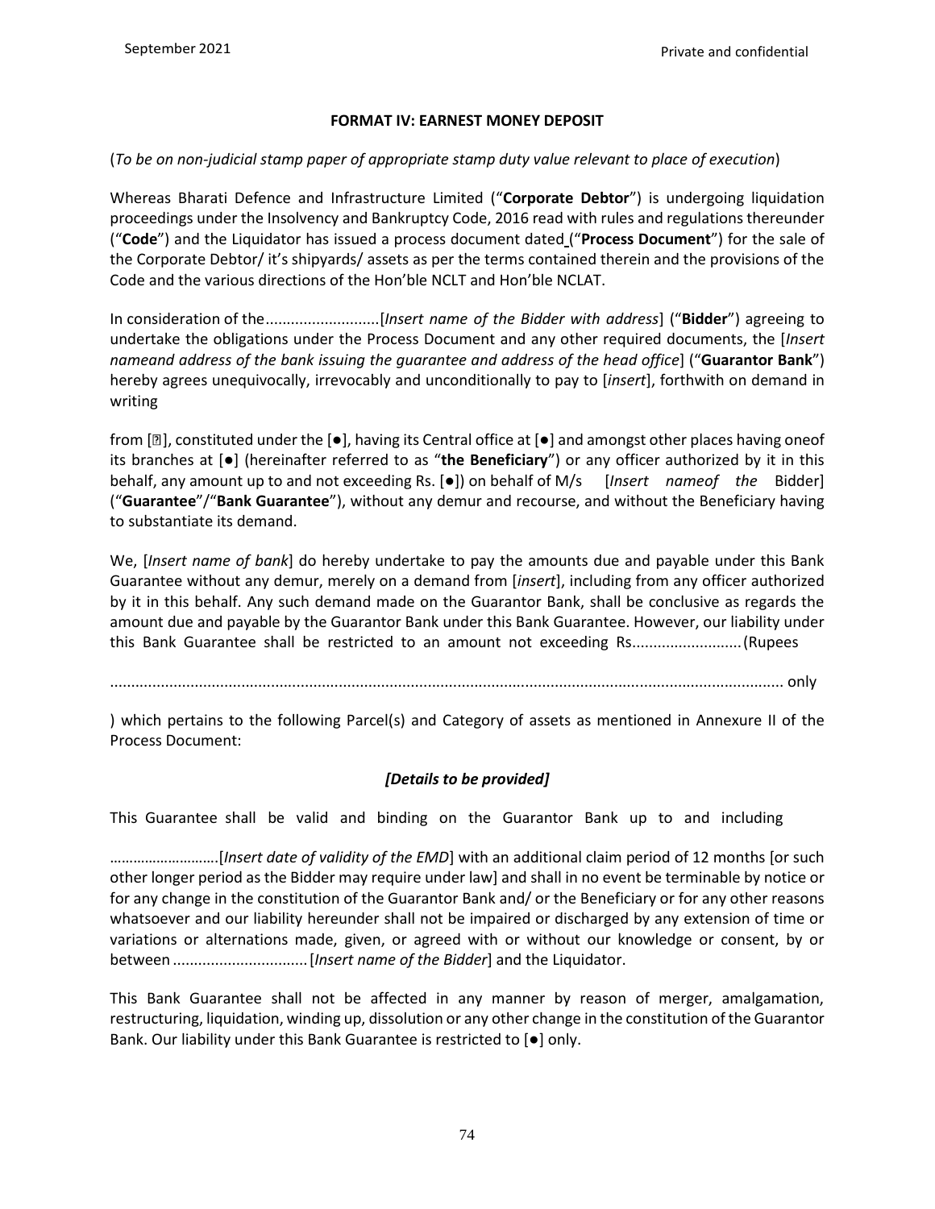## FORMAT IV: EARNEST MONEY DEPOSIT

(*To be on non-judicial stamp paper of appropriate stamp duty value relevant to place of execution*)

Whereas Bharati Defence and Infrastructure Limited ("**Corporate Debtor**") is undergoing liquidation proceedings under the Insolvency and Bankruptcy Code, 2016 read with rules and regulations thereunder ("**Code**") and the Liquidator has issued a process document dated ("**Process Document**") for the sale of the Corporate Debtor/ it's shipyards/ assets as per the terms contained therein and the provisions of the Code and the various directions of the Hon'ble NCLT and Hon'ble NCLAT.

In consideration of the...........................[*Insert name of the Bidder with address*] ("**Bidder**") agreeing to undertake the obligations under the Process Document and any other required documents, the [*Insert nameand address of the bank issuing the guarantee and address of the head office*] ("**Guarantor Bank**") hereby agrees unequivocally, irrevocably and unconditionally to pay to [*insert*], forthwith on demand in writing

from [], constituted under the [●], having its Central office at [●] and amongst other places having oneof its branches at [●] (hereinafter referred to as "**the Beneficiary**") or any officer authorized by it in this behalf, any amount up to and not exceeding Rs. [●]) on behalf of M/s [*Insert nameof the* Bidder] ("**Guarantee**"/"**Bank Guarantee**"), without any demur and recourse, and without the Beneficiary having to substantiate its demand.

We, [*Insert name of bank*] do hereby undertake to pay the amounts due and payable under this Bank Guarantee without any demur, merely on a demand from [*insert*], including from any officer authorized by it in this behalf. Any such demand made on the Guarantor Bank, shall be conclusive as regards the amount due and payable by the Guarantor Bank under this Bank Guarantee. However, our liability under this Bank Guarantee shall be restricted to an amount not exceeding Rs..........................(Rupees

............................................................................................................................................. only

) which pertains to the following Parcel(s) and Category of assets as mentioned in Annexure II of the Process Document:

***[Details to be provided]***

This Guarantee shall be valid and binding on the Guarantor Bank up to and including

………………………[*Insert date of validity of the EMD*] with an additional claim period of 12 months [or such other longer period as the Bidder may require under law] and shall in no event be terminable by notice or for any change in the constitution of the Guarantor Bank and/ or the Beneficiary or for any other reasons whatsoever and our liability hereunder shall not be impaired or discharged by any extension of time or variations or alternations made, given, or agreed with or without our knowledge or consent, by or between ................................[*Insert name of the Bidder*] and the Liquidator.

This Bank Guarantee shall not be affected in any manner by reason of merger, amalgamation, restructuring, liquidation, winding up, dissolution or any other change in the constitution of the Guarantor Bank. Our liability under this Bank Guarantee is restricted to [●] only.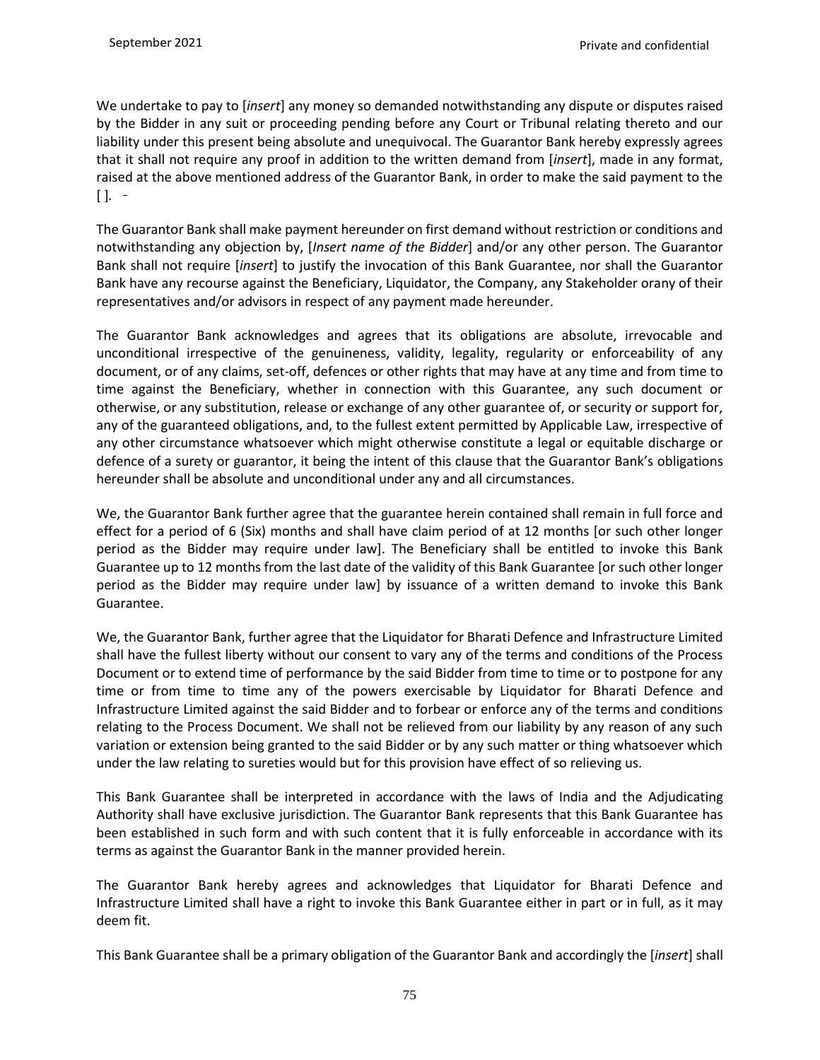We undertake to pay to [*insert*] any money so demanded notwithstanding any dispute or disputes raised by the Bidder in any suit or proceeding pending before any Court or Tribunal relating thereto and our liability under this present being absolute and unequivocal. The Guarantor Bank hereby expressly agrees that it shall not require any proof in addition to the written demand from [*insert*], made in any format, raised at the above mentioned address of the Guarantor Bank, in order to make the said payment to the [ ].

The Guarantor Bank shall make payment hereunder on first demand without restriction or conditions and notwithstanding any objection by, [*Insert name of the Bidder*] and/or any other person. The Guarantor Bank shall not require [*insert*] to justify the invocation of this Bank Guarantee, nor shall the Guarantor Bank have any recourse against the Beneficiary, Liquidator, the Company, any Stakeholder orany of their representatives and/or advisors in respect of any payment made hereunder.

The Guarantor Bank acknowledges and agrees that its obligations are absolute, irrevocable and unconditional irrespective of the genuineness, validity, legality, regularity or enforceability of any document, or of any claims, set-off, defences or other rights that may have at any time and from time to time against the Beneficiary, whether in connection with this Guarantee, any such document or otherwise, or any substitution, release or exchange of any other guarantee of, or security or support for, any of the guaranteed obligations, and, to the fullest extent permitted by Applicable Law, irrespective of any other circumstance whatsoever which might otherwise constitute a legal or equitable discharge or defence of a surety or guarantor, it being the intent of this clause that the Guarantor Bank's obligations hereunder shall be absolute and unconditional under any and all circumstances.

We, the Guarantor Bank further agree that the guarantee herein contained shall remain in full force and effect for a period of 6 (Six) months and shall have claim period of at 12 months [or such other longer period as the Bidder may require under law]. The Beneficiary shall be entitled to invoke this Bank Guarantee up to 12 months from the last date of the validity of this Bank Guarantee [or such other longer period as the Bidder may require under law] by issuance of a written demand to invoke this Bank Guarantee.

We, the Guarantor Bank, further agree that the Liquidator for Bharati Defence and Infrastructure Limited shall have the fullest liberty without our consent to vary any of the terms and conditions of the Process Document or to extend time of performance by the said Bidder from time to time or to postpone for any time or from time to time any of the powers exercisable by Liquidator for Bharati Defence and Infrastructure Limited against the said Bidder and to forbear or enforce any of the terms and conditions relating to the Process Document. We shall not be relieved from our liability by any reason of any such variation or extension being granted to the said Bidder or by any such matter or thing whatsoever which under the law relating to sureties would but for this provision have effect of so relieving us.

This Bank Guarantee shall be interpreted in accordance with the laws of India and the Adjudicating Authority shall have exclusive jurisdiction. The Guarantor Bank represents that this Bank Guarantee has been established in such form and with such content that it is fully enforceable in accordance with its terms as against the Guarantor Bank in the manner provided herein.

The Guarantor Bank hereby agrees and acknowledges that Liquidator for Bharati Defence and Infrastructure Limited shall have a right to invoke this Bank Guarantee either in part or in full, as it may deem fit.

This Bank Guarantee shall be a primary obligation of the Guarantor Bank and accordingly the [*insert*] shall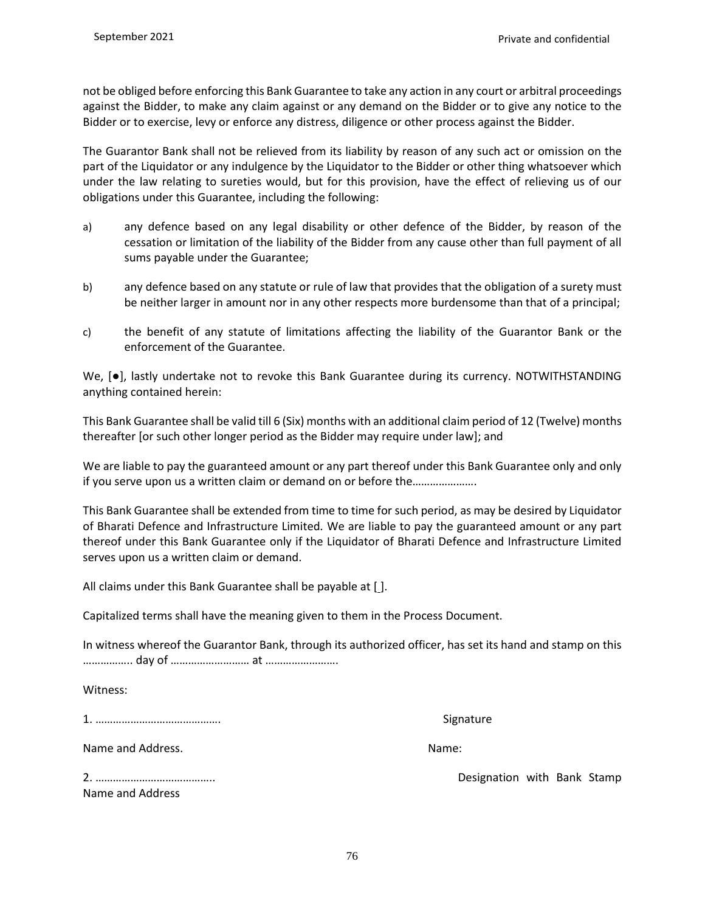not be obliged before enforcing this Bank Guarantee to take any action in any court or arbitral proceedings against the Bidder, to make any claim against or any demand on the Bidder or to give any notice to the Bidder or to exercise, levy or enforce any distress, diligence or other process against the Bidder.

The Guarantor Bank shall not be relieved from its liability by reason of any such act or omission on the part of the Liquidator or any indulgence by the Liquidator to the Bidder or other thing whatsoever which under the law relating to sureties would, but for this provision, have the effect of relieving us of our obligations under this Guarantee, including the following:

a) any defence based on any legal disability or other defence of the Bidder, by reason of the cessation or limitation of the liability of the Bidder from any cause other than full payment of all sums payable under the Guarantee;

b) any defence based on any statute or rule of law that provides that the obligation of a surety must be neither larger in amount nor in any other respects more burdensome than that of a principal;

c) the benefit of any statute of limitations affecting the liability of the Guarantor Bank or the enforcement of the Guarantee.

We, [●], lastly undertake not to revoke this Bank Guarantee during its currency. NOTWITHSTANDING anything contained herein:

This Bank Guarantee shall be valid till 6 (Six) months with an additional claim period of 12 (Twelve) months thereafter [or such other longer period as the Bidder may require under law]; and

We are liable to pay the guaranteed amount or any part thereof under this Bank Guarantee only and only if you serve upon us a written claim or demand on or before the………………….

This Bank Guarantee shall be extended from time to time for such period, as may be desired by Liquidator of Bharati Defence and Infrastructure Limited. We are liable to pay the guaranteed amount or any part thereof under this Bank Guarantee only if the Liquidator of Bharati Defence and Infrastructure Limited serves upon us a written claim or demand.

All claims under this Bank Guarantee shall be payable at [ ].

Capitalized terms shall have the meaning given to them in the Process Document.

In witness whereof the Guarantor Bank, through its authorized officer, has set its hand and stamp on this …………….. day of ……………………… at …………………….

Witness:

1. …………………………………….

Name and Address.

2. …………………………………..

Name and Address

Signature

Name:

Designation with Bank Stamp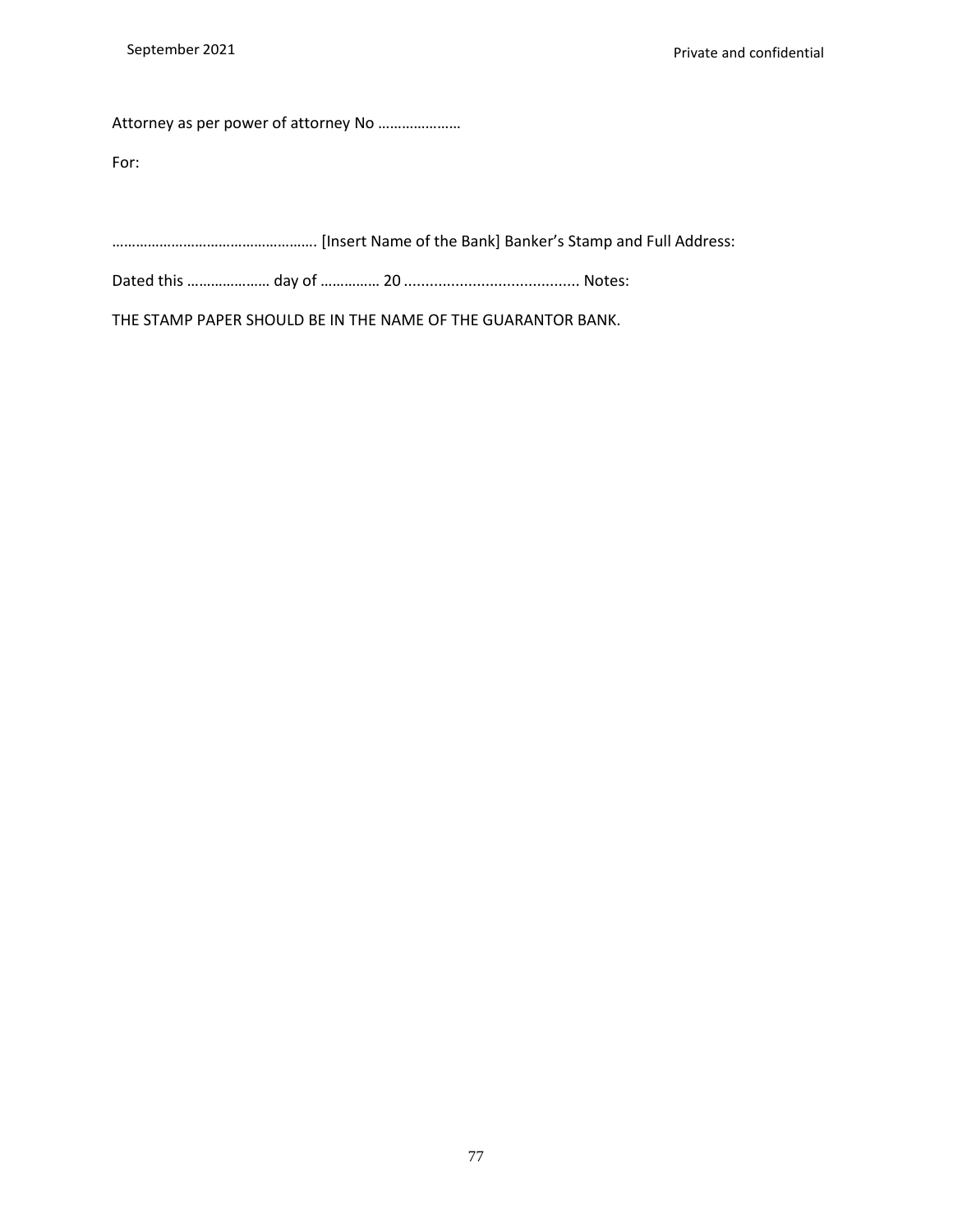Attorney as per power of attorney No …………………

For:

……………………………………………. [Insert Name of the Bank] Banker's Stamp and Full Address:

Dated this ………………… day of …………… 20 ........................................ Notes:

THE STAMP PAPER SHOULD BE IN THE NAME OF THE GUARANTOR BANK.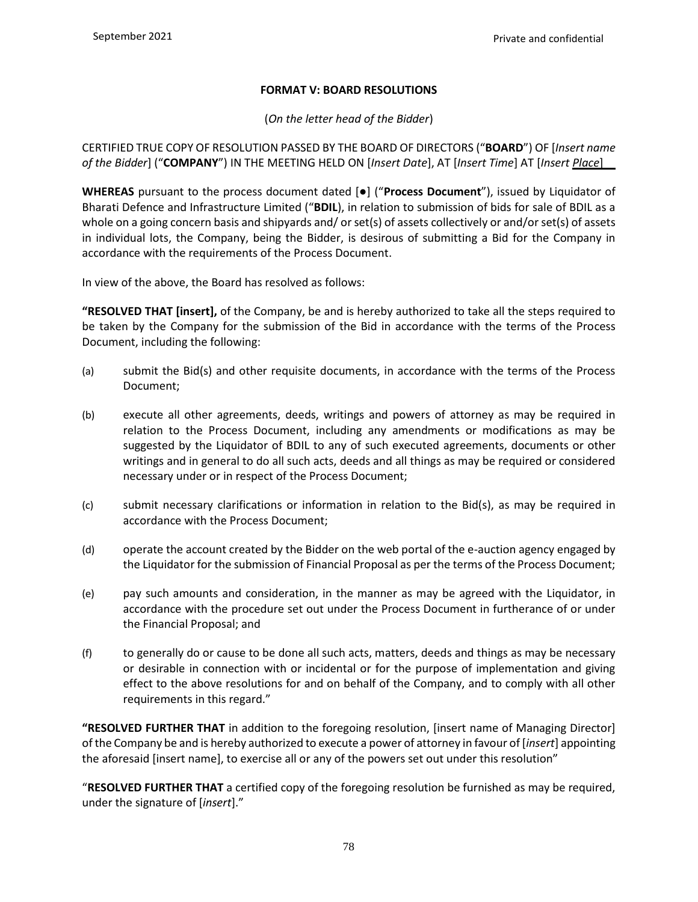### FORMAT V: BOARD RESOLUTIONS

(*On the letter head of the Bidder*)

CERTIFIED TRUE COPY OF RESOLUTION PASSED BY THE BOARD OF DIRECTORS ("**BOARD**") OF [*Insert name of the Bidder*] ("**COMPANY**") IN THE MEETING HELD ON [*Insert Date*], AT [*Insert Time*] AT [*Insert Place*]

**WHEREAS** pursuant to the process document dated [●] ("**Process Document**"), issued by Liquidator of Bharati Defence and Infrastructure Limited ("**BDIL**), in relation to submission of bids for sale of BDIL as a whole on a going concern basis and shipyards and/ or set(s) of assets collectively or and/or set(s) of assets in individual lots, the Company, being the Bidder, is desirous of submitting a Bid for the Company in accordance with the requirements of the Process Document.

In view of the above, the Board has resolved as follows:

**"RESOLVED THAT [insert],** of the Company, be and is hereby authorized to take all the steps required to be taken by the Company for the submission of the Bid in accordance with the terms of the Process Document, including the following:

(a) submit the Bid(s) and other requisite documents, in accordance with the terms of the Process Document;

(b) execute all other agreements, deeds, writings and powers of attorney as may be required in relation to the Process Document, including any amendments or modifications as may be suggested by the Liquidator of BDIL to any of such executed agreements, documents or other writings and in general to do all such acts, deeds and all things as may be required or considered necessary under or in respect of the Process Document;

(c) submit necessary clarifications or information in relation to the Bid(s), as may be required in accordance with the Process Document;

(d) operate the account created by the Bidder on the web portal of the e-auction agency engaged by the Liquidator for the submission of Financial Proposal as per the terms of the Process Document;

(e) pay such amounts and consideration, in the manner as may be agreed with the Liquidator, in accordance with the procedure set out under the Process Document in furtherance of or under the Financial Proposal; and

(f) to generally do or cause to be done all such acts, matters, deeds and things as may be necessary or desirable in connection with or incidental or for the purpose of implementation and giving effect to the above resolutions for and on behalf of the Company, and to comply with all other requirements in this regard."

**"RESOLVED FURTHER THAT** in addition to the foregoing resolution, [insert name of Managing Director] of the Company be and is hereby authorized to execute a power of attorney in favour of [*insert*] appointing the aforesaid [insert name], to exercise all or any of the powers set out under this resolution"

"**RESOLVED FURTHER THAT** a certified copy of the foregoing resolution be furnished as may be required, under the signature of [*insert*]."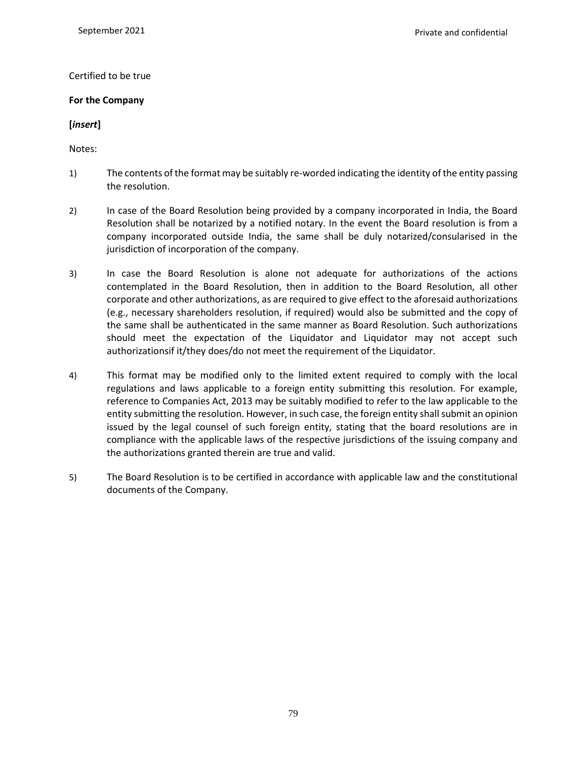Certified to be true

**For the Company**

**[*insert*]**

Notes:

1) The contents of the format may be suitably re-worded indicating the identity of the entity passing the resolution.

2) In case of the Board Resolution being provided by a company incorporated in India, the Board Resolution shall be notarized by a notified notary. In the event the Board resolution is from a company incorporated outside India, the same shall be duly notarized/consularised in the jurisdiction of incorporation of the company.

3) In case the Board Resolution is alone not adequate for authorizations of the actions contemplated in the Board Resolution, then in addition to the Board Resolution, all other corporate and other authorizations, as are required to give effect to the aforesaid authorizations (e.g., necessary shareholders resolution, if required) would also be submitted and the copy of the same shall be authenticated in the same manner as Board Resolution. Such authorizations should meet the expectation of the Liquidator and Liquidator may not accept such authorizationsif it/they does/do not meet the requirement of the Liquidator.

4) This format may be modified only to the limited extent required to comply with the local regulations and laws applicable to a foreign entity submitting this resolution. For example, reference to Companies Act, 2013 may be suitably modified to refer to the law applicable to the entity submitting the resolution. However, in such case, the foreign entity shall submit an opinion issued by the legal counsel of such foreign entity, stating that the board resolutions are in compliance with the applicable laws of the respective jurisdictions of the issuing company and the authorizations granted therein are true and valid.

5) The Board Resolution is to be certified in accordance with applicable law and the constitutional documents of the Company.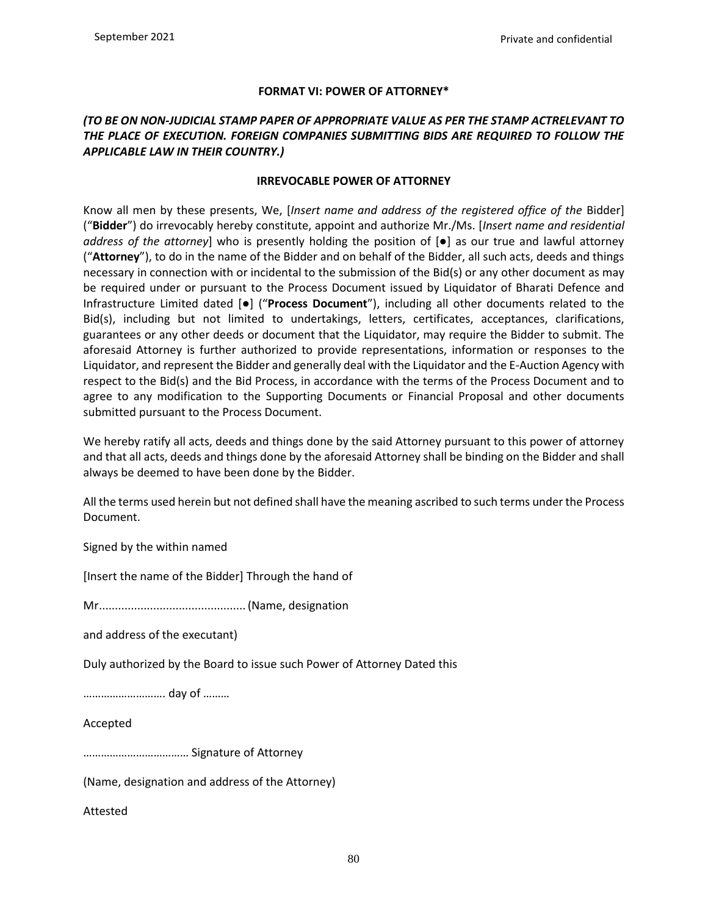## FORMAT VI: POWER OF ATTORNEY*

***(TO BE ON NON-JUDICIAL STAMP PAPER OF APPROPRIATE VALUE AS PER THE STAMP ACTRELEVANT TO THE PLACE OF EXECUTION. FOREIGN COMPANIES SUBMITTING BIDS ARE REQUIRED TO FOLLOW THE APPLICABLE LAW IN THEIR COUNTRY.)***

### IRREVOCABLE POWER OF ATTORNEY

Know all men by these presents, We, [*Insert name and address of the registered office of the* Bidder] ("**Bidder**") do irrevocably hereby constitute, appoint and authorize Mr./Ms. [*Insert name and residential address of the attorney*] who is presently holding the position of [●] as our true and lawful attorney ("**Attorney**"), to do in the name of the Bidder and on behalf of the Bidder, all such acts, deeds and things necessary in connection with or incidental to the submission of the Bid(s) or any other document as may be required under or pursuant to the Process Document issued by Liquidator of Bharati Defence and Infrastructure Limited dated [●] ("**Process Document**"), including all other documents related to the Bid(s), including but not limited to undertakings, letters, certificates, acceptances, clarifications, guarantees or any other deeds or document that the Liquidator, may require the Bidder to submit. The aforesaid Attorney is further authorized to provide representations, information or responses to the Liquidator, and represent the Bidder and generally deal with the Liquidator and the E-Auction Agency with respect to the Bid(s) and the Bid Process, in accordance with the terms of the Process Document and to agree to any modification to the Supporting Documents or Financial Proposal and other documents submitted pursuant to the Process Document.

We hereby ratify all acts, deeds and things done by the said Attorney pursuant to this power of attorney and that all acts, deeds and things done by the aforesaid Attorney shall be binding on the Bidder and shall always be deemed to have been done by the Bidder.

All the terms used herein but not defined shall have the meaning ascribed to such terms under the Process Document.

Signed by the within named

[Insert the name of the Bidder] Through the hand of

Mr............................................. (Name, designation

and address of the executant)

Duly authorized by the Board to issue such Power of Attorney Dated this

………………………. day of ………

Accepted

……………………………… Signature of Attorney

(Name, designation and address of the Attorney)

Attested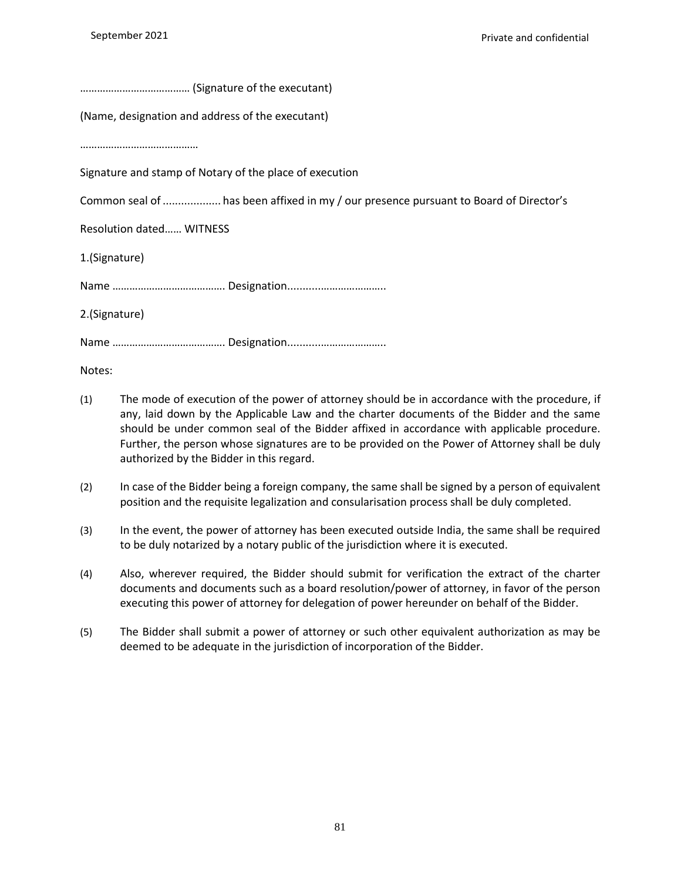………………………………… (Signature of the executant)

(Name, designation and address of the executant)

……………………………………

Signature and stamp of Notary of the place of execution

Common seal of .................. has been affixed in my / our presence pursuant to Board of Director's

Resolution dated…… WITNESS

1.(Signature)

Name …………………………………. Designation...............................

2.(Signature)

Name …………………………………. Designation...............................

Notes:

(1) The mode of execution of the power of attorney should be in accordance with the procedure, if any, laid down by the Applicable Law and the charter documents of the Bidder and the same should be under common seal of the Bidder affixed in accordance with applicable procedure. Further, the person whose signatures are to be provided on the Power of Attorney shall be duly authorized by the Bidder in this regard.

(2) In case of the Bidder being a foreign company, the same shall be signed by a person of equivalent position and the requisite legalization and consularisation process shall be duly completed.

(3) In the event, the power of attorney has been executed outside India, the same shall be required to be duly notarized by a notary public of the jurisdiction where it is executed.

(4) Also, wherever required, the Bidder should submit for verification the extract of the charter documents and documents such as a board resolution/power of attorney, in favor of the person executing this power of attorney for delegation of power hereunder on behalf of the Bidder.

(5) The Bidder shall submit a power of attorney or such other equivalent authorization as may be deemed to be adequate in the jurisdiction of incorporation of the Bidder.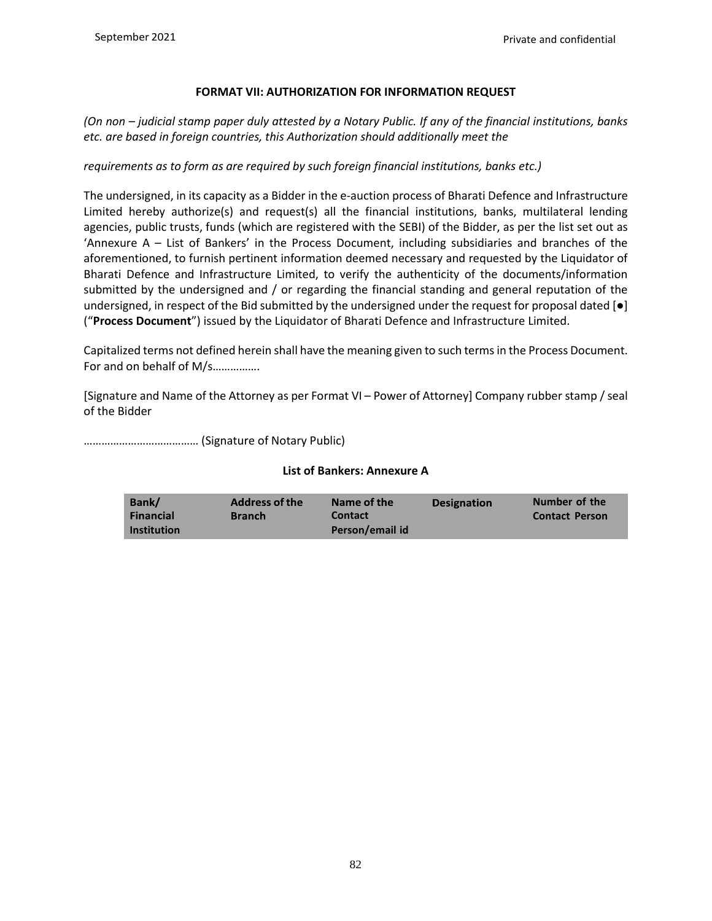**FORMAT VII: AUTHORIZATION FOR INFORMATION REQUEST**

*(On non – judicial stamp paper duly attested by a Notary Public. If any of the financial institutions, banks etc. are based in foreign countries, this Authorization should additionally meet the*

*requirements as to form as are required by such foreign financial institutions, banks etc.)*

The undersigned, in its capacity as a Bidder in the e-auction process of Bharati Defence and Infrastructure Limited hereby authorize(s) and request(s) all the financial institutions, banks, multilateral lending agencies, public trusts, funds (which are registered with the SEBI) of the Bidder, as per the list set out as 'Annexure A – List of Bankers' in the Process Document, including subsidiaries and branches of the aforementioned, to furnish pertinent information deemed necessary and requested by the Liquidator of Bharati Defence and Infrastructure Limited, to verify the authenticity of the documents/information submitted by the undersigned and / or regarding the financial standing and general reputation of the undersigned, in respect of the Bid submitted by the undersigned under the request for proposal dated [●] ("**Process Document**") issued by the Liquidator of Bharati Defence and Infrastructure Limited.

Capitalized terms not defined herein shall have the meaning given to such terms in the Process Document. For and on behalf of M/s…………….

[Signature and Name of the Attorney as per Format VI – Power of Attorney] Company rubber stamp / seal of the Bidder

………………………………… (Signature of Notary Public)

**List of Bankers: Annexure A**

| Bank/ Financial Institution | Address of the Branch | Name of the Contact Person/email id | Designation | Number of the Contact Person |
|---|---|---|---|---|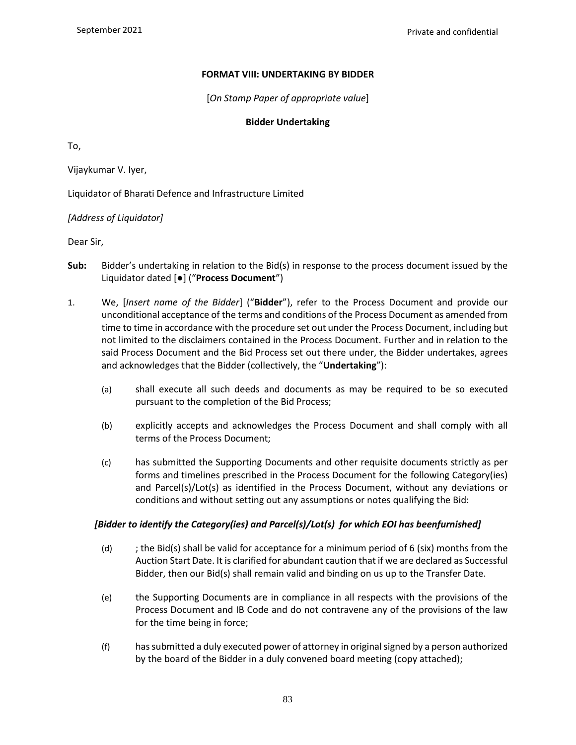**FORMAT VIII: UNDERTAKING BY BIDDER**

[*On Stamp Paper of appropriate value*]

**Bidder Undertaking**

To,

Vijaykumar V. Iyer,

Liquidator of Bharati Defence and Infrastructure Limited

*[Address of Liquidator]*

Dear Sir,

**Sub:** Bidder's undertaking in relation to the Bid(s) in response to the process document issued by the Liquidator dated [●] ("**Process Document**")

1. We, [*Insert name of the Bidder*] ("**Bidder**"), refer to the Process Document and provide our unconditional acceptance of the terms and conditions of the Process Document as amended from time to time in accordance with the procedure set out under the Process Document, including but not limited to the disclaimers contained in the Process Document. Further and in relation to the said Process Document and the Bid Process set out there under, the Bidder undertakes, agrees and acknowledges that the Bidder (collectively, the "**Undertaking**"):

   (a) shall execute all such deeds and documents as may be required to be so executed pursuant to the completion of the Bid Process;

   (b) explicitly accepts and acknowledges the Process Document and shall comply with all terms of the Process Document;

   (c) has submitted the Supporting Documents and other requisite documents strictly as per forms and timelines prescribed in the Process Document for the following Category(ies) and Parcel(s)/Lot(s) as identified in the Process Document, without any deviations or conditions and without setting out any assumptions or notes qualifying the Bid:

   ***[Bidder to identify the Category(ies) and Parcel(s)/Lot(s) for which EOI has beenfurnished]***

   (d) ; the Bid(s) shall be valid for acceptance for a minimum period of 6 (six) months from the Auction Start Date. It is clarified for abundant caution that if we are declared as Successful Bidder, then our Bid(s) shall remain valid and binding on us up to the Transfer Date.

   (e) the Supporting Documents are in compliance in all respects with the provisions of the Process Document and IB Code and do not contravene any of the provisions of the law for the time being in force;

   (f) has submitted a duly executed power of attorney in original signed by a person authorized by the board of the Bidder in a duly convened board meeting (copy attached);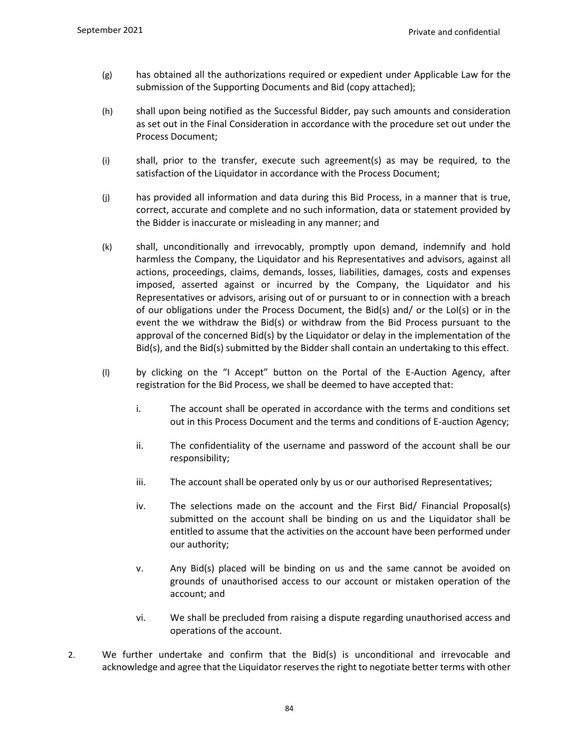(g) has obtained all the authorizations required or expedient under Applicable Law for the submission of the Supporting Documents and Bid (copy attached);

(h) shall upon being notified as the Successful Bidder, pay such amounts and consideration as set out in the Final Consideration in accordance with the procedure set out under the Process Document;

(i) shall, prior to the transfer, execute such agreement(s) as may be required, to the satisfaction of the Liquidator in accordance with the Process Document;

(j) has provided all information and data during this Bid Process, in a manner that is true, correct, accurate and complete and no such information, data or statement provided by the Bidder is inaccurate or misleading in any manner; and

(k) shall, unconditionally and irrevocably, promptly upon demand, indemnify and hold harmless the Company, the Liquidator and his Representatives and advisors, against all actions, proceedings, claims, demands, losses, liabilities, damages, costs and expenses imposed, asserted against or incurred by the Company, the Liquidator and his Representatives or advisors, arising out of or pursuant to or in connection with a breach of our obligations under the Process Document, the Bid(s) and/ or the LoI(s) or in the event the we withdraw the Bid(s) or withdraw from the Bid Process pursuant to the approval of the concerned Bid(s) by the Liquidator or delay in the implementation of the Bid(s), and the Bid(s) submitted by the Bidder shall contain an undertaking to this effect.

(l) by clicking on the "I Accept" button on the Portal of the E-Auction Agency, after registration for the Bid Process, we shall be deemed to have accepted that:

   i. The account shall be operated in accordance with the terms and conditions set out in this Process Document and the terms and conditions of E-auction Agency;

   ii. The confidentiality of the username and password of the account shall be our responsibility;

   iii. The account shall be operated only by us or our authorised Representatives;

   iv. The selections made on the account and the First Bid/ Financial Proposal(s) submitted on the account shall be binding on us and the Liquidator shall be entitled to assume that the activities on the account have been performed under our authority;

   v. Any Bid(s) placed will be binding on us and the same cannot be avoided on grounds of unauthorised access to our account or mistaken operation of the account; and

   vi. We shall be precluded from raising a dispute regarding unauthorised access and operations of the account.

2. We further undertake and confirm that the Bid(s) is unconditional and irrevocable and acknowledge and agree that the Liquidator reserves the right to negotiate better terms with other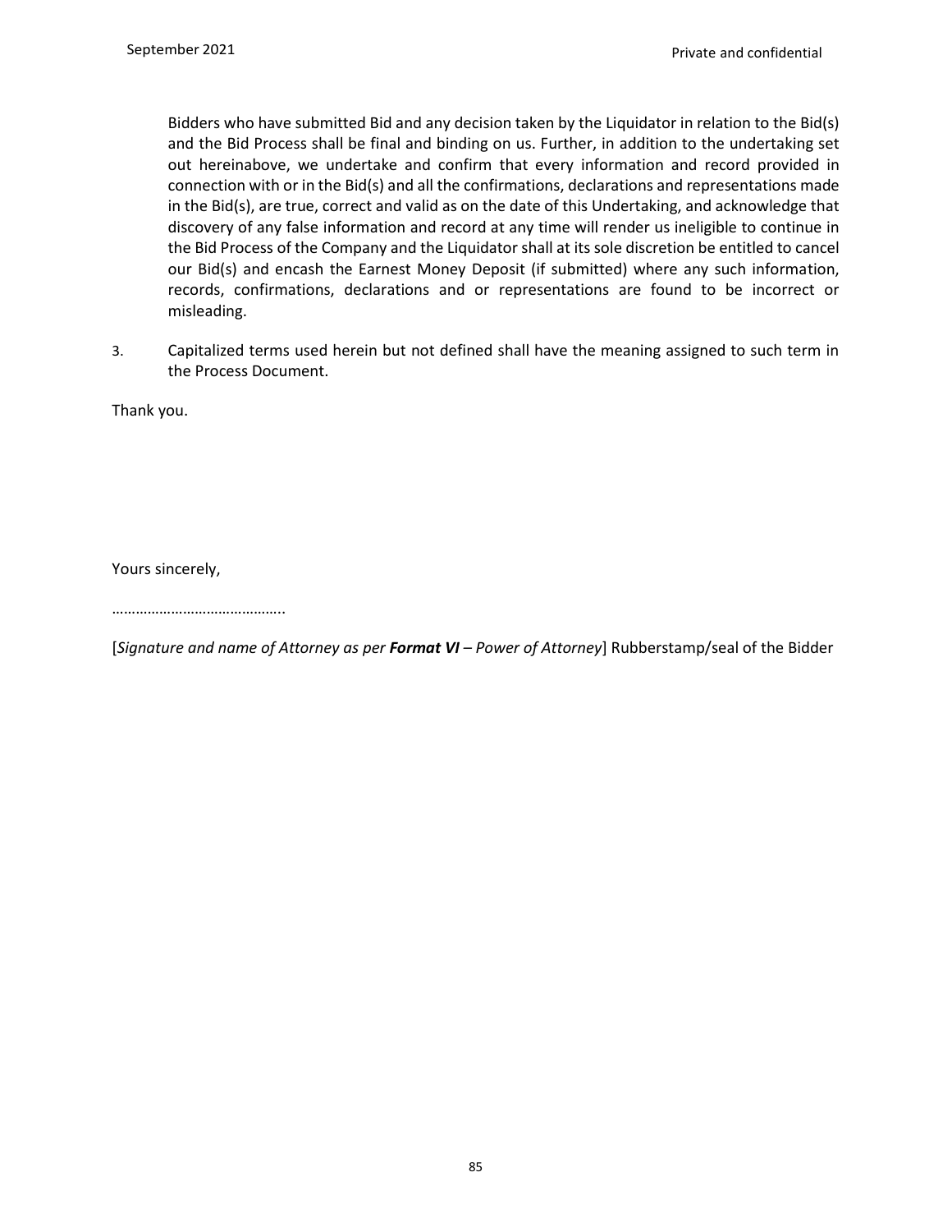Bidders who have submitted Bid and any decision taken by the Liquidator in relation to the Bid(s) and the Bid Process shall be final and binding on us. Further, in addition to the undertaking set out hereinabove, we undertake and confirm that every information and record provided in connection with or in the Bid(s) and all the confirmations, declarations and representations made in the Bid(s), are true, correct and valid as on the date of this Undertaking, and acknowledge that discovery of any false information and record at any time will render us ineligible to continue in the Bid Process of the Company and the Liquidator shall at its sole discretion be entitled to cancel our Bid(s) and encash the Earnest Money Deposit (if submitted) where any such information, records, confirmations, declarations and or representations are found to be incorrect or misleading.

3. Capitalized terms used herein but not defined shall have the meaning assigned to such term in the Process Document.

Thank you.

Yours sincerely,

……………………………………..

[*Signature and name of Attorney as per **Format VI** – Power of Attorney*] Rubberstamp/seal of the Bidder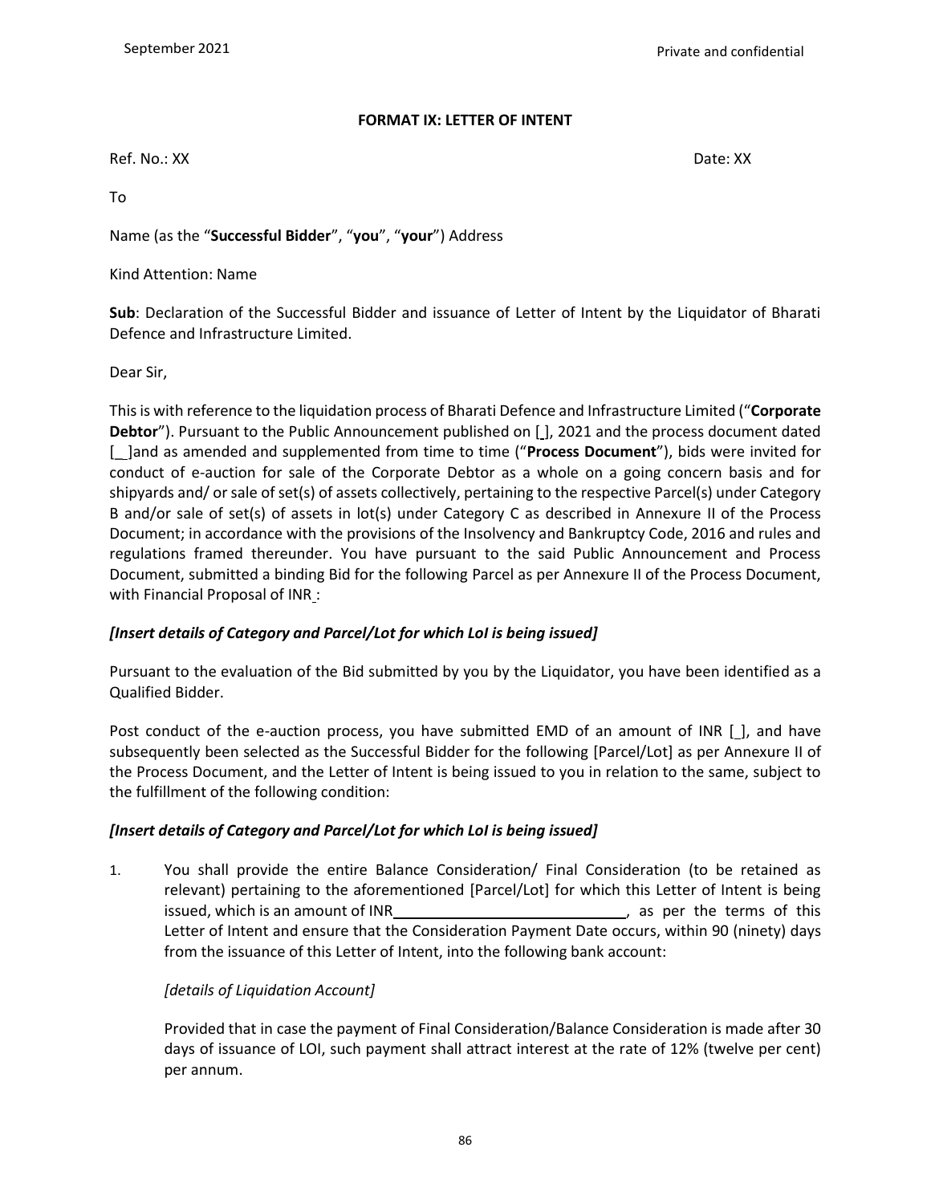**FORMAT IX: LETTER OF INTENT**

Ref. No.: XX　　　　　　　　　　　　　　　　　　　　　　　　　　　　　Date: XX

To

Name (as the "**Successful Bidder**", "**you**", "**your**") Address

Kind Attention: Name

**Sub**: Declaration of the Successful Bidder and issuance of Letter of Intent by the Liquidator of Bharati Defence and Infrastructure Limited.

Dear Sir,

This is with reference to the liquidation process of Bharati Defence and Infrastructure Limited ("**Corporate Debtor**"). Pursuant to the Public Announcement published on [ ], 2021 and the process document dated [\_\_]and as amended and supplemented from time to time ("**Process Document**"), bids were invited for conduct of e-auction for sale of the Corporate Debtor as a whole on a going concern basis and for shipyards and/ or sale of set(s) of assets collectively, pertaining to the respective Parcel(s) under Category B and/or sale of set(s) of assets in lot(s) under Category C as described in Annexure II of the Process Document; in accordance with the provisions of the Insolvency and Bankruptcy Code, 2016 and rules and regulations framed thereunder. You have pursuant to the said Public Announcement and Process Document, submitted a binding Bid for the following Parcel as per Annexure II of the Process Document, with Financial Proposal of INR :

***[Insert details of Category and Parcel/Lot for which LoI is being issued]***

Pursuant to the evaluation of the Bid submitted by you by the Liquidator, you have been identified as a Qualified Bidder.

Post conduct of the e-auction process, you have submitted EMD of an amount of INR [ ], and have subsequently been selected as the Successful Bidder for the following [Parcel/Lot] as per Annexure II of the Process Document, and the Letter of Intent is being issued to you in relation to the same, subject to the fulfillment of the following condition:

***[Insert details of Category and Parcel/Lot for which LoI is being issued]***

1. You shall provide the entire Balance Consideration/ Final Consideration (to be retained as relevant) pertaining to the aforementioned [Parcel/Lot] for which this Letter of Intent is being issued, which is an amount of INR\_\_\_\_\_\_\_\_\_\_\_\_\_\_\_\_\_\_\_\_\_\_\_\_\_\_\_\_, as per the terms of this Letter of Intent and ensure that the Consideration Payment Date occurs, within 90 (ninety) days from the issuance of this Letter of Intent, into the following bank account:

   *[details of Liquidation Account]*

   Provided that in case the payment of Final Consideration/Balance Consideration is made after 30 days of issuance of LOI, such payment shall attract interest at the rate of 12% (twelve per cent) per annum.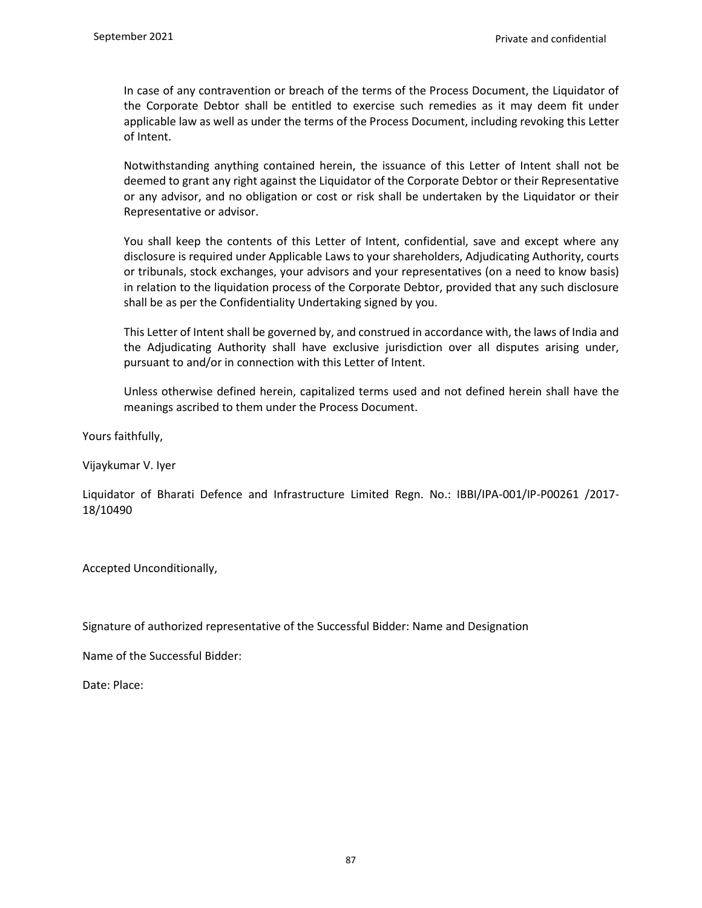In case of any contravention or breach of the terms of the Process Document, the Liquidator of the Corporate Debtor shall be entitled to exercise such remedies as it may deem fit under applicable law as well as under the terms of the Process Document, including revoking this Letter of Intent.

Notwithstanding anything contained herein, the issuance of this Letter of Intent shall not be deemed to grant any right against the Liquidator of the Corporate Debtor or their Representative or any advisor, and no obligation or cost or risk shall be undertaken by the Liquidator or their Representative or advisor.

You shall keep the contents of this Letter of Intent, confidential, save and except where any disclosure is required under Applicable Laws to your shareholders, Adjudicating Authority, courts or tribunals, stock exchanges, your advisors and your representatives (on a need to know basis) in relation to the liquidation process of the Corporate Debtor, provided that any such disclosure shall be as per the Confidentiality Undertaking signed by you.

This Letter of Intent shall be governed by, and construed in accordance with, the laws of India and the Adjudicating Authority shall have exclusive jurisdiction over all disputes arising under, pursuant to and/or in connection with this Letter of Intent.

Unless otherwise defined herein, capitalized terms used and not defined herein shall have the meanings ascribed to them under the Process Document.

Yours faithfully,

Vijaykumar V. Iyer

Liquidator of Bharati Defence and Infrastructure Limited Regn. No.: IBBI/IPA-001/IP-P00261 /2017-18/10490

Accepted Unconditionally,

Signature of authorized representative of the Successful Bidder: Name and Designation

Name of the Successful Bidder:

Date: Place: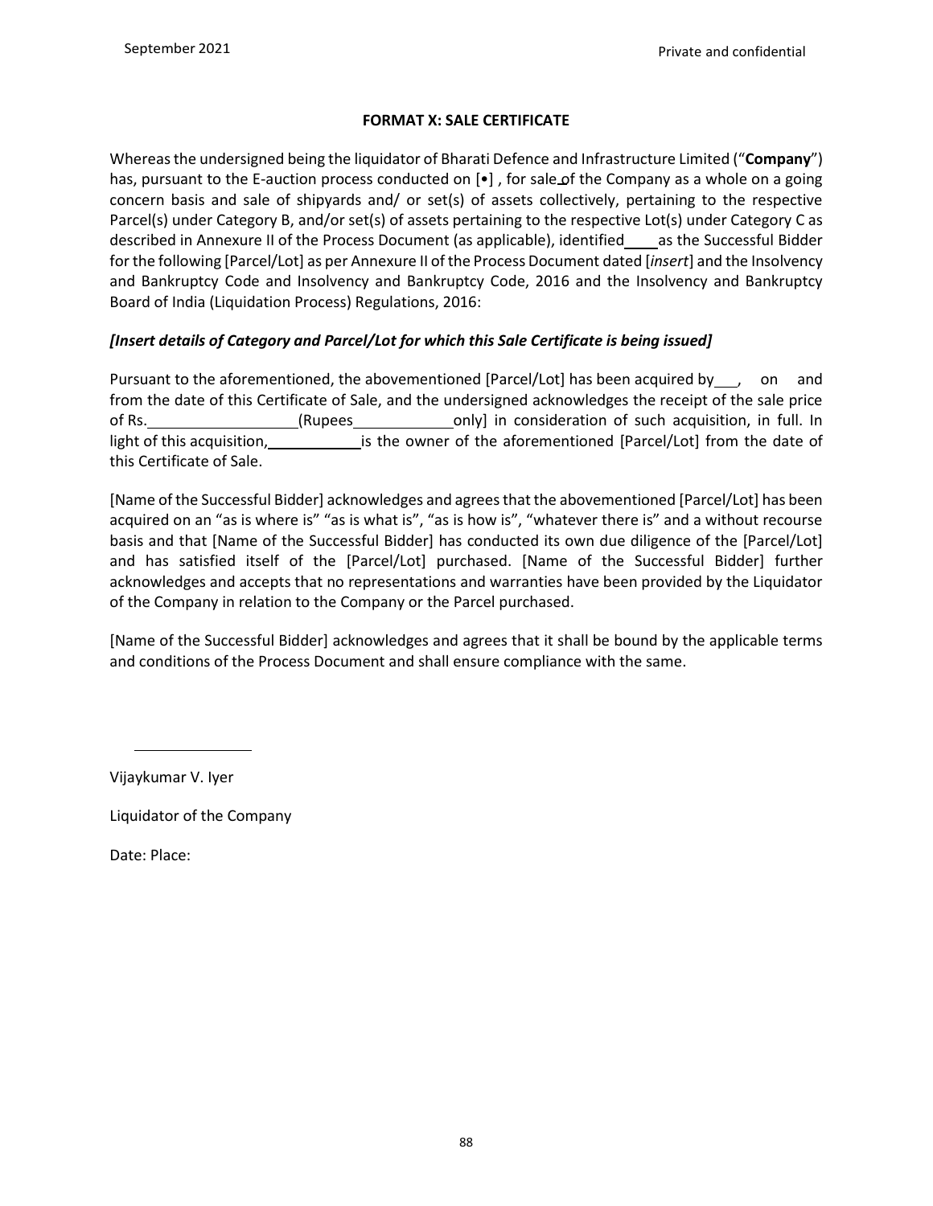**FORMAT X: SALE CERTIFICATE**

Whereas the undersigned being the liquidator of Bharati Defence and Infrastructure Limited ("**Company**") has, pursuant to the E-auction process conducted on [•] , for sale of the Company as a whole on a going concern basis and sale of shipyards and/ or set(s) of assets collectively, pertaining to the respective Parcel(s) under Category B, and/or set(s) of assets pertaining to the respective Lot(s) under Category C as described in Annexure II of the Process Document (as applicable), identified ____ as the Successful Bidder for the following [Parcel/Lot] as per Annexure II of the Process Document dated [*insert*] and the Insolvency and Bankruptcy Code and Insolvency and Bankruptcy Code, 2016 and the Insolvency and Bankruptcy Board of India (Liquidation Process) Regulations, 2016:

***[Insert details of Category and Parcel/Lot for which this Sale Certificate is being issued]***

Pursuant to the aforementioned, the abovementioned [Parcel/Lot] has been acquired by ___, on and from the date of this Certificate of Sale, and the undersigned acknowledges the receipt of the sale price of Rs. __________________ (Rupees ____________ only] in consideration of such acquisition, in full. In light of this acquisition, ____________ is the owner of the aforementioned [Parcel/Lot] from the date of this Certificate of Sale.

[Name of the Successful Bidder] acknowledges and agrees that the abovementioned [Parcel/Lot] has been acquired on an "as is where is" "as is what is", "as is how is", "whatever there is" and a without recourse basis and that [Name of the Successful Bidder] has conducted its own due diligence of the [Parcel/Lot] and has satisfied itself of the [Parcel/Lot] purchased. [Name of the Successful Bidder] further acknowledges and accepts that no representations and warranties have been provided by the Liquidator of the Company in relation to the Company or the Parcel purchased.

[Name of the Successful Bidder] acknowledges and agrees that it shall be bound by the applicable terms and conditions of the Process Document and shall ensure compliance with the same.

_______________

Vijaykumar V. Iyer

Liquidator of the Company

Date: Place: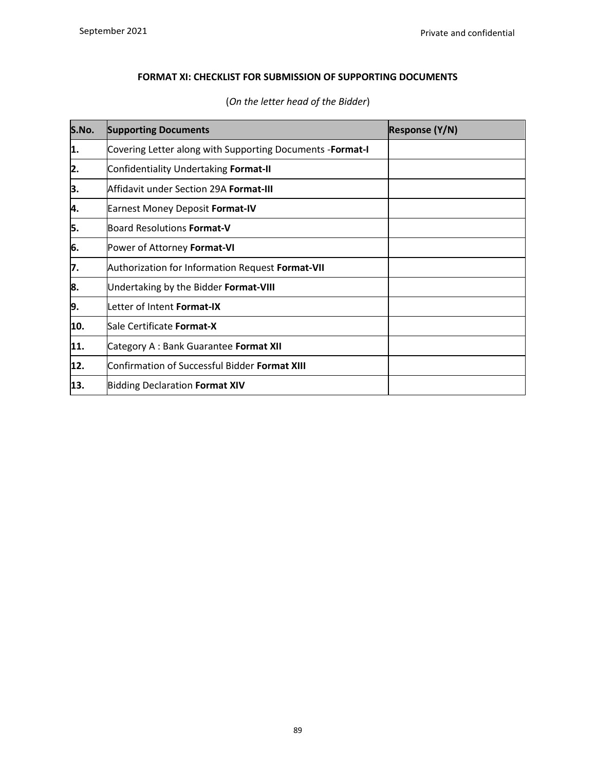**FORMAT XI: CHECKLIST FOR SUBMISSION OF SUPPORTING DOCUMENTS**

(*On the letter head of the Bidder*)

| S.No. | Supporting Documents | Response (Y/N) |
|---|---|---|
| 1. | Covering Letter along with Supporting Documents -**Format-I** | |
| 2. | Confidentiality Undertaking **Format-II** | |
| 3. | Affidavit under Section 29A **Format-III** | |
| 4. | Earnest Money Deposit **Format-IV** | |
| 5. | Board Resolutions **Format-V** | |
| 6. | Power of Attorney **Format-VI** | |
| 7. | Authorization for Information Request **Format-VII** | |
| 8. | Undertaking by the Bidder **Format-VIII** | |
| 9. | Letter of Intent **Format-IX** | |
| 10. | Sale Certificate **Format-X** | |
| 11. | Category A : Bank Guarantee **Format XII** | |
| 12. | Confirmation of Successful Bidder **Format XIII** | |
| 13. | Bidding Declaration **Format XIV** | |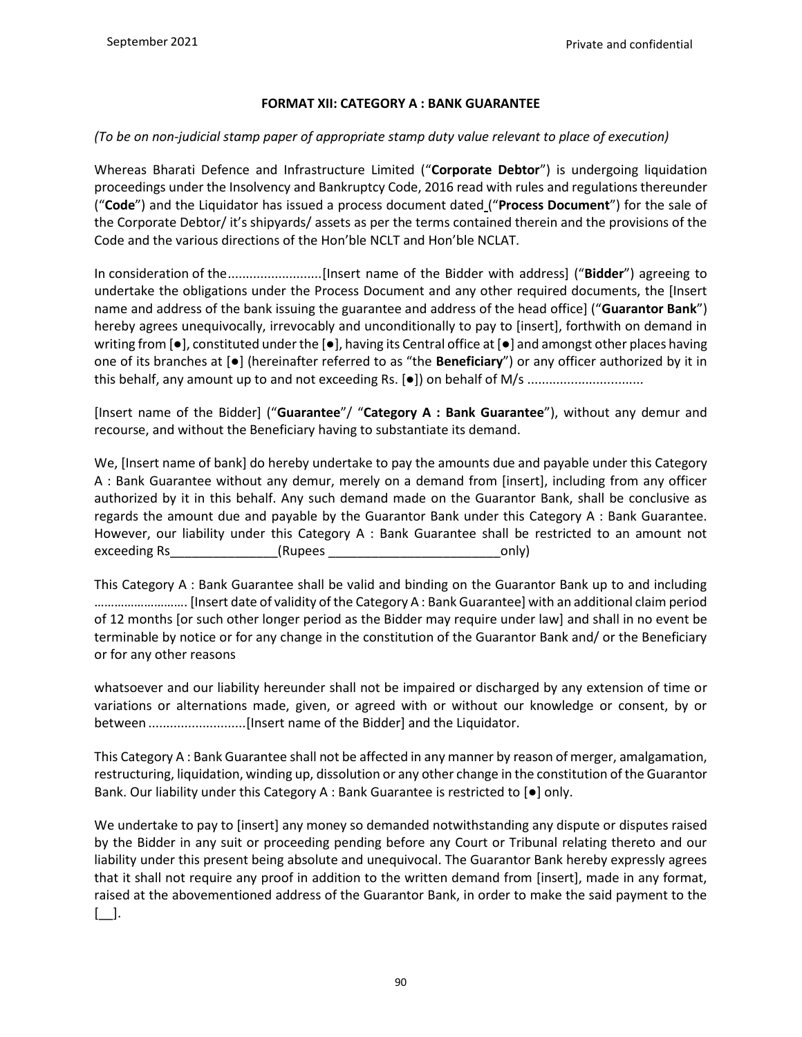### FORMAT XII: CATEGORY A : BANK GUARANTEE

*(To be on non-judicial stamp paper of appropriate stamp duty value relevant to place of execution)*

Whereas Bharati Defence and Infrastructure Limited ("**Corporate Debtor**") is undergoing liquidation proceedings under the Insolvency and Bankruptcy Code, 2016 read with rules and regulations thereunder ("**Code**") and the Liquidator has issued a process document dated ("**Process Document**") for the sale of the Corporate Debtor/ it's shipyards/ assets as per the terms contained therein and the provisions of the Code and the various directions of the Hon'ble NCLT and Hon'ble NCLAT.

In consideration of the..........................[Insert name of the Bidder with address] ("**Bidder**") agreeing to undertake the obligations under the Process Document and any other required documents, the [Insert name and address of the bank issuing the guarantee and address of the head office] ("**Guarantor Bank**") hereby agrees unequivocally, irrevocably and unconditionally to pay to [insert], forthwith on demand in writing from [●], constituted under the [●], having its Central office at [●] and amongst other places having one of its branches at [●] (hereinafter referred to as "the **Beneficiary**") or any officer authorized by it in this behalf, any amount up to and not exceeding Rs. [●]) on behalf of M/s ................................

[Insert name of the Bidder] ("**Guarantee**"/ "**Category A : Bank Guarantee**"), without any demur and recourse, and without the Beneficiary having to substantiate its demand.

We, [Insert name of bank] do hereby undertake to pay the amounts due and payable under this Category A : Bank Guarantee without any demur, merely on a demand from [insert], including from any officer authorized by it in this behalf. Any such demand made on the Guarantor Bank, shall be conclusive as regards the amount due and payable by the Guarantor Bank under this Category A : Bank Guarantee. However, our liability under this Category A : Bank Guarantee shall be restricted to an amount not exceeding Rs_______________(Rupees ________________________only)

This Category A : Bank Guarantee shall be valid and binding on the Guarantor Bank up to and including ………………………. [Insert date of validity of the Category A : Bank Guarantee] with an additional claim period of 12 months [or such other longer period as the Bidder may require under law] and shall in no event be terminable by notice or for any change in the constitution of the Guarantor Bank and/ or the Beneficiary or for any other reasons

whatsoever and our liability hereunder shall not be impaired or discharged by any extension of time or variations or alternations made, given, or agreed with or without our knowledge or consent, by or between ...........................[Insert name of the Bidder] and the Liquidator.

This Category A : Bank Guarantee shall not be affected in any manner by reason of merger, amalgamation, restructuring, liquidation, winding up, dissolution or any other change in the constitution of the Guarantor Bank. Our liability under this Category A : Bank Guarantee is restricted to [●] only.

We undertake to pay to [insert] any money so demanded notwithstanding any dispute or disputes raised by the Bidder in any suit or proceeding pending before any Court or Tribunal relating thereto and our liability under this present being absolute and unequivocal. The Guarantor Bank hereby expressly agrees that it shall not require any proof in addition to the written demand from [insert], made in any format, raised at the abovementioned address of the Guarantor Bank, in order to make the said payment to the [__].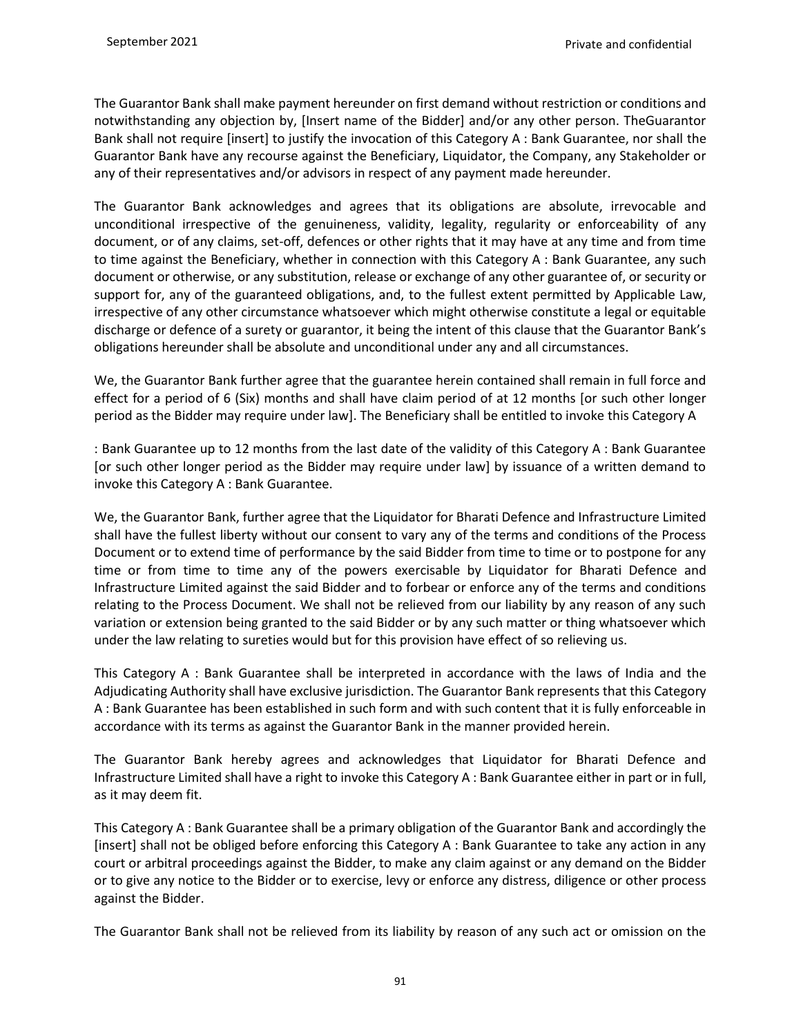The Guarantor Bank shall make payment hereunder on first demand without restriction or conditions and notwithstanding any objection by, [Insert name of the Bidder] and/or any other person. TheGuarantor Bank shall not require [insert] to justify the invocation of this Category A : Bank Guarantee, nor shall the Guarantor Bank have any recourse against the Beneficiary, Liquidator, the Company, any Stakeholder or any of their representatives and/or advisors in respect of any payment made hereunder.

The Guarantor Bank acknowledges and agrees that its obligations are absolute, irrevocable and unconditional irrespective of the genuineness, validity, legality, regularity or enforceability of any document, or of any claims, set-off, defences or other rights that it may have at any time and from time to time against the Beneficiary, whether in connection with this Category A : Bank Guarantee, any such document or otherwise, or any substitution, release or exchange of any other guarantee of, or security or support for, any of the guaranteed obligations, and, to the fullest extent permitted by Applicable Law, irrespective of any other circumstance whatsoever which might otherwise constitute a legal or equitable discharge or defence of a surety or guarantor, it being the intent of this clause that the Guarantor Bank's obligations hereunder shall be absolute and unconditional under any and all circumstances.

We, the Guarantor Bank further agree that the guarantee herein contained shall remain in full force and effect for a period of 6 (Six) months and shall have claim period of at 12 months [or such other longer period as the Bidder may require under law]. The Beneficiary shall be entitled to invoke this Category A : Bank Guarantee up to 12 months from the last date of the validity of this Category A : Bank Guarantee [or such other longer period as the Bidder may require under law] by issuance of a written demand to invoke this Category A : Bank Guarantee.

We, the Guarantor Bank, further agree that the Liquidator for Bharati Defence and Infrastructure Limited shall have the fullest liberty without our consent to vary any of the terms and conditions of the Process Document or to extend time of performance by the said Bidder from time to time or to postpone for any time or from time to time any of the powers exercisable by Liquidator for Bharati Defence and Infrastructure Limited against the said Bidder and to forbear or enforce any of the terms and conditions relating to the Process Document. We shall not be relieved from our liability by any reason of any such variation or extension being granted to the said Bidder or by any such matter or thing whatsoever which under the law relating to sureties would but for this provision have effect of so relieving us.

This Category A : Bank Guarantee shall be interpreted in accordance with the laws of India and the Adjudicating Authority shall have exclusive jurisdiction. The Guarantor Bank represents that this Category A : Bank Guarantee has been established in such form and with such content that it is fully enforceable in accordance with its terms as against the Guarantor Bank in the manner provided herein.

The Guarantor Bank hereby agrees and acknowledges that Liquidator for Bharati Defence and Infrastructure Limited shall have a right to invoke this Category A : Bank Guarantee either in part or in full, as it may deem fit.

This Category A : Bank Guarantee shall be a primary obligation of the Guarantor Bank and accordingly the [insert] shall not be obliged before enforcing this Category A : Bank Guarantee to take any action in any court or arbitral proceedings against the Bidder, to make any claim against or any demand on the Bidder or to give any notice to the Bidder or to exercise, levy or enforce any distress, diligence or other process against the Bidder.

The Guarantor Bank shall not be relieved from its liability by reason of any such act or omission on the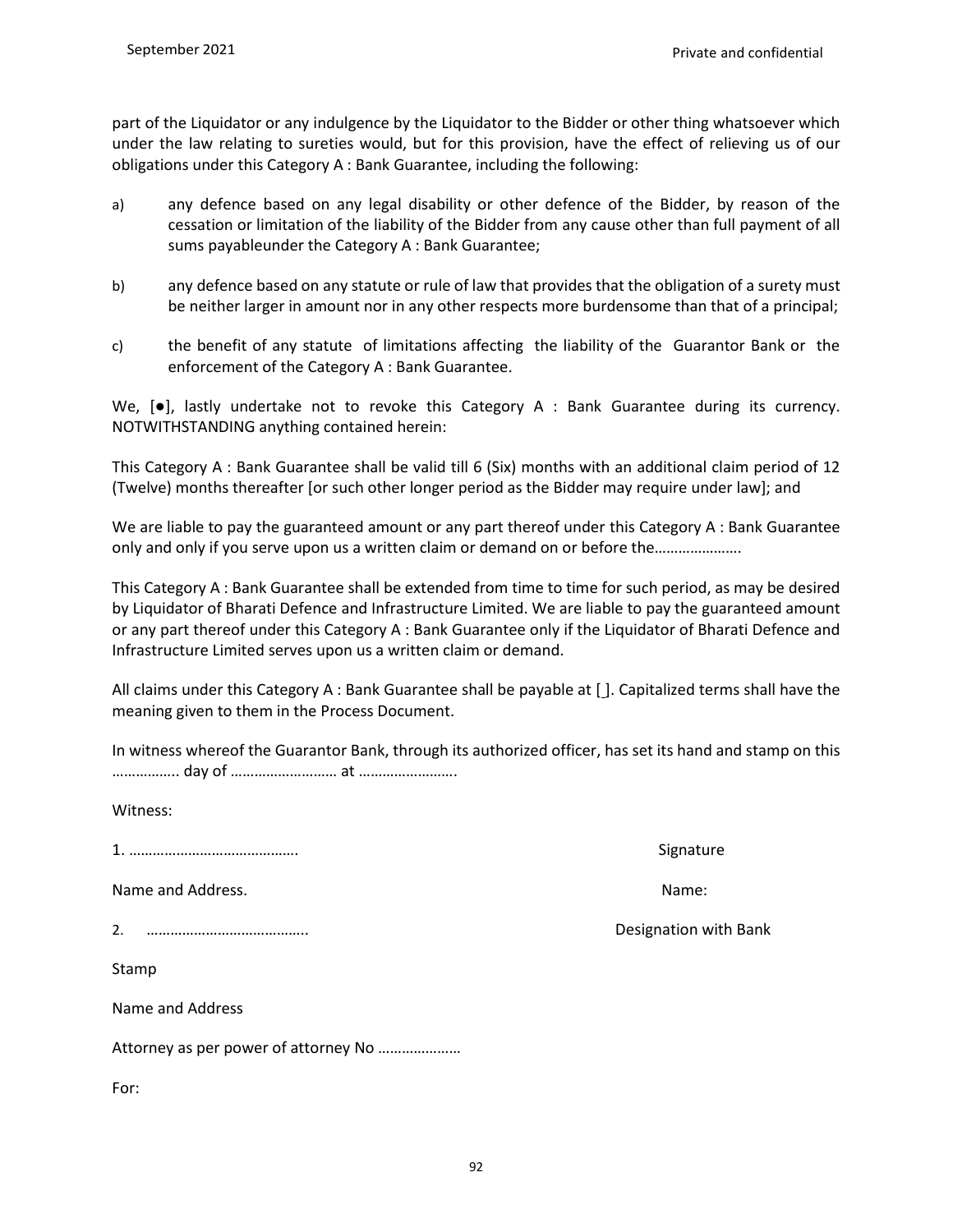part of the Liquidator or any indulgence by the Liquidator to the Bidder or other thing whatsoever which under the law relating to sureties would, but for this provision, have the effect of relieving us of our obligations under this Category A : Bank Guarantee, including the following:

a) any defence based on any legal disability or other defence of the Bidder, by reason of the cessation or limitation of the liability of the Bidder from any cause other than full payment of all sums payableunder the Category A : Bank Guarantee;

b) any defence based on any statute or rule of law that provides that the obligation of a surety must be neither larger in amount nor in any other respects more burdensome than that of a principal;

c) the benefit of any statute of limitations affecting the liability of the Guarantor Bank or the enforcement of the Category A : Bank Guarantee.

We, [●], lastly undertake not to revoke this Category A : Bank Guarantee during its currency. NOTWITHSTANDING anything contained herein:

This Category A : Bank Guarantee shall be valid till 6 (Six) months with an additional claim period of 12 (Twelve) months thereafter [or such other longer period as the Bidder may require under law]; and

We are liable to pay the guaranteed amount or any part thereof under this Category A : Bank Guarantee only and only if you serve upon us a written claim or demand on or before the………………….

This Category A : Bank Guarantee shall be extended from time to time for such period, as may be desired by Liquidator of Bharati Defence and Infrastructure Limited. We are liable to pay the guaranteed amount or any part thereof under this Category A : Bank Guarantee only if the Liquidator of Bharati Defence and Infrastructure Limited serves upon us a written claim or demand.

All claims under this Category A : Bank Guarantee shall be payable at [ ]. Capitalized terms shall have the meaning given to them in the Process Document.

In witness whereof the Guarantor Bank, through its authorized officer, has set its hand and stamp on this …………….. day of …………………….. at …………………….

Witness:

1. …………………………………….

Name and Address.

2. …………………………………..

Stamp

Name and Address

Attorney as per power of attorney No …………………

For:

Signature

Name:

Designation with Bank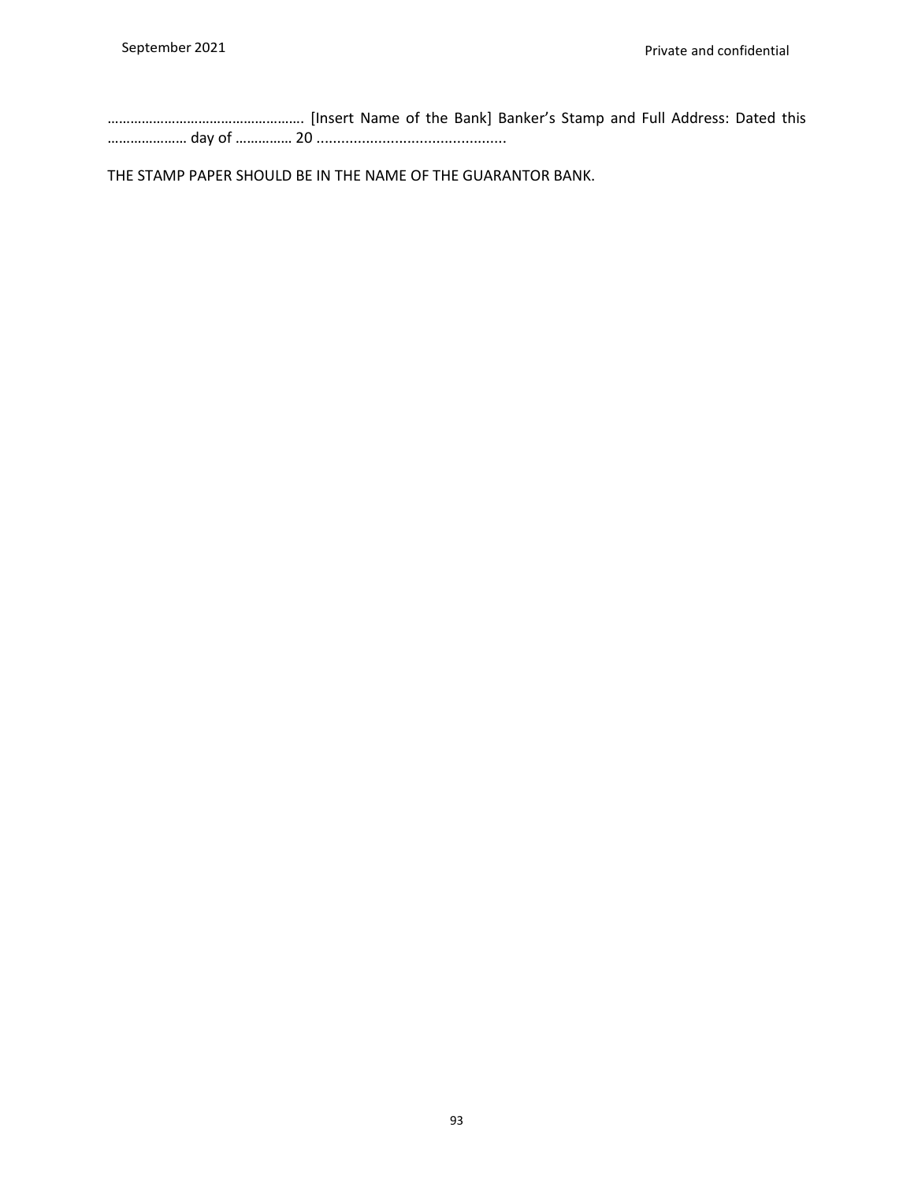……………………………………………. [Insert Name of the Bank] Banker's Stamp and Full Address: Dated this ………………… day of …………… 20 .............................................

THE STAMP PAPER SHOULD BE IN THE NAME OF THE GUARANTOR BANK.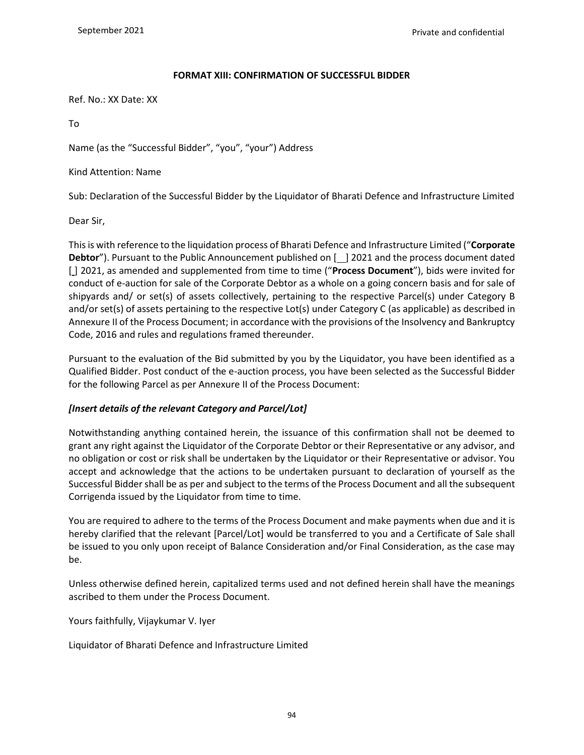**FORMAT XIII: CONFIRMATION OF SUCCESSFUL BIDDER**

Ref. No.: XX Date: XX

To

Name (as the "Successful Bidder", "you", "your") Address

Kind Attention: Name

Sub: Declaration of the Successful Bidder by the Liquidator of Bharati Defence and Infrastructure Limited

Dear Sir,

This is with reference to the liquidation process of Bharati Defence and Infrastructure Limited ("**Corporate Debtor**"). Pursuant to the Public Announcement published on [ ] 2021 and the process document dated [ ] 2021, as amended and supplemented from time to time ("**Process Document**"), bids were invited for conduct of e-auction for sale of the Corporate Debtor as a whole on a going concern basis and for sale of shipyards and/ or set(s) of assets collectively, pertaining to the respective Parcel(s) under Category B and/or set(s) of assets pertaining to the respective Lot(s) under Category C (as applicable) as described in Annexure II of the Process Document; in accordance with the provisions of the Insolvency and Bankruptcy Code, 2016 and rules and regulations framed thereunder.

Pursuant to the evaluation of the Bid submitted by you by the Liquidator, you have been identified as a Qualified Bidder. Post conduct of the e-auction process, you have been selected as the Successful Bidder for the following Parcel as per Annexure II of the Process Document:

***[Insert details of the relevant Category and Parcel/Lot]***

Notwithstanding anything contained herein, the issuance of this confirmation shall not be deemed to grant any right against the Liquidator of the Corporate Debtor or their Representative or any advisor, and no obligation or cost or risk shall be undertaken by the Liquidator or their Representative or advisor. You accept and acknowledge that the actions to be undertaken pursuant to declaration of yourself as the Successful Bidder shall be as per and subject to the terms of the Process Document and all the subsequent Corrigenda issued by the Liquidator from time to time.

You are required to adhere to the terms of the Process Document and make payments when due and it is hereby clarified that the relevant [Parcel/Lot] would be transferred to you and a Certificate of Sale shall be issued to you only upon receipt of Balance Consideration and/or Final Consideration, as the case may be.

Unless otherwise defined herein, capitalized terms used and not defined herein shall have the meanings ascribed to them under the Process Document.

Yours faithfully, Vijaykumar V. Iyer

Liquidator of Bharati Defence and Infrastructure Limited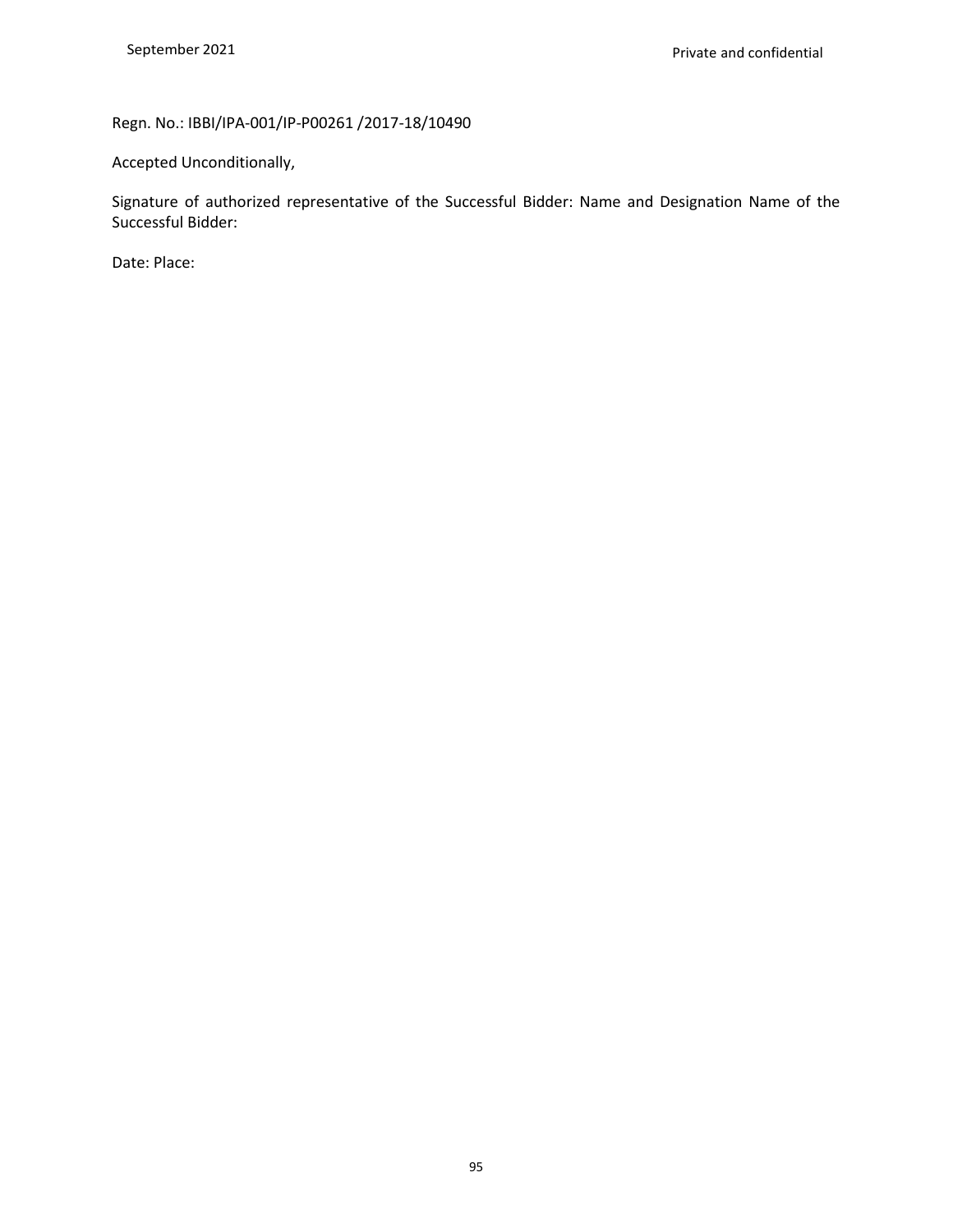Regn. No.: IBBI/IPA-001/IP-P00261 /2017-18/10490

Accepted Unconditionally,

Signature of authorized representative of the Successful Bidder: Name and Designation Name of the Successful Bidder:

Date: Place: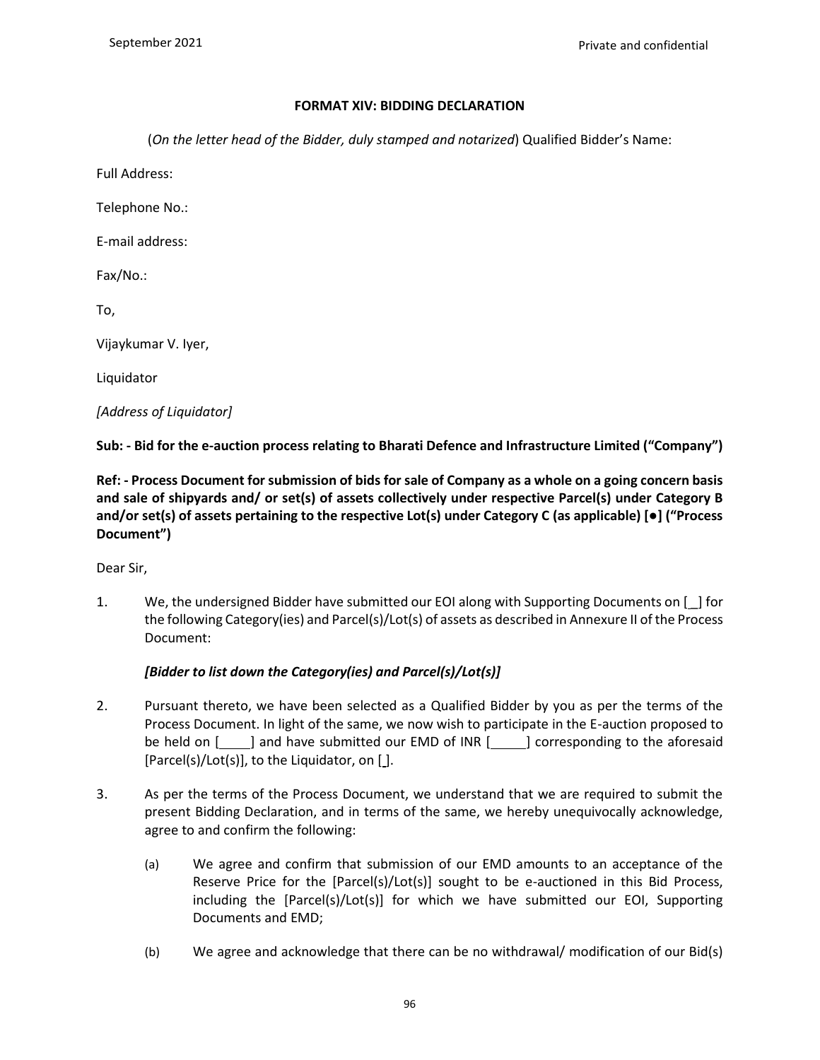**FORMAT XIV: BIDDING DECLARATION**

(*On the letter head of the Bidder, duly stamped and notarized*) Qualified Bidder's Name:

Full Address:

Telephone No.:

E-mail address:

Fax/No.:

To,

Vijaykumar V. Iyer,

Liquidator

*[Address of Liquidator]*

**Sub: - Bid for the e-auction process relating to Bharati Defence and Infrastructure Limited ("Company")**

**Ref: - Process Document for submission of bids for sale of Company as a whole on a going concern basis and sale of shipyards and/ or set(s) of assets collectively under respective Parcel(s) under Category B and/or set(s) of assets pertaining to the respective Lot(s) under Category C (as applicable) [●] ("Process Document")**

Dear Sir,

1. We, the undersigned Bidder have submitted our EOI along with Supporting Documents on [\_] for the following Category(ies) and Parcel(s)/Lot(s) of assets as described in Annexure II of the Process Document:

   ***[Bidder to list down the Category(ies) and Parcel(s)/Lot(s)]***

2. Pursuant thereto, we have been selected as a Qualified Bidder by you as per the terms of the Process Document. In light of the same, we now wish to participate in the E-auction proposed to be held on [\_\_\_\_] and have submitted our EMD of INR [\_\_\_\_\_] corresponding to the aforesaid [Parcel(s)/Lot(s)], to the Liquidator, on [ ].

3. As per the terms of the Process Document, we understand that we are required to submit the present Bidding Declaration, and in terms of the same, we hereby unequivocally acknowledge, agree to and confirm the following:

   (a) We agree and confirm that submission of our EMD amounts to an acceptance of the Reserve Price for the [Parcel(s)/Lot(s)] sought to be e-auctioned in this Bid Process, including the [Parcel(s)/Lot(s)] for which we have submitted our EOI, Supporting Documents and EMD;

   (b) We agree and acknowledge that there can be no withdrawal/ modification of our Bid(s)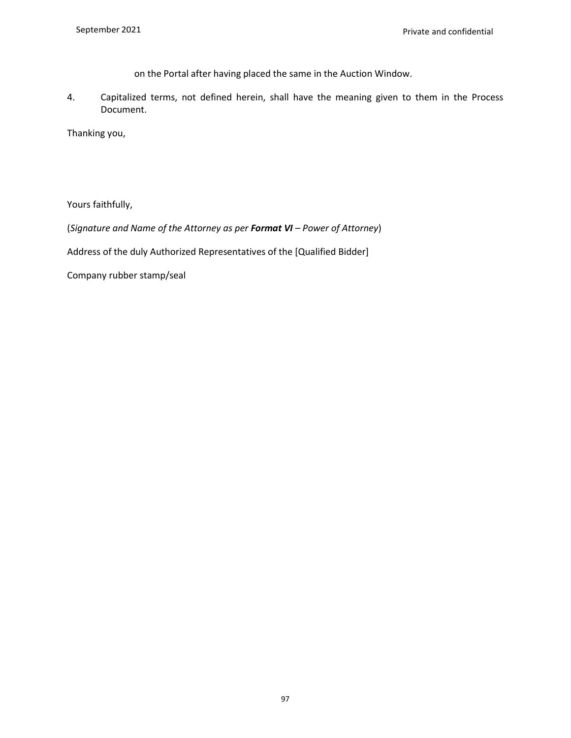on the Portal after having placed the same in the Auction Window.

4. Capitalized terms, not defined herein, shall have the meaning given to them in the Process Document.

Thanking you,

Yours faithfully,

(*Signature and Name of the Attorney as per **Format VI** – Power of Attorney*)

Address of the duly Authorized Representatives of the [Qualified Bidder]

Company rubber stamp/seal